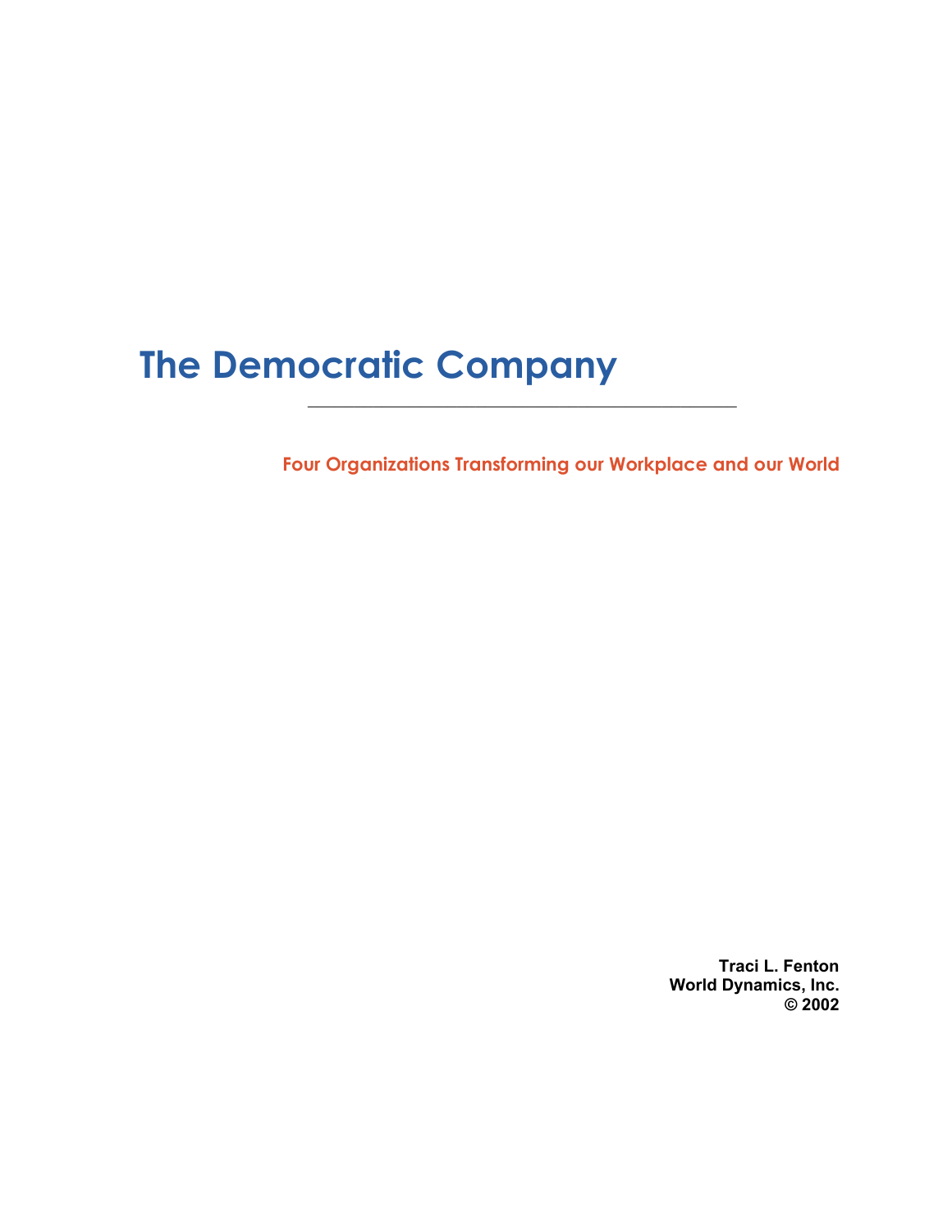# The Democratic Company

---

## Four Organizations Transforming our Workplace and our World

**Traci L. Fenton**
**World Dynamics, Inc.**
**© 2002**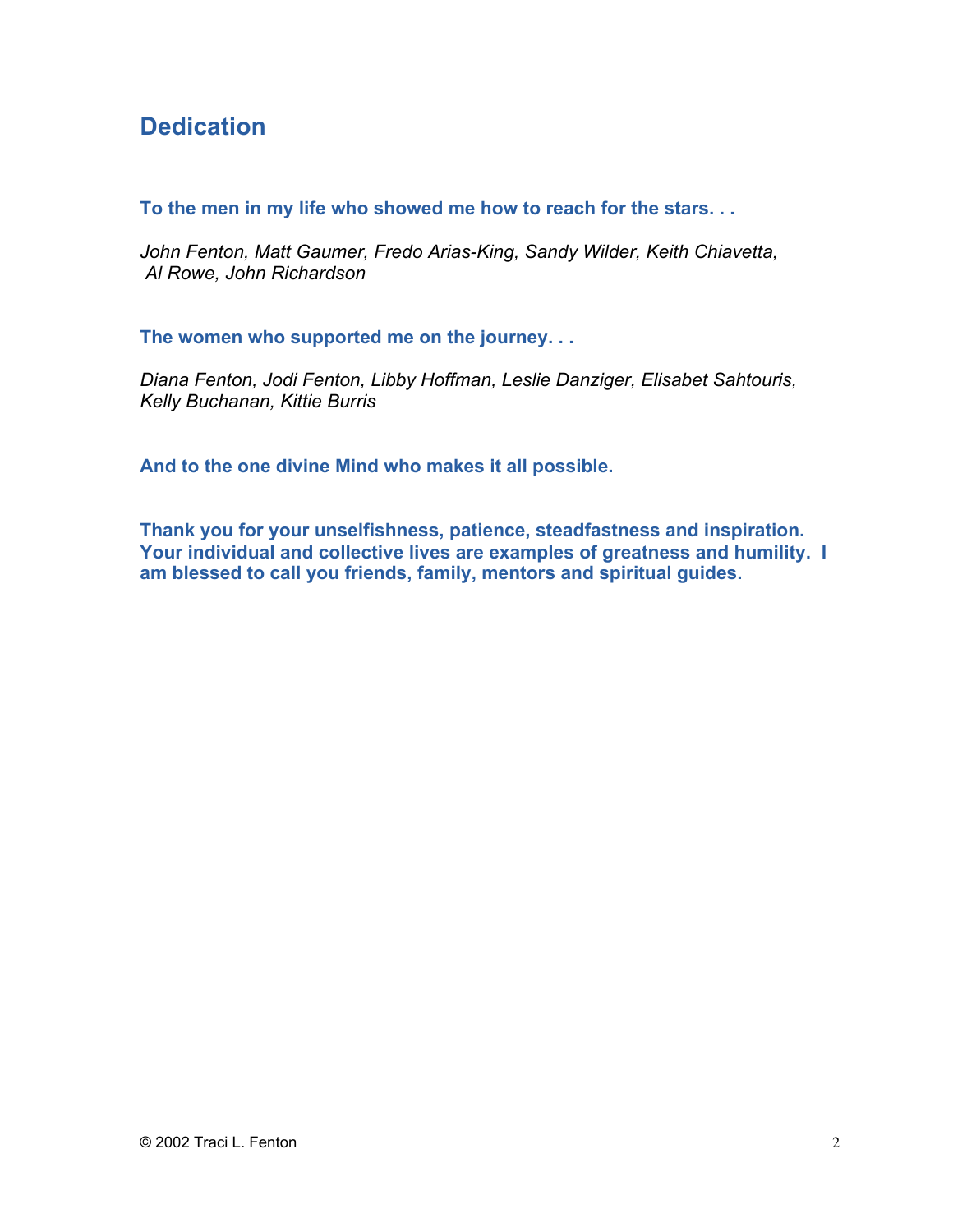## Dedication

**To the men in my life who showed me how to reach for the stars. . .**

*John Fenton, Matt Gaumer, Fredo Arias-King, Sandy Wilder, Keith Chiavetta, Al Rowe, John Richardson*

**The women who supported me on the journey. . .**

*Diana Fenton, Jodi Fenton, Libby Hoffman, Leslie Danziger, Elisabet Sahtouris, Kelly Buchanan, Kittie Burris*

**And to the one divine Mind who makes it all possible.**

**Thank you for your unselfishness, patience, steadfastness and inspiration. Your individual and collective lives are examples of greatness and humility. I am blessed to call you friends, family, mentors and spiritual guides.**

© 2002 Traci L. Fenton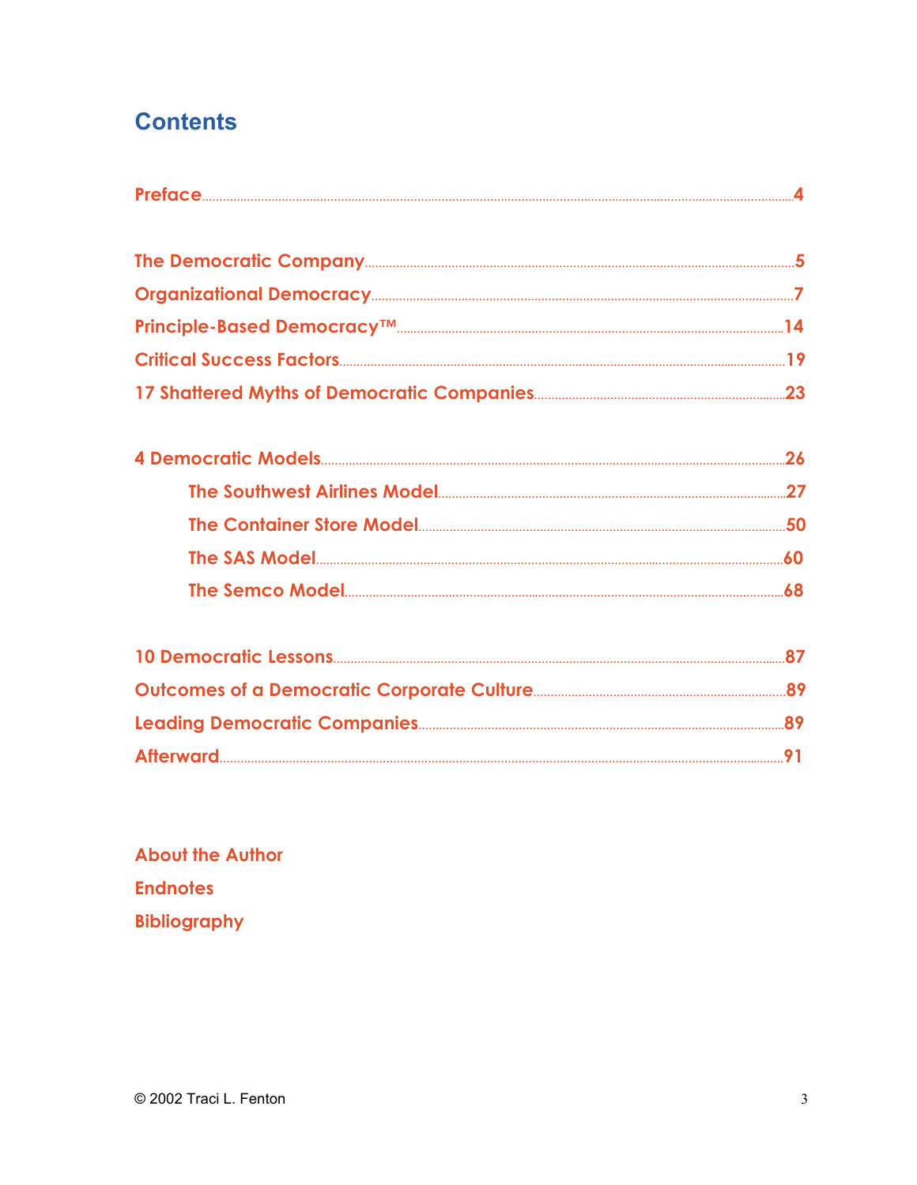# Contents

Preface.....4

The Democratic Company.....5

Organizational Democracy.....7

Principle-Based Democracy™.....14

Critical Success Factors.....19

17 Shattered Myths of Democratic Companies.....23

4 Democratic Models.....26

- The Southwest Airlines Model.....27
- The Container Store Model.....50
- The SAS Model.....60
- The Semco Model.....68

10 Democratic Lessons.....87

Outcomes of a Democratic Corporate Culture.....89

Leading Democratic Companies.....89

Afterward.....91

About the Author

Endnotes

Bibliography

© 2002 Traci L. Fenton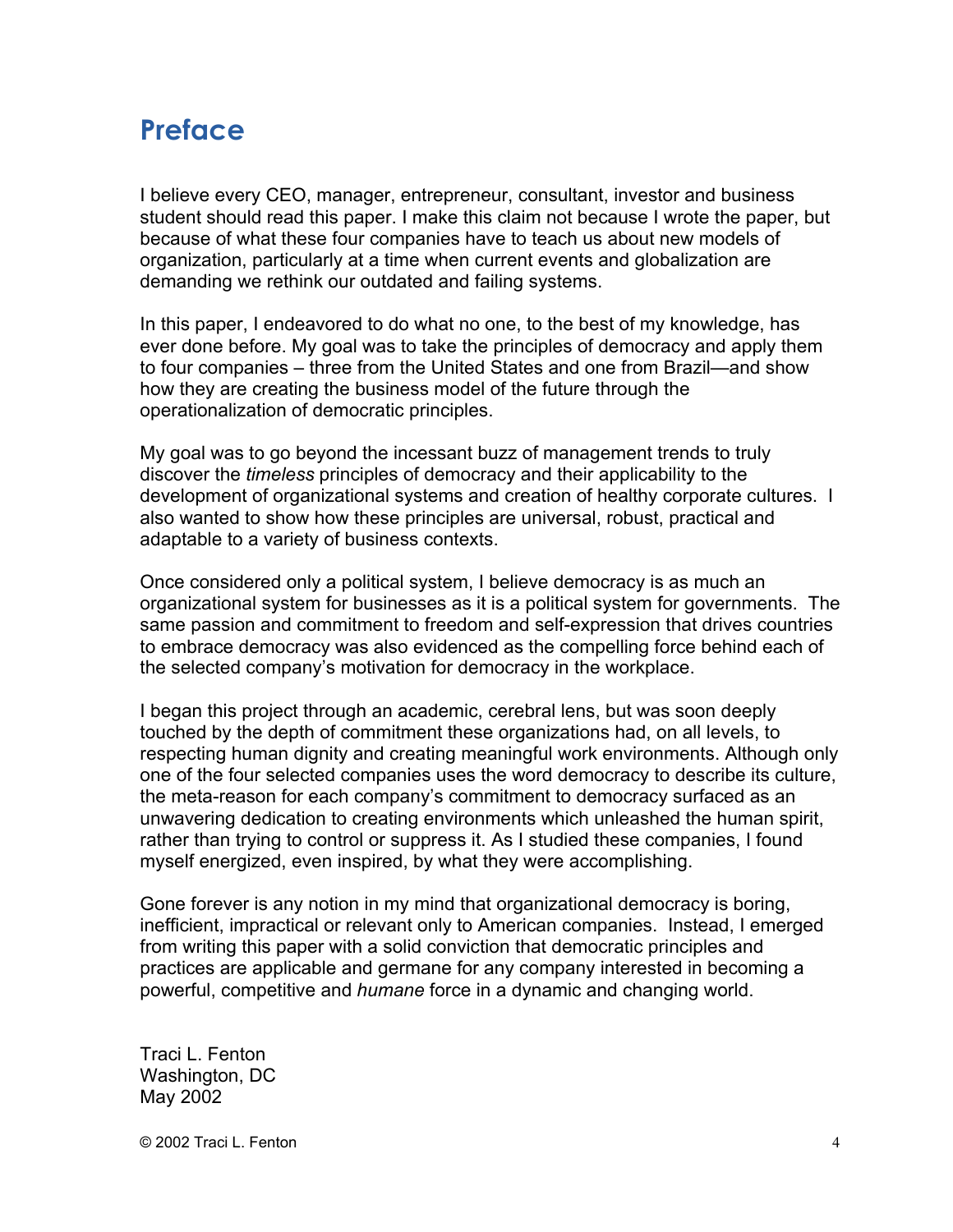# Preface

I believe every CEO, manager, entrepreneur, consultant, investor and business student should read this paper. I make this claim not because I wrote the paper, but because of what these four companies have to teach us about new models of organization, particularly at a time when current events and globalization are demanding we rethink our outdated and failing systems.

In this paper, I endeavored to do what no one, to the best of my knowledge, has ever done before. My goal was to take the principles of democracy and apply them to four companies – three from the United States and one from Brazil—and show how they are creating the business model of the future through the operationalization of democratic principles.

My goal was to go beyond the incessant buzz of management trends to truly discover the *timeless* principles of democracy and their applicability to the development of organizational systems and creation of healthy corporate cultures. I also wanted to show how these principles are universal, robust, practical and adaptable to a variety of business contexts.

Once considered only a political system, I believe democracy is as much an organizational system for businesses as it is a political system for governments. The same passion and commitment to freedom and self-expression that drives countries to embrace democracy was also evidenced as the compelling force behind each of the selected company's motivation for democracy in the workplace.

I began this project through an academic, cerebral lens, but was soon deeply touched by the depth of commitment these organizations had, on all levels, to respecting human dignity and creating meaningful work environments. Although only one of the four selected companies uses the word democracy to describe its culture, the meta-reason for each company's commitment to democracy surfaced as an unwavering dedication to creating environments which unleashed the human spirit, rather than trying to control or suppress it. As I studied these companies, I found myself energized, even inspired, by what they were accomplishing.

Gone forever is any notion in my mind that organizational democracy is boring, inefficient, impractical or relevant only to American companies. Instead, I emerged from writing this paper with a solid conviction that democratic principles and practices are applicable and germane for any company interested in becoming a powerful, competitive and *humane* force in a dynamic and changing world.

Traci L. Fenton
Washington, DC
May 2002

© 2002 Traci L. Fenton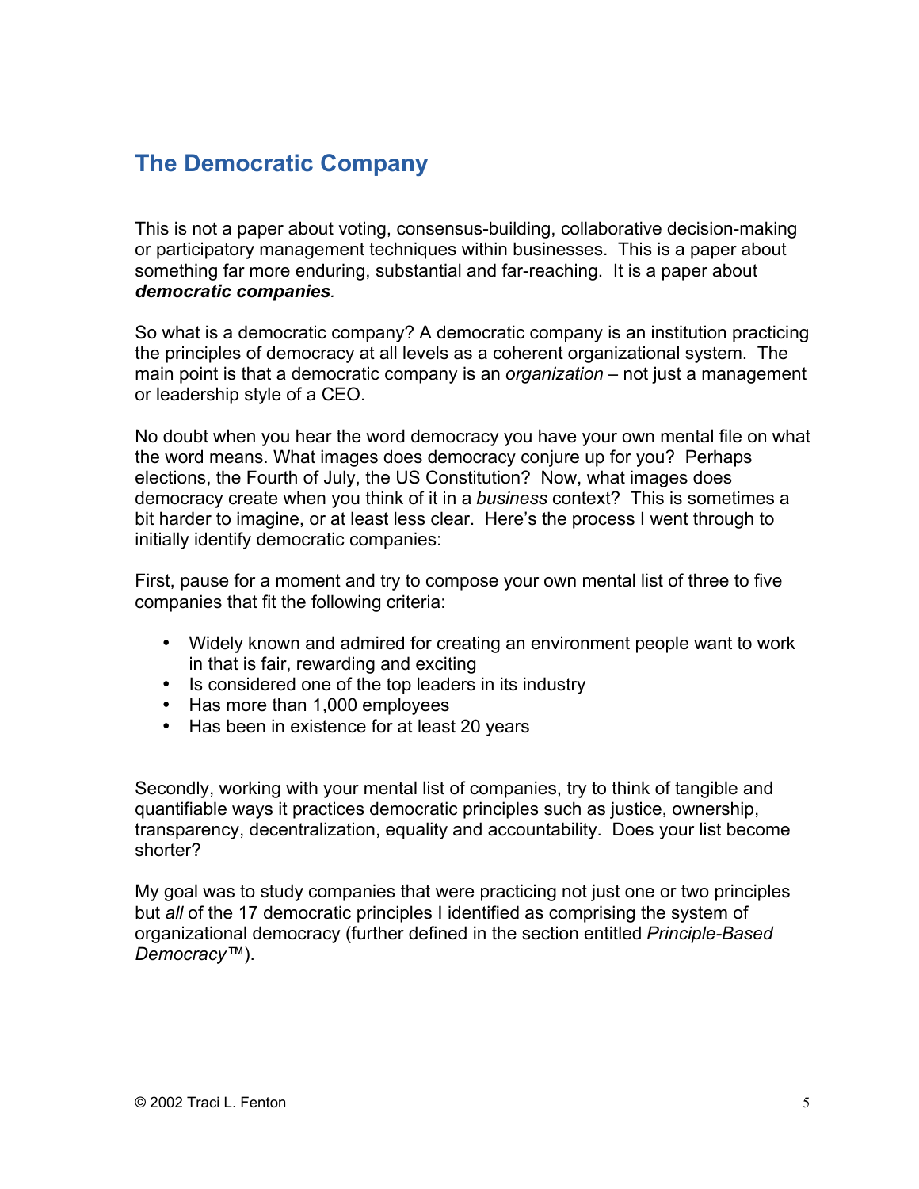## The Democratic Company

This is not a paper about voting, consensus-building, collaborative decision-making or participatory management techniques within businesses. This is a paper about something far more enduring, substantial and far-reaching. It is a paper about ***democratic companies***.

So what is a democratic company? A democratic company is an institution practicing the principles of democracy at all levels as a coherent organizational system. The main point is that a democratic company is an *organization* – not just a management or leadership style of a CEO.

No doubt when you hear the word democracy you have your own mental file on what the word means. What images does democracy conjure up for you? Perhaps elections, the Fourth of July, the US Constitution? Now, what images does democracy create when you think of it in a *business* context? This is sometimes a bit harder to imagine, or at least less clear. Here's the process I went through to initially identify democratic companies:

First, pause for a moment and try to compose your own mental list of three to five companies that fit the following criteria:

- Widely known and admired for creating an environment people want to work in that is fair, rewarding and exciting
- Is considered one of the top leaders in its industry
- Has more than 1,000 employees
- Has been in existence for at least 20 years

Secondly, working with your mental list of companies, try to think of tangible and quantifiable ways it practices democratic principles such as justice, ownership, transparency, decentralization, equality and accountability. Does your list become shorter?

My goal was to study companies that were practicing not just one or two principles but *all* of the 17 democratic principles I identified as comprising the system of organizational democracy (further defined in the section entitled *Principle-Based Democracy™*).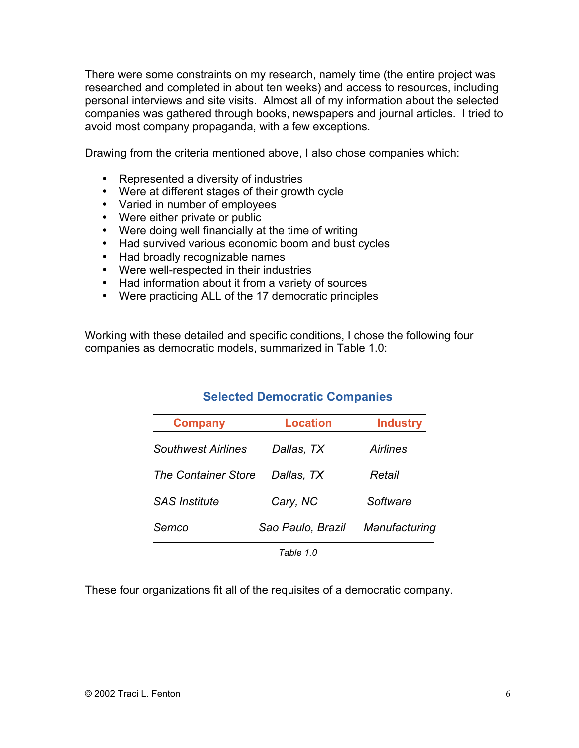There were some constraints on my research, namely time (the entire project was researched and completed in about ten weeks) and access to resources, including personal interviews and site visits. Almost all of my information about the selected companies was gathered through books, newspapers and journal articles. I tried to avoid most company propaganda, with a few exceptions.

Drawing from the criteria mentioned above, I also chose companies which:

- Represented a diversity of industries
- Were at different stages of their growth cycle
- Varied in number of employees
- Were either private or public
- Were doing well financially at the time of writing
- Had survived various economic boom and bust cycles
- Had broadly recognizable names
- Were well-respected in their industries
- Had information about it from a variety of sources
- Were practicing ALL of the 17 democratic principles

Working with these detailed and specific conditions, I chose the following four companies as democratic models, summarized in Table 1.0:

**Selected Democratic Companies**

| Company | Location | Industry |
| --- | --- | --- |
| *Southwest Airlines* | *Dallas, TX* | *Airlines* |
| *The Container Store* | *Dallas, TX* | *Retail* |
| *SAS Institute* | *Cary, NC* | *Software* |
| *Semco* | *Sao Paulo, Brazil* | *Manufacturing* |

*Table 1.0*

These four organizations fit all of the requisites of a democratic company.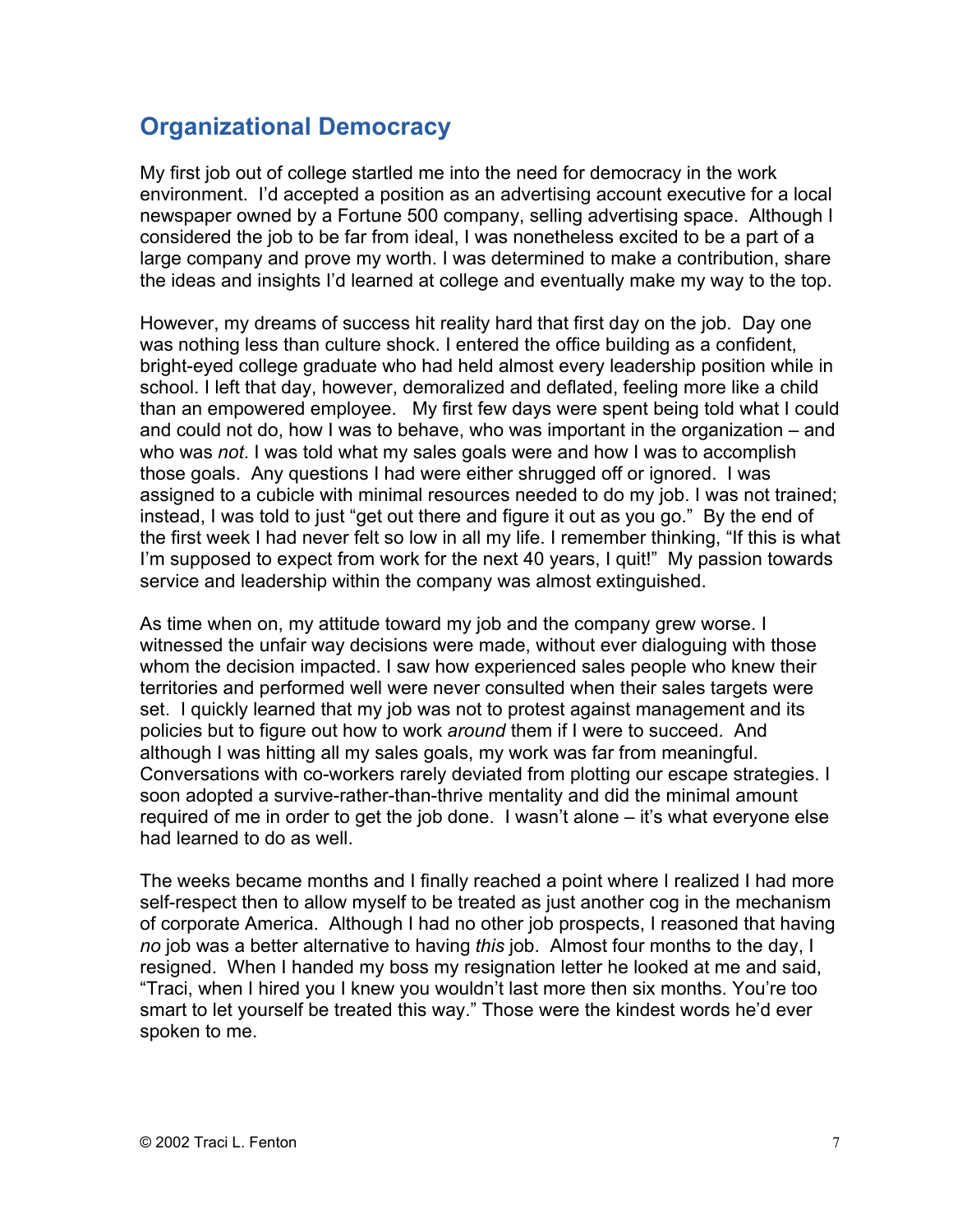## Organizational Democracy

My first job out of college startled me into the need for democracy in the work environment. I'd accepted a position as an advertising account executive for a local newspaper owned by a Fortune 500 company, selling advertising space. Although I considered the job to be far from ideal, I was nonetheless excited to be a part of a large company and prove my worth. I was determined to make a contribution, share the ideas and insights I'd learned at college and eventually make my way to the top.

However, my dreams of success hit reality hard that first day on the job. Day one was nothing less than culture shock. I entered the office building as a confident, bright-eyed college graduate who had held almost every leadership position while in school. I left that day, however, demoralized and deflated, feeling more like a child than an empowered employee. My first few days were spent being told what I could and could not do, how I was to behave, who was important in the organization – and who was *not*. I was told what my sales goals were and how I was to accomplish those goals. Any questions I had were either shrugged off or ignored. I was assigned to a cubicle with minimal resources needed to do my job. I was not trained; instead, I was told to just "get out there and figure it out as you go." By the end of the first week I had never felt so low in all my life. I remember thinking, "If this is what I'm supposed to expect from work for the next 40 years, I quit!" My passion towards service and leadership within the company was almost extinguished.

As time when on, my attitude toward my job and the company grew worse. I witnessed the unfair way decisions were made, without ever dialoguing with those whom the decision impacted. I saw how experienced sales people who knew their territories and performed well were never consulted when their sales targets were set. I quickly learned that my job was not to protest against management and its policies but to figure out how to work *around* them if I were to succeed. And although I was hitting all my sales goals, my work was far from meaningful. Conversations with co-workers rarely deviated from plotting our escape strategies. I soon adopted a survive-rather-than-thrive mentality and did the minimal amount required of me in order to get the job done. I wasn't alone – it's what everyone else had learned to do as well.

The weeks became months and I finally reached a point where I realized I had more self-respect then to allow myself to be treated as just another cog in the mechanism of corporate America. Although I had no other job prospects, I reasoned that having *no* job was a better alternative to having *this* job. Almost four months to the day, I resigned. When I handed my boss my resignation letter he looked at me and said, "Traci, when I hired you I knew you wouldn't last more then six months. You're too smart to let yourself be treated this way." Those were the kindest words he'd ever spoken to me.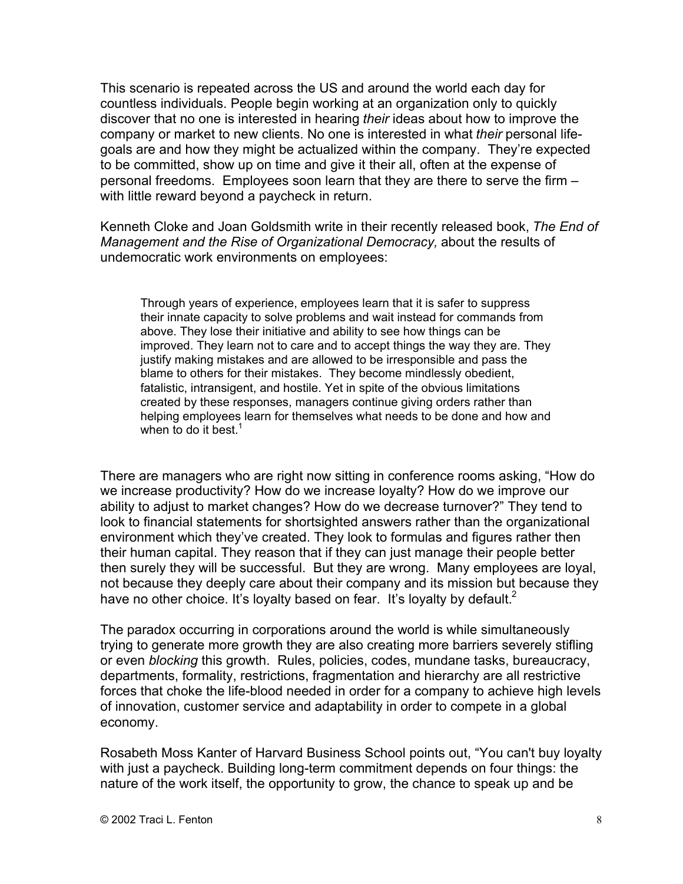This scenario is repeated across the US and around the world each day for countless individuals. People begin working at an organization only to quickly discover that no one is interested in hearing *their* ideas about how to improve the company or market to new clients. No one is interested in what *their* personal life-goals are and how they might be actualized within the company. They're expected to be committed, show up on time and give it their all, often at the expense of personal freedoms. Employees soon learn that they are there to serve the firm – with little reward beyond a paycheck in return.

Kenneth Cloke and Joan Goldsmith write in their recently released book, *The End of Management and the Rise of Organizational Democracy,* about the results of undemocratic work environments on employees:

> Through years of experience, employees learn that it is safer to suppress their innate capacity to solve problems and wait instead for commands from above. They lose their initiative and ability to see how things can be improved. They learn not to care and to accept things the way they are. They justify making mistakes and are allowed to be irresponsible and pass the blame to others for their mistakes. They become mindlessly obedient, fatalistic, intransigent, and hostile. Yet in spite of the obvious limitations created by these responses, managers continue giving orders rather than helping employees learn for themselves what needs to be done and how and when to do it best.[1]

There are managers who are right now sitting in conference rooms asking, "How do we increase productivity? How do we increase loyalty? How do we improve our ability to adjust to market changes? How do we decrease turnover?" They tend to look to financial statements for shortsighted answers rather than the organizational environment which they've created. They look to formulas and figures rather then their human capital. They reason that if they can just manage their people better then surely they will be successful. But they are wrong. Many employees are loyal, not because they deeply care about their company and its mission but because they have no other choice. It's loyalty based on fear. It's loyalty by default.[2]

The paradox occurring in corporations around the world is while simultaneously trying to generate more growth they are also creating more barriers severely stifling or even *blocking* this growth. Rules, policies, codes, mundane tasks, bureaucracy, departments, formality, restrictions, fragmentation and hierarchy are all restrictive forces that choke the life-blood needed in order for a company to achieve high levels of innovation, customer service and adaptability in order to compete in a global economy.

Rosabeth Moss Kanter of Harvard Business School points out, "You can't buy loyalty with just a paycheck. Building long-term commitment depends on four things: the nature of the work itself, the opportunity to grow, the chance to speak up and be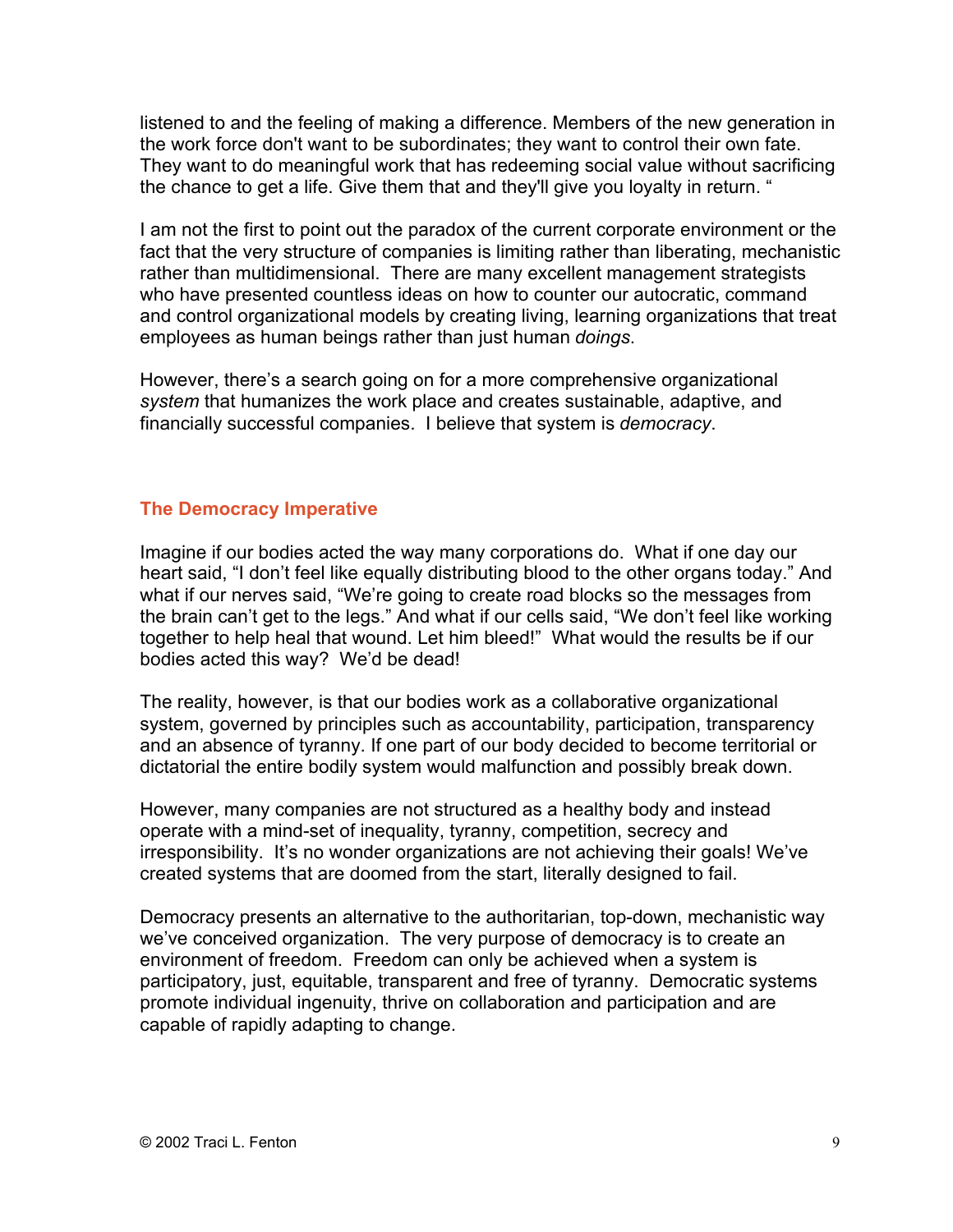listened to and the feeling of making a difference. Members of the new generation in the work force don't want to be subordinates; they want to control their own fate. They want to do meaningful work that has redeeming social value without sacrificing the chance to get a life. Give them that and they'll give you loyalty in return. "

I am not the first to point out the paradox of the current corporate environment or the fact that the very structure of companies is limiting rather than liberating, mechanistic rather than multidimensional. There are many excellent management strategists who have presented countless ideas on how to counter our autocratic, command and control organizational models by creating living, learning organizations that treat employees as human beings rather than just human *doings*.

However, there's a search going on for a more comprehensive organizational *system* that humanizes the work place and creates sustainable, adaptive, and financially successful companies. I believe that system is *democracy*.

## The Democracy Imperative

Imagine if our bodies acted the way many corporations do. What if one day our heart said, "I don't feel like equally distributing blood to the other organs today." And what if our nerves said, "We're going to create road blocks so the messages from the brain can't get to the legs." And what if our cells said, "We don't feel like working together to help heal that wound. Let him bleed!" What would the results be if our bodies acted this way? We'd be dead!

The reality, however, is that our bodies work as a collaborative organizational system, governed by principles such as accountability, participation, transparency and an absence of tyranny. If one part of our body decided to become territorial or dictatorial the entire bodily system would malfunction and possibly break down.

However, many companies are not structured as a healthy body and instead operate with a mind-set of inequality, tyranny, competition, secrecy and irresponsibility. It's no wonder organizations are not achieving their goals! We've created systems that are doomed from the start, literally designed to fail.

Democracy presents an alternative to the authoritarian, top-down, mechanistic way we've conceived organization. The very purpose of democracy is to create an environment of freedom. Freedom can only be achieved when a system is participatory, just, equitable, transparent and free of tyranny. Democratic systems promote individual ingenuity, thrive on collaboration and participation and are capable of rapidly adapting to change.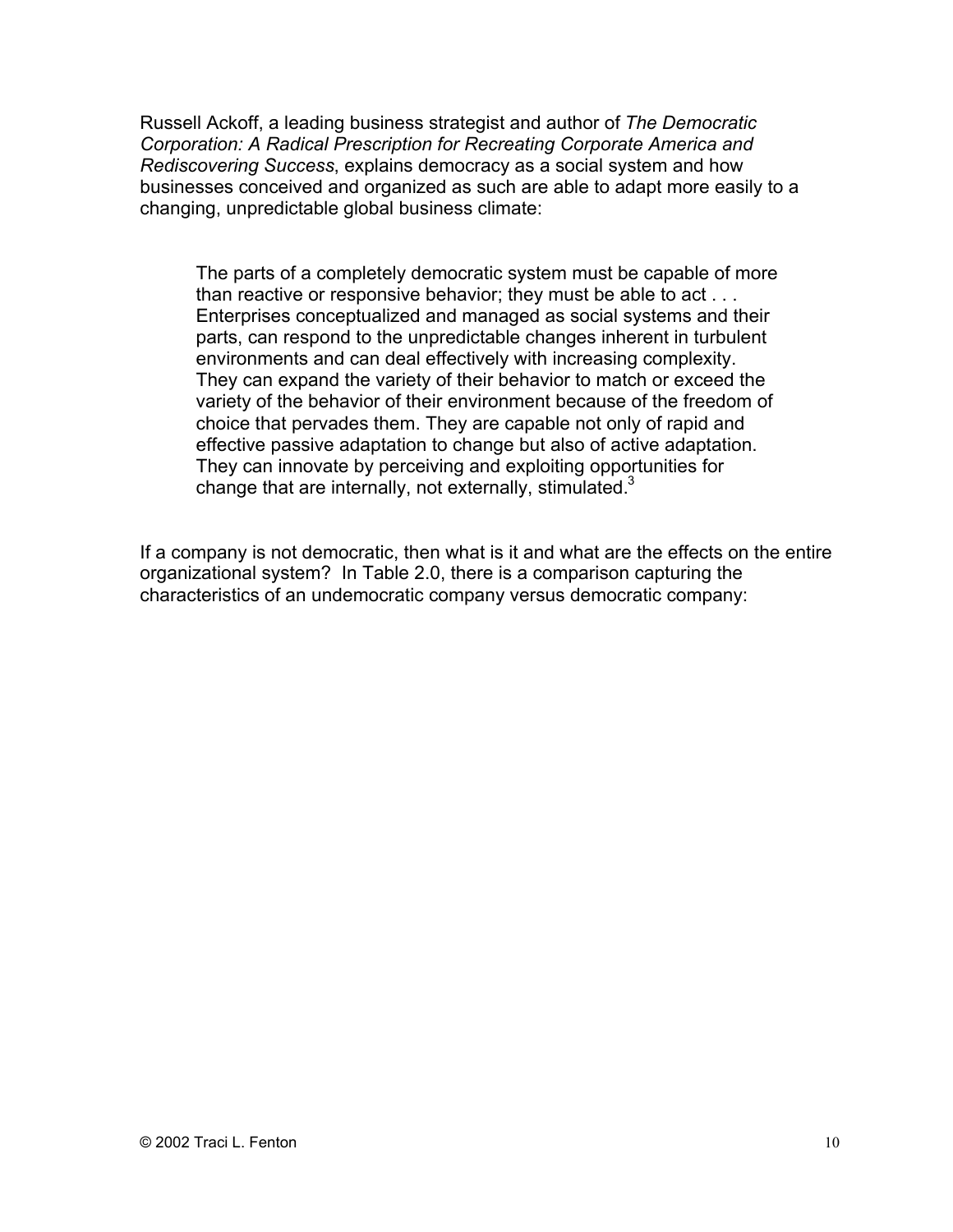Russell Ackoff, a leading business strategist and author of *The Democratic Corporation: A Radical Prescription for Recreating Corporate America and Rediscovering Success*, explains democracy as a social system and how businesses conceived and organized as such are able to adapt more easily to a changing, unpredictable global business climate:

> The parts of a completely democratic system must be capable of more than reactive or responsive behavior; they must be able to act . . . Enterprises conceptualized and managed as social systems and their parts, can respond to the unpredictable changes inherent in turbulent environments and can deal effectively with increasing complexity. They can expand the variety of their behavior to match or exceed the variety of the behavior of their environment because of the freedom of choice that pervades them. They are capable not only of rapid and effective passive adaptation to change but also of active adaptation. They can innovate by perceiving and exploiting opportunities for change that are internally, not externally, stimulated.[3]

If a company is not democratic, then what is it and what are the effects on the entire organizational system? In Table 2.0, there is a comparison capturing the characteristics of an undemocratic company versus democratic company:

© 2002 Traci L. Fenton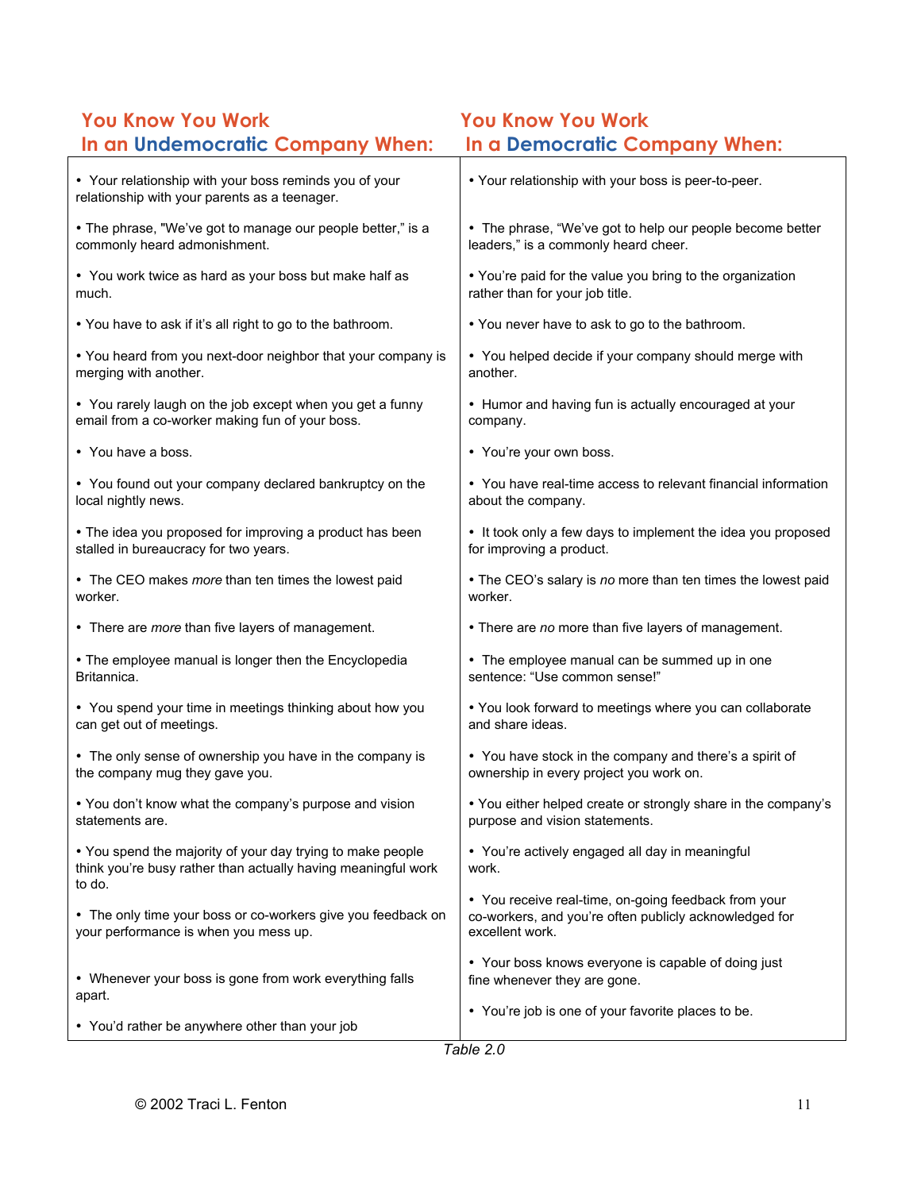| You Know You Work In an Undemocratic Company When: | You Know You Work In a Democratic Company When: |
| --- | --- |
| • Your relationship with your boss reminds you of your relationship with your parents as a teenager. | • Your relationship with your boss is peer-to-peer. |
| • The phrase, "We've got to manage our people better," is a commonly heard admonishment. | • The phrase, "We've got to help our people become better leaders," is a commonly heard cheer. |
| • You work twice as hard as your boss but make half as much. | • You're paid for the value you bring to the organization rather than for your job title. |
| • You have to ask if it's all right to go to the bathroom. | • You never have to ask to go to the bathroom. |
| • You heard from you next-door neighbor that your company is merging with another. | • You helped decide if your company should merge with another. |
| • You rarely laugh on the job except when you get a funny email from a co-worker making fun of your boss. | • Humor and having fun is actually encouraged at your company. |
| • You have a boss. | • You're your own boss. |
| • You found out your company declared bankruptcy on the local nightly news. | • You have real-time access to relevant financial information about the company. |
| • The idea you proposed for improving a product has been stalled in bureaucracy for two years. | • It took only a few days to implement the idea you proposed for improving a product. |
| • The CEO makes *more* than ten times the lowest paid worker. | • The CEO's salary is *no* more than ten times the lowest paid worker. |
| • There are *more* than five layers of management. | • There are *no* more than five layers of management. |
| • The employee manual is longer then the Encyclopedia Britannica. | • The employee manual can be summed up in one sentence: "Use common sense!" |
| • You spend your time in meetings thinking about how you can get out of meetings. | • You look forward to meetings where you can collaborate and share ideas. |
| • The only sense of ownership you have in the company is the company mug they gave you. | • You have stock in the company and there's a spirit of ownership in every project you work on. |
| • You don't know what the company's purpose and vision statements are. | • You either helped create or strongly share in the company's purpose and vision statements. |
| • You spend the majority of your day trying to make people think you're busy rather than actually having meaningful work to do. | • You're actively engaged all day in meaningful work. |
| • The only time your boss or co-workers give you feedback on your performance is when you mess up. | • You receive real-time, on-going feedback from your co-workers, and you're often publicly acknowledged for excellent work. |
| • Whenever your boss is gone from work everything falls apart. | • Your boss knows everyone is capable of doing just fine whenever they are gone. |
| • You'd rather be anywhere other than your job | • You're job is one of your favorite places to be. |

*Table 2.0*

© 2002 Traci L. Fenton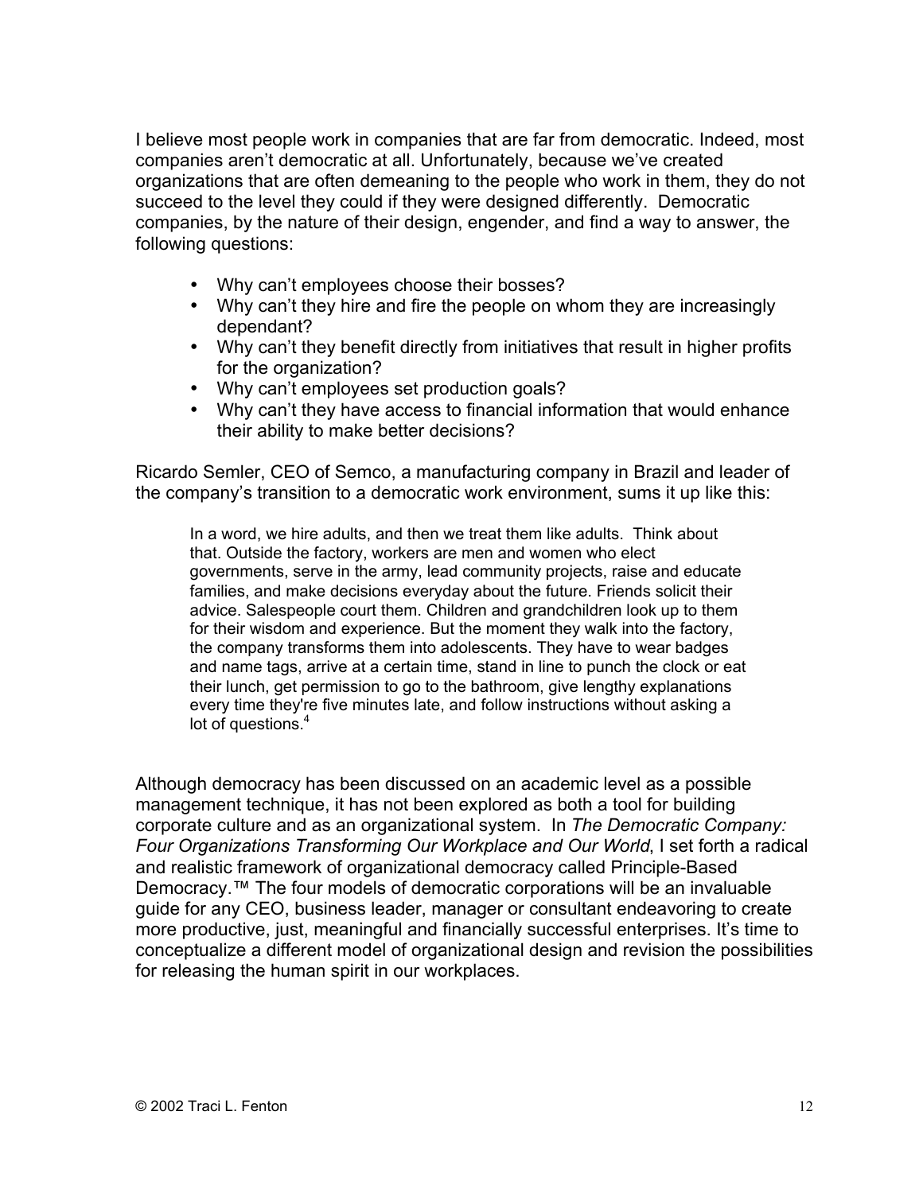I believe most people work in companies that are far from democratic. Indeed, most companies aren't democratic at all. Unfortunately, because we've created organizations that are often demeaning to the people who work in them, they do not succeed to the level they could if they were designed differently. Democratic companies, by the nature of their design, engender, and find a way to answer, the following questions:

- Why can't employees choose their bosses?
- Why can't they hire and fire the people on whom they are increasingly dependant?
- Why can't they benefit directly from initiatives that result in higher profits for the organization?
- Why can't employees set production goals?
- Why can't they have access to financial information that would enhance their ability to make better decisions?

Ricardo Semler, CEO of Semco, a manufacturing company in Brazil and leader of the company's transition to a democratic work environment, sums it up like this:

> In a word, we hire adults, and then we treat them like adults. Think about that. Outside the factory, workers are men and women who elect governments, serve in the army, lead community projects, raise and educate families, and make decisions everyday about the future. Friends solicit their advice. Salespeople court them. Children and grandchildren look up to them for their wisdom and experience. But the moment they walk into the factory, the company transforms them into adolescents. They have to wear badges and name tags, arrive at a certain time, stand in line to punch the clock or eat their lunch, get permission to go to the bathroom, give lengthy explanations every time they're five minutes late, and follow instructions without asking a lot of questions.[4]

Although democracy has been discussed on an academic level as a possible management technique, it has not been explored as both a tool for building corporate culture and as an organizational system. In *The Democratic Company: Four Organizations Transforming Our Workplace and Our World*, I set forth a radical and realistic framework of organizational democracy called Principle-Based Democracy.™ The four models of democratic corporations will be an invaluable guide for any CEO, business leader, manager or consultant endeavoring to create more productive, just, meaningful and financially successful enterprises. It's time to conceptualize a different model of organizational design and revision the possibilities for releasing the human spirit in our workplaces.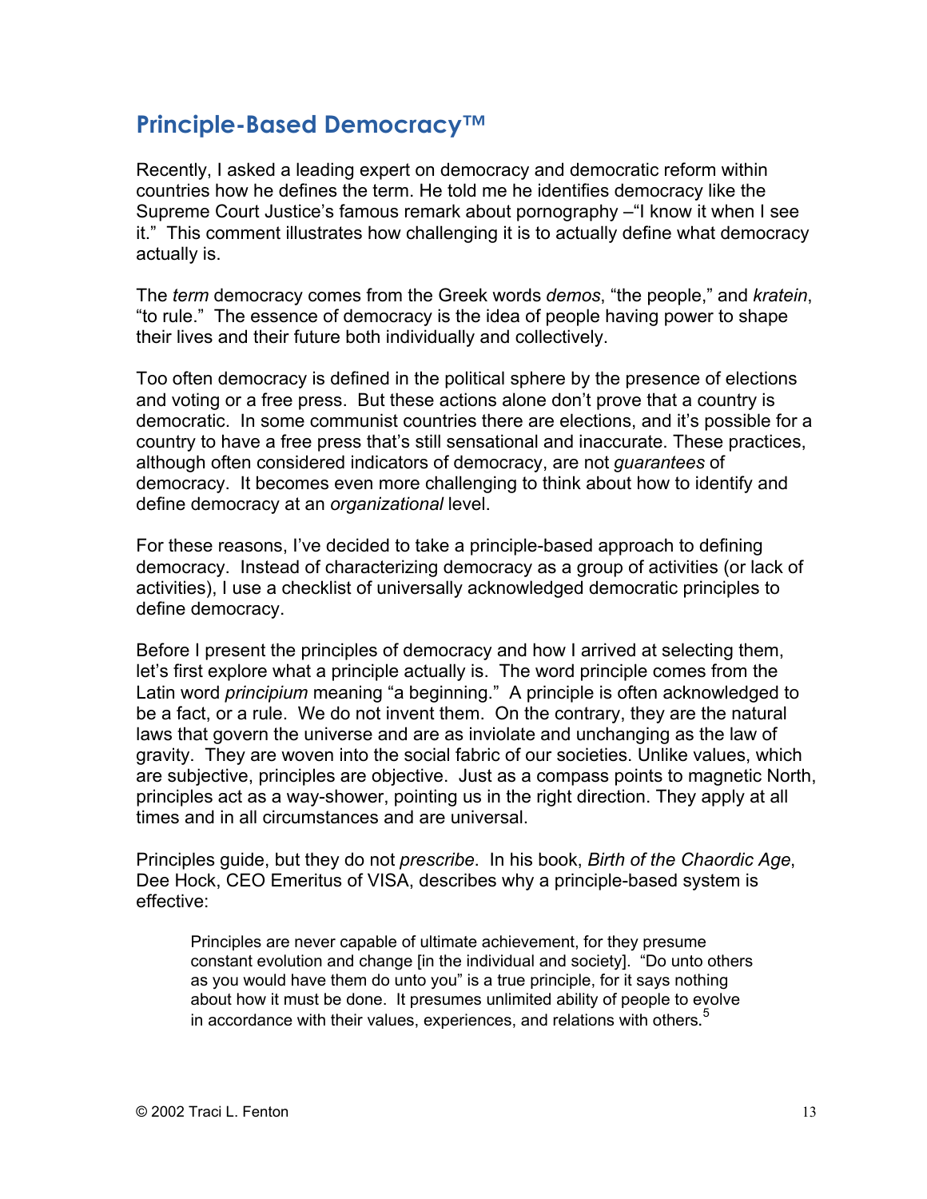## Principle-Based Democracy™

Recently, I asked a leading expert on democracy and democratic reform within countries how he defines the term. He told me he identifies democracy like the Supreme Court Justice's famous remark about pornography –"I know it when I see it." This comment illustrates how challenging it is to actually define what democracy actually is.

The *term* democracy comes from the Greek words *demos*, "the people," and *kratein*, "to rule." The essence of democracy is the idea of people having power to shape their lives and their future both individually and collectively.

Too often democracy is defined in the political sphere by the presence of elections and voting or a free press. But these actions alone don't prove that a country is democratic. In some communist countries there are elections, and it's possible for a country to have a free press that's still sensational and inaccurate. These practices, although often considered indicators of democracy, are not *guarantees* of democracy. It becomes even more challenging to think about how to identify and define democracy at an *organizational* level.

For these reasons, I've decided to take a principle-based approach to defining democracy. Instead of characterizing democracy as a group of activities (or lack of activities), I use a checklist of universally acknowledged democratic principles to define democracy.

Before I present the principles of democracy and how I arrived at selecting them, let's first explore what a principle actually is. The word principle comes from the Latin word *principium* meaning "a beginning." A principle is often acknowledged to be a fact, or a rule. We do not invent them. On the contrary, they are the natural laws that govern the universe and are as inviolate and unchanging as the law of gravity. They are woven into the social fabric of our societies. Unlike values, which are subjective, principles are objective. Just as a compass points to magnetic North, principles act as a way-shower, pointing us in the right direction. They apply at all times and in all circumstances and are universal.

Principles guide, but they do not *prescribe*. In his book, *Birth of the Chaordic Age*, Dee Hock, CEO Emeritus of VISA, describes why a principle-based system is effective:

> Principles are never capable of ultimate achievement, for they presume constant evolution and change [in the individual and society]. "Do unto others as you would have them do unto you" is a true principle, for it says nothing about how it must be done. It presumes unlimited ability of people to evolve in accordance with their values, experiences, and relations with others.[5]

© 2002 Traci L. Fenton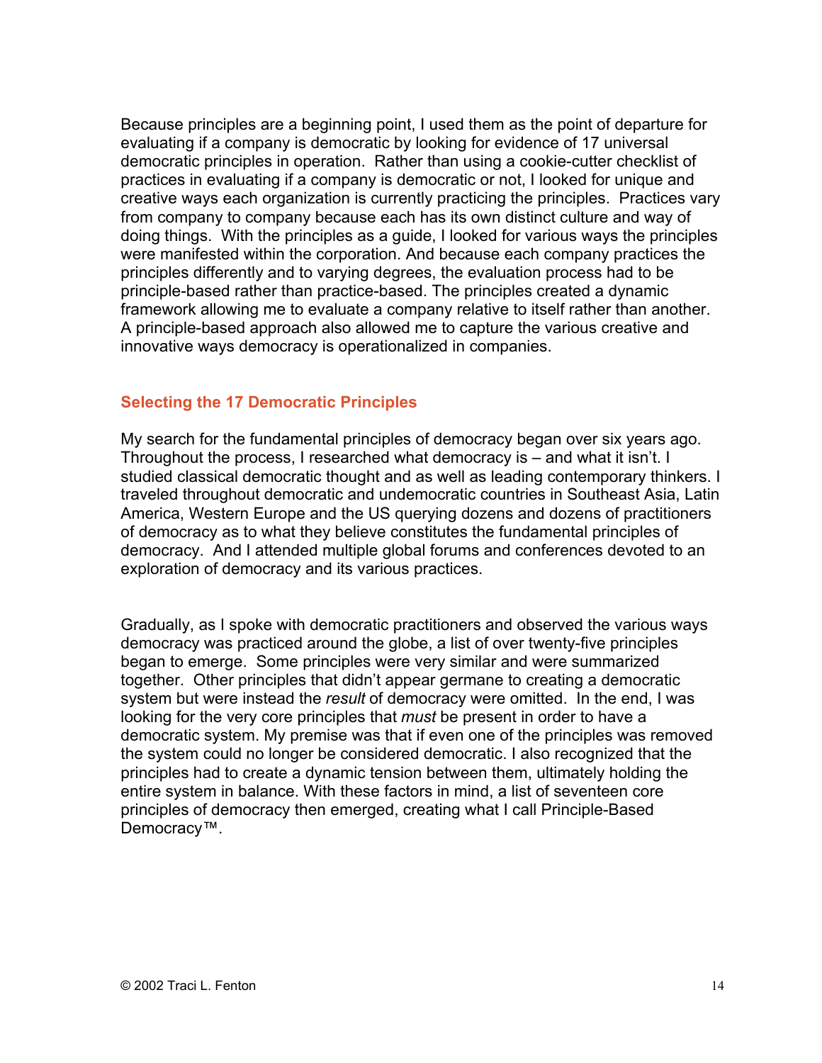Because principles are a beginning point, I used them as the point of departure for evaluating if a company is democratic by looking for evidence of 17 universal democratic principles in operation. Rather than using a cookie-cutter checklist of practices in evaluating if a company is democratic or not, I looked for unique and creative ways each organization is currently practicing the principles. Practices vary from company to company because each has its own distinct culture and way of doing things. With the principles as a guide, I looked for various ways the principles were manifested within the corporation. And because each company practices the principles differently and to varying degrees, the evaluation process had to be principle-based rather than practice-based. The principles created a dynamic framework allowing me to evaluate a company relative to itself rather than another. A principle-based approach also allowed me to capture the various creative and innovative ways democracy is operationalized in companies.

## Selecting the 17 Democratic Principles

My search for the fundamental principles of democracy began over six years ago. Throughout the process, I researched what democracy is – and what it isn't. I studied classical democratic thought and as well as leading contemporary thinkers. I traveled throughout democratic and undemocratic countries in Southeast Asia, Latin America, Western Europe and the US querying dozens and dozens of practitioners of democracy as to what they believe constitutes the fundamental principles of democracy. And I attended multiple global forums and conferences devoted to an exploration of democracy and its various practices.

Gradually, as I spoke with democratic practitioners and observed the various ways democracy was practiced around the globe, a list of over twenty-five principles began to emerge. Some principles were very similar and were summarized together. Other principles that didn't appear germane to creating a democratic system but were instead the *result* of democracy were omitted. In the end, I was looking for the very core principles that *must* be present in order to have a democratic system. My premise was that if even one of the principles was removed the system could no longer be considered democratic. I also recognized that the principles had to create a dynamic tension between them, ultimately holding the entire system in balance. With these factors in mind, a list of seventeen core principles of democracy then emerged, creating what I call Principle-Based Democracy™.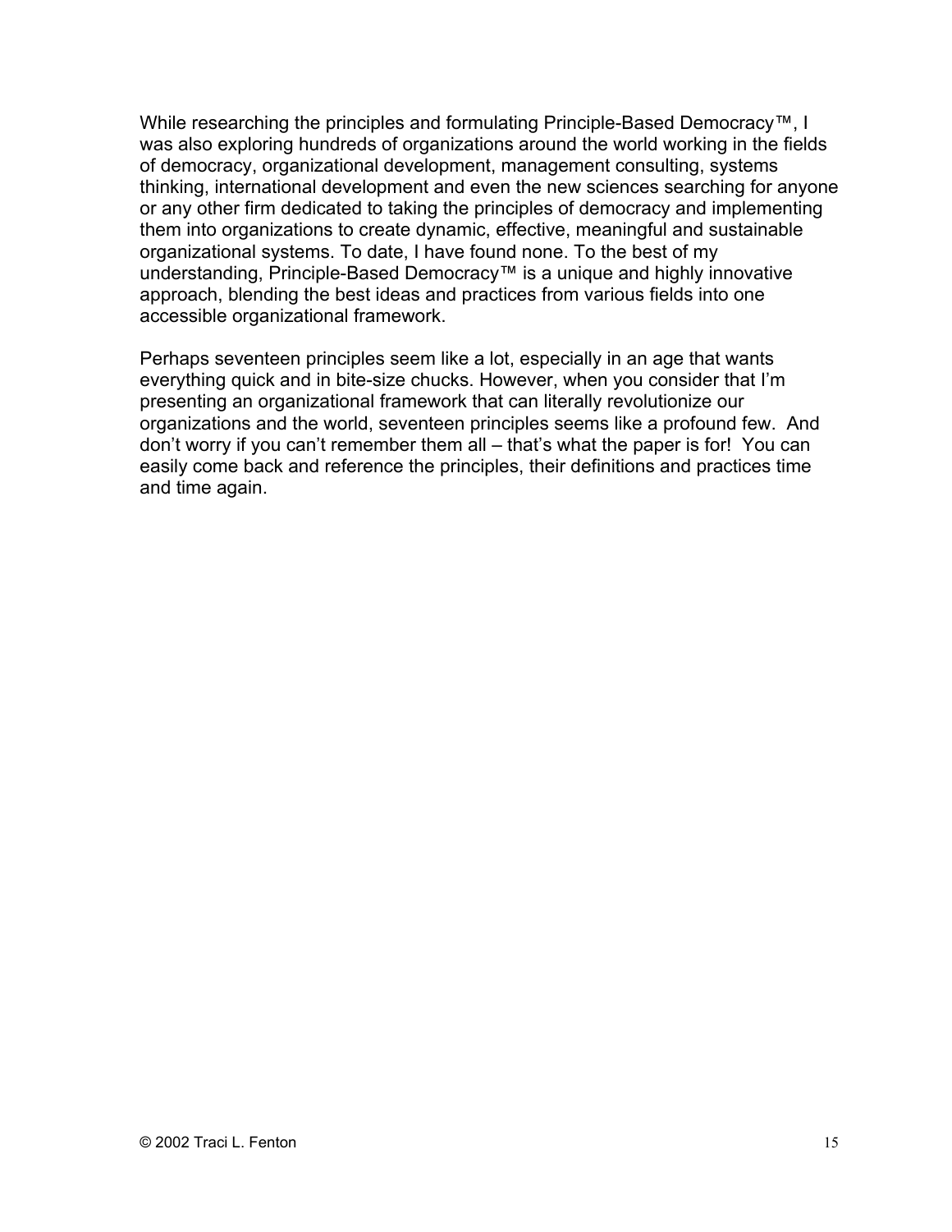While researching the principles and formulating Principle-Based Democracy™, I was also exploring hundreds of organizations around the world working in the fields of democracy, organizational development, management consulting, systems thinking, international development and even the new sciences searching for anyone or any other firm dedicated to taking the principles of democracy and implementing them into organizations to create dynamic, effective, meaningful and sustainable organizational systems. To date, I have found none. To the best of my understanding, Principle-Based Democracy™ is a unique and highly innovative approach, blending the best ideas and practices from various fields into one accessible organizational framework.

Perhaps seventeen principles seem like a lot, especially in an age that wants everything quick and in bite-size chucks. However, when you consider that I'm presenting an organizational framework that can literally revolutionize our organizations and the world, seventeen principles seems like a profound few. And don't worry if you can't remember them all – that's what the paper is for! You can easily come back and reference the principles, their definitions and practices time and time again.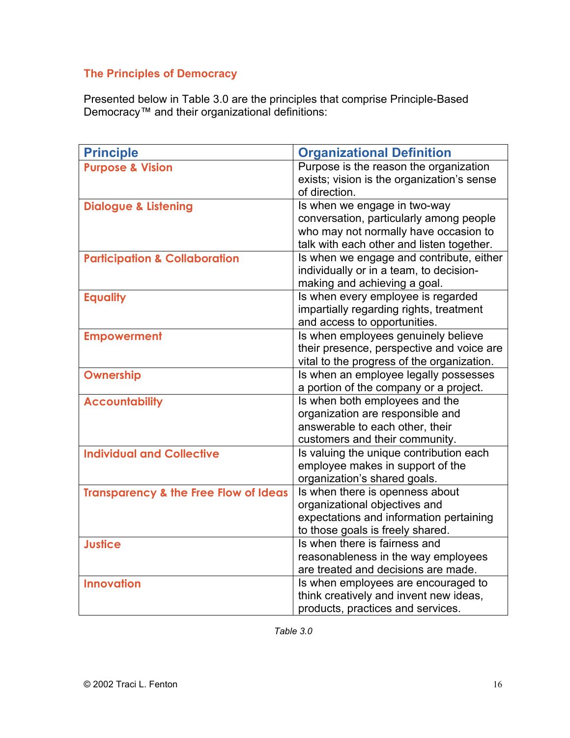## The Principles of Democracy

Presented below in Table 3.0 are the principles that comprise Principle-Based Democracy™ and their organizational definitions:

| Principle | Organizational Definition |
| --- | --- |
| Purpose & Vision | Purpose is the reason the organization exists; vision is the organization's sense of direction. |
| Dialogue & Listening | Is when we engage in two-way conversation, particularly among people who may not normally have occasion to talk with each other and listen together. |
| Participation & Collaboration | Is when we engage and contribute, either individually or in a team, to decision-making and achieving a goal. |
| Equality | Is when every employee is regarded impartially regarding rights, treatment and access to opportunities. |
| Empowerment | Is when employees genuinely believe their presence, perspective and voice are vital to the progress of the organization. |
| Ownership | Is when an employee legally possesses a portion of the company or a project. |
| Accountability | Is when both employees and the organization are responsible and answerable to each other, their customers and their community. |
| Individual and Collective | Is valuing the unique contribution each employee makes in support of the organization's shared goals. |
| Transparency & the Free Flow of Ideas | Is when there is openness about organizational objectives and expectations and information pertaining to those goals is freely shared. |
| Justice | Is when there is fairness and reasonableness in the way employees are treated and decisions are made. |
| Innovation | Is when employees are encouraged to think creatively and invent new ideas, products, practices and services. |

*Table 3.0*

© 2002 Traci L. Fenton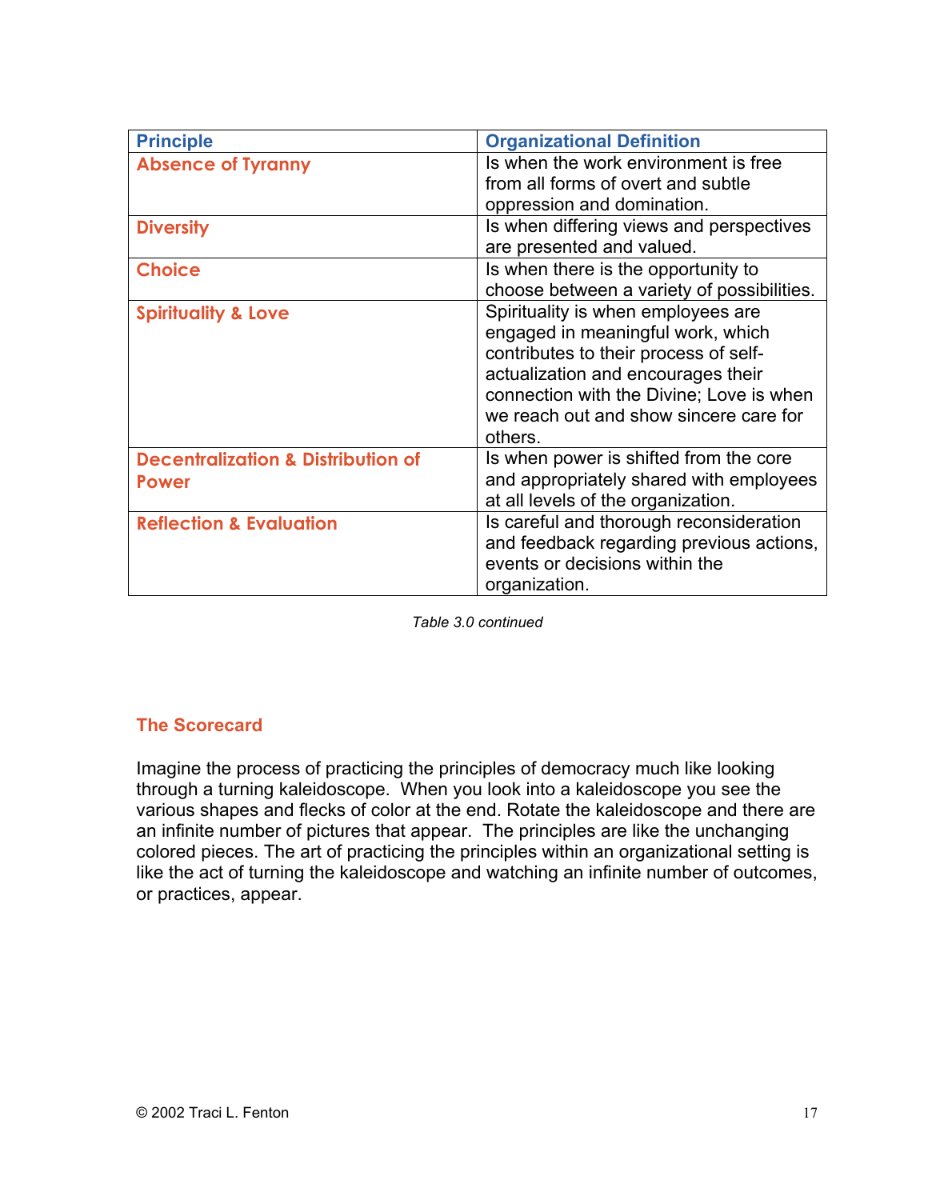| Principle | Organizational Definition |
| --- | --- |
| Absence of Tyranny | Is when the work environment is free from all forms of overt and subtle oppression and domination. |
| Diversity | Is when differing views and perspectives are presented and valued. |
| Choice | Is when there is the opportunity to choose between a variety of possibilities. |
| Spirituality & Love | Spirituality is when employees are engaged in meaningful work, which contributes to their process of self-actualization and encourages their connection with the Divine; Love is when we reach out and show sincere care for others. |
| Decentralization & Distribution of Power | Is when power is shifted from the core and appropriately shared with employees at all levels of the organization. |
| Reflection & Evaluation | Is careful and thorough reconsideration and feedback regarding previous actions, events or decisions within the organization. |

*Table 3.0 continued*

## The Scorecard

Imagine the process of practicing the principles of democracy much like looking through a turning kaleidoscope. When you look into a kaleidoscope you see the various shapes and flecks of color at the end. Rotate the kaleidoscope and there are an infinite number of pictures that appear. The principles are like the unchanging colored pieces. The art of practicing the principles within an organizational setting is like the act of turning the kaleidoscope and watching an infinite number of outcomes, or practices, appear.

© 2002 Traci L. Fenton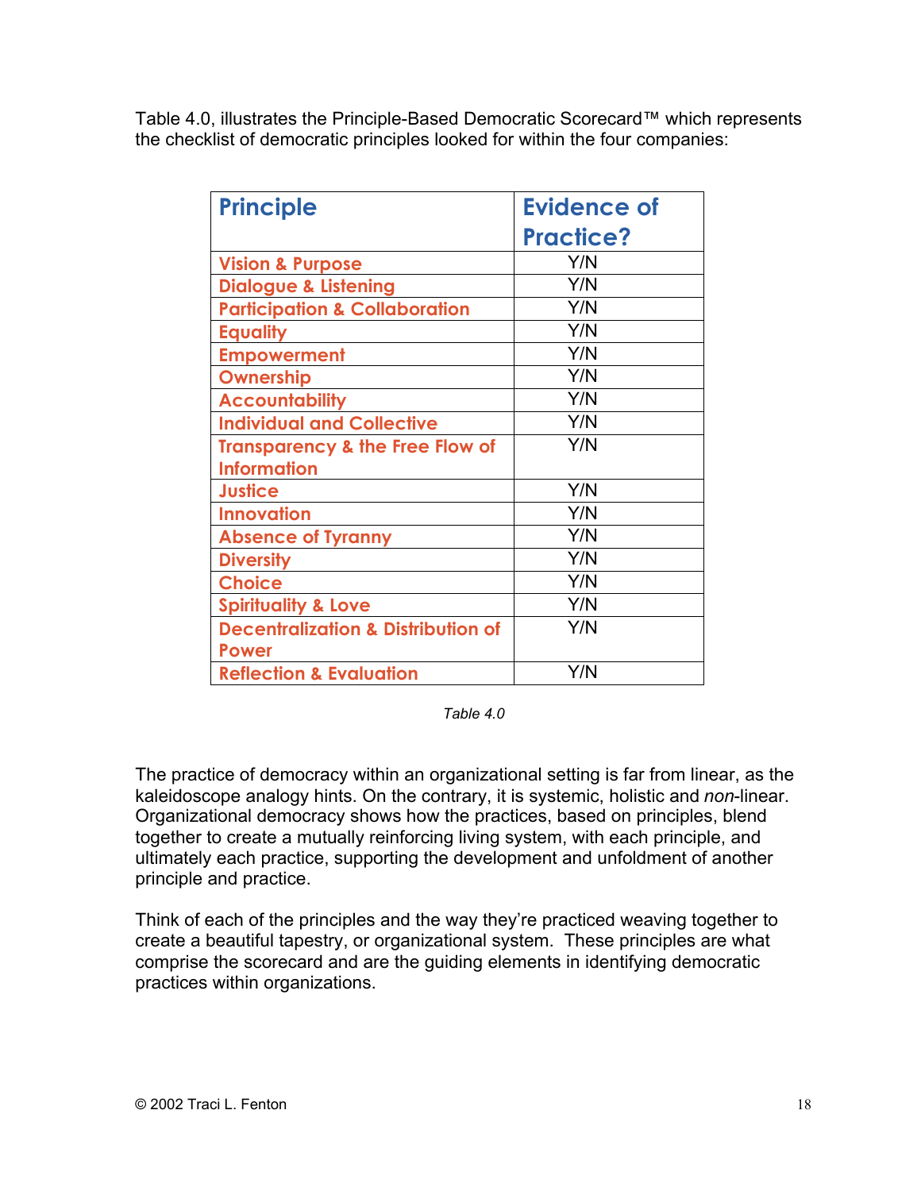Table 4.0, illustrates the Principle-Based Democratic Scorecard™ which represents the checklist of democratic principles looked for within the four companies:

| Principle | Evidence of Practice? |
|---|---|
| Vision & Purpose | Y/N |
| Dialogue & Listening | Y/N |
| Participation & Collaboration | Y/N |
| Equality | Y/N |
| Empowerment | Y/N |
| Ownership | Y/N |
| Accountability | Y/N |
| Individual and Collective | Y/N |
| Transparency & the Free Flow of Information | Y/N |
| Justice | Y/N |
| Innovation | Y/N |
| Absence of Tyranny | Y/N |
| Diversity | Y/N |
| Choice | Y/N |
| Spirituality & Love | Y/N |
| Decentralization & Distribution of Power | Y/N |
| Reflection & Evaluation | Y/N |

*Table 4.0*

The practice of democracy within an organizational setting is far from linear, as the kaleidoscope analogy hints. On the contrary, it is systemic, holistic and *non*-linear. Organizational democracy shows how the practices, based on principles, blend together to create a mutually reinforcing living system, with each principle, and ultimately each practice, supporting the development and unfoldment of another principle and practice.

Think of each of the principles and the way they're practiced weaving together to create a beautiful tapestry, or organizational system. These principles are what comprise the scorecard and are the guiding elements in identifying democratic practices within organizations.

© 2002 Traci L. Fenton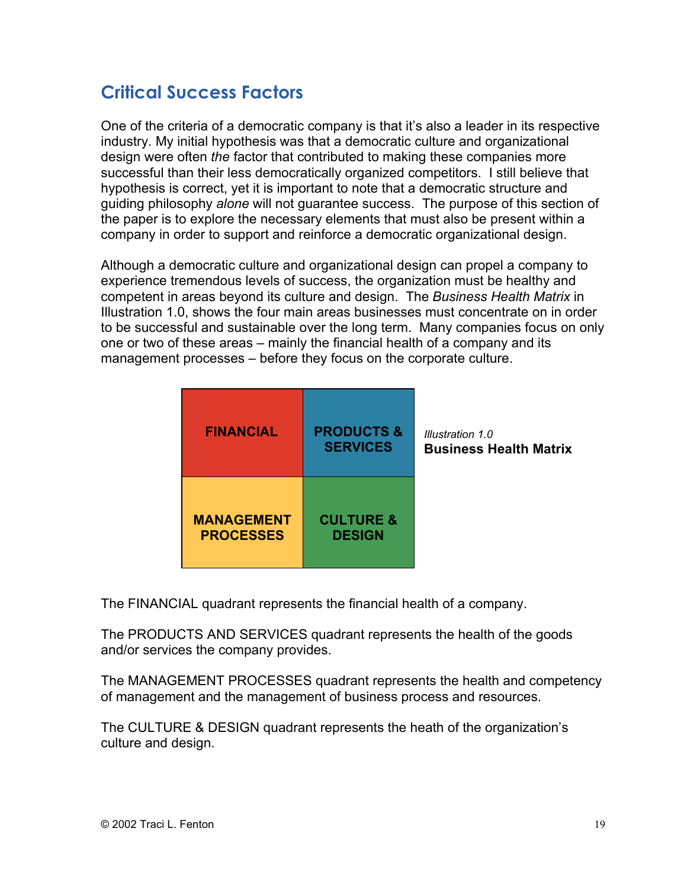## Critical Success Factors

One of the criteria of a democratic company is that it's also a leader in its respective industry. My initial hypothesis was that a democratic culture and organizational design were often *the* factor that contributed to making these companies more successful than their less democratically organized competitors. I still believe that hypothesis is correct, yet it is important to note that a democratic structure and guiding philosophy *alone* will not guarantee success. The purpose of this section of the paper is to explore the necessary elements that must also be present within a company in order to support and reinforce a democratic organizational design.

Although a democratic culture and organizational design can propel a company to experience tremendous levels of success, the organization must be healthy and competent in areas beyond its culture and design. The *Business Health Matrix* in Illustration 1.0, shows the four main areas businesses must concentrate on in order to be successful and sustainable over the long term. Many companies focus on only one or two of these areas – mainly the financial health of a company and its management processes – before they focus on the corporate culture.

| | |
|---|---|
| **FINANCIAL** | **PRODUCTS & SERVICES** |
| **MANAGEMENT PROCESSES** | **CULTURE & DESIGN** |

*Illustration 1.0*
**Business Health Matrix**

The FINANCIAL quadrant represents the financial health of a company.

The PRODUCTS AND SERVICES quadrant represents the health of the goods and/or services the company provides.

The MANAGEMENT PROCESSES quadrant represents the health and competency of management and the management of business process and resources.

The CULTURE & DESIGN quadrant represents the heath of the organization's culture and design.

© 2002 Traci L. Fenton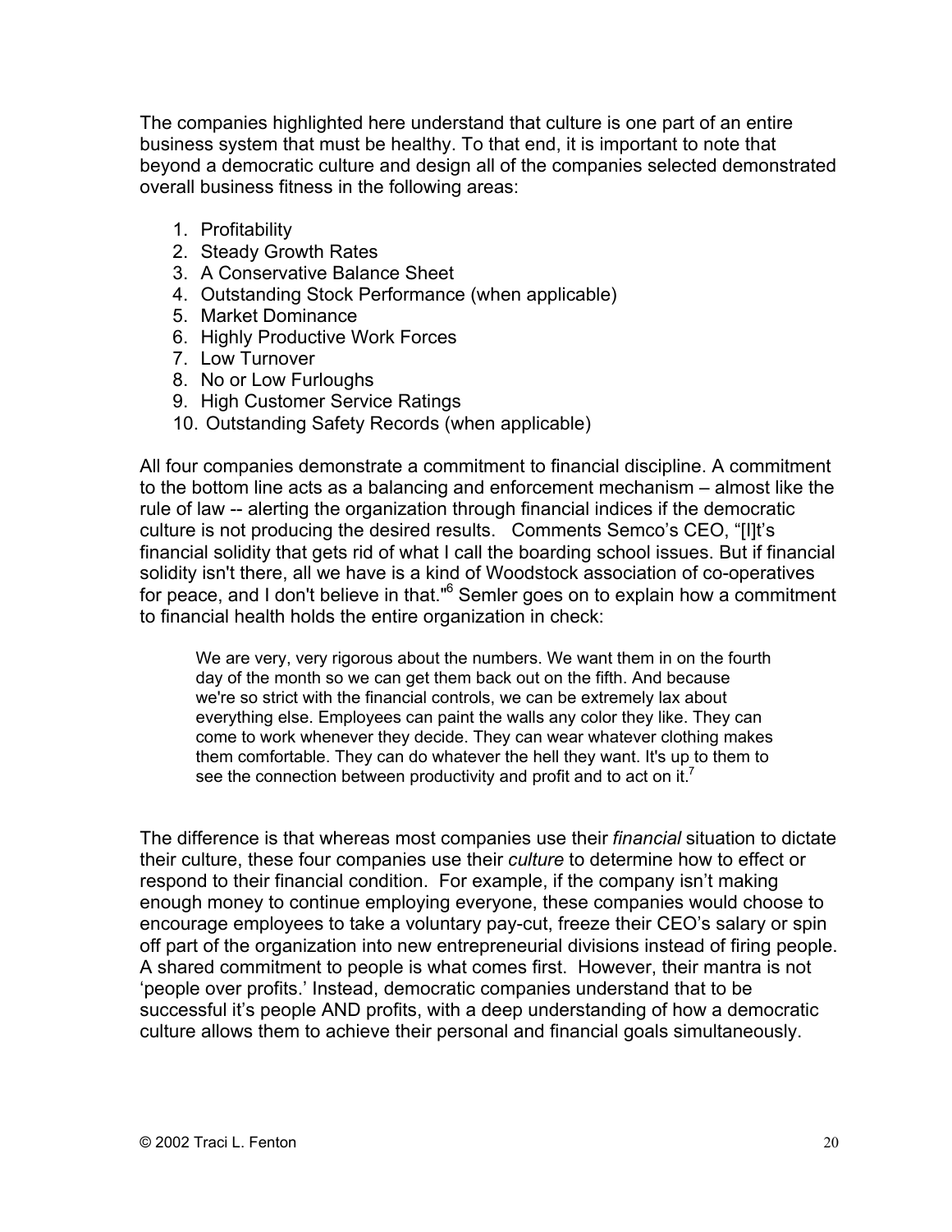The companies highlighted here understand that culture is one part of an entire business system that must be healthy. To that end, it is important to note that beyond a democratic culture and design all of the companies selected demonstrated overall business fitness in the following areas:

1. Profitability
2. Steady Growth Rates
3. A Conservative Balance Sheet
4. Outstanding Stock Performance (when applicable)
5. Market Dominance
6. Highly Productive Work Forces
7. Low Turnover
8. No or Low Furloughs
9. High Customer Service Ratings
10. Outstanding Safety Records (when applicable)

All four companies demonstrate a commitment to financial discipline. A commitment to the bottom line acts as a balancing and enforcement mechanism – almost like the rule of law -- alerting the organization through financial indices if the democratic culture is not producing the desired results. Comments Semco's CEO, "[I]t's financial solidity that gets rid of what I call the boarding school issues. But if financial solidity isn't there, all we have is a kind of Woodstock association of co-operatives for peace, and I don't believe in that."[6] Semler goes on to explain how a commitment to financial health holds the entire organization in check:

> We are very, very rigorous about the numbers. We want them in on the fourth day of the month so we can get them back out on the fifth. And because we're so strict with the financial controls, we can be extremely lax about everything else. Employees can paint the walls any color they like. They can come to work whenever they decide. They can wear whatever clothing makes them comfortable. They can do whatever the hell they want. It's up to them to see the connection between productivity and profit and to act on it.[7]

The difference is that whereas most companies use their *financial* situation to dictate their culture, these four companies use their *culture* to determine how to effect or respond to their financial condition. For example, if the company isn't making enough money to continue employing everyone, these companies would choose to encourage employees to take a voluntary pay-cut, freeze their CEO's salary or spin off part of the organization into new entrepreneurial divisions instead of firing people. A shared commitment to people is what comes first. However, their mantra is not 'people over profits.' Instead, democratic companies understand that to be successful it's people AND profits, with a deep understanding of how a democratic culture allows them to achieve their personal and financial goals simultaneously.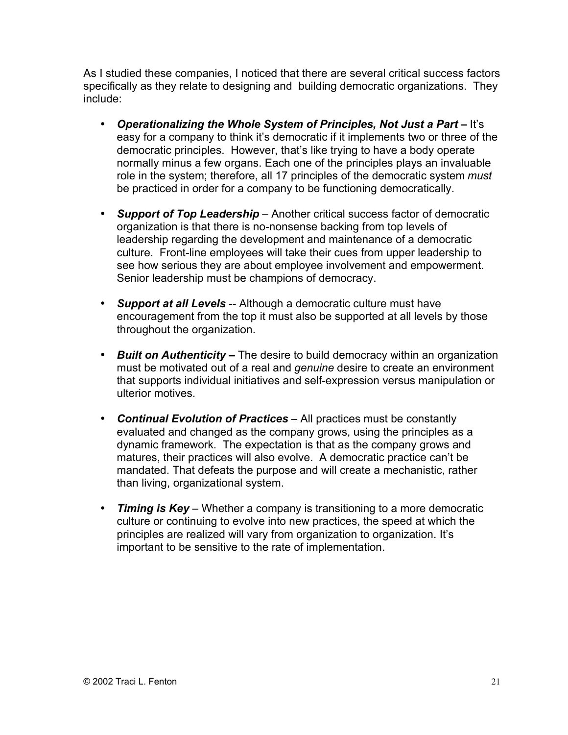As I studied these companies, I noticed that there are several critical success factors specifically as they relate to designing and building democratic organizations. They include:

- ***Operationalizing the Whole System of Principles, Not Just a Part*** **–** It's easy for a company to think it's democratic if it implements two or three of the democratic principles. However, that's like trying to have a body operate normally minus a few organs. Each one of the principles plays an invaluable role in the system; therefore, all 17 principles of the democratic system *must* be practiced in order for a company to be functioning democratically.

- ***Support of Top Leadership*** – Another critical success factor of democratic organization is that there is no-nonsense backing from top levels of leadership regarding the development and maintenance of a democratic culture. Front-line employees will take their cues from upper leadership to see how serious they are about employee involvement and empowerment. Senior leadership must be champions of democracy.

- ***Support at all Levels*** -- Although a democratic culture must have encouragement from the top it must also be supported at all levels by those throughout the organization.

- ***Built on Authenticity*** **–** The desire to build democracy within an organization must be motivated out of a real and *genuine* desire to create an environment that supports individual initiatives and self-expression versus manipulation or ulterior motives.

- ***Continual Evolution of Practices*** – All practices must be constantly evaluated and changed as the company grows, using the principles as a dynamic framework. The expectation is that as the company grows and matures, their practices will also evolve. A democratic practice can't be mandated. That defeats the purpose and will create a mechanistic, rather than living, organizational system.

- ***Timing is Key*** – Whether a company is transitioning to a more democratic culture or continuing to evolve into new practices, the speed at which the principles are realized will vary from organization to organization. It's important to be sensitive to the rate of implementation.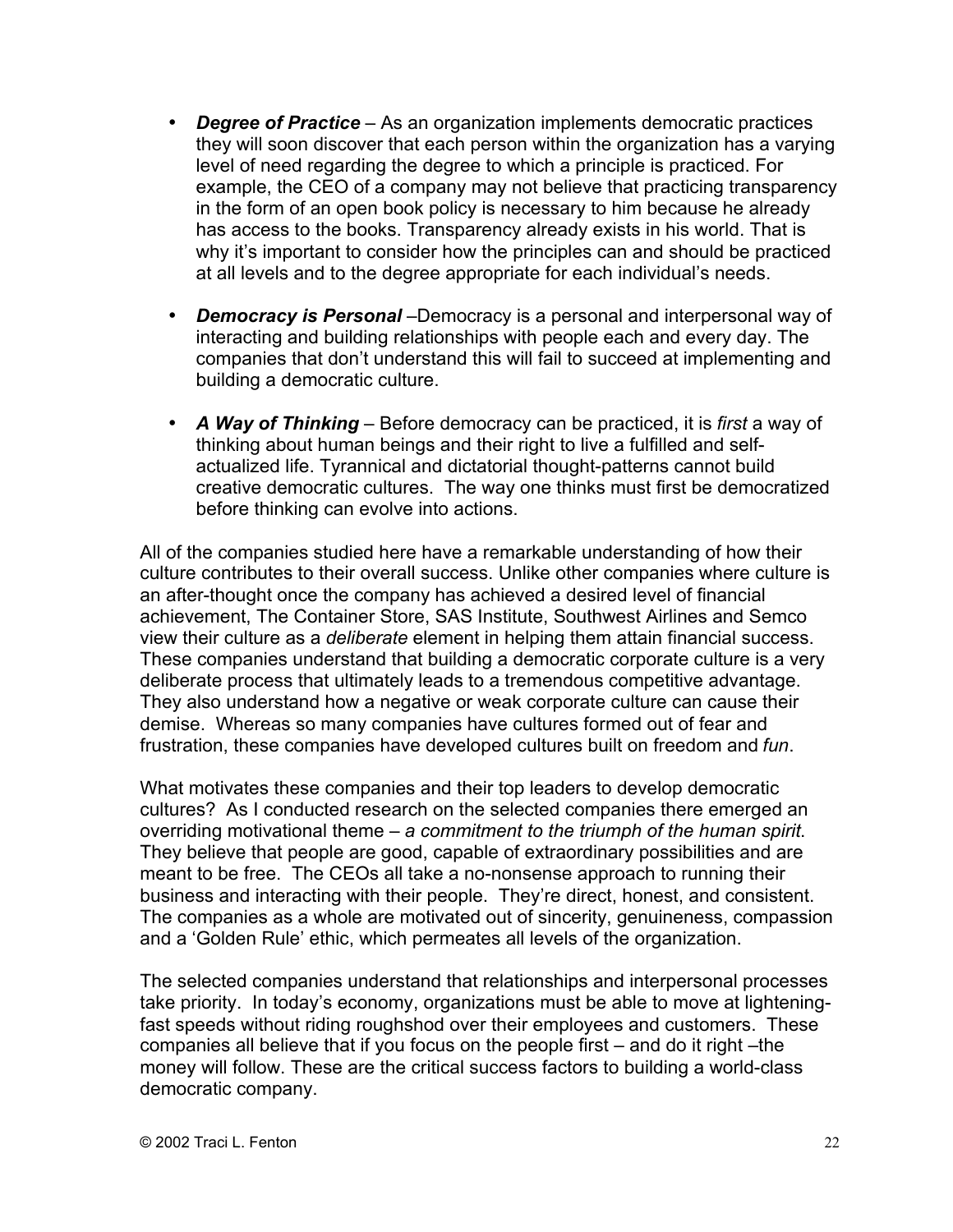- ***Degree of Practice*** – As an organization implements democratic practices they will soon discover that each person within the organization has a varying level of need regarding the degree to which a principle is practiced. For example, the CEO of a company may not believe that practicing transparency in the form of an open book policy is necessary to him because he already has access to the books. Transparency already exists in his world. That is why it's important to consider how the principles can and should be practiced at all levels and to the degree appropriate for each individual's needs.

- ***Democracy is Personal*** –Democracy is a personal and interpersonal way of interacting and building relationships with people each and every day. The companies that don't understand this will fail to succeed at implementing and building a democratic culture.

- ***A Way of Thinking*** – Before democracy can be practiced, it is *first* a way of thinking about human beings and their right to live a fulfilled and self-actualized life. Tyrannical and dictatorial thought-patterns cannot build creative democratic cultures. The way one thinks must first be democratized before thinking can evolve into actions.

All of the companies studied here have a remarkable understanding of how their culture contributes to their overall success. Unlike other companies where culture is an after-thought once the company has achieved a desired level of financial achievement, The Container Store, SAS Institute, Southwest Airlines and Semco view their culture as a *deliberate* element in helping them attain financial success. These companies understand that building a democratic corporate culture is a very deliberate process that ultimately leads to a tremendous competitive advantage. They also understand how a negative or weak corporate culture can cause their demise. Whereas so many companies have cultures formed out of fear and frustration, these companies have developed cultures built on freedom and *fun*.

What motivates these companies and their top leaders to develop democratic cultures? As I conducted research on the selected companies there emerged an overriding motivational theme – *a commitment to the triumph of the human spirit*. They believe that people are good, capable of extraordinary possibilities and are meant to be free. The CEOs all take a no-nonsense approach to running their business and interacting with their people. They're direct, honest, and consistent. The companies as a whole are motivated out of sincerity, genuineness, compassion and a 'Golden Rule' ethic, which permeates all levels of the organization.

The selected companies understand that relationships and interpersonal processes take priority. In today's economy, organizations must be able to move at lightening-fast speeds without riding roughshod over their employees and customers. These companies all believe that if you focus on the people first – and do it right –the money will follow. These are the critical success factors to building a world-class democratic company.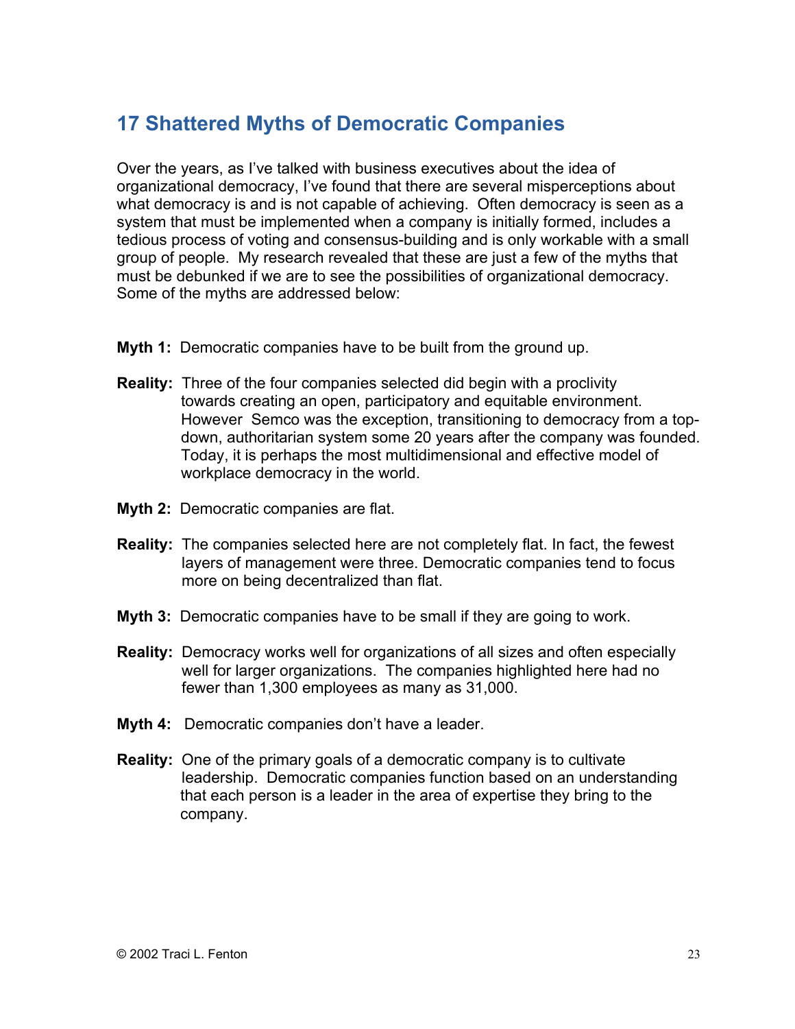## 17 Shattered Myths of Democratic Companies

Over the years, as I've talked with business executives about the idea of organizational democracy, I've found that there are several misperceptions about what democracy is and is not capable of achieving. Often democracy is seen as a system that must be implemented when a company is initially formed, includes a tedious process of voting and consensus-building and is only workable with a small group of people. My research revealed that these are just a few of the myths that must be debunked if we are to see the possibilities of organizational democracy. Some of the myths are addressed below:

**Myth 1:** Democratic companies have to be built from the ground up.

**Reality:** Three of the four companies selected did begin with a proclivity towards creating an open, participatory and equitable environment. However Semco was the exception, transitioning to democracy from a top-down, authoritarian system some 20 years after the company was founded. Today, it is perhaps the most multidimensional and effective model of workplace democracy in the world.

**Myth 2:** Democratic companies are flat.

**Reality:** The companies selected here are not completely flat. In fact, the fewest layers of management were three. Democratic companies tend to focus more on being decentralized than flat.

**Myth 3:** Democratic companies have to be small if they are going to work.

**Reality:** Democracy works well for organizations of all sizes and often especially well for larger organizations. The companies highlighted here had no fewer than 1,300 employees as many as 31,000.

**Myth 4:** Democratic companies don't have a leader.

**Reality:** One of the primary goals of a democratic company is to cultivate leadership. Democratic companies function based on an understanding that each person is a leader in the area of expertise they bring to the company.

© 2002 Traci L. Fenton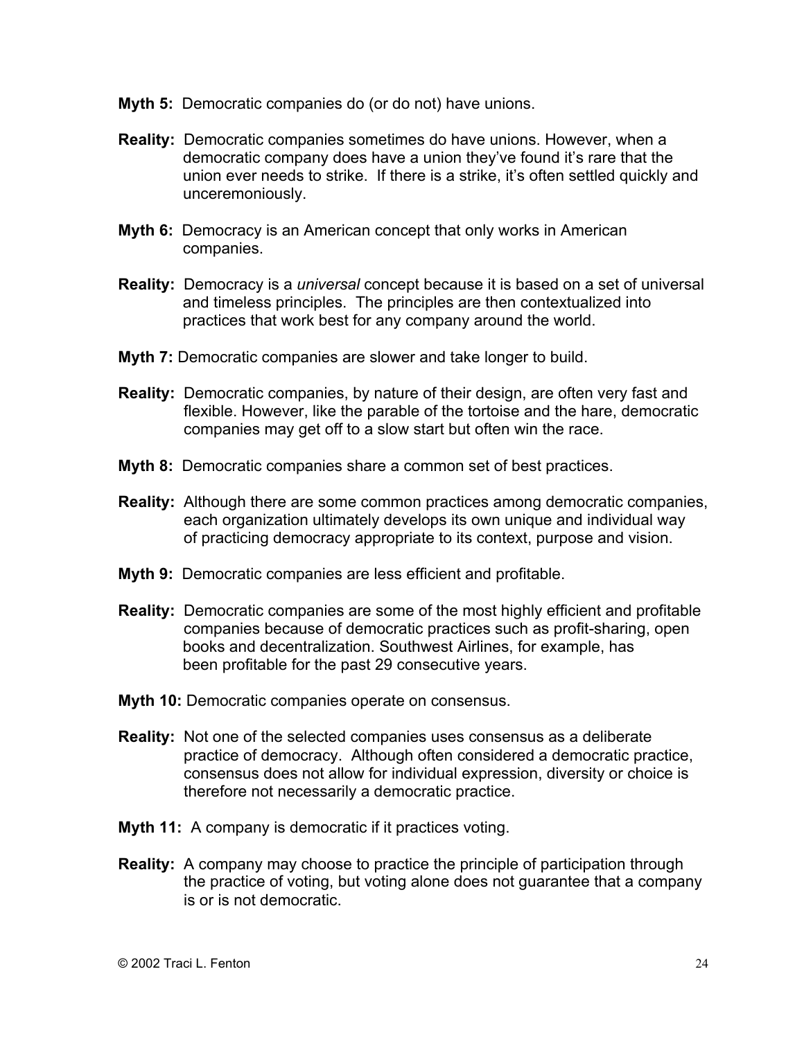**Myth 5:** Democratic companies do (or do not) have unions.

**Reality:** Democratic companies sometimes do have unions. However, when a democratic company does have a union they've found it's rare that the union ever needs to strike. If there is a strike, it's often settled quickly and unceremoniously.

**Myth 6:** Democracy is an American concept that only works in American companies.

**Reality:** Democracy is a *universal* concept because it is based on a set of universal and timeless principles. The principles are then contextualized into practices that work best for any company around the world.

**Myth 7:** Democratic companies are slower and take longer to build.

**Reality:** Democratic companies, by nature of their design, are often very fast and flexible. However, like the parable of the tortoise and the hare, democratic companies may get off to a slow start but often win the race.

**Myth 8:** Democratic companies share a common set of best practices.

**Reality:** Although there are some common practices among democratic companies, each organization ultimately develops its own unique and individual way of practicing democracy appropriate to its context, purpose and vision.

**Myth 9:** Democratic companies are less efficient and profitable.

**Reality:** Democratic companies are some of the most highly efficient and profitable companies because of democratic practices such as profit-sharing, open books and decentralization. Southwest Airlines, for example, has been profitable for the past 29 consecutive years.

**Myth 10:** Democratic companies operate on consensus.

**Reality:** Not one of the selected companies uses consensus as a deliberate practice of democracy. Although often considered a democratic practice, consensus does not allow for individual expression, diversity or choice is therefore not necessarily a democratic practice.

**Myth 11:** A company is democratic if it practices voting.

**Reality:** A company may choose to practice the principle of participation through the practice of voting, but voting alone does not guarantee that a company is or is not democratic.

© 2002 Traci L. Fenton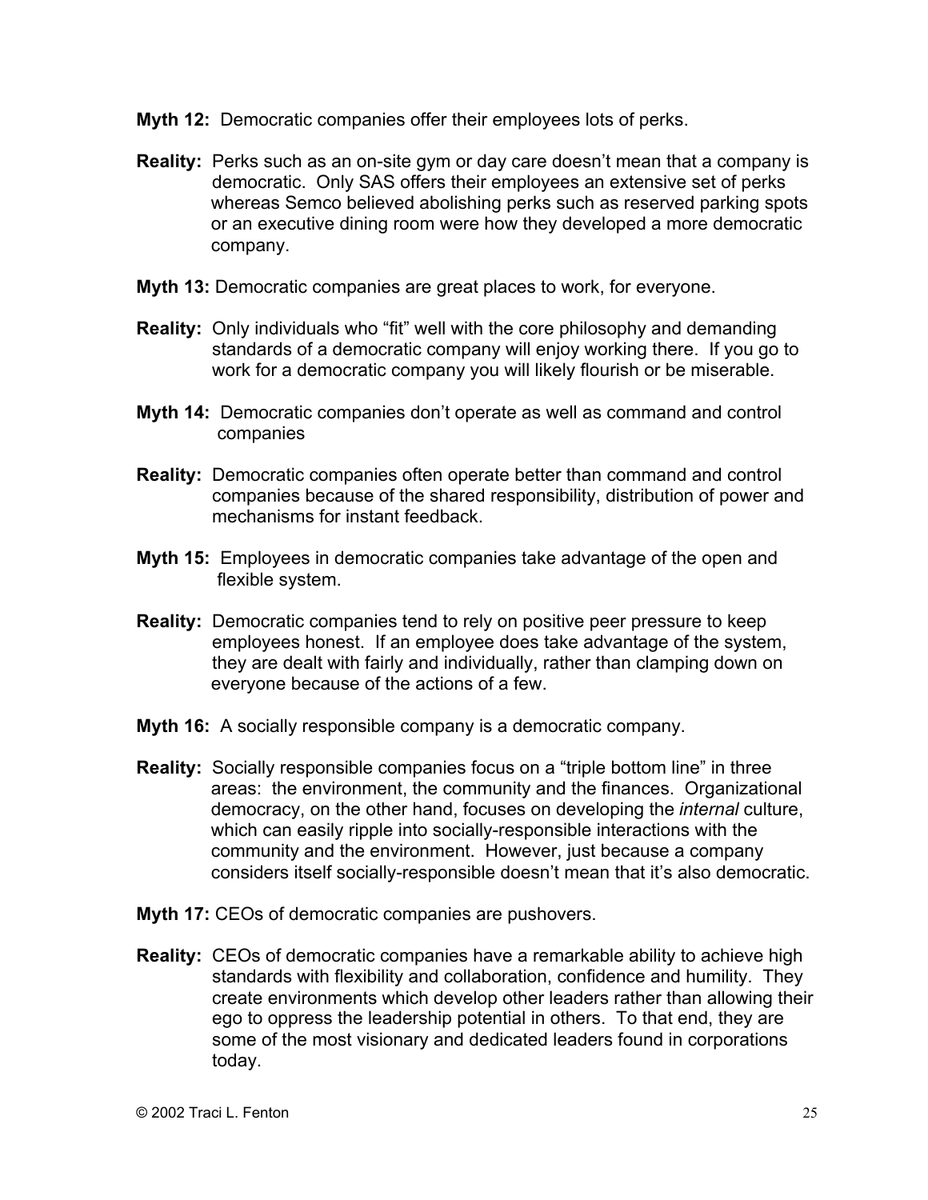**Myth 12:** Democratic companies offer their employees lots of perks.

**Reality:** Perks such as an on-site gym or day care doesn't mean that a company is democratic. Only SAS offers their employees an extensive set of perks whereas Semco believed abolishing perks such as reserved parking spots or an executive dining room were how they developed a more democratic company.

**Myth 13:** Democratic companies are great places to work, for everyone.

**Reality:** Only individuals who "fit" well with the core philosophy and demanding standards of a democratic company will enjoy working there. If you go to work for a democratic company you will likely flourish or be miserable.

**Myth 14:** Democratic companies don't operate as well as command and control companies

**Reality:** Democratic companies often operate better than command and control companies because of the shared responsibility, distribution of power and mechanisms for instant feedback.

**Myth 15:** Employees in democratic companies take advantage of the open and flexible system.

**Reality:** Democratic companies tend to rely on positive peer pressure to keep employees honest. If an employee does take advantage of the system, they are dealt with fairly and individually, rather than clamping down on everyone because of the actions of a few.

**Myth 16:** A socially responsible company is a democratic company.

**Reality:** Socially responsible companies focus on a "triple bottom line" in three areas: the environment, the community and the finances. Organizational democracy, on the other hand, focuses on developing the *internal* culture, which can easily ripple into socially-responsible interactions with the community and the environment. However, just because a company considers itself socially-responsible doesn't mean that it's also democratic.

**Myth 17:** CEOs of democratic companies are pushovers.

**Reality:** CEOs of democratic companies have a remarkable ability to achieve high standards with flexibility and collaboration, confidence and humility. They create environments which develop other leaders rather than allowing their ego to oppress the leadership potential in others. To that end, they are some of the most visionary and dedicated leaders found in corporations today.

© 2002 Traci L. Fenton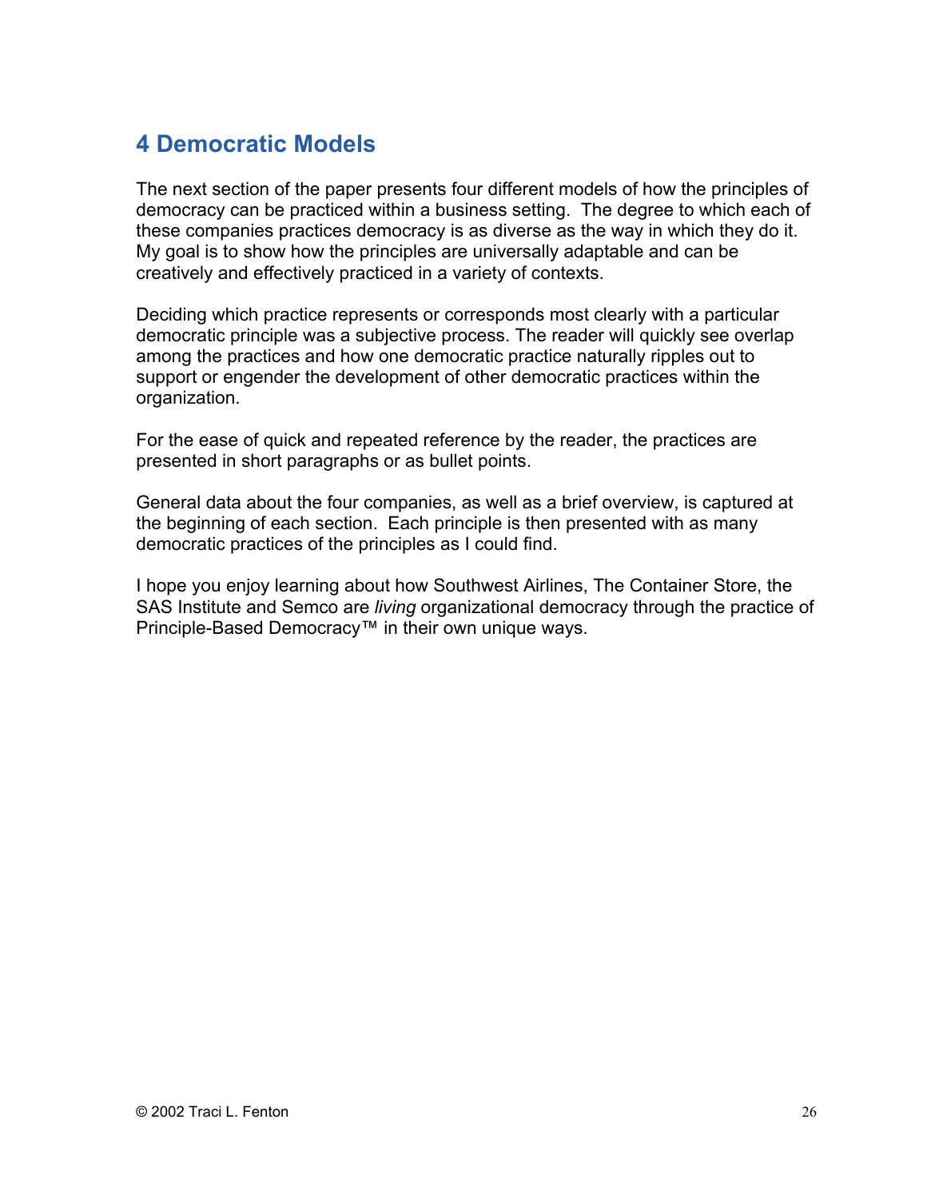# 4 Democratic Models

The next section of the paper presents four different models of how the principles of democracy can be practiced within a business setting. The degree to which each of these companies practices democracy is as diverse as the way in which they do it. My goal is to show how the principles are universally adaptable and can be creatively and effectively practiced in a variety of contexts.

Deciding which practice represents or corresponds most clearly with a particular democratic principle was a subjective process. The reader will quickly see overlap among the practices and how one democratic practice naturally ripples out to support or engender the development of other democratic practices within the organization.

For the ease of quick and repeated reference by the reader, the practices are presented in short paragraphs or as bullet points.

General data about the four companies, as well as a brief overview, is captured at the beginning of each section. Each principle is then presented with as many democratic practices of the principles as I could find.

I hope you enjoy learning about how Southwest Airlines, The Container Store, the SAS Institute and Semco are *living* organizational democracy through the practice of Principle-Based Democracy™ in their own unique ways.

© 2002 Traci L. Fenton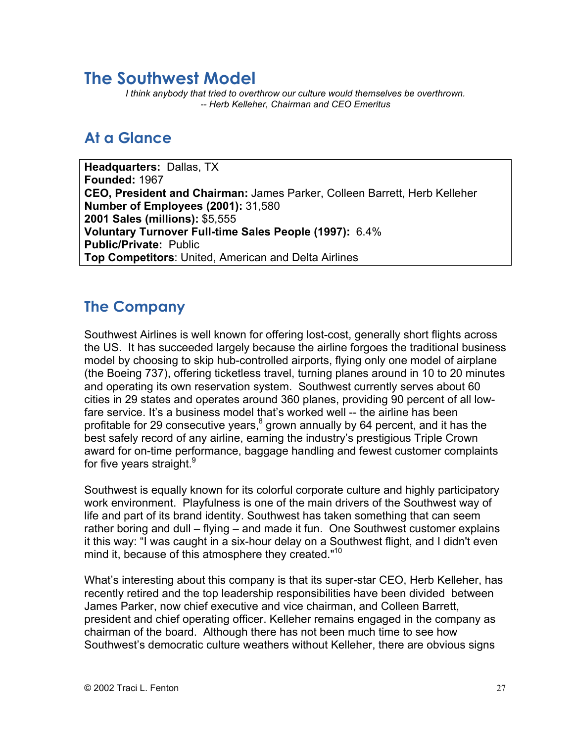# The Southwest Model

*I think anybody that tried to overthrow our culture would themselves be overthrown.*
*-- Herb Kelleher, Chairman and CEO Emeritus*

## At a Glance

**Headquarters:** Dallas, TX
**Founded:** 1967
**CEO, President and Chairman:** James Parker, Colleen Barrett, Herb Kelleher
**Number of Employees (2001):** 31,580
**2001 Sales (millions):** $5,555
**Voluntary Turnover Full-time Sales People (1997):** 6.4%
**Public/Private:** Public
**Top Competitors**: United, American and Delta Airlines

## The Company

Southwest Airlines is well known for offering lost-cost, generally short flights across the US. It has succeeded largely because the airline forgoes the traditional business model by choosing to skip hub-controlled airports, flying only one model of airplane (the Boeing 737), offering ticketless travel, turning planes around in 10 to 20 minutes and operating its own reservation system. Southwest currently serves about 60 cities in 29 states and operates around 360 planes, providing 90 percent of all low-fare service. It's a business model that's worked well -- the airline has been profitable for 29 consecutive years,[8] grown annually by 64 percent, and it has the best safely record of any airline, earning the industry's prestigious Triple Crown award for on-time performance, baggage handling and fewest customer complaints for five years straight.[9]

Southwest is equally known for its colorful corporate culture and highly participatory work environment. Playfulness is one of the main drivers of the Southwest way of life and part of its brand identity. Southwest has taken something that can seem rather boring and dull – flying – and made it fun. One Southwest customer explains it this way: "I was caught in a six-hour delay on a Southwest flight, and I didn't even mind it, because of this atmosphere they created."[10]

What's interesting about this company is that its super-star CEO, Herb Kelleher, has recently retired and the top leadership responsibilities have been divided between James Parker, now chief executive and vice chairman, and Colleen Barrett, president and chief operating officer. Kelleher remains engaged in the company as chairman of the board. Although there has not been much time to see how Southwest's democratic culture weathers without Kelleher, there are obvious signs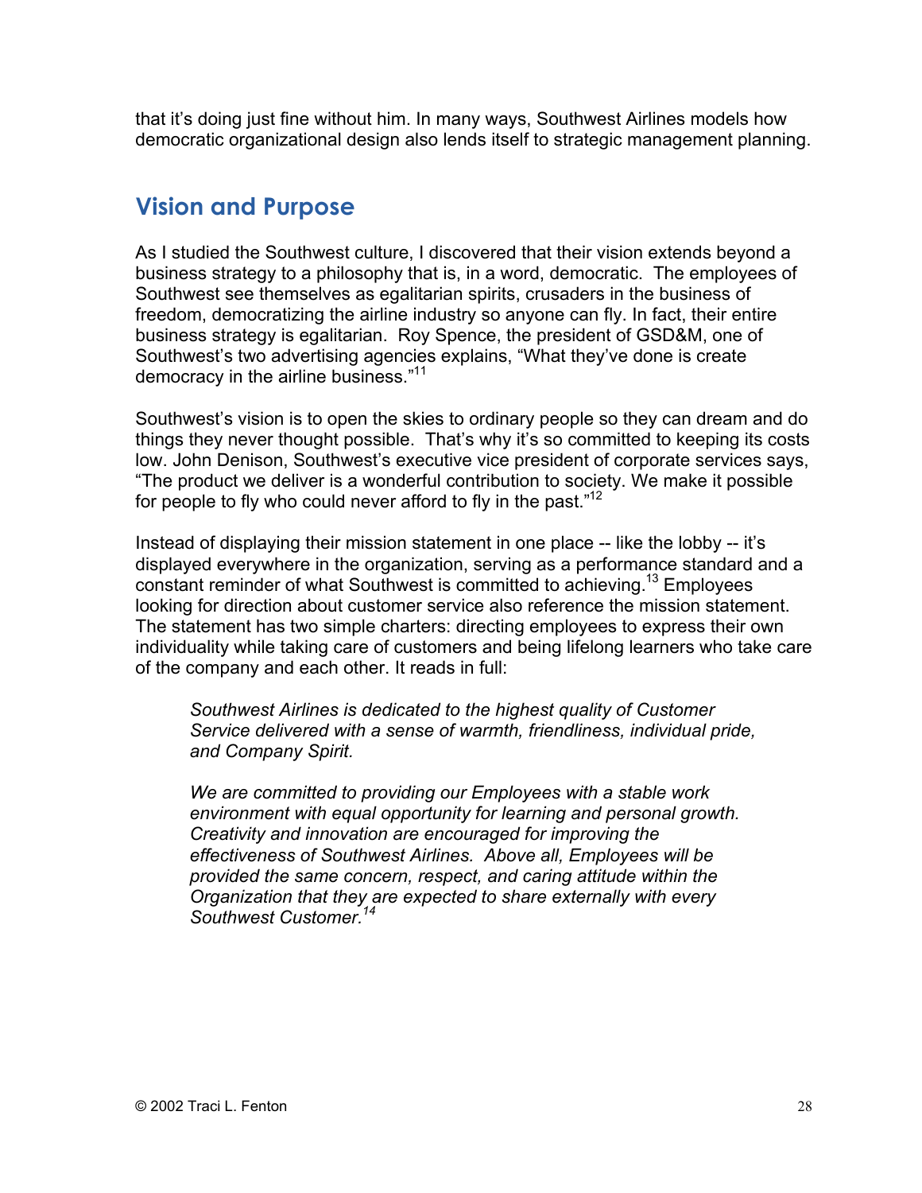that it's doing just fine without him. In many ways, Southwest Airlines models how democratic organizational design also lends itself to strategic management planning.

## Vision and Purpose

As I studied the Southwest culture, I discovered that their vision extends beyond a business strategy to a philosophy that is, in a word, democratic. The employees of Southwest see themselves as egalitarian spirits, crusaders in the business of freedom, democratizing the airline industry so anyone can fly. In fact, their entire business strategy is egalitarian. Roy Spence, the president of GSD&M, one of Southwest's two advertising agencies explains, "What they've done is create democracy in the airline business."[11]

Southwest's vision is to open the skies to ordinary people so they can dream and do things they never thought possible. That's why it's so committed to keeping its costs low. John Denison, Southwest's executive vice president of corporate services says, "The product we deliver is a wonderful contribution to society. We make it possible for people to fly who could never afford to fly in the past."[12]

Instead of displaying their mission statement in one place -- like the lobby -- it's displayed everywhere in the organization, serving as a performance standard and a constant reminder of what Southwest is committed to achieving.[13] Employees looking for direction about customer service also reference the mission statement. The statement has two simple charters: directing employees to express their own individuality while taking care of customers and being lifelong learners who take care of the company and each other. It reads in full:

> *Southwest Airlines is dedicated to the highest quality of Customer Service delivered with a sense of warmth, friendliness, individual pride, and Company Spirit.*
>
> *We are committed to providing our Employees with a stable work environment with equal opportunity for learning and personal growth. Creativity and innovation are encouraged for improving the effectiveness of Southwest Airlines. Above all, Employees will be provided the same concern, respect, and caring attitude within the Organization that they are expected to share externally with every Southwest Customer.*[14]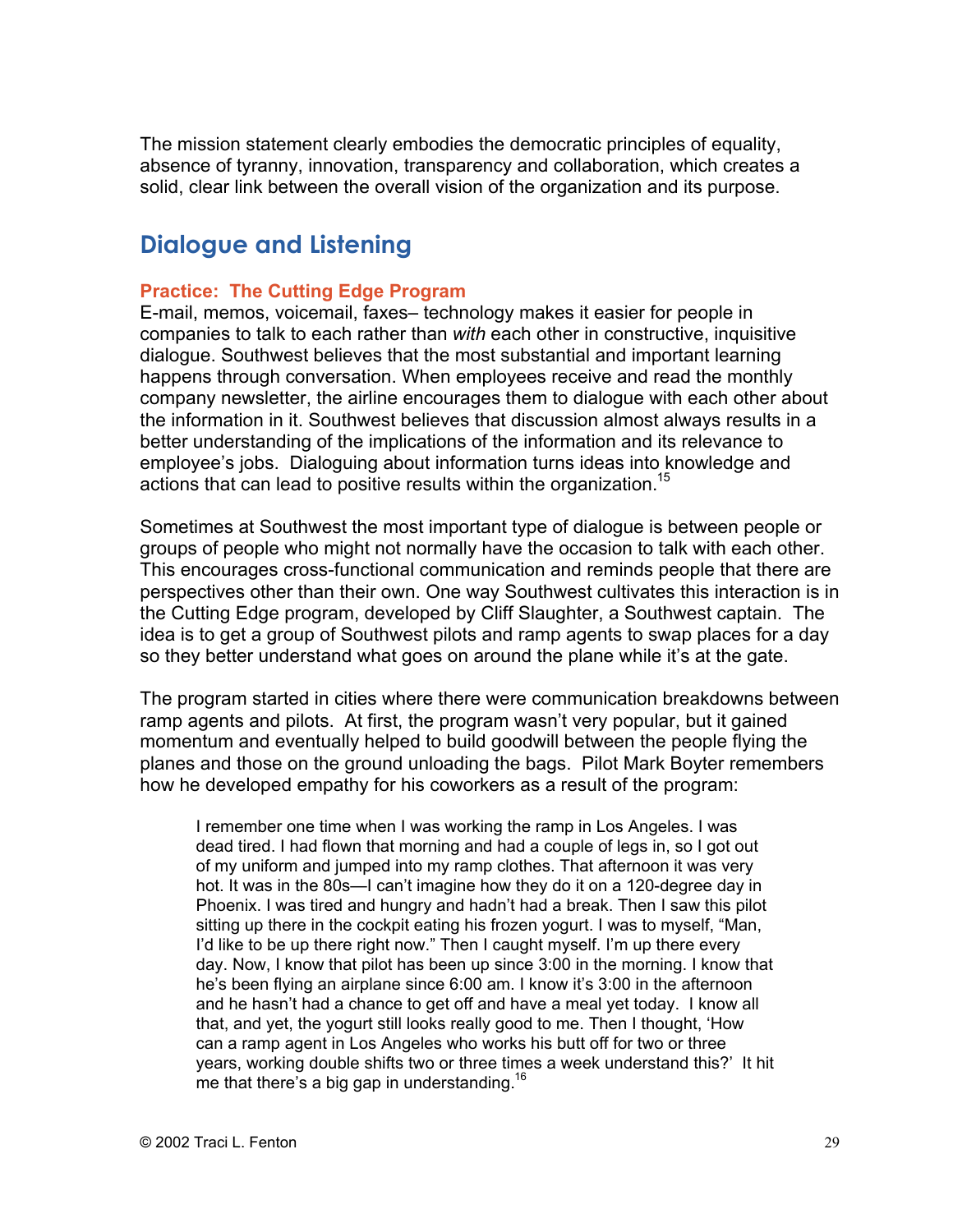The mission statement clearly embodies the democratic principles of equality, absence of tyranny, innovation, transparency and collaboration, which creates a solid, clear link between the overall vision of the organization and its purpose.

## Dialogue and Listening

### Practice: The Cutting Edge Program

E-mail, memos, voicemail, faxes– technology makes it easier for people in companies to talk to each rather than *with* each other in constructive, inquisitive dialogue. Southwest believes that the most substantial and important learning happens through conversation. When employees receive and read the monthly company newsletter, the airline encourages them to dialogue with each other about the information in it. Southwest believes that discussion almost always results in a better understanding of the implications of the information and its relevance to employee's jobs. Dialoguing about information turns ideas into knowledge and actions that can lead to positive results within the organization.[15]

Sometimes at Southwest the most important type of dialogue is between people or groups of people who might not normally have the occasion to talk with each other. This encourages cross-functional communication and reminds people that there are perspectives other than their own. One way Southwest cultivates this interaction is in the Cutting Edge program, developed by Cliff Slaughter, a Southwest captain. The idea is to get a group of Southwest pilots and ramp agents to swap places for a day so they better understand what goes on around the plane while it's at the gate.

The program started in cities where there were communication breakdowns between ramp agents and pilots. At first, the program wasn't very popular, but it gained momentum and eventually helped to build goodwill between the people flying the planes and those on the ground unloading the bags. Pilot Mark Boyter remembers how he developed empathy for his coworkers as a result of the program:

> I remember one time when I was working the ramp in Los Angeles. I was dead tired. I had flown that morning and had a couple of legs in, so I got out of my uniform and jumped into my ramp clothes. That afternoon it was very hot. It was in the 80s—I can't imagine how they do it on a 120-degree day in Phoenix. I was tired and hungry and hadn't had a break. Then I saw this pilot sitting up there in the cockpit eating his frozen yogurt. I was to myself, "Man, I'd like to be up there right now." Then I caught myself. I'm up there every day. Now, I know that pilot has been up since 3:00 in the morning. I know that he's been flying an airplane since 6:00 am. I know it's 3:00 in the afternoon and he hasn't had a chance to get off and have a meal yet today. I know all that, and yet, the yogurt still looks really good to me. Then I thought, 'How can a ramp agent in Los Angeles who works his butt off for two or three years, working double shifts two or three times a week understand this?' It hit me that there's a big gap in understanding.[16]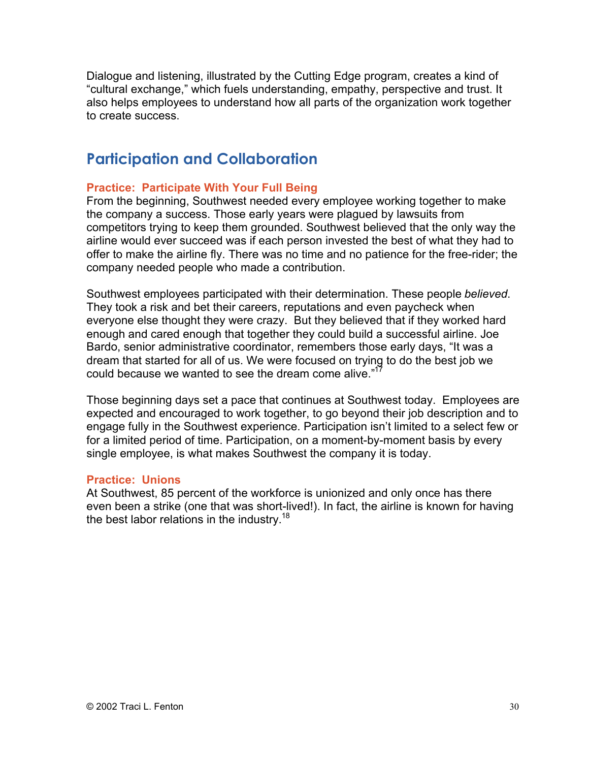Dialogue and listening, illustrated by the Cutting Edge program, creates a kind of "cultural exchange," which fuels understanding, empathy, perspective and trust. It also helps employees to understand how all parts of the organization work together to create success.

## Participation and Collaboration

### Practice: Participate With Your Full Being

From the beginning, Southwest needed every employee working together to make the company a success. Those early years were plagued by lawsuits from competitors trying to keep them grounded. Southwest believed that the only way the airline would ever succeed was if each person invested the best of what they had to offer to make the airline fly. There was no time and no patience for the free-rider; the company needed people who made a contribution.

Southwest employees participated with their determination. These people *believed*. They took a risk and bet their careers, reputations and even paycheck when everyone else thought they were crazy. But they believed that if they worked hard enough and cared enough that together they could build a successful airline. Joe Bardo, senior administrative coordinator, remembers those early days, "It was a dream that started for all of us. We were focused on trying to do the best job we could because we wanted to see the dream come alive."[17]

Those beginning days set a pace that continues at Southwest today. Employees are expected and encouraged to work together, to go beyond their job description and to engage fully in the Southwest experience. Participation isn't limited to a select few or for a limited period of time. Participation, on a moment-by-moment basis by every single employee, is what makes Southwest the company it is today.

### Practice: Unions

At Southwest, 85 percent of the workforce is unionized and only once has there even been a strike (one that was short-lived!). In fact, the airline is known for having the best labor relations in the industry.[18]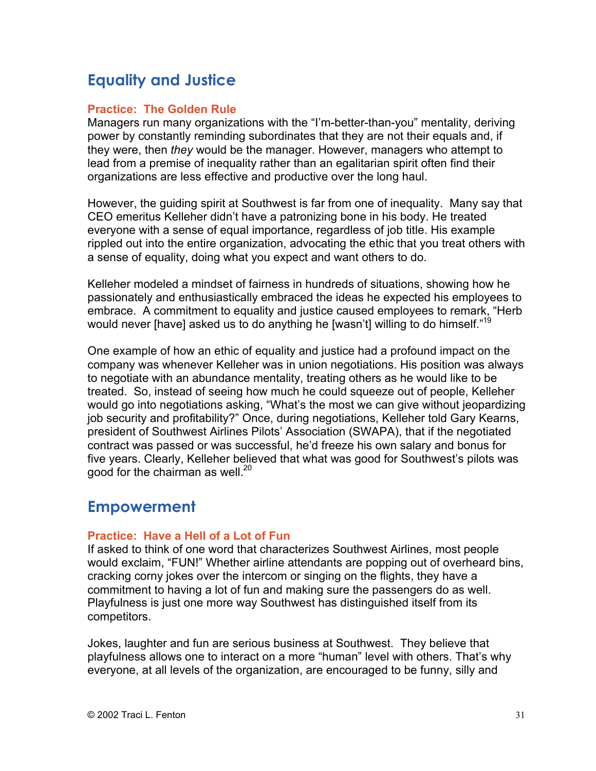## Equality and Justice

### Practice: The Golden Rule

Managers run many organizations with the "I'm-better-than-you" mentality, deriving power by constantly reminding subordinates that they are not their equals and, if they were, then *they* would be the manager. However, managers who attempt to lead from a premise of inequality rather than an egalitarian spirit often find their organizations are less effective and productive over the long haul.

However, the guiding spirit at Southwest is far from one of inequality. Many say that CEO emeritus Kelleher didn't have a patronizing bone in his body. He treated everyone with a sense of equal importance, regardless of job title. His example rippled out into the entire organization, advocating the ethic that you treat others with a sense of equality, doing what you expect and want others to do.

Kelleher modeled a mindset of fairness in hundreds of situations, showing how he passionately and enthusiastically embraced the ideas he expected his employees to embrace. A commitment to equality and justice caused employees to remark, "Herb would never [have] asked us to do anything he [wasn't] willing to do himself."[19]

One example of how an ethic of equality and justice had a profound impact on the company was whenever Kelleher was in union negotiations. His position was always to negotiate with an abundance mentality, treating others as he would like to be treated. So, instead of seeing how much he could squeeze out of people, Kelleher would go into negotiations asking, "What's the most we can give without jeopardizing job security and profitability?" Once, during negotiations, Kelleher told Gary Kearns, president of Southwest Airlines Pilots' Association (SWAPA), that if the negotiated contract was passed or was successful, he'd freeze his own salary and bonus for five years. Clearly, Kelleher believed that what was good for Southwest's pilots was good for the chairman as well.[20]

## Empowerment

### Practice: Have a Hell of a Lot of Fun

If asked to think of one word that characterizes Southwest Airlines, most people would exclaim, "FUN!" Whether airline attendants are popping out of overheard bins, cracking corny jokes over the intercom or singing on the flights, they have a commitment to having a lot of fun and making sure the passengers do as well. Playfulness is just one more way Southwest has distinguished itself from its competitors.

Jokes, laughter and fun are serious business at Southwest. They believe that playfulness allows one to interact on a more "human" level with others. That's why everyone, at all levels of the organization, are encouraged to be funny, silly and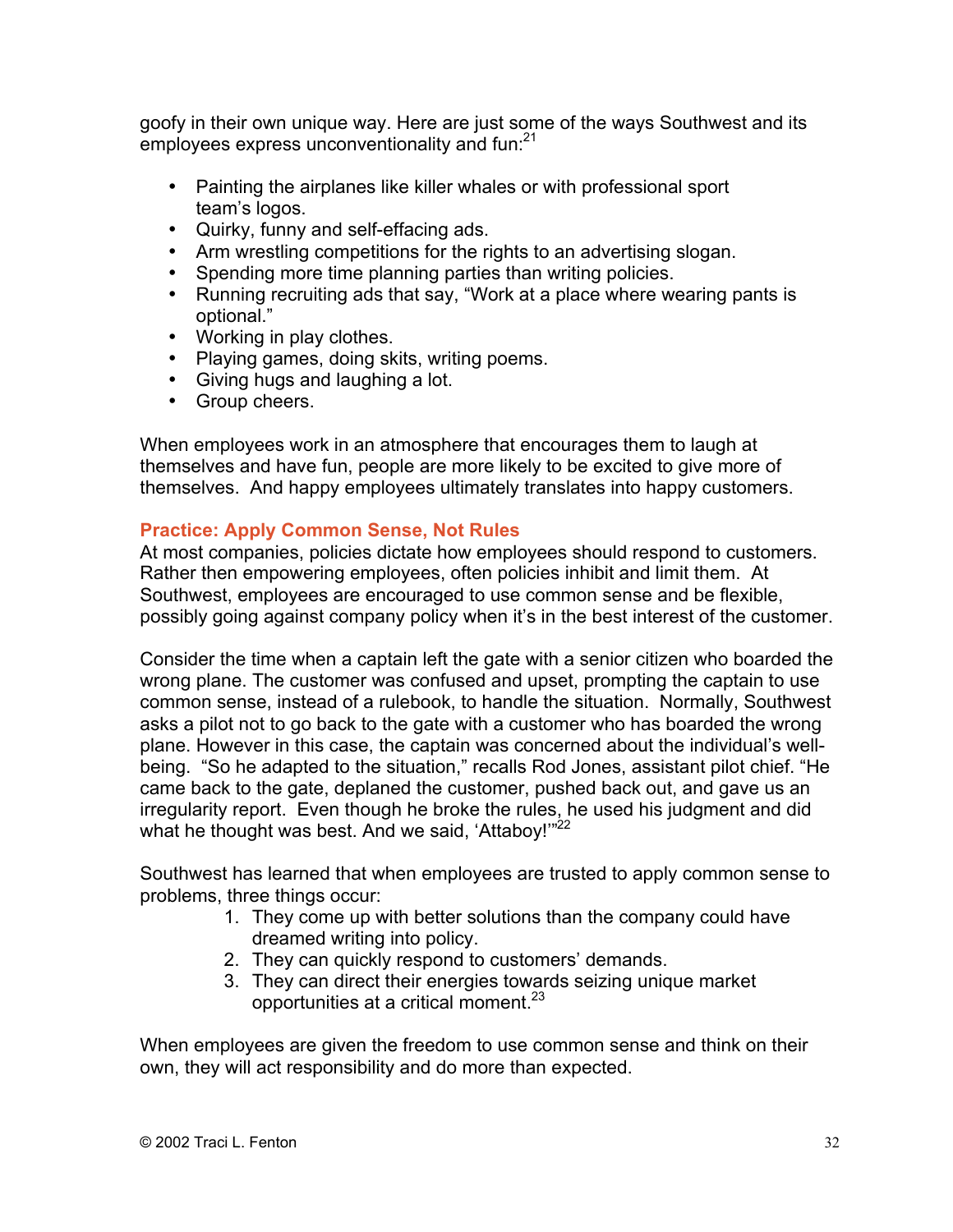goofy in their own unique way. Here are just some of the ways Southwest and its employees express unconventionality and fun:[21]

- Painting the airplanes like killer whales or with professional sport team's logos.
- Quirky, funny and self-effacing ads.
- Arm wrestling competitions for the rights to an advertising slogan.
- Spending more time planning parties than writing policies.
- Running recruiting ads that say, "Work at a place where wearing pants is optional."
- Working in play clothes.
- Playing games, doing skits, writing poems.
- Giving hugs and laughing a lot.
- Group cheers.

When employees work in an atmosphere that encourages them to laugh at themselves and have fun, people are more likely to be excited to give more of themselves. And happy employees ultimately translates into happy customers.

### Practice: Apply Common Sense, Not Rules

At most companies, policies dictate how employees should respond to customers. Rather then empowering employees, often policies inhibit and limit them. At Southwest, employees are encouraged to use common sense and be flexible, possibly going against company policy when it's in the best interest of the customer.

Consider the time when a captain left the gate with a senior citizen who boarded the wrong plane. The customer was confused and upset, prompting the captain to use common sense, instead of a rulebook, to handle the situation. Normally, Southwest asks a pilot not to go back to the gate with a customer who has boarded the wrong plane. However in this case, the captain was concerned about the individual's well-being. "So he adapted to the situation," recalls Rod Jones, assistant pilot chief. "He came back to the gate, deplaned the customer, pushed back out, and gave us an irregularity report. Even though he broke the rules, he used his judgment and did what he thought was best. And we said, 'Attaboy!'"[22]

Southwest has learned that when employees are trusted to apply common sense to problems, three things occur:

1. They come up with better solutions than the company could have dreamed writing into policy.
2. They can quickly respond to customers' demands.
3. They can direct their energies towards seizing unique market opportunities at a critical moment.[23]

When employees are given the freedom to use common sense and think on their own, they will act responsibility and do more than expected.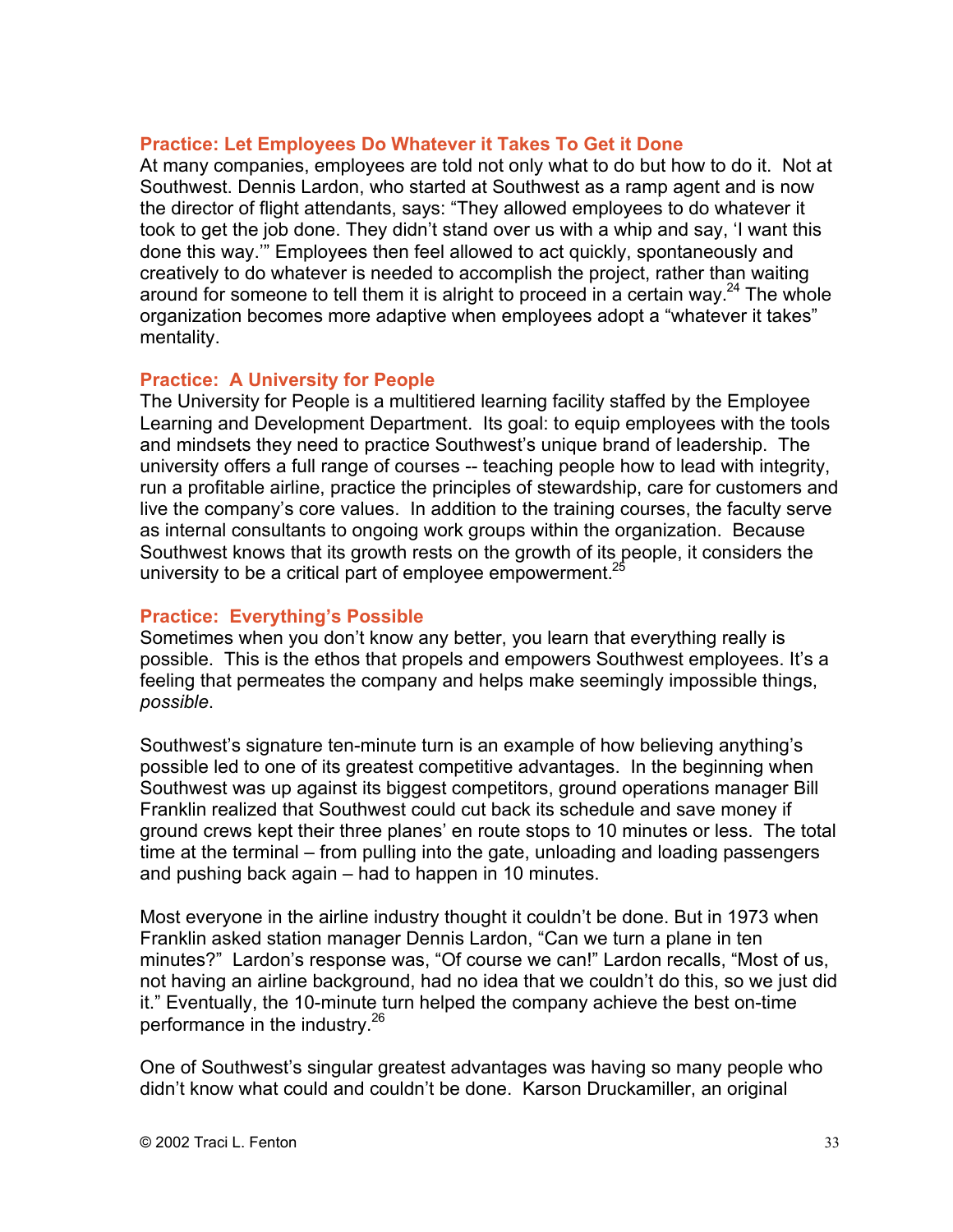### Practice: Let Employees Do Whatever it Takes To Get it Done

At many companies, employees are told not only what to do but how to do it. Not at Southwest. Dennis Lardon, who started at Southwest as a ramp agent and is now the director of flight attendants, says: "They allowed employees to do whatever it took to get the job done. They didn't stand over us with a whip and say, 'I want this done this way.'" Employees then feel allowed to act quickly, spontaneously and creatively to do whatever is needed to accomplish the project, rather than waiting around for someone to tell them it is alright to proceed in a certain way.[24] The whole organization becomes more adaptive when employees adopt a "whatever it takes" mentality.

### Practice: A University for People

The University for People is a multitiered learning facility staffed by the Employee Learning and Development Department. Its goal: to equip employees with the tools and mindsets they need to practice Southwest's unique brand of leadership. The university offers a full range of courses -- teaching people how to lead with integrity, run a profitable airline, practice the principles of stewardship, care for customers and live the company's core values. In addition to the training courses, the faculty serve as internal consultants to ongoing work groups within the organization. Because Southwest knows that its growth rests on the growth of its people, it considers the university to be a critical part of employee empowerment.[25]

### Practice: Everything's Possible

Sometimes when you don't know any better, you learn that everything really is possible. This is the ethos that propels and empowers Southwest employees. It's a feeling that permeates the company and helps make seemingly impossible things, *possible*.

Southwest's signature ten-minute turn is an example of how believing anything's possible led to one of its greatest competitive advantages. In the beginning when Southwest was up against its biggest competitors, ground operations manager Bill Franklin realized that Southwest could cut back its schedule and save money if ground crews kept their three planes' en route stops to 10 minutes or less. The total time at the terminal – from pulling into the gate, unloading and loading passengers and pushing back again – had to happen in 10 minutes.

Most everyone in the airline industry thought it couldn't be done. But in 1973 when Franklin asked station manager Dennis Lardon, "Can we turn a plane in ten minutes?" Lardon's response was, "Of course we can!" Lardon recalls, "Most of us, not having an airline background, had no idea that we couldn't do this, so we just did it." Eventually, the 10-minute turn helped the company achieve the best on-time performance in the industry.[26]

One of Southwest's singular greatest advantages was having so many people who didn't know what could and couldn't be done. Karson Druckamiller, an original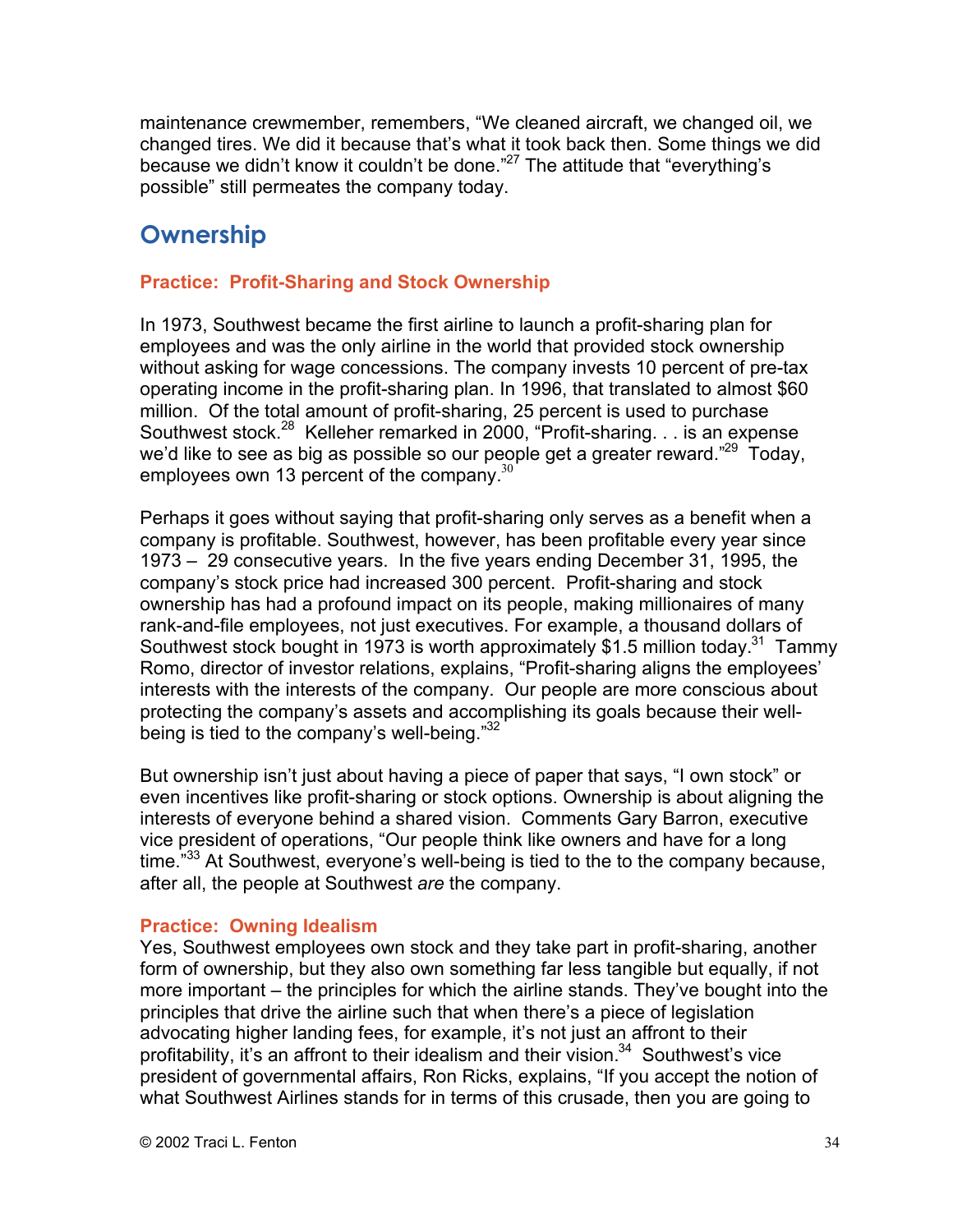maintenance crewmember, remembers, "We cleaned aircraft, we changed oil, we changed tires. We did it because that's what it took back then. Some things we did because we didn't know it couldn't be done."[27] The attitude that "everything's possible" still permeates the company today.

## Ownership

### Practice: Profit-Sharing and Stock Ownership

In 1973, Southwest became the first airline to launch a profit-sharing plan for employees and was the only airline in the world that provided stock ownership without asking for wage concessions. The company invests 10 percent of pre-tax operating income in the profit-sharing plan. In 1996, that translated to almost $60 million. Of the total amount of profit-sharing, 25 percent is used to purchase Southwest stock.[28] Kelleher remarked in 2000, "Profit-sharing. . . is an expense we'd like to see as big as possible so our people get a greater reward."[29] Today, employees own 13 percent of the company.[30]

Perhaps it goes without saying that profit-sharing only serves as a benefit when a company is profitable. Southwest, however, has been profitable every year since 1973 – 29 consecutive years. In the five years ending December 31, 1995, the company's stock price had increased 300 percent. Profit-sharing and stock ownership has had a profound impact on its people, making millionaires of many rank-and-file employees, not just executives. For example, a thousand dollars of Southwest stock bought in 1973 is worth approximately $1.5 million today.[31] Tammy Romo, director of investor relations, explains, "Profit-sharing aligns the employees' interests with the interests of the company. Our people are more conscious about protecting the company's assets and accomplishing its goals because their well-being is tied to the company's well-being."[32]

But ownership isn't just about having a piece of paper that says, "I own stock" or even incentives like profit-sharing or stock options. Ownership is about aligning the interests of everyone behind a shared vision. Comments Gary Barron, executive vice president of operations, "Our people think like owners and have for a long time."[33] At Southwest, everyone's well-being is tied to the to the company because, after all, the people at Southwest *are* the company.

### Practice: Owning Idealism

Yes, Southwest employees own stock and they take part in profit-sharing, another form of ownership, but they also own something far less tangible but equally, if not more important – the principles for which the airline stands. They've bought into the principles that drive the airline such that when there's a piece of legislation advocating higher landing fees, for example, it's not just an affront to their profitability, it's an affront to their idealism and their vision.[34] Southwest's vice president of governmental affairs, Ron Ricks, explains, "If you accept the notion of what Southwest Airlines stands for in terms of this crusade, then you are going to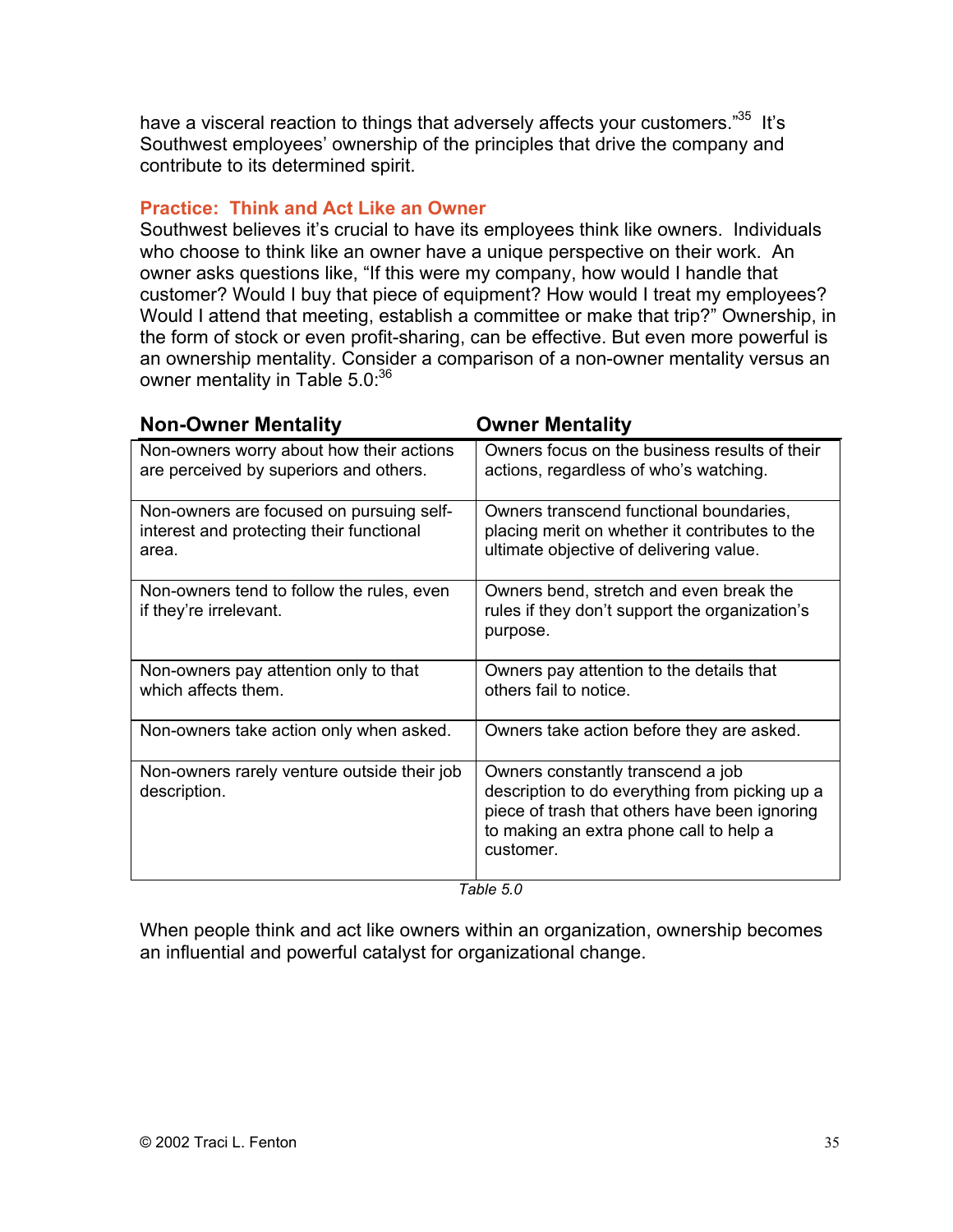have a visceral reaction to things that adversely affects your customers."[35] It's Southwest employees' ownership of the principles that drive the company and contribute to its determined spirit.

### Practice: Think and Act Like an Owner

Southwest believes it's crucial to have its employees think like owners. Individuals who choose to think like an owner have a unique perspective on their work. An owner asks questions like, "If this were my company, how would I handle that customer? Would I buy that piece of equipment? How would I treat my employees? Would I attend that meeting, establish a committee or make that trip?" Ownership, in the form of stock or even profit-sharing, can be effective. But even more powerful is an ownership mentality. Consider a comparison of a non-owner mentality versus an owner mentality in Table 5.0:[36]

| Non-Owner Mentality | Owner Mentality |
|---|---|
| Non-owners worry about how their actions are perceived by superiors and others. | Owners focus on the business results of their actions, regardless of who's watching. |
| Non-owners are focused on pursuing self-interest and protecting their functional area. | Owners transcend functional boundaries, placing merit on whether it contributes to the ultimate objective of delivering value. |
| Non-owners tend to follow the rules, even if they're irrelevant. | Owners bend, stretch and even break the rules if they don't support the organization's purpose. |
| Non-owners pay attention only to that which affects them. | Owners pay attention to the details that others fail to notice. |
| Non-owners take action only when asked. | Owners take action before they are asked. |
| Non-owners rarely venture outside their job description. | Owners constantly transcend a job description to do everything from picking up a piece of trash that others have been ignoring to making an extra phone call to help a customer. |

*Table 5.0*

When people think and act like owners within an organization, ownership becomes an influential and powerful catalyst for organizational change.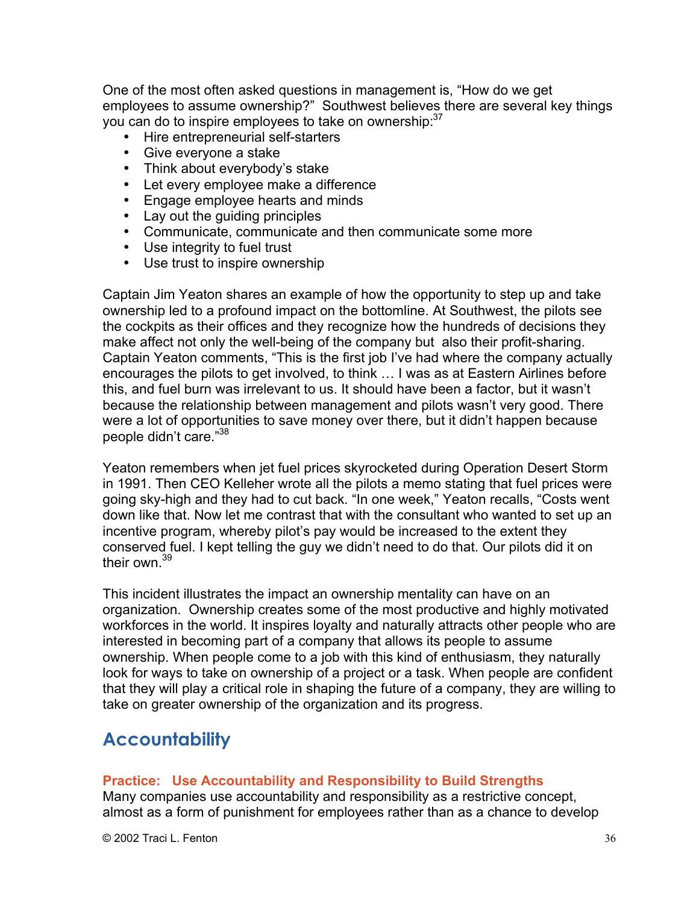One of the most often asked questions in management is, "How do we get employees to assume ownership?" Southwest believes there are several key things you can do to inspire employees to take on ownership:[37]

- Hire entrepreneurial self-starters
- Give everyone a stake
- Think about everybody's stake
- Let every employee make a difference
- Engage employee hearts and minds
- Lay out the guiding principles
- Communicate, communicate and then communicate some more
- Use integrity to fuel trust
- Use trust to inspire ownership

Captain Jim Yeaton shares an example of how the opportunity to step up and take ownership led to a profound impact on the bottomline. At Southwest, the pilots see the cockpits as their offices and they recognize how the hundreds of decisions they make affect not only the well-being of the company but also their profit-sharing. Captain Yeaton comments, "This is the first job I've had where the company actually encourages the pilots to get involved, to think … I was as at Eastern Airlines before this, and fuel burn was irrelevant to us. It should have been a factor, but it wasn't because the relationship between management and pilots wasn't very good. There were a lot of opportunities to save money over there, but it didn't happen because people didn't care."[38]

Yeaton remembers when jet fuel prices skyrocketed during Operation Desert Storm in 1991. Then CEO Kelleher wrote all the pilots a memo stating that fuel prices were going sky-high and they had to cut back. "In one week," Yeaton recalls, "Costs went down like that. Now let me contrast that with the consultant who wanted to set up an incentive program, whereby pilot's pay would be increased to the extent they conserved fuel. I kept telling the guy we didn't need to do that. Our pilots did it on their own.[39]

This incident illustrates the impact an ownership mentality can have on an organization. Ownership creates some of the most productive and highly motivated workforces in the world. It inspires loyalty and naturally attracts other people who are interested in becoming part of a company that allows its people to assume ownership. When people come to a job with this kind of enthusiasm, they naturally look for ways to take on ownership of a project or a task. When people are confident that they will play a critical role in shaping the future of a company, they are willing to take on greater ownership of the organization and its progress.

## Accountability

**Practice: Use Accountability and Responsibility to Build Strengths**

Many companies use accountability and responsibility as a restrictive concept, almost as a form of punishment for employees rather than as a chance to develop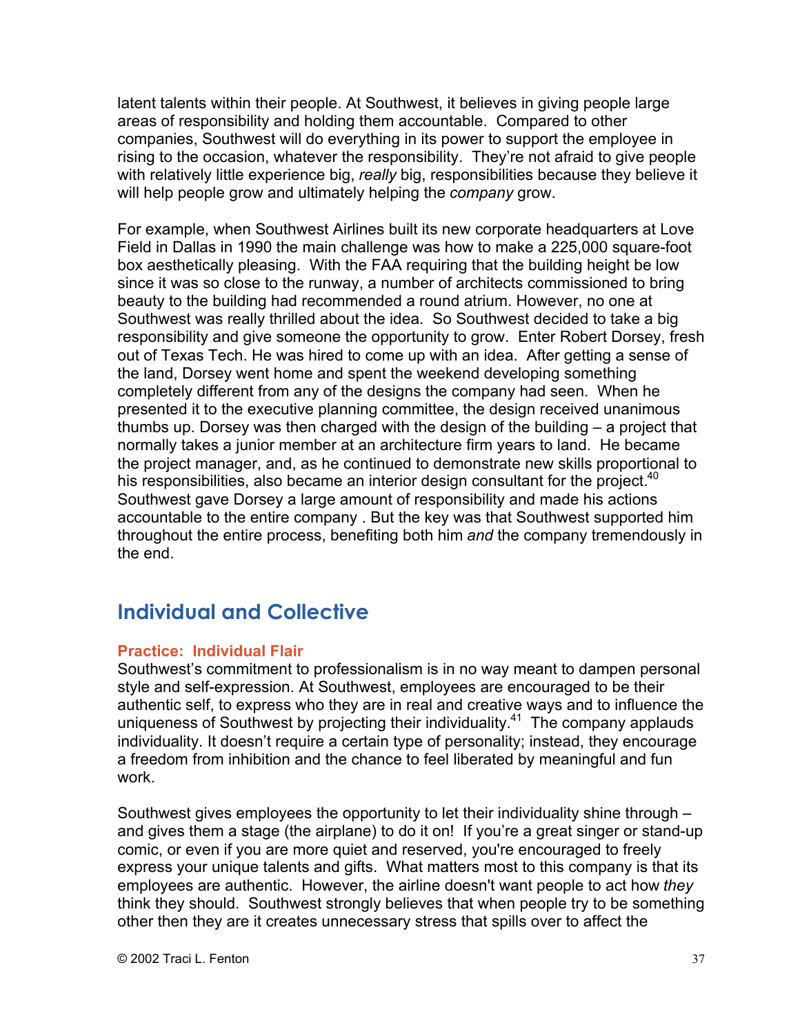latent talents within their people. At Southwest, it believes in giving people large areas of responsibility and holding them accountable. Compared to other companies, Southwest will do everything in its power to support the employee in rising to the occasion, whatever the responsibility. They're not afraid to give people with relatively little experience big, *really* big, responsibilities because they believe it will help people grow and ultimately helping the *company* grow.

For example, when Southwest Airlines built its new corporate headquarters at Love Field in Dallas in 1990 the main challenge was how to make a 225,000 square-foot box aesthetically pleasing. With the FAA requiring that the building height be low since it was so close to the runway, a number of architects commissioned to bring beauty to the building had recommended a round atrium. However, no one at Southwest was really thrilled about the idea. So Southwest decided to take a big responsibility and give someone the opportunity to grow. Enter Robert Dorsey, fresh out of Texas Tech. He was hired to come up with an idea. After getting a sense of the land, Dorsey went home and spent the weekend developing something completely different from any of the designs the company had seen. When he presented it to the executive planning committee, the design received unanimous thumbs up. Dorsey was then charged with the design of the building – a project that normally takes a junior member at an architecture firm years to land. He became the project manager, and, as he continued to demonstrate new skills proportional to his responsibilities, also became an interior design consultant for the project.[40] Southwest gave Dorsey a large amount of responsibility and made his actions accountable to the entire company . But the key was that Southwest supported him throughout the entire process, benefiting both him *and* the company tremendously in the end.

## Individual and Collective

### Practice: Individual Flair

Southwest's commitment to professionalism is in no way meant to dampen personal style and self-expression. At Southwest, employees are encouraged to be their authentic self, to express who they are in real and creative ways and to influence the uniqueness of Southwest by projecting their individuality.[41] The company applauds individuality. It doesn't require a certain type of personality; instead, they encourage a freedom from inhibition and the chance to feel liberated by meaningful and fun work.

Southwest gives employees the opportunity to let their individuality shine through – and gives them a stage (the airplane) to do it on! If you're a great singer or stand-up comic, or even if you are more quiet and reserved, you're encouraged to freely express your unique talents and gifts. What matters most to this company is that its employees are authentic. However, the airline doesn't want people to act how *they* think they should. Southwest strongly believes that when people try to be something other then they are it creates unnecessary stress that spills over to affect the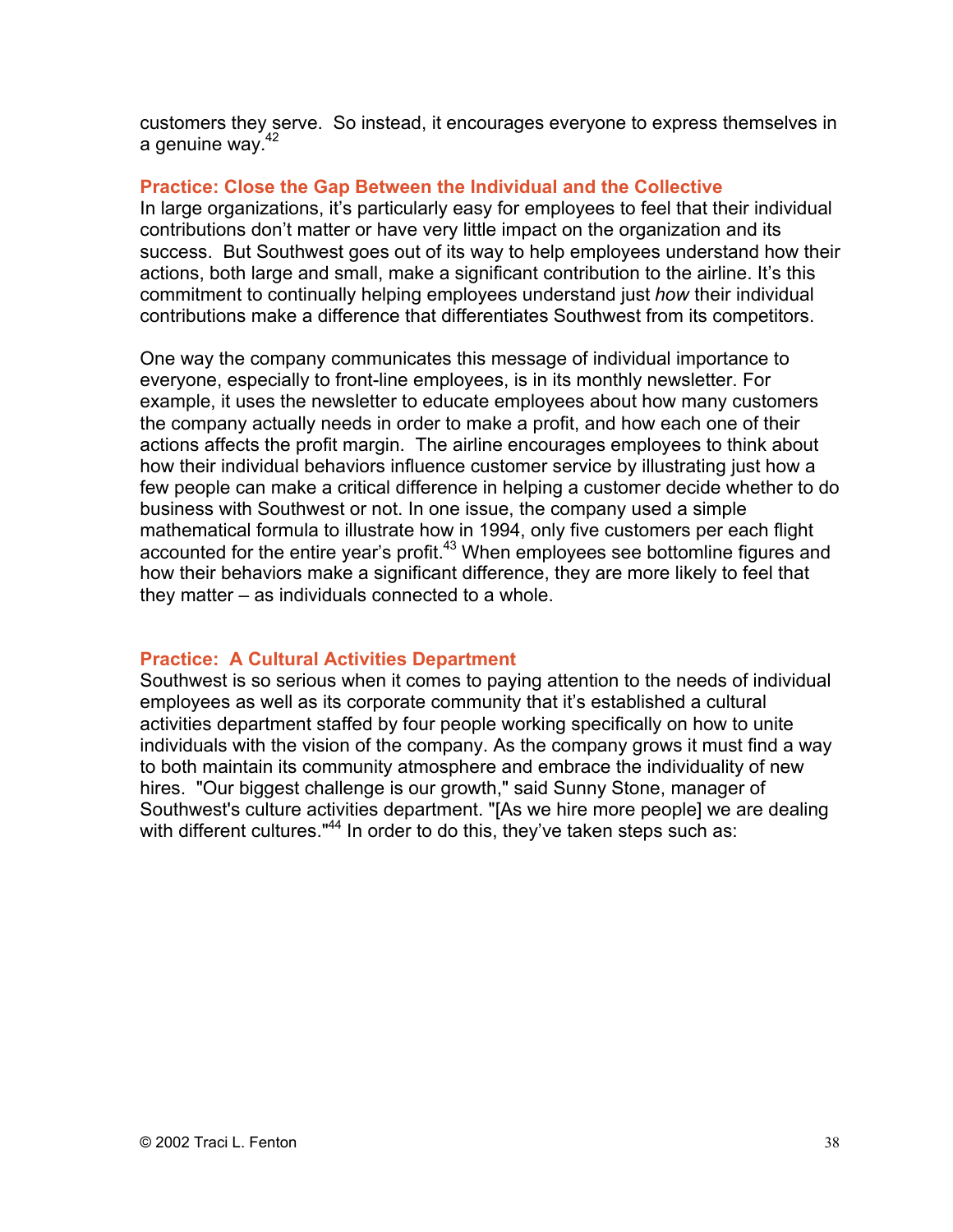customers they serve. So instead, it encourages everyone to express themselves in a genuine way.[42]

### Practice: Close the Gap Between the Individual and the Collective

In large organizations, it's particularly easy for employees to feel that their individual contributions don't matter or have very little impact on the organization and its success. But Southwest goes out of its way to help employees understand how their actions, both large and small, make a significant contribution to the airline. It's this commitment to continually helping employees understand just *how* their individual contributions make a difference that differentiates Southwest from its competitors.

One way the company communicates this message of individual importance to everyone, especially to front-line employees, is in its monthly newsletter. For example, it uses the newsletter to educate employees about how many customers the company actually needs in order to make a profit, and how each one of their actions affects the profit margin. The airline encourages employees to think about how their individual behaviors influence customer service by illustrating just how a few people can make a critical difference in helping a customer decide whether to do business with Southwest or not. In one issue, the company used a simple mathematical formula to illustrate how in 1994, only five customers per each flight accounted for the entire year's profit.[43] When employees see bottomline figures and how their behaviors make a significant difference, they are more likely to feel that they matter – as individuals connected to a whole.

### Practice: A Cultural Activities Department

Southwest is so serious when it comes to paying attention to the needs of individual employees as well as its corporate community that it's established a cultural activities department staffed by four people working specifically on how to unite individuals with the vision of the company. As the company grows it must find a way to both maintain its community atmosphere and embrace the individuality of new hires. "Our biggest challenge is our growth," said Sunny Stone, manager of Southwest's culture activities department. "[As we hire more people] we are dealing with different cultures."[44] In order to do this, they've taken steps such as: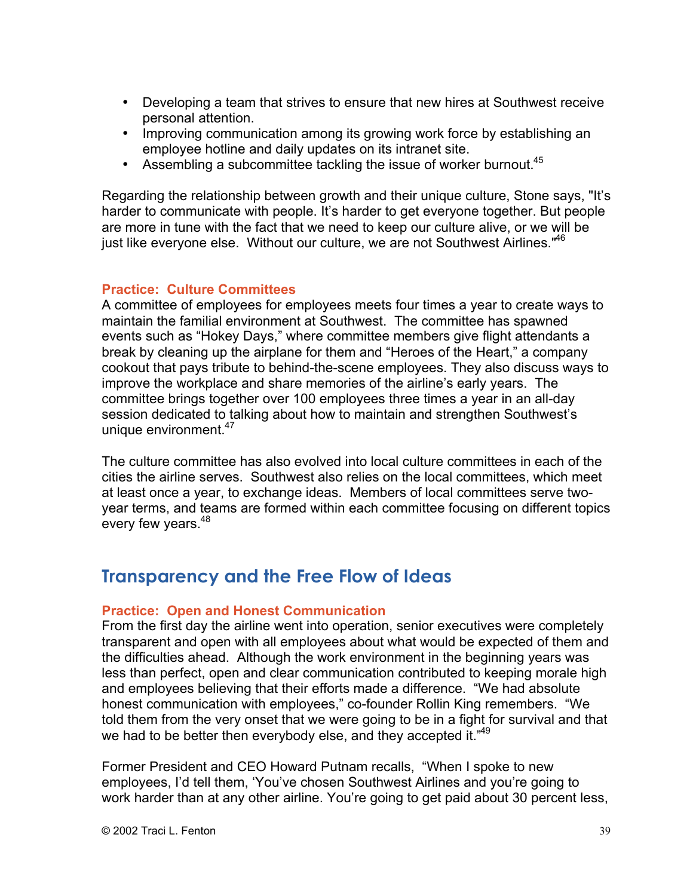- Developing a team that strives to ensure that new hires at Southwest receive personal attention.
- Improving communication among its growing work force by establishing an employee hotline and daily updates on its intranet site.
- Assembling a subcommittee tackling the issue of worker burnout.[45]

Regarding the relationship between growth and their unique culture, Stone says, "It's harder to communicate with people. It's harder to get everyone together. But people are more in tune with the fact that we need to keep our culture alive, or we will be just like everyone else. Without our culture, we are not Southwest Airlines."[46]

**Practice: Culture Committees**

A committee of employees for employees meets four times a year to create ways to maintain the familial environment at Southwest. The committee has spawned events such as "Hokey Days," where committee members give flight attendants a break by cleaning up the airplane for them and "Heroes of the Heart," a company cookout that pays tribute to behind-the-scene employees. They also discuss ways to improve the workplace and share memories of the airline's early years. The committee brings together over 100 employees three times a year in an all-day session dedicated to talking about how to maintain and strengthen Southwest's unique environment.[47]

The culture committee has also evolved into local culture committees in each of the cities the airline serves. Southwest also relies on the local committees, which meet at least once a year, to exchange ideas. Members of local committees serve two-year terms, and teams are formed within each committee focusing on different topics every few years.[48]

## Transparency and the Free Flow of Ideas

**Practice: Open and Honest Communication**

From the first day the airline went into operation, senior executives were completely transparent and open with all employees about what would be expected of them and the difficulties ahead. Although the work environment in the beginning years was less than perfect, open and clear communication contributed to keeping morale high and employees believing that their efforts made a difference. "We had absolute honest communication with employees," co-founder Rollin King remembers. "We told them from the very onset that we were going to be in a fight for survival and that we had to be better then everybody else, and they accepted it."[49]

Former President and CEO Howard Putnam recalls, "When I spoke to new employees, I'd tell them, 'You've chosen Southwest Airlines and you're going to work harder than at any other airline. You're going to get paid about 30 percent less,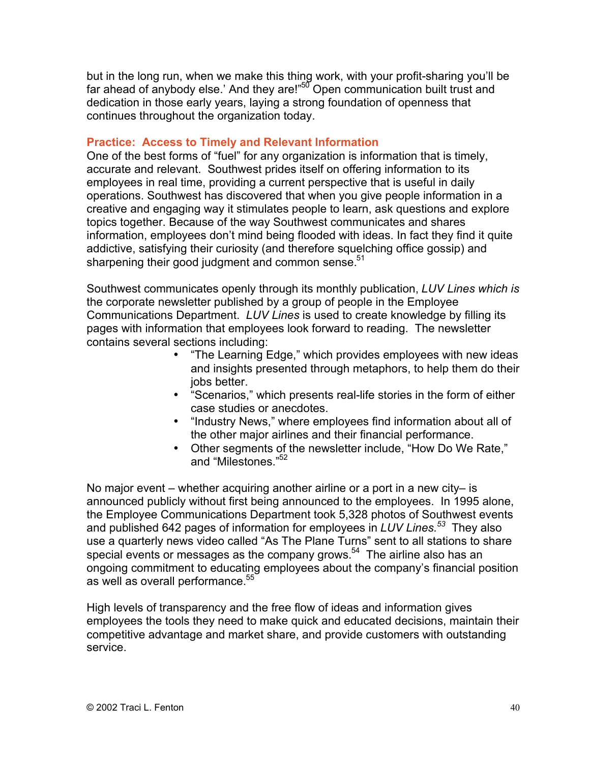but in the long run, when we make this thing work, with your profit-sharing you'll be far ahead of anybody else.' And they are!"[50] Open communication built trust and dedication in those early years, laying a strong foundation of openness that continues throughout the organization today.

### Practice: Access to Timely and Relevant Information

One of the best forms of "fuel" for any organization is information that is timely, accurate and relevant. Southwest prides itself on offering information to its employees in real time, providing a current perspective that is useful in daily operations. Southwest has discovered that when you give people information in a creative and engaging way it stimulates people to learn, ask questions and explore topics together. Because of the way Southwest communicates and shares information, employees don't mind being flooded with ideas. In fact they find it quite addictive, satisfying their curiosity (and therefore squelching office gossip) and sharpening their good judgment and common sense.[51]

Southwest communicates openly through its monthly publication, *LUV Lines which is* the corporate newsletter published by a group of people in the Employee Communications Department. *LUV Lines* is used to create knowledge by filling its pages with information that employees look forward to reading. The newsletter contains several sections including:

- "The Learning Edge," which provides employees with new ideas and insights presented through metaphors, to help them do their jobs better.
- "Scenarios," which presents real-life stories in the form of either case studies or anecdotes.
- "Industry News," where employees find information about all of the other major airlines and their financial performance.
- Other segments of the newsletter include, "How Do We Rate," and "Milestones."[52]

No major event – whether acquiring another airline or a port in a new city– is announced publicly without first being announced to the employees. In 1995 alone, the Employee Communications Department took 5,328 photos of Southwest events and published 642 pages of information for employees in *LUV Lines.*[53] They also use a quarterly news video called "As The Plane Turns" sent to all stations to share special events or messages as the company grows.[54] The airline also has an ongoing commitment to educating employees about the company's financial position as well as overall performance.[55]

High levels of transparency and the free flow of ideas and information gives employees the tools they need to make quick and educated decisions, maintain their competitive advantage and market share, and provide customers with outstanding service.

© 2002 Traci L. Fenton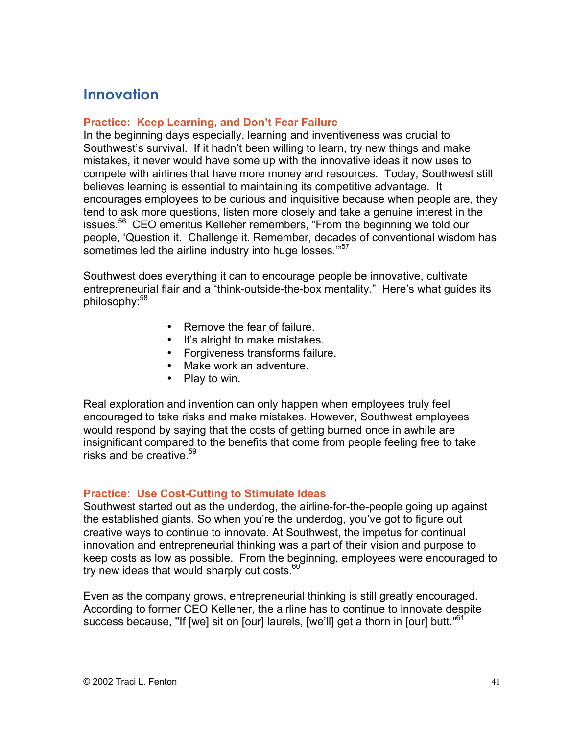# Innovation

### Practice: Keep Learning, and Don't Fear Failure

In the beginning days especially, learning and inventiveness was crucial to Southwest's survival. If it hadn't been willing to learn, try new things and make mistakes, it never would have some up with the innovative ideas it now uses to compete with airlines that have more money and resources. Today, Southwest still believes learning is essential to maintaining its competitive advantage. It encourages employees to be curious and inquisitive because when people are, they tend to ask more questions, listen more closely and take a genuine interest in the issues.[56] CEO emeritus Kelleher remembers, "From the beginning we told our people, 'Question it. Challenge it. Remember, decades of conventional wisdom has sometimes led the airline industry into huge losses.'"[57]

Southwest does everything it can to encourage people be innovative, cultivate entrepreneurial flair and a "think-outside-the-box mentality." Here's what guides its philosophy:[58]

- Remove the fear of failure.
- It's alright to make mistakes.
- Forgiveness transforms failure.
- Make work an adventure.
- Play to win.

Real exploration and invention can only happen when employees truly feel encouraged to take risks and make mistakes. However, Southwest employees would respond by saying that the costs of getting burned once in awhile are insignificant compared to the benefits that come from people feeling free to take risks and be creative.[59]

### Practice: Use Cost-Cutting to Stimulate Ideas

Southwest started out as the underdog, the airline-for-the-people going up against the established giants. So when you're the underdog, you've got to figure out creative ways to continue to innovate. At Southwest, the impetus for continual innovation and entrepreneurial thinking was a part of their vision and purpose to keep costs as low as possible. From the beginning, employees were encouraged to try new ideas that would sharply cut costs.[60]

Even as the company grows, entrepreneurial thinking is still greatly encouraged. According to former CEO Kelleher, the airline has to continue to innovate despite success because, "If [we] sit on [our] laurels, [we'll] get a thorn in [our] butt."[61]

© 2002 Traci L. Fenton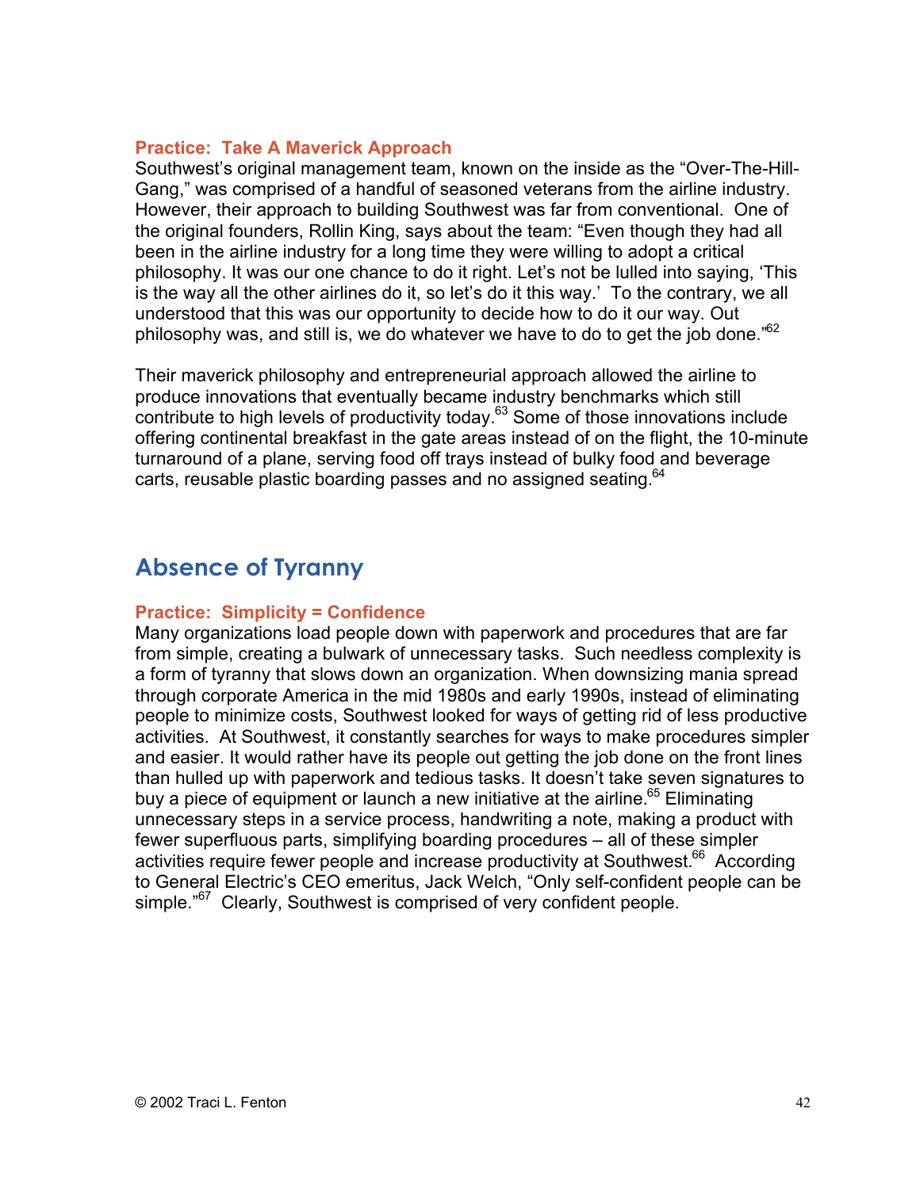### Practice: Take A Maverick Approach

Southwest's original management team, known on the inside as the "Over-The-Hill-Gang," was comprised of a handful of seasoned veterans from the airline industry. However, their approach to building Southwest was far from conventional. One of the original founders, Rollin King, says about the team: "Even though they had all been in the airline industry for a long time they were willing to adopt a critical philosophy. It was our one chance to do it right. Let's not be lulled into saying, 'This is the way all the other airlines do it, so let's do it this way.' To the contrary, we all understood that this was our opportunity to decide how to do it our way. Out philosophy was, and still is, we do whatever we have to do to get the job done."[62]

Their maverick philosophy and entrepreneurial approach allowed the airline to produce innovations that eventually became industry benchmarks which still contribute to high levels of productivity today.[63] Some of those innovations include offering continental breakfast in the gate areas instead of on the flight, the 10-minute turnaround of a plane, serving food off trays instead of bulky food and beverage carts, reusable plastic boarding passes and no assigned seating.[64]

## Absence of Tyranny

### Practice: Simplicity = Confidence

Many organizations load people down with paperwork and procedures that are far from simple, creating a bulwark of unnecessary tasks. Such needless complexity is a form of tyranny that slows down an organization. When downsizing mania spread through corporate America in the mid 1980s and early 1990s, instead of eliminating people to minimize costs, Southwest looked for ways of getting rid of less productive activities. At Southwest, it constantly searches for ways to make procedures simpler and easier. It would rather have its people out getting the job done on the front lines than hulled up with paperwork and tedious tasks. It doesn't take seven signatures to buy a piece of equipment or launch a new initiative at the airline.[65] Eliminating unnecessary steps in a service process, handwriting a note, making a product with fewer superfluous parts, simplifying boarding procedures – all of these simpler activities require fewer people and increase productivity at Southwest.[66] According to General Electric's CEO emeritus, Jack Welch, "Only self-confident people can be simple."[67] Clearly, Southwest is comprised of very confident people.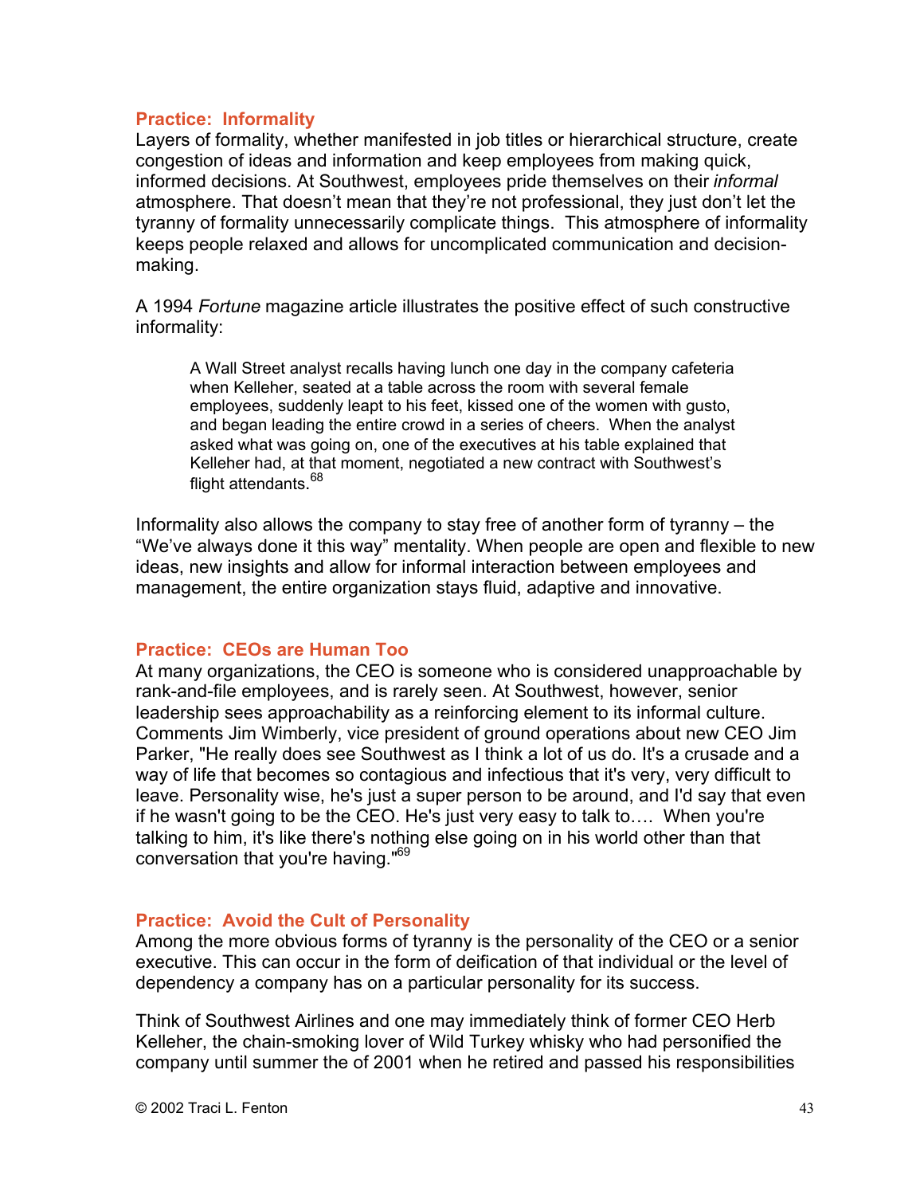### Practice: Informality

Layers of formality, whether manifested in job titles or hierarchical structure, create congestion of ideas and information and keep employees from making quick, informed decisions. At Southwest, employees pride themselves on their *informal* atmosphere. That doesn't mean that they're not professional, they just don't let the tyranny of formality unnecessarily complicate things. This atmosphere of informality keeps people relaxed and allows for uncomplicated communication and decision-making.

A 1994 *Fortune* magazine article illustrates the positive effect of such constructive informality:

> A Wall Street analyst recalls having lunch one day in the company cafeteria when Kelleher, seated at a table across the room with several female employees, suddenly leapt to his feet, kissed one of the women with gusto, and began leading the entire crowd in a series of cheers. When the analyst asked what was going on, one of the executives at his table explained that Kelleher had, at that moment, negotiated a new contract with Southwest's flight attendants.[68]

Informality also allows the company to stay free of another form of tyranny – the "We've always done it this way" mentality. When people are open and flexible to new ideas, new insights and allow for informal interaction between employees and management, the entire organization stays fluid, adaptive and innovative.

### Practice: CEOs are Human Too

At many organizations, the CEO is someone who is considered unapproachable by rank-and-file employees, and is rarely seen. At Southwest, however, senior leadership sees approachability as a reinforcing element to its informal culture. Comments Jim Wimberly, vice president of ground operations about new CEO Jim Parker, "He really does see Southwest as I think a lot of us do. It's a crusade and a way of life that becomes so contagious and infectious that it's very, very difficult to leave. Personality wise, he's just a super person to be around, and I'd say that even if he wasn't going to be the CEO. He's just very easy to talk to…. When you're talking to him, it's like there's nothing else going on in his world other than that conversation that you're having."[69]

### Practice: Avoid the Cult of Personality

Among the more obvious forms of tyranny is the personality of the CEO or a senior executive. This can occur in the form of deification of that individual or the level of dependency a company has on a particular personality for its success.

Think of Southwest Airlines and one may immediately think of former CEO Herb Kelleher, the chain-smoking lover of Wild Turkey whisky who had personified the company until summer the of 2001 when he retired and passed his responsibilities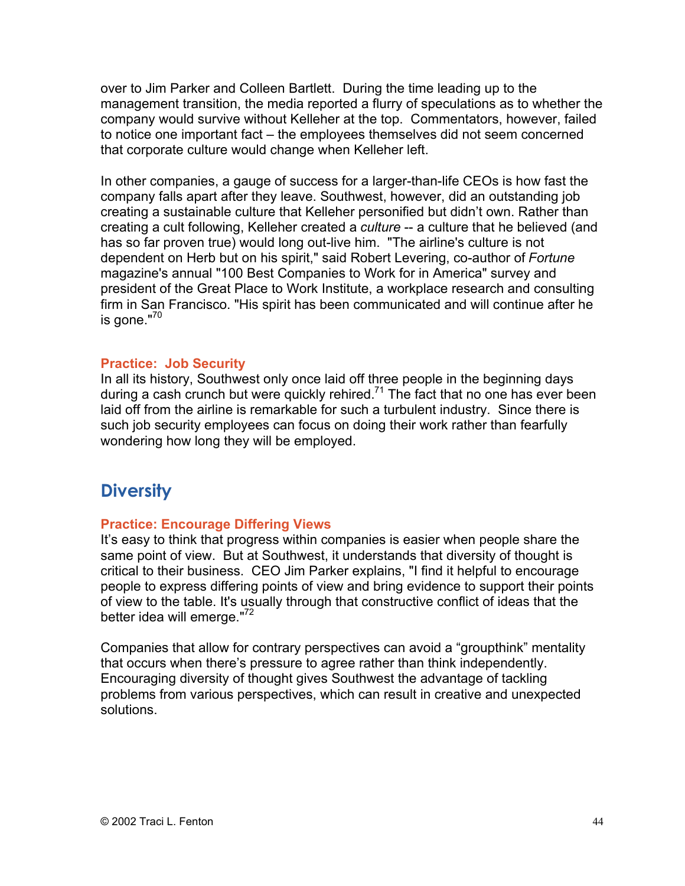over to Jim Parker and Colleen Bartlett. During the time leading up to the management transition, the media reported a flurry of speculations as to whether the company would survive without Kelleher at the top. Commentators, however, failed to notice one important fact – the employees themselves did not seem concerned that corporate culture would change when Kelleher left.

In other companies, a gauge of success for a larger-than-life CEOs is how fast the company falls apart after they leave. Southwest, however, did an outstanding job creating a sustainable culture that Kelleher personified but didn't own. Rather than creating a cult following, Kelleher created a *culture* -- a culture that he believed (and has so far proven true) would long out-live him. "The airline's culture is not dependent on Herb but on his spirit," said Robert Levering, co-author of *Fortune* magazine's annual "100 Best Companies to Work for in America" survey and president of the Great Place to Work Institute, a workplace research and consulting firm in San Francisco. "His spirit has been communicated and will continue after he is gone."[70]

### Practice: Job Security

In all its history, Southwest only once laid off three people in the beginning days during a cash crunch but were quickly rehired.[71] The fact that no one has ever been laid off from the airline is remarkable for such a turbulent industry. Since there is such job security employees can focus on doing their work rather than fearfully wondering how long they will be employed.

## Diversity

### Practice: Encourage Differing Views

It's easy to think that progress within companies is easier when people share the same point of view. But at Southwest, it understands that diversity of thought is critical to their business. CEO Jim Parker explains, "I find it helpful to encourage people to express differing points of view and bring evidence to support their points of view to the table. It's usually through that constructive conflict of ideas that the better idea will emerge."[72]

Companies that allow for contrary perspectives can avoid a "groupthink" mentality that occurs when there's pressure to agree rather than think independently. Encouraging diversity of thought gives Southwest the advantage of tackling problems from various perspectives, which can result in creative and unexpected solutions.

© 2002 Traci L. Fenton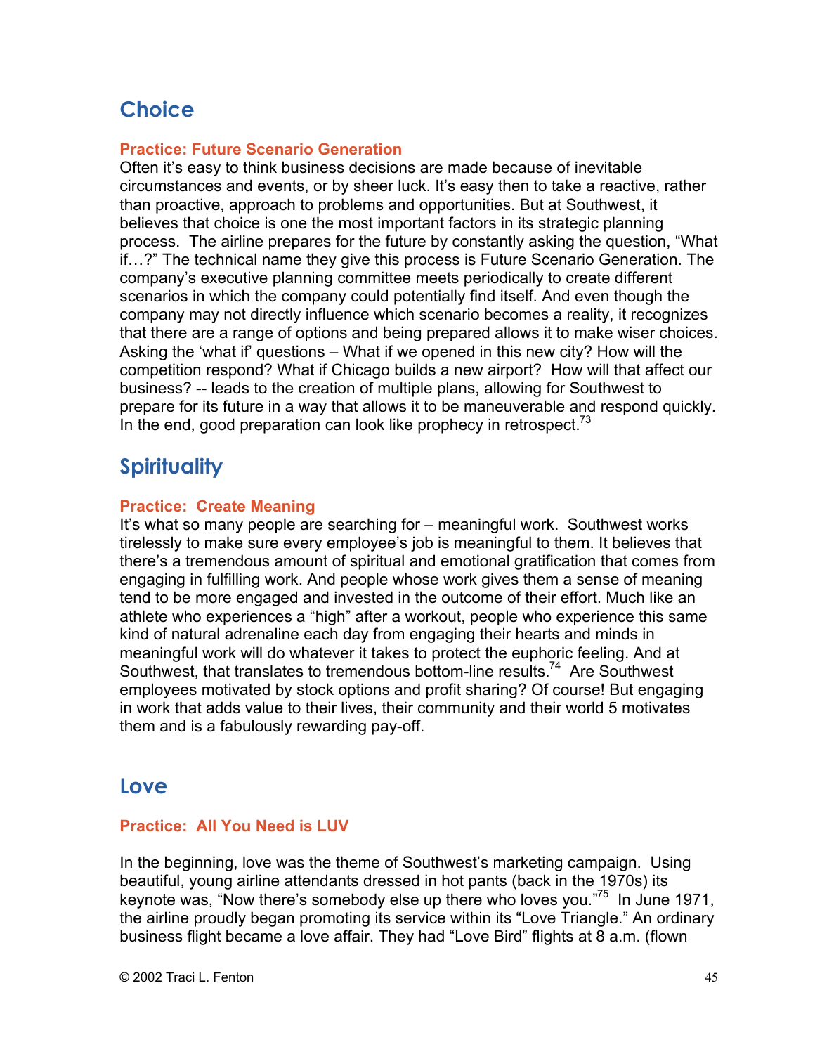## Choice

**Practice: Future Scenario Generation**

Often it's easy to think business decisions are made because of inevitable circumstances and events, or by sheer luck. It's easy then to take a reactive, rather than proactive, approach to problems and opportunities. But at Southwest, it believes that choice is one the most important factors in its strategic planning process. The airline prepares for the future by constantly asking the question, "What if…?" The technical name they give this process is Future Scenario Generation. The company's executive planning committee meets periodically to create different scenarios in which the company could potentially find itself. And even though the company may not directly influence which scenario becomes a reality, it recognizes that there are a range of options and being prepared allows it to make wiser choices. Asking the 'what if' questions – What if we opened in this new city? How will the competition respond? What if Chicago builds a new airport? How will that affect our business? -- leads to the creation of multiple plans, allowing for Southwest to prepare for its future in a way that allows it to be maneuverable and respond quickly. In the end, good preparation can look like prophecy in retrospect.[73]

## Spirituality

**Practice: Create Meaning**

It's what so many people are searching for – meaningful work. Southwest works tirelessly to make sure every employee's job is meaningful to them. It believes that there's a tremendous amount of spiritual and emotional gratification that comes from engaging in fulfilling work. And people whose work gives them a sense of meaning tend to be more engaged and invested in the outcome of their effort. Much like an athlete who experiences a "high" after a workout, people who experience this same kind of natural adrenaline each day from engaging their hearts and minds in meaningful work will do whatever it takes to protect the euphoric feeling. And at Southwest, that translates to tremendous bottom-line results.[74] Are Southwest employees motivated by stock options and profit sharing? Of course! But engaging in work that adds value to their lives, their community and their world 5 motivates them and is a fabulously rewarding pay-off.

## Love

**Practice: All You Need is LUV**

In the beginning, love was the theme of Southwest's marketing campaign. Using beautiful, young airline attendants dressed in hot pants (back in the 1970s) its keynote was, "Now there's somebody else up there who loves you."[75] In June 1971, the airline proudly began promoting its service within its "Love Triangle." An ordinary business flight became a love affair. They had "Love Bird" flights at 8 a.m. (flown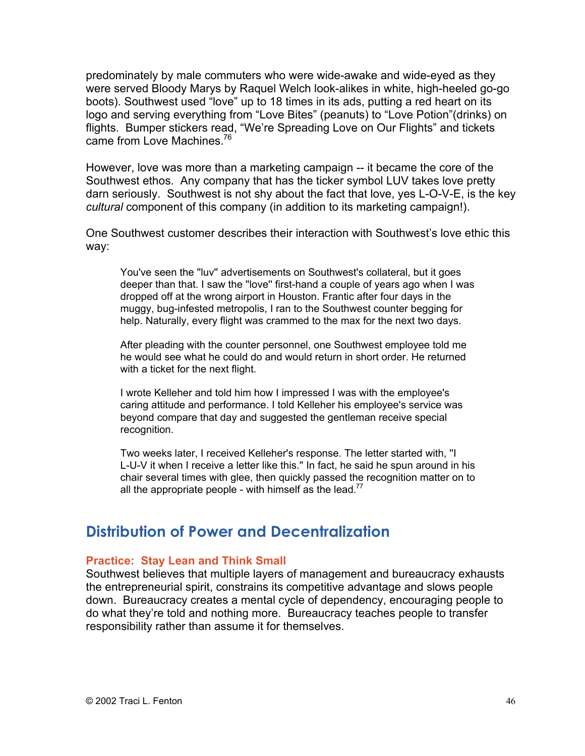predominately by male commuters who were wide-awake and wide-eyed as they were served Bloody Marys by Raquel Welch look-alikes in white, high-heeled go-go boots). Southwest used "love" up to 18 times in its ads, putting a red heart on its logo and serving everything from "Love Bites" (peanuts) to "Love Potion"(drinks) on flights. Bumper stickers read, "We're Spreading Love on Our Flights" and tickets came from Love Machines.[76]

However, love was more than a marketing campaign -- it became the core of the Southwest ethos. Any company that has the ticker symbol LUV takes love pretty darn seriously. Southwest is not shy about the fact that love, yes L-O-V-E, is the key *cultural* component of this company (in addition to its marketing campaign!).

One Southwest customer describes their interaction with Southwest's love ethic this way:

> You've seen the "luv" advertisements on Southwest's collateral, but it goes deeper than that. I saw the "love" first-hand a couple of years ago when I was dropped off at the wrong airport in Houston. Frantic after four days in the muggy, bug-infested metropolis, I ran to the Southwest counter begging for help. Naturally, every flight was crammed to the max for the next two days.
>
> After pleading with the counter personnel, one Southwest employee told me he would see what he could do and would return in short order. He returned with a ticket for the next flight.
>
> I wrote Kelleher and told him how I impressed I was with the employee's caring attitude and performance. I told Kelleher his employee's service was beyond compare that day and suggested the gentleman receive special recognition.
>
> Two weeks later, I received Kelleher's response. The letter started with, "I L-U-V it when I receive a letter like this." In fact, he said he spun around in his chair several times with glee, then quickly passed the recognition matter on to all the appropriate people - with himself as the lead.[77]

## Distribution of Power and Decentralization

### Practice: Stay Lean and Think Small

Southwest believes that multiple layers of management and bureaucracy exhausts the entrepreneurial spirit, constrains its competitive advantage and slows people down. Bureaucracy creates a mental cycle of dependency, encouraging people to do what they're told and nothing more. Bureaucracy teaches people to transfer responsibility rather than assume it for themselves.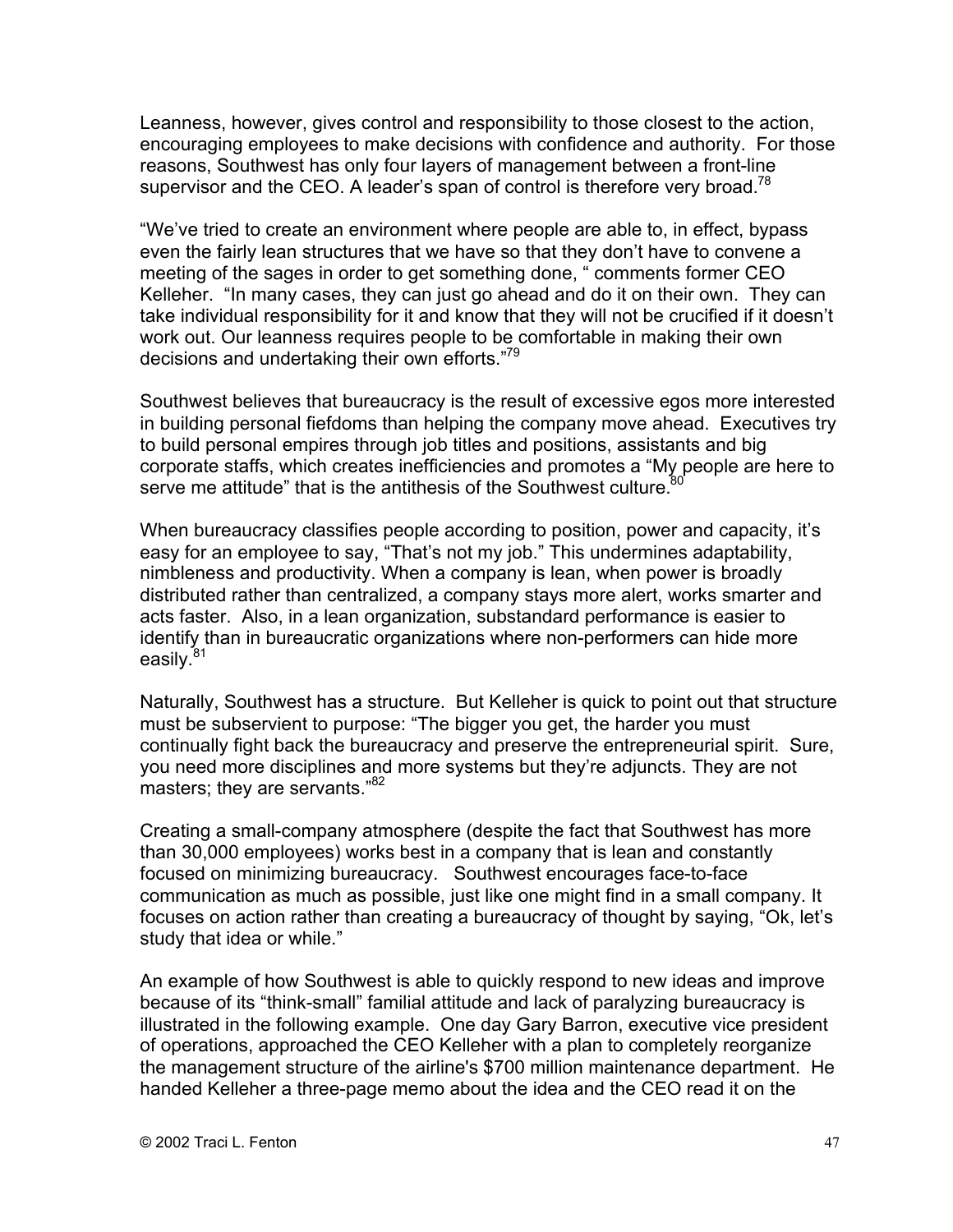Leanness, however, gives control and responsibility to those closest to the action, encouraging employees to make decisions with confidence and authority. For those reasons, Southwest has only four layers of management between a front-line supervisor and the CEO. A leader's span of control is therefore very broad.[78]

"We've tried to create an environment where people are able to, in effect, bypass even the fairly lean structures that we have so that they don't have to convene a meeting of the sages in order to get something done, " comments former CEO Kelleher. "In many cases, they can just go ahead and do it on their own. They can take individual responsibility for it and know that they will not be crucified if it doesn't work out. Our leanness requires people to be comfortable in making their own decisions and undertaking their own efforts."[79]

Southwest believes that bureaucracy is the result of excessive egos more interested in building personal fiefdoms than helping the company move ahead. Executives try to build personal empires through job titles and positions, assistants and big corporate staffs, which creates inefficiencies and promotes a "My people are here to serve me attitude" that is the antithesis of the Southwest culture.[80]

When bureaucracy classifies people according to position, power and capacity, it's easy for an employee to say, "That's not my job." This undermines adaptability, nimbleness and productivity. When a company is lean, when power is broadly distributed rather than centralized, a company stays more alert, works smarter and acts faster. Also, in a lean organization, substandard performance is easier to identify than in bureaucratic organizations where non-performers can hide more easily.[81]

Naturally, Southwest has a structure. But Kelleher is quick to point out that structure must be subservient to purpose: "The bigger you get, the harder you must continually fight back the bureaucracy and preserve the entrepreneurial spirit. Sure, you need more disciplines and more systems but they're adjuncts. They are not masters; they are servants."[82]

Creating a small-company atmosphere (despite the fact that Southwest has more than 30,000 employees) works best in a company that is lean and constantly focused on minimizing bureaucracy. Southwest encourages face-to-face communication as much as possible, just like one might find in a small company. It focuses on action rather than creating a bureaucracy of thought by saying, "Ok, let's study that idea or while."

An example of how Southwest is able to quickly respond to new ideas and improve because of its "think-small" familial attitude and lack of paralyzing bureaucracy is illustrated in the following example. One day Gary Barron, executive vice president of operations, approached the CEO Kelleher with a plan to completely reorganize the management structure of the airline's $700 million maintenance department. He handed Kelleher a three-page memo about the idea and the CEO read it on the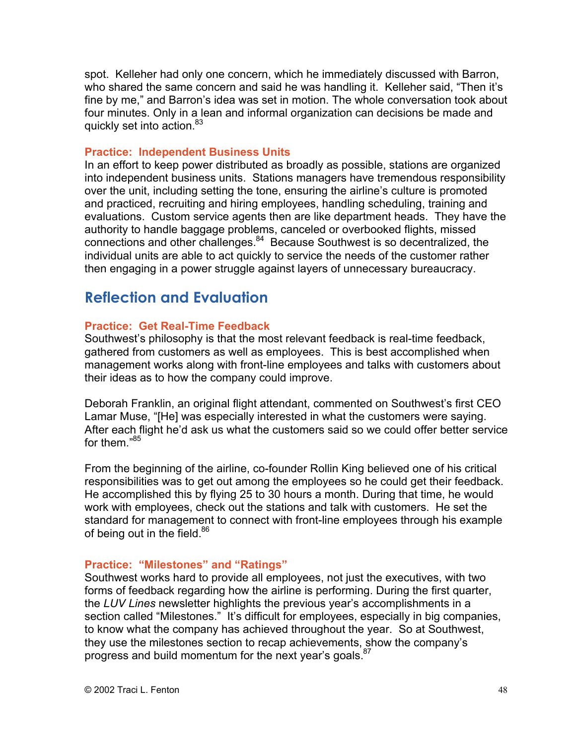spot. Kelleher had only one concern, which he immediately discussed with Barron, who shared the same concern and said he was handling it. Kelleher said, "Then it's fine by me," and Barron's idea was set in motion. The whole conversation took about four minutes. Only in a lean and informal organization can decisions be made and quickly set into action.[83]

### Practice: Independent Business Units

In an effort to keep power distributed as broadly as possible, stations are organized into independent business units. Stations managers have tremendous responsibility over the unit, including setting the tone, ensuring the airline's culture is promoted and practiced, recruiting and hiring employees, handling scheduling, training and evaluations. Custom service agents then are like department heads. They have the authority to handle baggage problems, canceled or overbooked flights, missed connections and other challenges.[84] Because Southwest is so decentralized, the individual units are able to act quickly to service the needs of the customer rather then engaging in a power struggle against layers of unnecessary bureaucracy.

## Reflection and Evaluation

### Practice: Get Real-Time Feedback

Southwest's philosophy is that the most relevant feedback is real-time feedback, gathered from customers as well as employees. This is best accomplished when management works along with front-line employees and talks with customers about their ideas as to how the company could improve.

Deborah Franklin, an original flight attendant, commented on Southwest's first CEO Lamar Muse, "[He] was especially interested in what the customers were saying. After each flight he'd ask us what the customers said so we could offer better service for them."[85]

From the beginning of the airline, co-founder Rollin King believed one of his critical responsibilities was to get out among the employees so he could get their feedback. He accomplished this by flying 25 to 30 hours a month. During that time, he would work with employees, check out the stations and talk with customers. He set the standard for management to connect with front-line employees through his example of being out in the field.[86]

### Practice: "Milestones" and "Ratings"

Southwest works hard to provide all employees, not just the executives, with two forms of feedback regarding how the airline is performing. During the first quarter, the *LUV Lines* newsletter highlights the previous year's accomplishments in a section called "Milestones." It's difficult for employees, especially in big companies, to know what the company has achieved throughout the year. So at Southwest, they use the milestones section to recap achievements, show the company's progress and build momentum for the next year's goals.[87]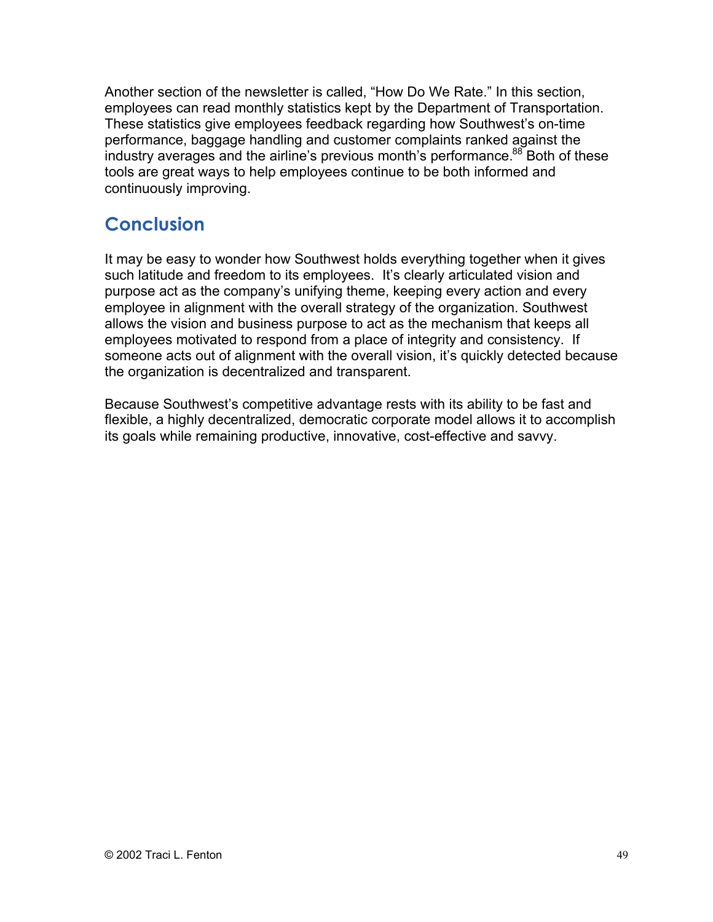Another section of the newsletter is called, "How Do We Rate." In this section, employees can read monthly statistics kept by the Department of Transportation. These statistics give employees feedback regarding how Southwest's on-time performance, baggage handling and customer complaints ranked against the industry averages and the airline's previous month's performance.[88] Both of these tools are great ways to help employees continue to be both informed and continuously improving.

## Conclusion

It may be easy to wonder how Southwest holds everything together when it gives such latitude and freedom to its employees. It's clearly articulated vision and purpose act as the company's unifying theme, keeping every action and every employee in alignment with the overall strategy of the organization. Southwest allows the vision and business purpose to act as the mechanism that keeps all employees motivated to respond from a place of integrity and consistency. If someone acts out of alignment with the overall vision, it's quickly detected because the organization is decentralized and transparent.

Because Southwest's competitive advantage rests with its ability to be fast and flexible, a highly decentralized, democratic corporate model allows it to accomplish its goals while remaining productive, innovative, cost-effective and savvy.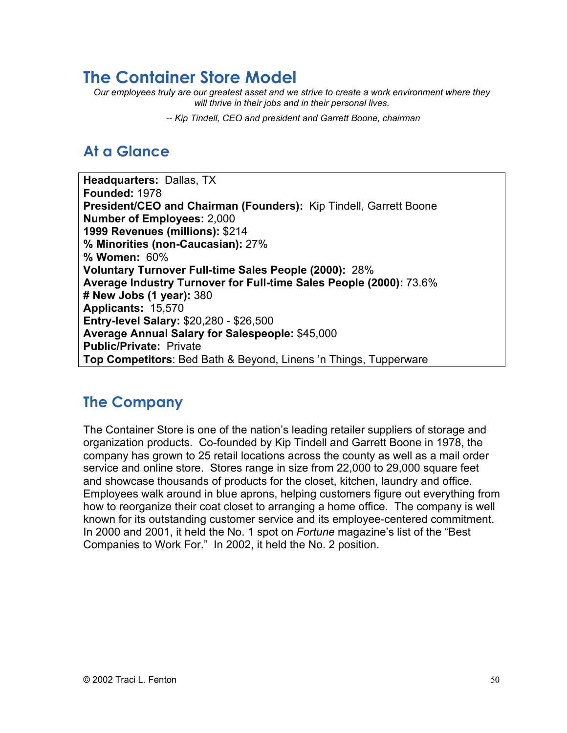# The Container Store Model

*Our employees truly are our greatest asset and we strive to create a work environment where they will thrive in their jobs and in their personal lives.*

*-- Kip Tindell, CEO and president and Garrett Boone, chairman*

## At a Glance

**Headquarters:** Dallas, TX
**Founded:** 1978
**President/CEO and Chairman (Founders):** Kip Tindell, Garrett Boone
**Number of Employees:** 2,000
**1999 Revenues (millions):** $214
**% Minorities (non-Caucasian):** 27%
**% Women:** 60%
**Voluntary Turnover Full-time Sales People (2000):** 28%
**Average Industry Turnover for Full-time Sales People (2000):** 73.6%
**# New Jobs (1 year):** 380
**Applicants:** 15,570
**Entry-level Salary:** $20,280 - $26,500
**Average Annual Salary for Salespeople:** $45,000
**Public/Private:** Private
**Top Competitors**: Bed Bath & Beyond, Linens 'n Things, Tupperware

## The Company

The Container Store is one of the nation's leading retailer suppliers of storage and organization products. Co-founded by Kip Tindell and Garrett Boone in 1978, the company has grown to 25 retail locations across the county as well as a mail order service and online store. Stores range in size from 22,000 to 29,000 square feet and showcase thousands of products for the closet, kitchen, laundry and office. Employees walk around in blue aprons, helping customers figure out everything from how to reorganize their coat closet to arranging a home office. The company is well known for its outstanding customer service and its employee-centered commitment. In 2000 and 2001, it held the No. 1 spot on *Fortune* magazine's list of the "Best Companies to Work For." In 2002, it held the No. 2 position.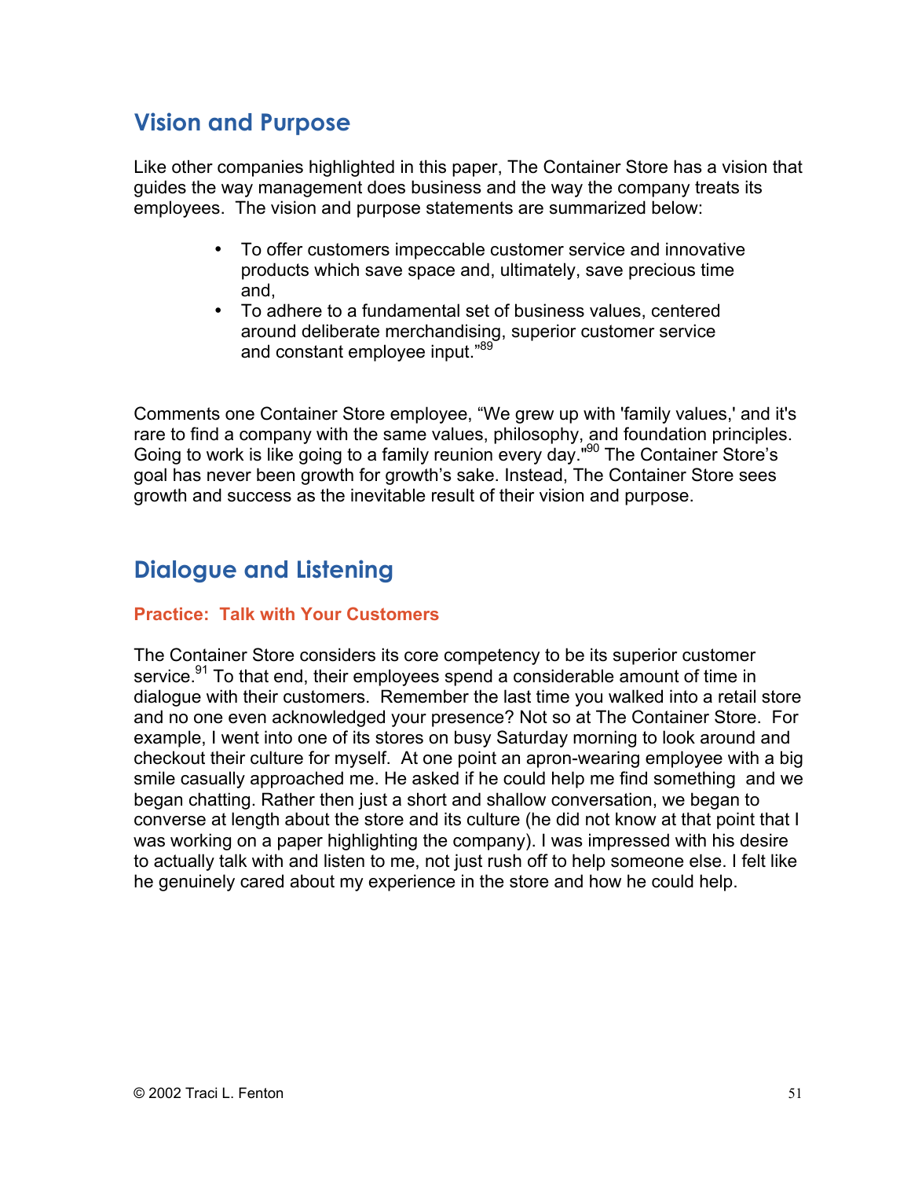## Vision and Purpose

Like other companies highlighted in this paper, The Container Store has a vision that guides the way management does business and the way the company treats its employees. The vision and purpose statements are summarized below:

- To offer customers impeccable customer service and innovative products which save space and, ultimately, save precious time and,
- To adhere to a fundamental set of business values, centered around deliberate merchandising, superior customer service and constant employee input."[89]

Comments one Container Store employee, "We grew up with 'family values,' and it's rare to find a company with the same values, philosophy, and foundation principles. Going to work is like going to a family reunion every day."[90] The Container Store's goal has never been growth for growth's sake. Instead, The Container Store sees growth and success as the inevitable result of their vision and purpose.

## Dialogue and Listening

### Practice: Talk with Your Customers

The Container Store considers its core competency to be its superior customer service.[91] To that end, their employees spend a considerable amount of time in dialogue with their customers. Remember the last time you walked into a retail store and no one even acknowledged your presence? Not so at The Container Store. For example, I went into one of its stores on busy Saturday morning to look around and checkout their culture for myself. At one point an apron-wearing employee with a big smile casually approached me. He asked if he could help me find something and we began chatting. Rather then just a short and shallow conversation, we began to converse at length about the store and its culture (he did not know at that point that I was working on a paper highlighting the company). I was impressed with his desire to actually talk with and listen to me, not just rush off to help someone else. I felt like he genuinely cared about my experience in the store and how he could help.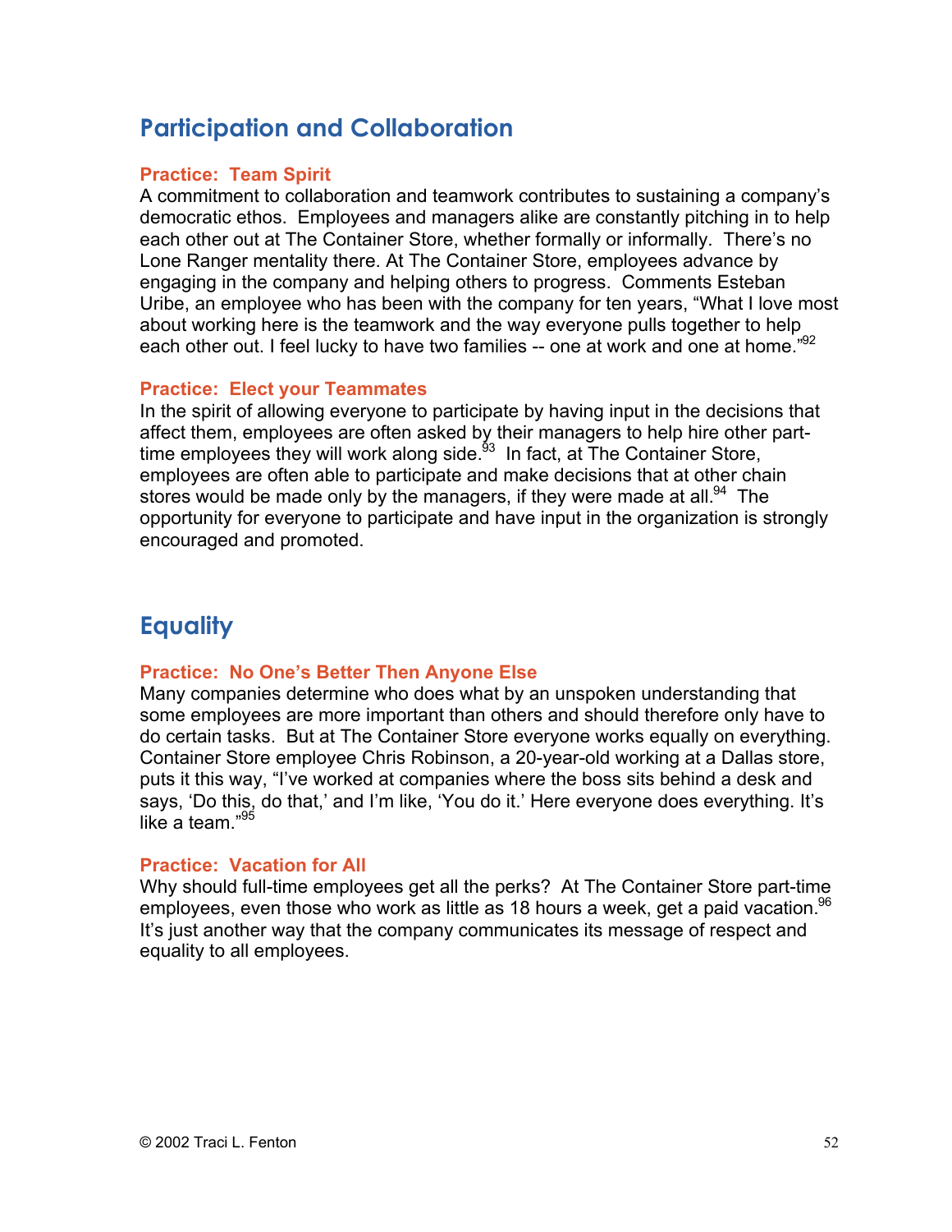## Participation and Collaboration

### Practice: Team Spirit

A commitment to collaboration and teamwork contributes to sustaining a company's democratic ethos. Employees and managers alike are constantly pitching in to help each other out at The Container Store, whether formally or informally. There's no Lone Ranger mentality there. At The Container Store, employees advance by engaging in the company and helping others to progress. Comments Esteban Uribe, an employee who has been with the company for ten years, "What I love most about working here is the teamwork and the way everyone pulls together to help each other out. I feel lucky to have two families -- one at work and one at home."[92]

### Practice: Elect your Teammates

In the spirit of allowing everyone to participate by having input in the decisions that affect them, employees are often asked by their managers to help hire other part-time employees they will work along side.[93] In fact, at The Container Store, employees are often able to participate and make decisions that at other chain stores would be made only by the managers, if they were made at all.[94] The opportunity for everyone to participate and have input in the organization is strongly encouraged and promoted.

## Equality

### Practice: No One's Better Then Anyone Else

Many companies determine who does what by an unspoken understanding that some employees are more important than others and should therefore only have to do certain tasks. But at The Container Store everyone works equally on everything. Container Store employee Chris Robinson, a 20-year-old working at a Dallas store, puts it this way, "I've worked at companies where the boss sits behind a desk and says, 'Do this, do that,' and I'm like, 'You do it.' Here everyone does everything. It's like a team."[95]

### Practice: Vacation for All

Why should full-time employees get all the perks? At The Container Store part-time employees, even those who work as little as 18 hours a week, get a paid vacation.[96] It's just another way that the company communicates its message of respect and equality to all employees.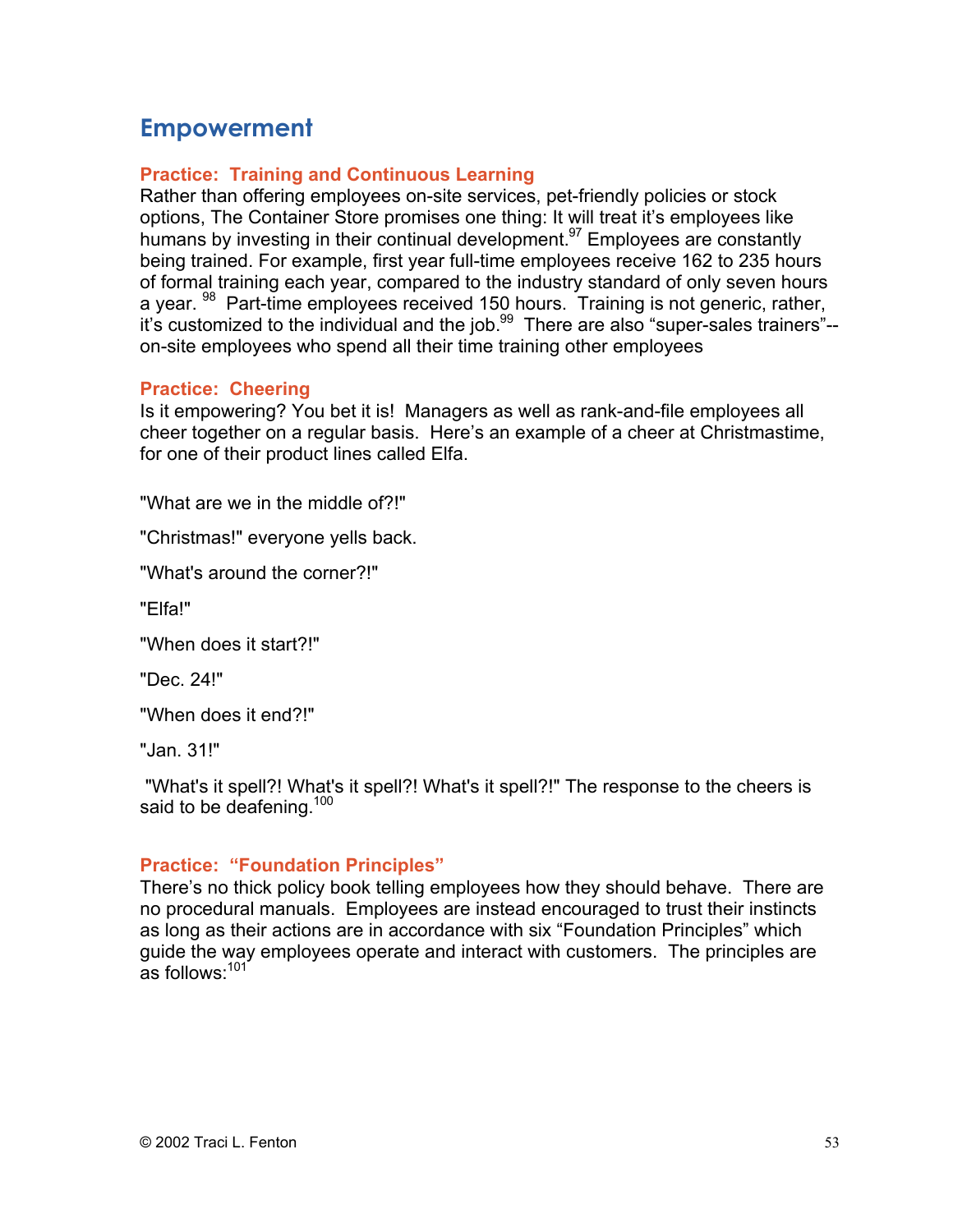## Empowerment

### Practice: Training and Continuous Learning

Rather than offering employees on-site services, pet-friendly policies or stock options, The Container Store promises one thing: It will treat it's employees like humans by investing in their continual development.[97] Employees are constantly being trained. For example, first year full-time employees receive 162 to 235 hours of formal training each year, compared to the industry standard of only seven hours a year. [98] Part-time employees received 150 hours. Training is not generic, rather, it's customized to the individual and the job.[99] There are also "super-sales trainers"--on-site employees who spend all their time training other employees

### Practice: Cheering

Is it empowering? You bet it is! Managers as well as rank-and-file employees all cheer together on a regular basis. Here's an example of a cheer at Christmastime, for one of their product lines called Elfa.

"What are we in the middle of?!"

"Christmas!" everyone yells back.

"What's around the corner?!"

"Elfa!"

"When does it start?!"

"Dec. 24!"

"When does it end?!"

"Jan. 31!"

"What's it spell?! What's it spell?! What's it spell?!" The response to the cheers is said to be deafening.[100]

### Practice: "Foundation Principles"

There's no thick policy book telling employees how they should behave. There are no procedural manuals. Employees are instead encouraged to trust their instincts as long as their actions are in accordance with six "Foundation Principles" which guide the way employees operate and interact with customers. The principles are as follows:[101]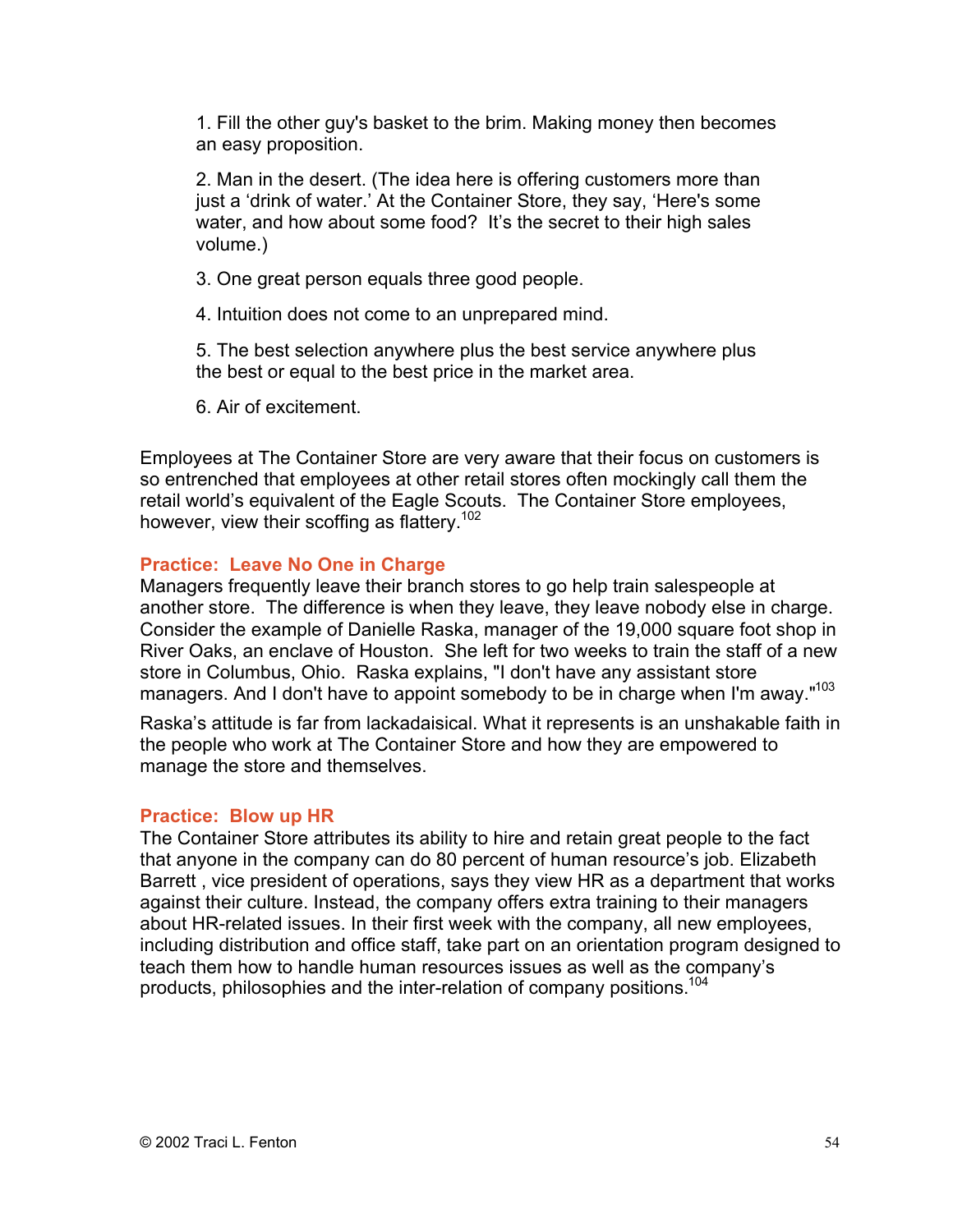1. Fill the other guy's basket to the brim. Making money then becomes an easy proposition.

2. Man in the desert. (The idea here is offering customers more than just a 'drink of water.' At the Container Store, they say, 'Here's some water, and how about some food? It's the secret to their high sales volume.)

3. One great person equals three good people.

4. Intuition does not come to an unprepared mind.

5. The best selection anywhere plus the best service anywhere plus the best or equal to the best price in the market area.

6. Air of excitement.

Employees at The Container Store are very aware that their focus on customers is so entrenched that employees at other retail stores often mockingly call them the retail world's equivalent of the Eagle Scouts. The Container Store employees, however, view their scoffing as flattery.[102]

### Practice: Leave No One in Charge

Managers frequently leave their branch stores to go help train salespeople at another store. The difference is when they leave, they leave nobody else in charge. Consider the example of Danielle Raska, manager of the 19,000 square foot shop in River Oaks, an enclave of Houston. She left for two weeks to train the staff of a new store in Columbus, Ohio. Raska explains, "I don't have any assistant store managers. And I don't have to appoint somebody to be in charge when I'm away."[103]

Raska's attitude is far from lackadaisical. What it represents is an unshakable faith in the people who work at The Container Store and how they are empowered to manage the store and themselves.

### Practice: Blow up HR

The Container Store attributes its ability to hire and retain great people to the fact that anyone in the company can do 80 percent of human resource's job. Elizabeth Barrett , vice president of operations, says they view HR as a department that works against their culture. Instead, the company offers extra training to their managers about HR-related issues. In their first week with the company, all new employees, including distribution and office staff, take part on an orientation program designed to teach them how to handle human resources issues as well as the company's products, philosophies and the inter-relation of company positions.[104]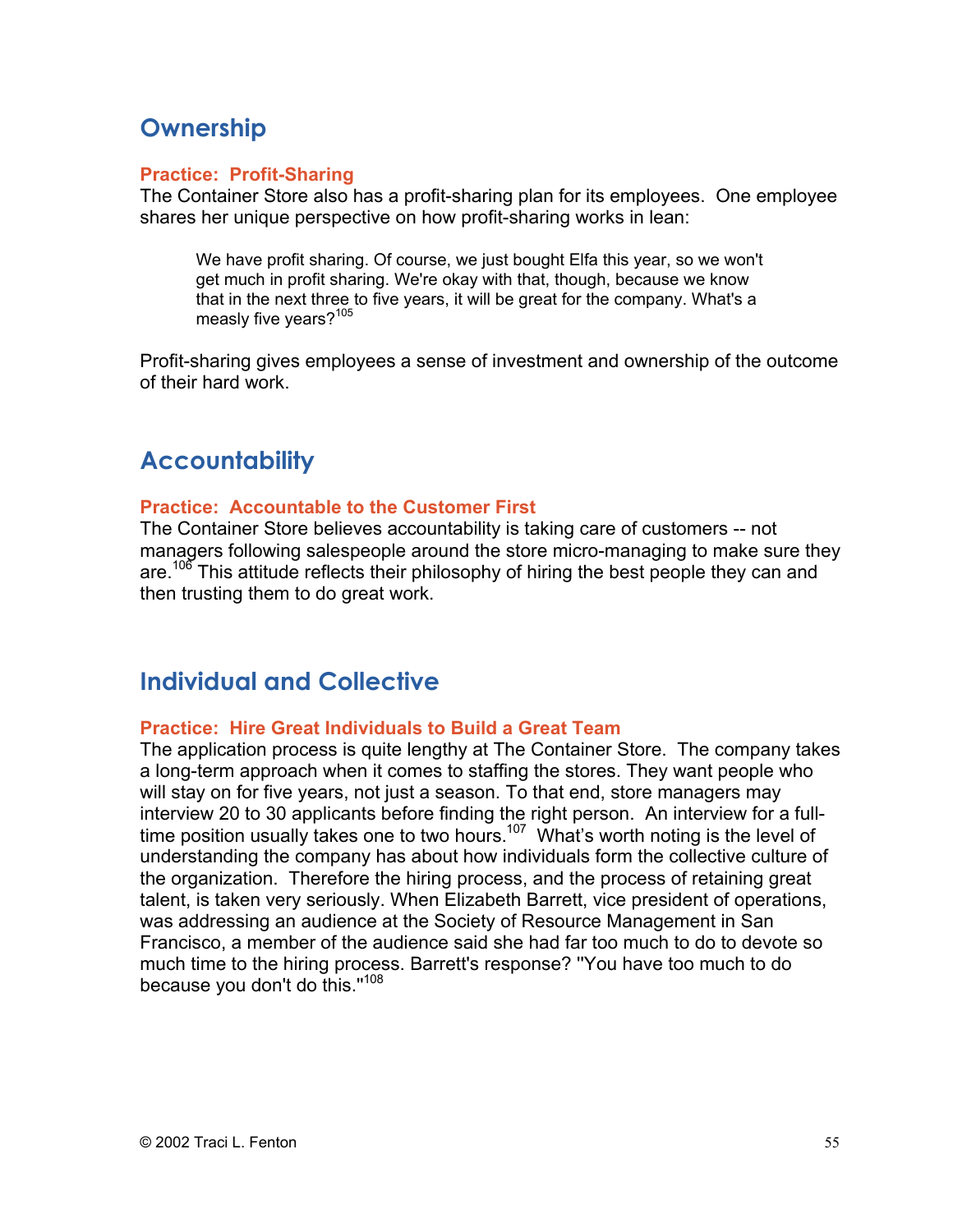## Ownership

### Practice: Profit-Sharing

The Container Store also has a profit-sharing plan for its employees. One employee shares her unique perspective on how profit-sharing works in lean:

> We have profit sharing. Of course, we just bought Elfa this year, so we won't get much in profit sharing. We're okay with that, though, because we know that in the next three to five years, it will be great for the company. What's a measly five years?[105]

Profit-sharing gives employees a sense of investment and ownership of the outcome of their hard work.

## Accountability

### Practice: Accountable to the Customer First

The Container Store believes accountability is taking care of customers -- not managers following salespeople around the store micro-managing to make sure they are.[106] This attitude reflects their philosophy of hiring the best people they can and then trusting them to do great work.

## Individual and Collective

### Practice: Hire Great Individuals to Build a Great Team

The application process is quite lengthy at The Container Store. The company takes a long-term approach when it comes to staffing the stores. They want people who will stay on for five years, not just a season. To that end, store managers may interview 20 to 30 applicants before finding the right person. An interview for a full-time position usually takes one to two hours.[107] What's worth noting is the level of understanding the company has about how individuals form the collective culture of the organization. Therefore the hiring process, and the process of retaining great talent, is taken very seriously. When Elizabeth Barrett, vice president of operations, was addressing an audience at the Society of Resource Management in San Francisco, a member of the audience said she had far too much to do to devote so much time to the hiring process. Barrett's response? "You have too much to do because you don't do this."[108]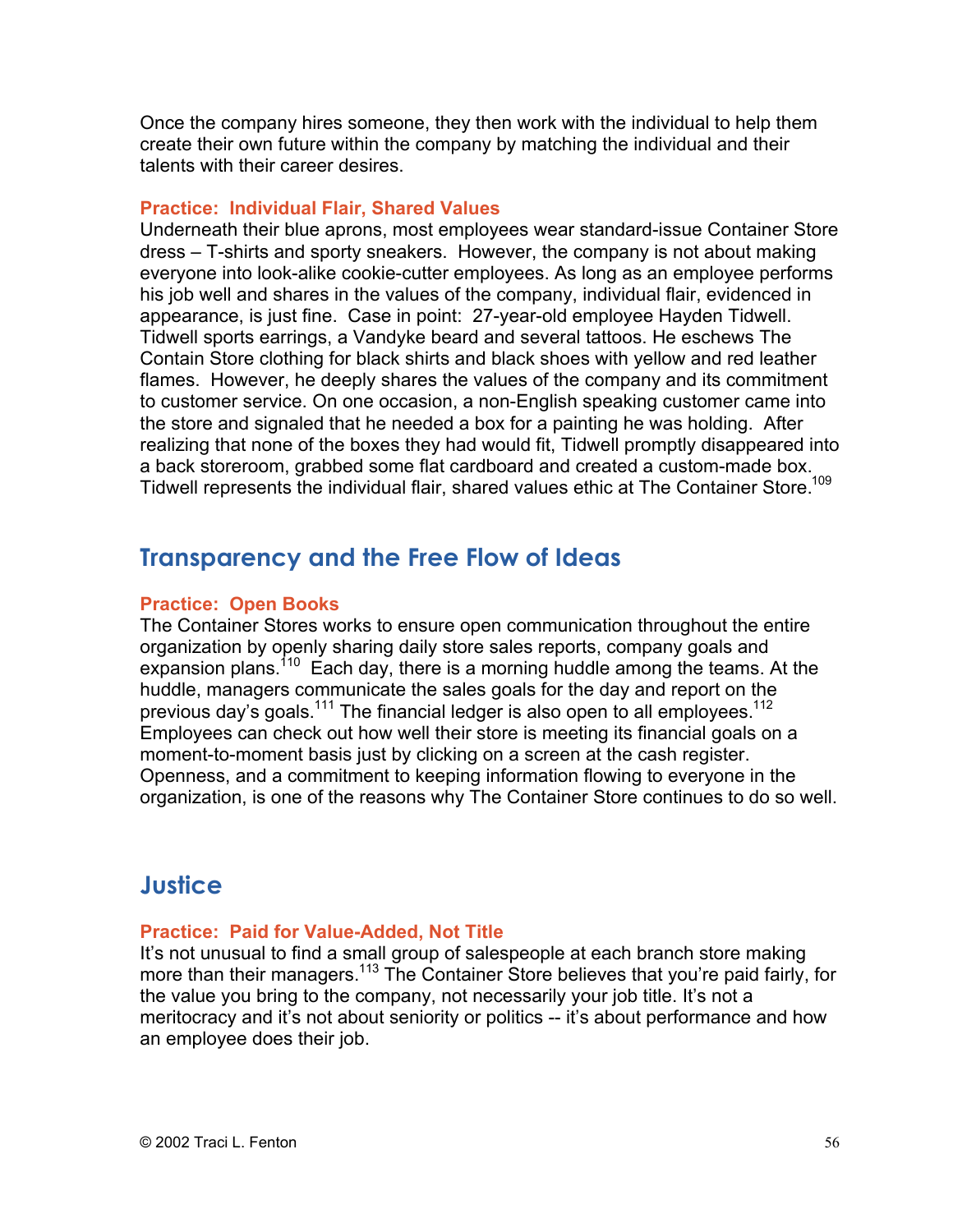Once the company hires someone, they then work with the individual to help them create their own future within the company by matching the individual and their talents with their career desires.

#### Practice: Individual Flair, Shared Values

Underneath their blue aprons, most employees wear standard-issue Container Store dress – T-shirts and sporty sneakers. However, the company is not about making everyone into look-alike cookie-cutter employees. As long as an employee performs his job well and shares in the values of the company, individual flair, evidenced in appearance, is just fine. Case in point: 27-year-old employee Hayden Tidwell. Tidwell sports earrings, a Vandyke beard and several tattoos. He eschews The Contain Store clothing for black shirts and black shoes with yellow and red leather flames. However, he deeply shares the values of the company and its commitment to customer service. On one occasion, a non-English speaking customer came into the store and signaled that he needed a box for a painting he was holding. After realizing that none of the boxes they had would fit, Tidwell promptly disappeared into a back storeroom, grabbed some flat cardboard and created a custom-made box. Tidwell represents the individual flair, shared values ethic at The Container Store.[109]

## Transparency and the Free Flow of Ideas

#### Practice: Open Books

The Container Stores works to ensure open communication throughout the entire organization by openly sharing daily store sales reports, company goals and expansion plans.[110] Each day, there is a morning huddle among the teams. At the huddle, managers communicate the sales goals for the day and report on the previous day's goals.[111] The financial ledger is also open to all employees.[112] Employees can check out how well their store is meeting its financial goals on a moment-to-moment basis just by clicking on a screen at the cash register. Openness, and a commitment to keeping information flowing to everyone in the organization, is one of the reasons why The Container Store continues to do so well.

## Justice

#### Practice: Paid for Value-Added, Not Title

It's not unusual to find a small group of salespeople at each branch store making more than their managers.[113] The Container Store believes that you're paid fairly, for the value you bring to the company, not necessarily your job title. It's not a meritocracy and it's not about seniority or politics -- it's about performance and how an employee does their job.

© 2002 Traci L. Fenton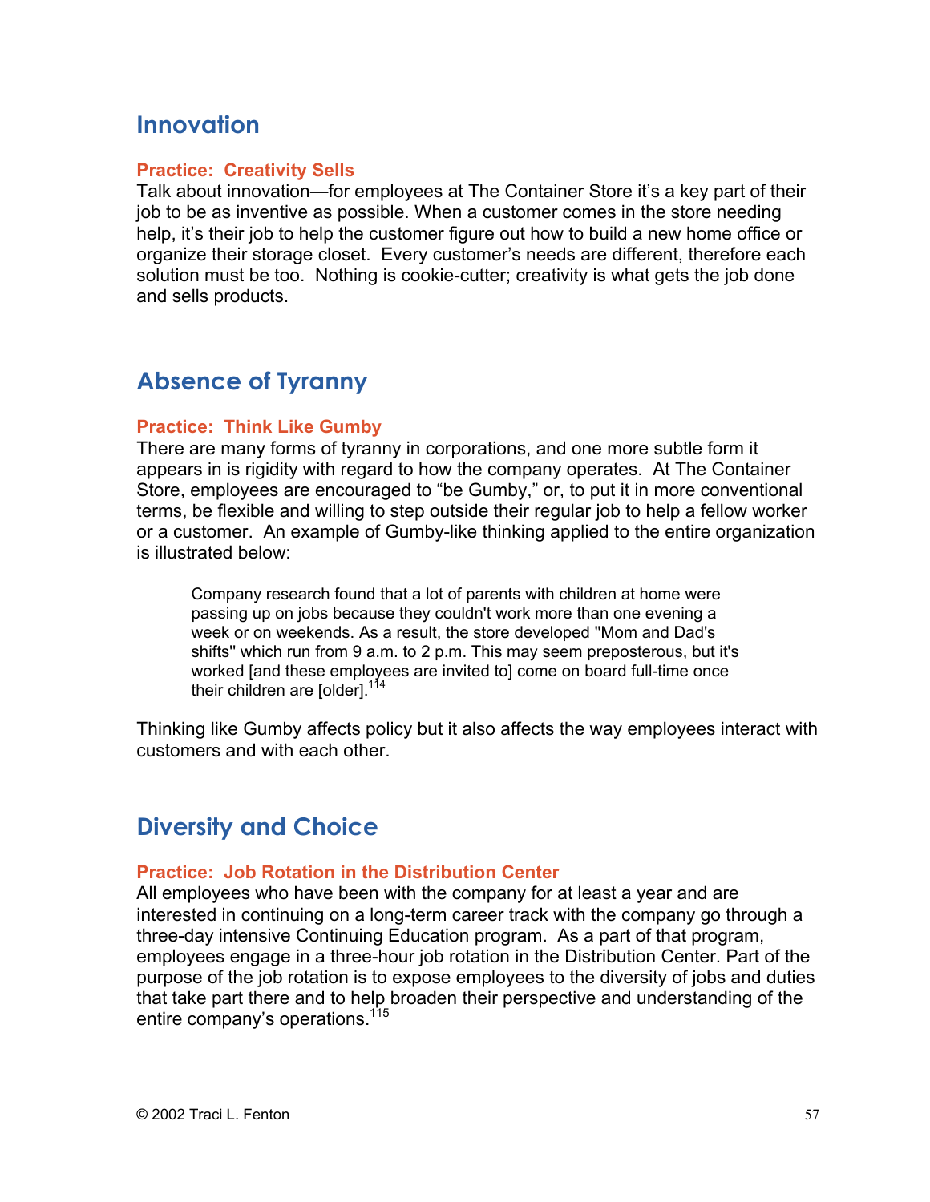## Innovation

**Practice: Creativity Sells**

Talk about innovation—for employees at The Container Store it's a key part of their job to be as inventive as possible. When a customer comes in the store needing help, it's their job to help the customer figure out how to build a new home office or organize their storage closet. Every customer's needs are different, therefore each solution must be too. Nothing is cookie-cutter; creativity is what gets the job done and sells products.

## Absence of Tyranny

**Practice: Think Like Gumby**

There are many forms of tyranny in corporations, and one more subtle form it appears in is rigidity with regard to how the company operates. At The Container Store, employees are encouraged to "be Gumby," or, to put it in more conventional terms, be flexible and willing to step outside their regular job to help a fellow worker or a customer. An example of Gumby-like thinking applied to the entire organization is illustrated below:

> Company research found that a lot of parents with children at home were passing up on jobs because they couldn't work more than one evening a week or on weekends. As a result, the store developed "Mom and Dad's shifts" which run from 9 a.m. to 2 p.m. This may seem preposterous, but it's worked [and these employees are invited to] come on board full-time once their children are [older].[114]

Thinking like Gumby affects policy but it also affects the way employees interact with customers and with each other.

## Diversity and Choice

**Practice: Job Rotation in the Distribution Center**

All employees who have been with the company for at least a year and are interested in continuing on a long-term career track with the company go through a three-day intensive Continuing Education program. As a part of that program, employees engage in a three-hour job rotation in the Distribution Center. Part of the purpose of the job rotation is to expose employees to the diversity of jobs and duties that take part there and to help broaden their perspective and understanding of the entire company's operations.[115]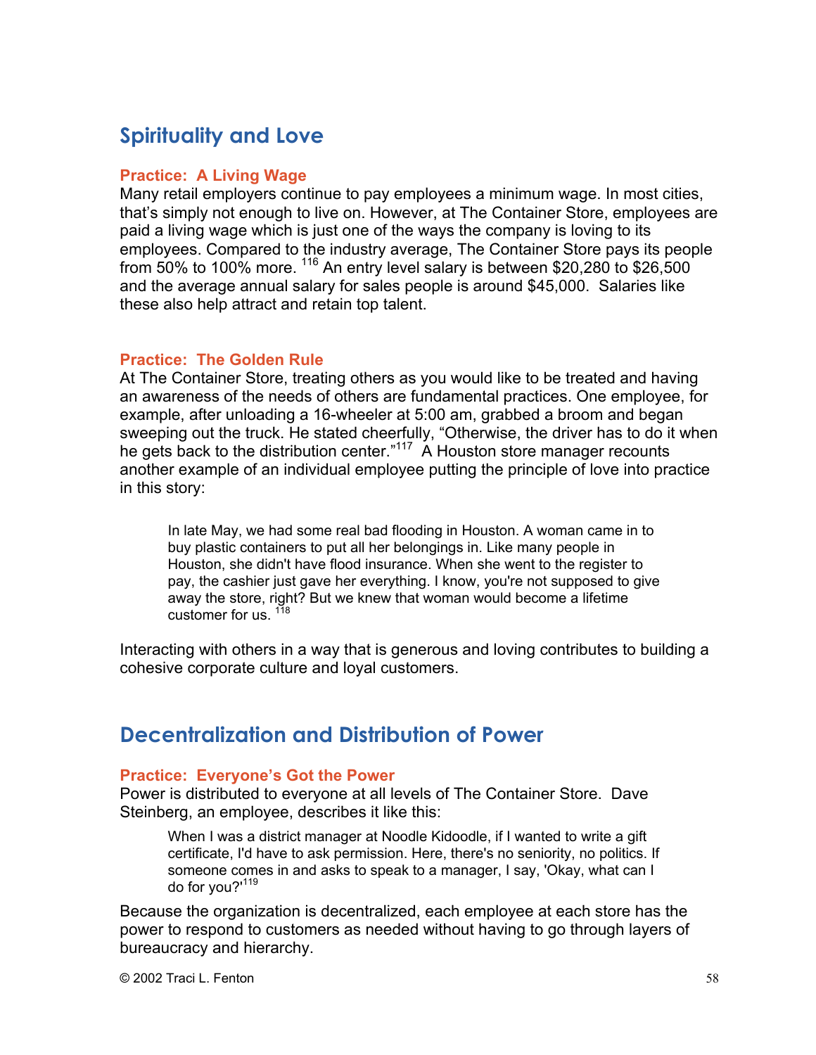## Spirituality and Love

### Practice: A Living Wage

Many retail employers continue to pay employees a minimum wage. In most cities, that's simply not enough to live on. However, at The Container Store, employees are paid a living wage which is just one of the ways the company is loving to its employees. Compared to the industry average, The Container Store pays its people from 50% to 100% more. [116] An entry level salary is between $20,280 to $26,500 and the average annual salary for sales people is around $45,000. Salaries like these also help attract and retain top talent.

### Practice: The Golden Rule

At The Container Store, treating others as you would like to be treated and having an awareness of the needs of others are fundamental practices. One employee, for example, after unloading a 16-wheeler at 5:00 am, grabbed a broom and began sweeping out the truck. He stated cheerfully, "Otherwise, the driver has to do it when he gets back to the distribution center."[117] A Houston store manager recounts another example of an individual employee putting the principle of love into practice in this story:

> In late May, we had some real bad flooding in Houston. A woman came in to buy plastic containers to put all her belongings in. Like many people in Houston, she didn't have flood insurance. When she went to the register to pay, the cashier just gave her everything. I know, you're not supposed to give away the store, right? But we knew that woman would become a lifetime customer for us. [118]

Interacting with others in a way that is generous and loving contributes to building a cohesive corporate culture and loyal customers.

## Decentralization and Distribution of Power

### Practice: Everyone's Got the Power

Power is distributed to everyone at all levels of The Container Store. Dave Steinberg, an employee, describes it like this:

> When I was a district manager at Noodle Kidoodle, if I wanted to write a gift certificate, I'd have to ask permission. Here, there's no seniority, no politics. If someone comes in and asks to speak to a manager, I say, 'Okay, what can I do for you?'[119]

Because the organization is decentralized, each employee at each store has the power to respond to customers as needed without having to go through layers of bureaucracy and hierarchy.

© 2002 Traci L. Fenton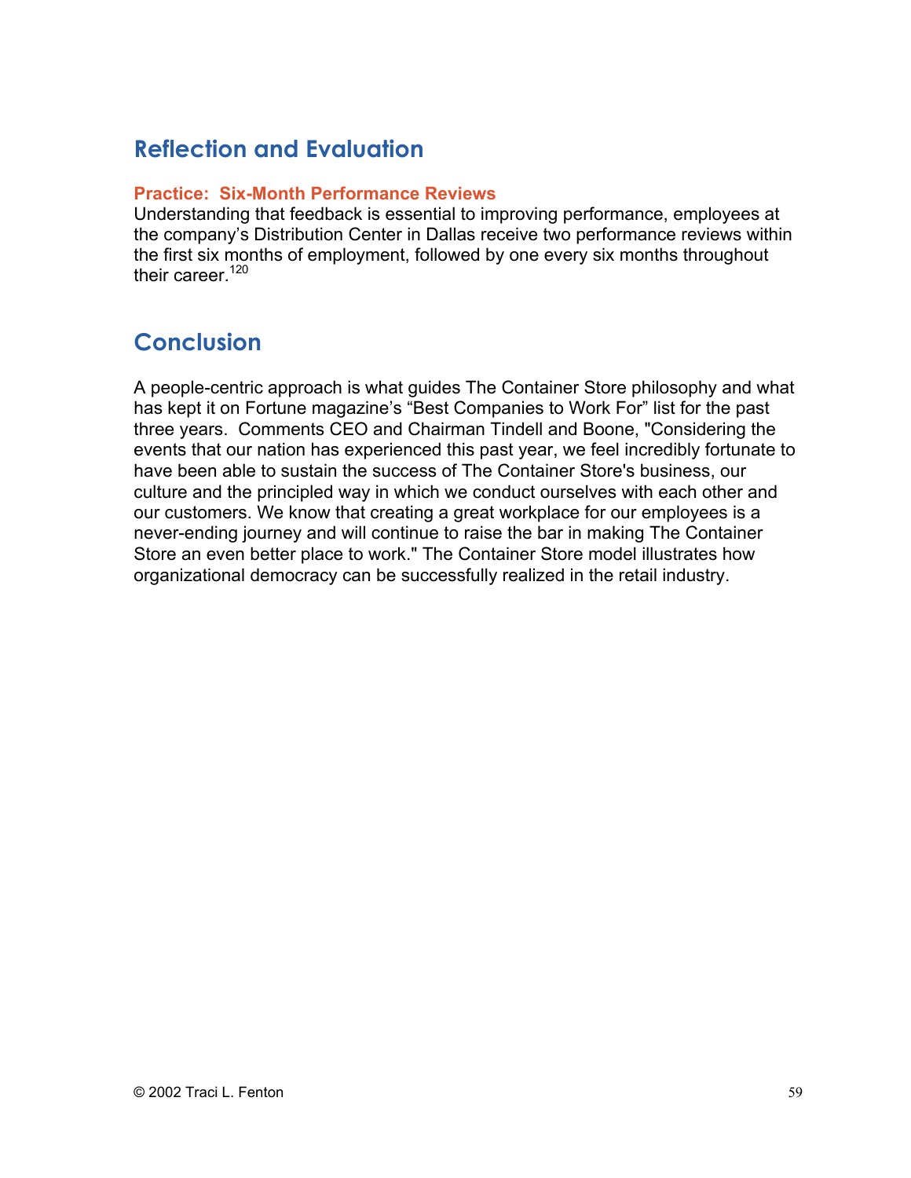## Reflection and Evaluation

### Practice: Six-Month Performance Reviews

Understanding that feedback is essential to improving performance, employees at the company's Distribution Center in Dallas receive two performance reviews within the first six months of employment, followed by one every six months throughout their career.[120]

## Conclusion

A people-centric approach is what guides The Container Store philosophy and what has kept it on Fortune magazine's "Best Companies to Work For" list for the past three years. Comments CEO and Chairman Tindell and Boone, "Considering the events that our nation has experienced this past year, we feel incredibly fortunate to have been able to sustain the success of The Container Store's business, our culture and the principled way in which we conduct ourselves with each other and our customers. We know that creating a great workplace for our employees is a never-ending journey and will continue to raise the bar in making The Container Store an even better place to work." The Container Store model illustrates how organizational democracy can be successfully realized in the retail industry.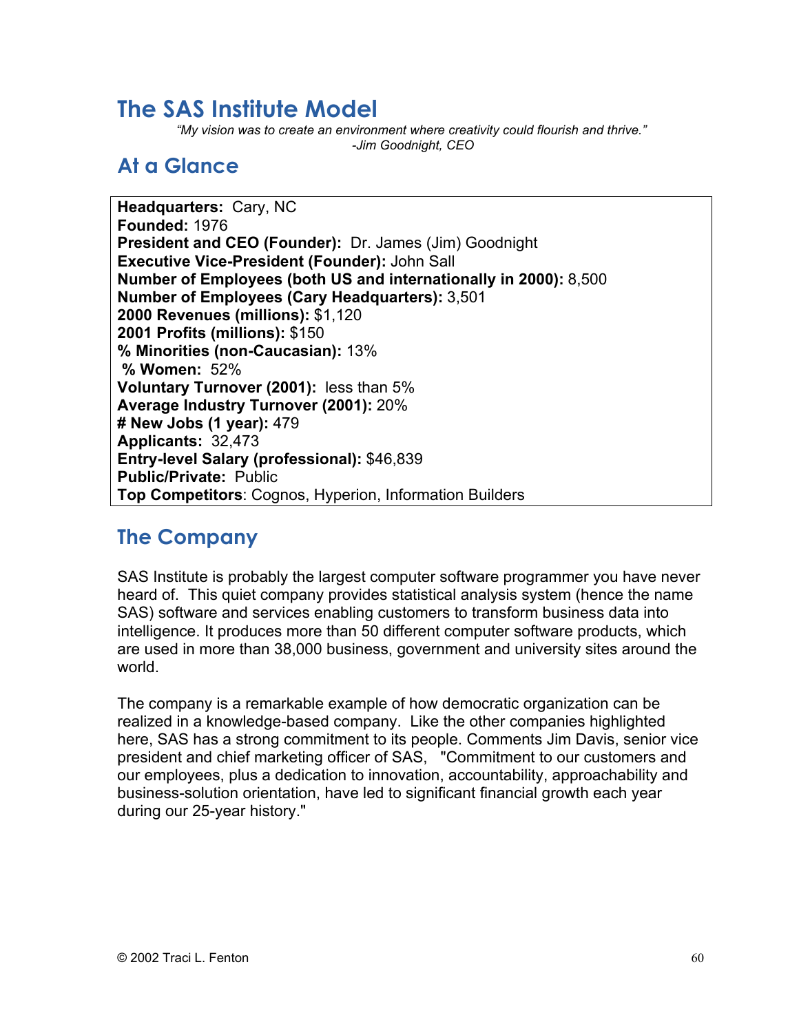# The SAS Institute Model

*"My vision was to create an environment where creativity could flourish and thrive."*
*-Jim Goodnight, CEO*

## At a Glance

**Headquarters:** Cary, NC
**Founded:** 1976
**President and CEO (Founder):** Dr. James (Jim) Goodnight
**Executive Vice-President (Founder):** John Sall
**Number of Employees (both US and internationally in 2000):** 8,500
**Number of Employees (Cary Headquarters):** 3,501
**2000 Revenues (millions):** $1,120
**2001 Profits (millions):** $150
**% Minorities (non-Caucasian):** 13%
**% Women:** 52%
**Voluntary Turnover (2001):** less than 5%
**Average Industry Turnover (2001):** 20%
**# New Jobs (1 year):** 479
**Applicants:** 32,473
**Entry-level Salary (professional):** $46,839
**Public/Private:** Public
**Top Competitors**: Cognos, Hyperion, Information Builders

## The Company

SAS Institute is probably the largest computer software programmer you have never heard of. This quiet company provides statistical analysis system (hence the name SAS) software and services enabling customers to transform business data into intelligence. It produces more than 50 different computer software products, which are used in more than 38,000 business, government and university sites around the world.

The company is a remarkable example of how democratic organization can be realized in a knowledge-based company. Like the other companies highlighted here, SAS has a strong commitment to its people. Comments Jim Davis, senior vice president and chief marketing officer of SAS, "Commitment to our customers and our employees, plus a dedication to innovation, accountability, approachability and business-solution orientation, have led to significant financial growth each year during our 25-year history."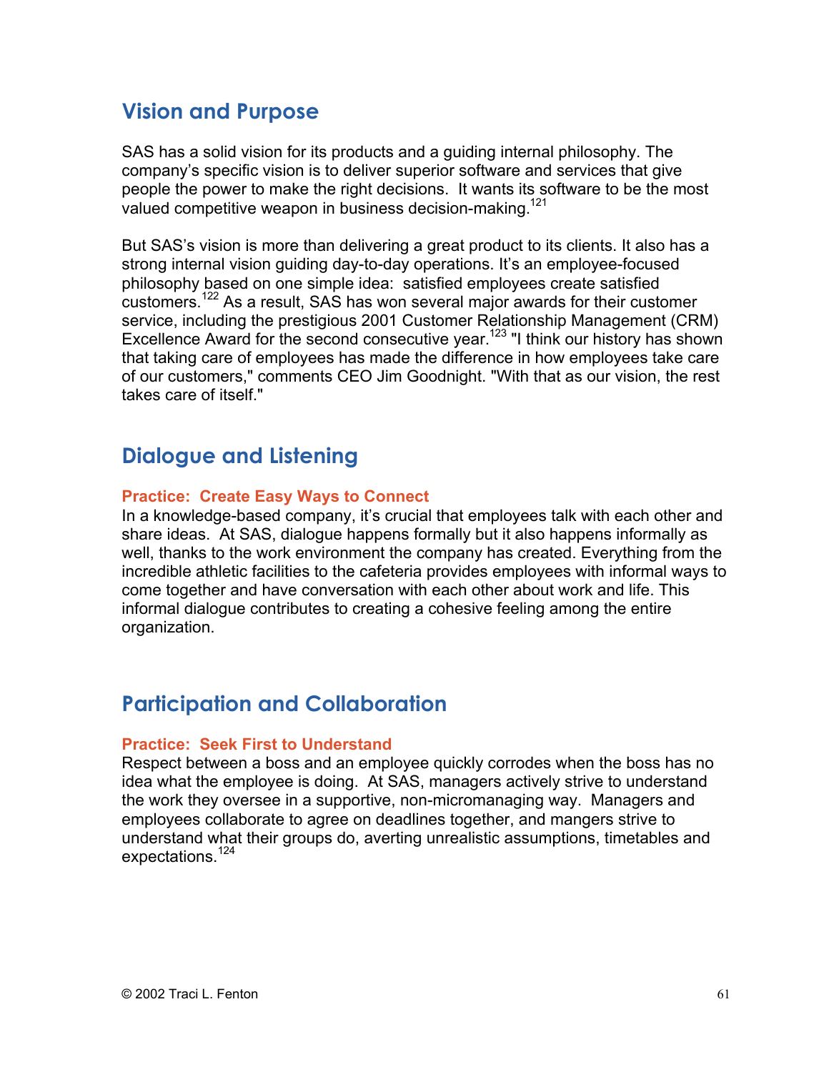## Vision and Purpose

SAS has a solid vision for its products and a guiding internal philosophy. The company's specific vision is to deliver superior software and services that give people the power to make the right decisions. It wants its software to be the most valued competitive weapon in business decision-making.[121]

But SAS's vision is more than delivering a great product to its clients. It also has a strong internal vision guiding day-to-day operations. It's an employee-focused philosophy based on one simple idea: satisfied employees create satisfied customers.[122] As a result, SAS has won several major awards for their customer service, including the prestigious 2001 Customer Relationship Management (CRM) Excellence Award for the second consecutive year.[123] "I think our history has shown that taking care of employees has made the difference in how employees take care of our customers," comments CEO Jim Goodnight. "With that as our vision, the rest takes care of itself."

## Dialogue and Listening

### Practice: Create Easy Ways to Connect

In a knowledge-based company, it's crucial that employees talk with each other and share ideas. At SAS, dialogue happens formally but it also happens informally as well, thanks to the work environment the company has created. Everything from the incredible athletic facilities to the cafeteria provides employees with informal ways to come together and have conversation with each other about work and life. This informal dialogue contributes to creating a cohesive feeling among the entire organization.

## Participation and Collaboration

### Practice: Seek First to Understand

Respect between a boss and an employee quickly corrodes when the boss has no idea what the employee is doing. At SAS, managers actively strive to understand the work they oversee in a supportive, non-micromanaging way. Managers and employees collaborate to agree on deadlines together, and mangers strive to understand what their groups do, averting unrealistic assumptions, timetables and expectations.[124]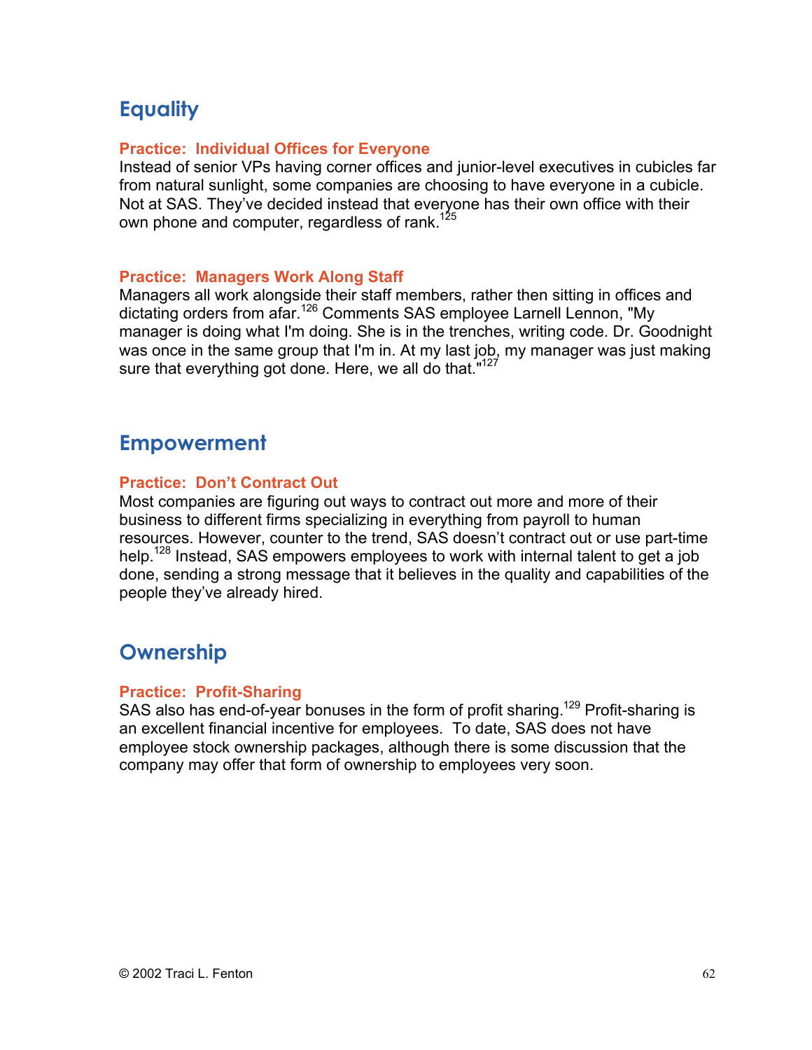## Equality

### Practice: Individual Offices for Everyone

Instead of senior VPs having corner offices and junior-level executives in cubicles far from natural sunlight, some companies are choosing to have everyone in a cubicle. Not at SAS. They've decided instead that everyone has their own office with their own phone and computer, regardless of rank.[125]

### Practice: Managers Work Along Staff

Managers all work alongside their staff members, rather then sitting in offices and dictating orders from afar.[126] Comments SAS employee Larnell Lennon, "My manager is doing what I'm doing. She is in the trenches, writing code. Dr. Goodnight was once in the same group that I'm in. At my last job, my manager was just making sure that everything got done. Here, we all do that."[127]

## Empowerment

### Practice: Don't Contract Out

Most companies are figuring out ways to contract out more and more of their business to different firms specializing in everything from payroll to human resources. However, counter to the trend, SAS doesn't contract out or use part-time help.[128] Instead, SAS empowers employees to work with internal talent to get a job done, sending a strong message that it believes in the quality and capabilities of the people they've already hired.

## Ownership

### Practice: Profit-Sharing

SAS also has end-of-year bonuses in the form of profit sharing.[129] Profit-sharing is an excellent financial incentive for employees. To date, SAS does not have employee stock ownership packages, although there is some discussion that the company may offer that form of ownership to employees very soon.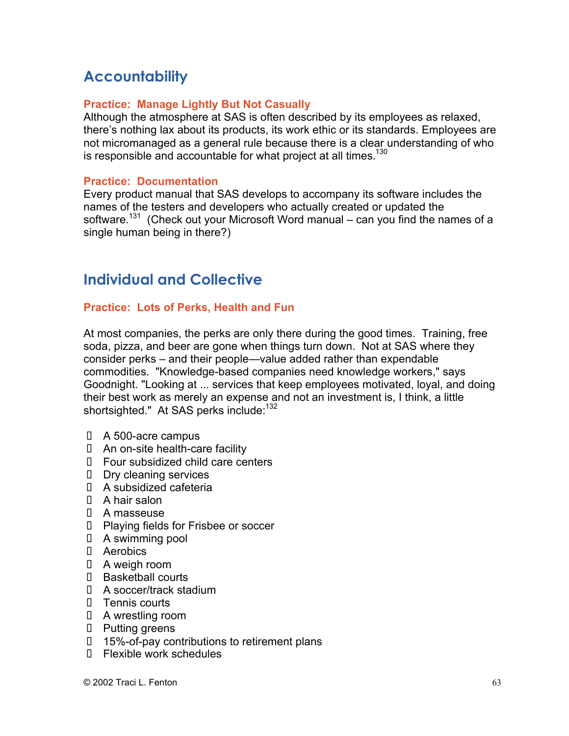## Accountability

### Practice: Manage Lightly But Not Casually

Although the atmosphere at SAS is often described by its employees as relaxed, there's nothing lax about its products, its work ethic or its standards. Employees are not micromanaged as a general rule because there is a clear understanding of who is responsible and accountable for what project at all times.[130]

### Practice: Documentation

Every product manual that SAS develops to accompany its software includes the names of the testers and developers who actually created or updated the software.[131] (Check out your Microsoft Word manual – can you find the names of a single human being in there?)

## Individual and Collective

### Practice: Lots of Perks, Health and Fun

At most companies, the perks are only there during the good times. Training, free soda, pizza, and beer are gone when things turn down. Not at SAS where they consider perks – and their people—value added rather than expendable commodities. "Knowledge-based companies need knowledge workers," says Goodnight. "Looking at ... services that keep employees motivated, loyal, and doing their best work as merely an expense and not an investment is, I think, a little shortsighted." At SAS perks include:[132]

- A 500-acre campus
- An on-site health-care facility
- Four subsidized child care centers
- Dry cleaning services
- A subsidized cafeteria
- A hair salon
- A masseuse
- Playing fields for Frisbee or soccer
- A swimming pool
- Aerobics
- A weigh room
- Basketball courts
- A soccer/track stadium
- Tennis courts
- A wrestling room
- Putting greens
- 15%-of-pay contributions to retirement plans
- Flexible work schedules

© 2002 Traci L. Fenton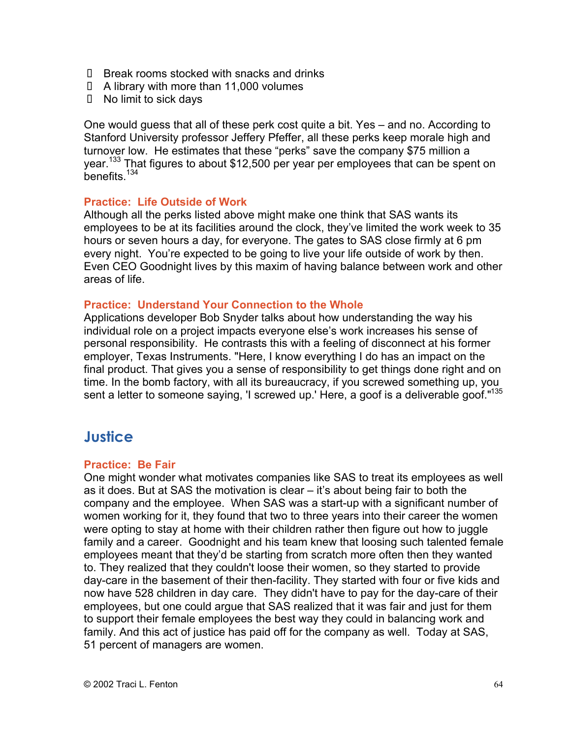- Break rooms stocked with snacks and drinks
- A library with more than 11,000 volumes
- No limit to sick days

One would guess that all of these perk cost quite a bit. Yes – and no. According to Stanford University professor Jeffery Pfeffer, all these perks keep morale high and turnover low. He estimates that these “perks” save the company $75 million a year.[133] That figures to about $12,500 per year per employees that can be spent on benefits.[134]

### Practice: Life Outside of Work

Although all the perks listed above might make one think that SAS wants its employees to be at its facilities around the clock, they’ve limited the work week to 35 hours or seven hours a day, for everyone. The gates to SAS close firmly at 6 pm every night. You’re expected to be going to live your life outside of work by then. Even CEO Goodnight lives by this maxim of having balance between work and other areas of life.

### Practice: Understand Your Connection to the Whole

Applications developer Bob Snyder talks about how understanding the way his individual role on a project impacts everyone else’s work increases his sense of personal responsibility. He contrasts this with a feeling of disconnect at his former employer, Texas Instruments. "Here, I know everything I do has an impact on the final product. That gives you a sense of responsibility to get things done right and on time. In the bomb factory, with all its bureaucracy, if you screwed something up, you sent a letter to someone saying, 'I screwed up.' Here, a goof is a deliverable goof."[135]

## Justice

### Practice: Be Fair

One might wonder what motivates companies like SAS to treat its employees as well as it does. But at SAS the motivation is clear – it’s about being fair to both the company and the employee. When SAS was a start-up with a significant number of women working for it, they found that two to three years into their career the women were opting to stay at home with their children rather then figure out how to juggle family and a career. Goodnight and his team knew that loosing such talented female employees meant that they’d be starting from scratch more often then they wanted to. They realized that they couldn't loose their women, so they started to provide day-care in the basement of their then-facility. They started with four or five kids and now have 528 children in day care. They didn't have to pay for the day-care of their employees, but one could argue that SAS realized that it was fair and just for them to support their female employees the best way they could in balancing work and family. And this act of justice has paid off for the company as well. Today at SAS, 51 percent of managers are women.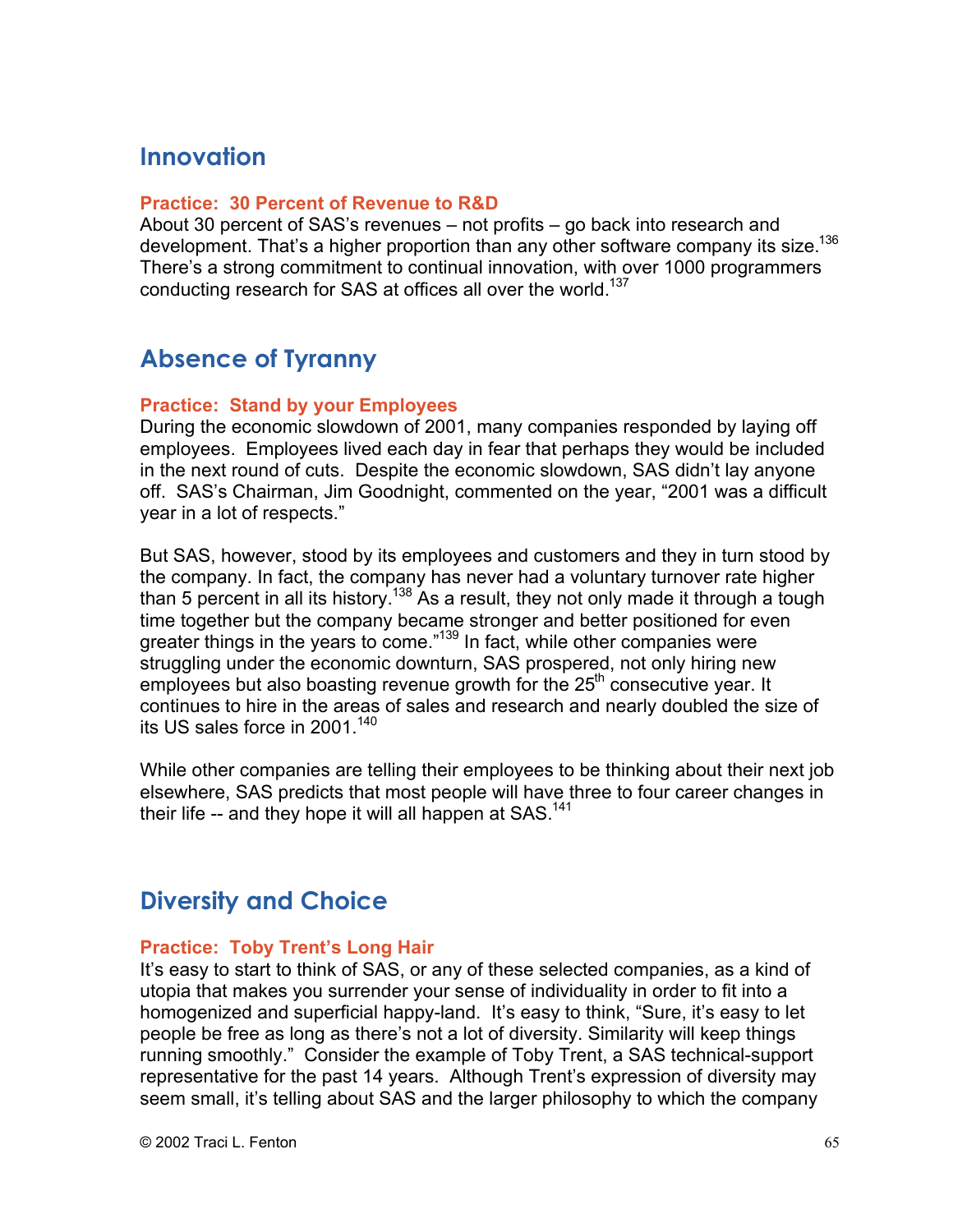## Innovation

**Practice: 30 Percent of Revenue to R&D**

About 30 percent of SAS's revenues – not profits – go back into research and development. That's a higher proportion than any other software company its size.[136] There's a strong commitment to continual innovation, with over 1000 programmers conducting research for SAS at offices all over the world.[137]

## Absence of Tyranny

**Practice: Stand by your Employees**

During the economic slowdown of 2001, many companies responded by laying off employees. Employees lived each day in fear that perhaps they would be included in the next round of cuts. Despite the economic slowdown, SAS didn't lay anyone off. SAS's Chairman, Jim Goodnight, commented on the year, "2001 was a difficult year in a lot of respects."

But SAS, however, stood by its employees and customers and they in turn stood by the company. In fact, the company has never had a voluntary turnover rate higher than 5 percent in all its history.[138] As a result, they not only made it through a tough time together but the company became stronger and better positioned for even greater things in the years to come."[139] In fact, while other companies were struggling under the economic downturn, SAS prospered, not only hiring new employees but also boasting revenue growth for the 25th consecutive year. It continues to hire in the areas of sales and research and nearly doubled the size of its US sales force in 2001.[140]

While other companies are telling their employees to be thinking about their next job elsewhere, SAS predicts that most people will have three to four career changes in their life -- and they hope it will all happen at SAS.[141]

## Diversity and Choice

**Practice: Toby Trent's Long Hair**

It's easy to start to think of SAS, or any of these selected companies, as a kind of utopia that makes you surrender your sense of individuality in order to fit into a homogenized and superficial happy-land. It's easy to think, "Sure, it's easy to let people be free as long as there's not a lot of diversity. Similarity will keep things running smoothly." Consider the example of Toby Trent, a SAS technical-support representative for the past 14 years. Although Trent's expression of diversity may seem small, it's telling about SAS and the larger philosophy to which the company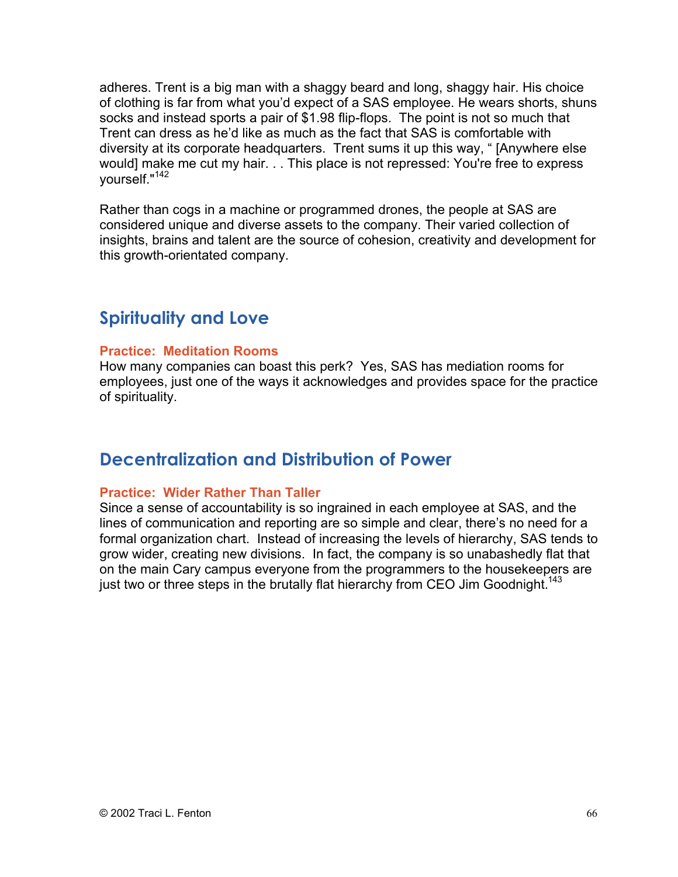adheres. Trent is a big man with a shaggy beard and long, shaggy hair. His choice of clothing is far from what you'd expect of a SAS employee. He wears shorts, shuns socks and instead sports a pair of $1.98 flip-flops. The point is not so much that Trent can dress as he'd like as much as the fact that SAS is comfortable with diversity at its corporate headquarters. Trent sums it up this way, " [Anywhere else would] make me cut my hair. . . This place is not repressed: You're free to express yourself."[142]

Rather than cogs in a machine or programmed drones, the people at SAS are considered unique and diverse assets to the company. Their varied collection of insights, brains and talent are the source of cohesion, creativity and development for this growth-orientated company.

## Spirituality and Love

### Practice: Meditation Rooms

How many companies can boast this perk? Yes, SAS has mediation rooms for employees, just one of the ways it acknowledges and provides space for the practice of spirituality.

## Decentralization and Distribution of Power

### Practice: Wider Rather Than Taller

Since a sense of accountability is so ingrained in each employee at SAS, and the lines of communication and reporting are so simple and clear, there's no need for a formal organization chart. Instead of increasing the levels of hierarchy, SAS tends to grow wider, creating new divisions. In fact, the company is so unabashedly flat that on the main Cary campus everyone from the programmers to the housekeepers are just two or three steps in the brutally flat hierarchy from CEO Jim Goodnight.[143]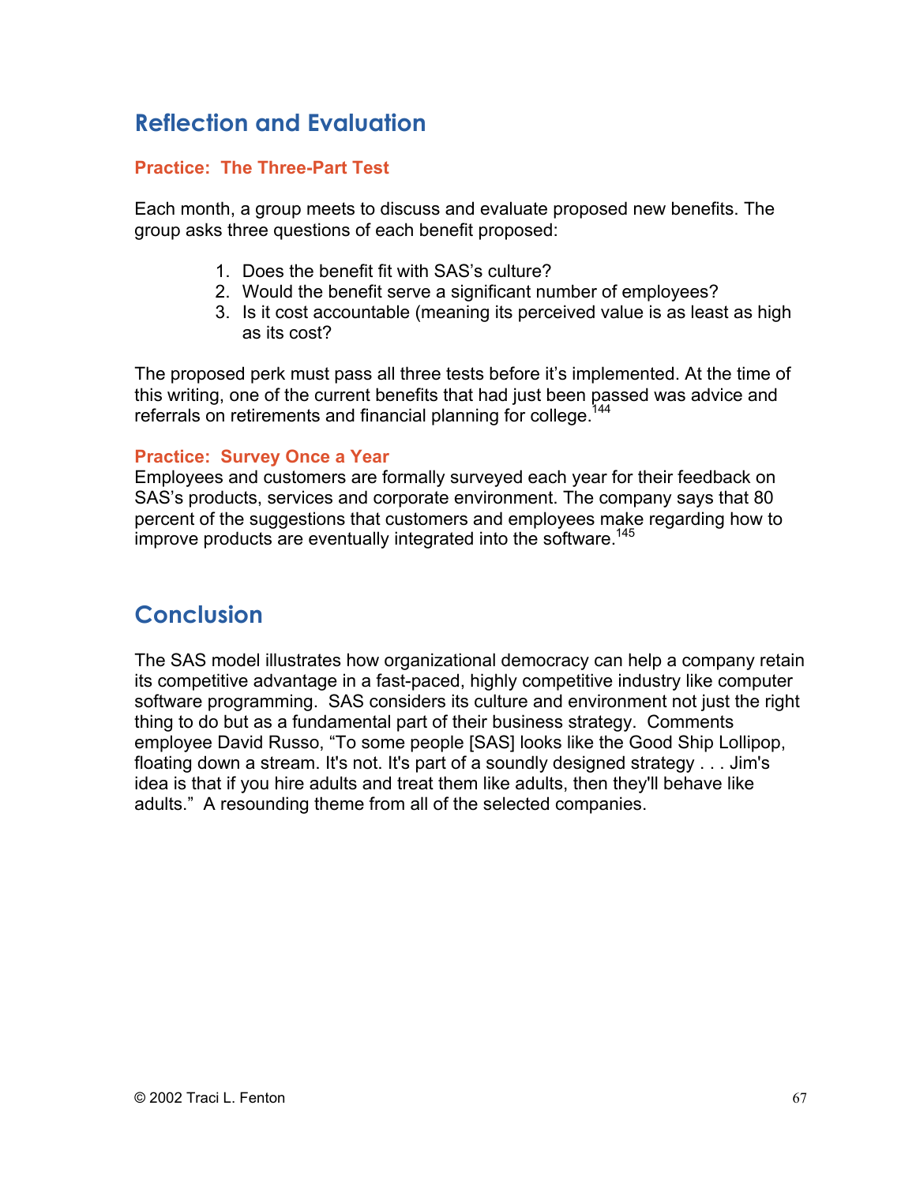## Reflection and Evaluation

### Practice: The Three-Part Test

Each month, a group meets to discuss and evaluate proposed new benefits. The group asks three questions of each benefit proposed:

1. Does the benefit fit with SAS's culture?
2. Would the benefit serve a significant number of employees?
3. Is it cost accountable (meaning its perceived value is as least as high as its cost?

The proposed perk must pass all three tests before it's implemented. At the time of this writing, one of the current benefits that had just been passed was advice and referrals on retirements and financial planning for college.[144]

### Practice: Survey Once a Year

Employees and customers are formally surveyed each year for their feedback on SAS's products, services and corporate environment. The company says that 80 percent of the suggestions that customers and employees make regarding how to improve products are eventually integrated into the software.[145]

## Conclusion

The SAS model illustrates how organizational democracy can help a company retain its competitive advantage in a fast-paced, highly competitive industry like computer software programming. SAS considers its culture and environment not just the right thing to do but as a fundamental part of their business strategy. Comments employee David Russo, "To some people [SAS] looks like the Good Ship Lollipop, floating down a stream. It's not. It's part of a soundly designed strategy . . . Jim's idea is that if you hire adults and treat them like adults, then they'll behave like adults." A resounding theme from all of the selected companies.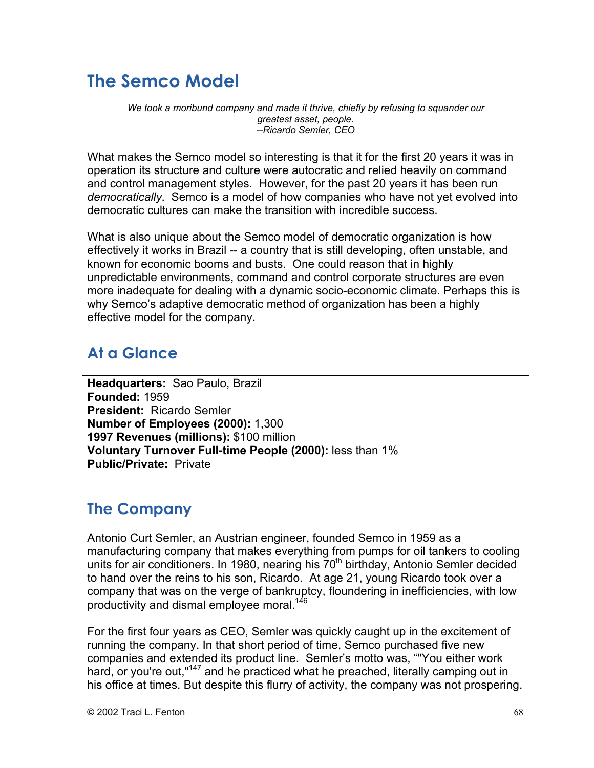## The Semco Model

*We took a moribund company and made it thrive, chiefly by refusing to squander our greatest asset, people.*
*--Ricardo Semler, CEO*

What makes the Semco model so interesting is that it for the first 20 years it was in operation its structure and culture were autocratic and relied heavily on command and control management styles. However, for the past 20 years it has been run *democratically*. Semco is a model of how companies who have not yet evolved into democratic cultures can make the transition with incredible success.

What is also unique about the Semco model of democratic organization is how effectively it works in Brazil -- a country that is still developing, often unstable, and known for economic booms and busts. One could reason that in highly unpredictable environments, command and control corporate structures are even more inadequate for dealing with a dynamic socio-economic climate. Perhaps this is why Semco's adaptive democratic method of organization has been a highly effective model for the company.

## At a Glance

**Headquarters:** Sao Paulo, Brazil
**Founded:** 1959
**President:** Ricardo Semler
**Number of Employees (2000):** 1,300
**1997 Revenues (millions):** $100 million
**Voluntary Turnover Full-time People (2000):** less than 1%
**Public/Private:** Private

## The Company

Antonio Curt Semler, an Austrian engineer, founded Semco in 1959 as a manufacturing company that makes everything from pumps for oil tankers to cooling units for air conditioners. In 1980, nearing his 70th birthday, Antonio Semler decided to hand over the reins to his son, Ricardo. At age 21, young Ricardo took over a company that was on the verge of bankruptcy, floundering in inefficiencies, with low productivity and dismal employee moral.[146]

For the first four years as CEO, Semler was quickly caught up in the excitement of running the company. In that short period of time, Semco purchased five new companies and extended its product line. Semler's motto was, ""You either work hard, or you're out,"[147] and he practiced what he preached, literally camping out in his office at times. But despite this flurry of activity, the company was not prospering.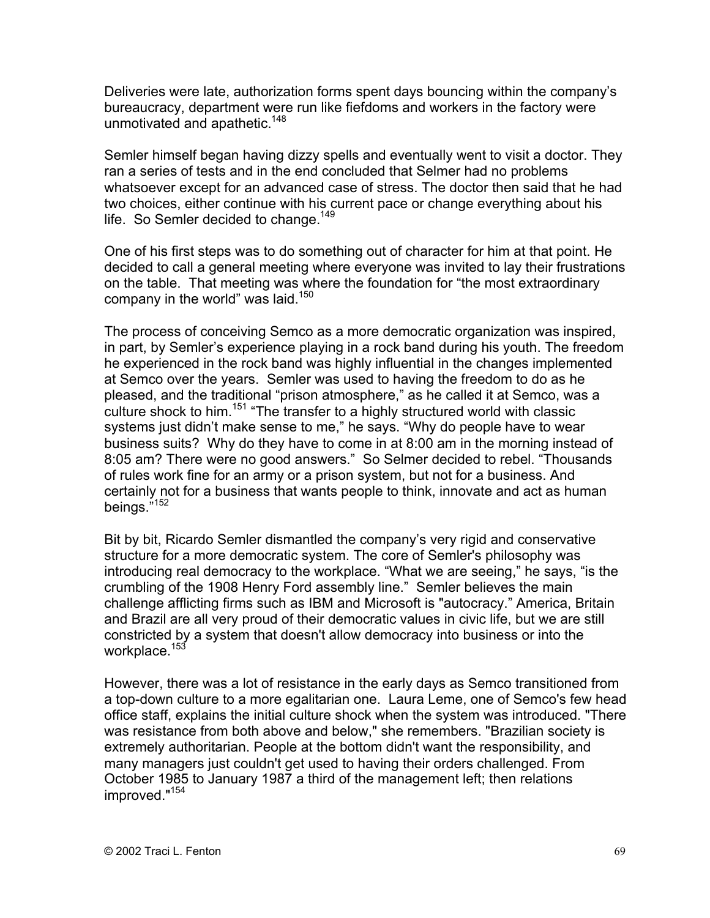Deliveries were late, authorization forms spent days bouncing within the company's bureaucracy, department were run like fiefdoms and workers in the factory were unmotivated and apathetic.[148]

Semler himself began having dizzy spells and eventually went to visit a doctor. They ran a series of tests and in the end concluded that Selmer had no problems whatsoever except for an advanced case of stress. The doctor then said that he had two choices, either continue with his current pace or change everything about his life. So Semler decided to change.[149]

One of his first steps was to do something out of character for him at that point. He decided to call a general meeting where everyone was invited to lay their frustrations on the table. That meeting was where the foundation for "the most extraordinary company in the world" was laid.[150]

The process of conceiving Semco as a more democratic organization was inspired, in part, by Semler's experience playing in a rock band during his youth. The freedom he experienced in the rock band was highly influential in the changes implemented at Semco over the years. Semler was used to having the freedom to do as he pleased, and the traditional "prison atmosphere," as he called it at Semco, was a culture shock to him.[151] "The transfer to a highly structured world with classic systems just didn't make sense to me," he says. "Why do people have to wear business suits? Why do they have to come in at 8:00 am in the morning instead of 8:05 am? There were no good answers." So Selmer decided to rebel. "Thousands of rules work fine for an army or a prison system, but not for a business. And certainly not for a business that wants people to think, innovate and act as human beings."[152]

Bit by bit, Ricardo Semler dismantled the company's very rigid and conservative structure for a more democratic system. The core of Semler's philosophy was introducing real democracy to the workplace. "What we are seeing," he says, "is the crumbling of the 1908 Henry Ford assembly line." Semler believes the main challenge afflicting firms such as IBM and Microsoft is "autocracy." America, Britain and Brazil are all very proud of their democratic values in civic life, but we are still constricted by a system that doesn't allow democracy into business or into the workplace.[153]

However, there was a lot of resistance in the early days as Semco transitioned from a top-down culture to a more egalitarian one. Laura Leme, one of Semco's few head office staff, explains the initial culture shock when the system was introduced. "There was resistance from both above and below," she remembers. "Brazilian society is extremely authoritarian. People at the bottom didn't want the responsibility, and many managers just couldn't get used to having their orders challenged. From October 1985 to January 1987 a third of the management left; then relations improved."[154]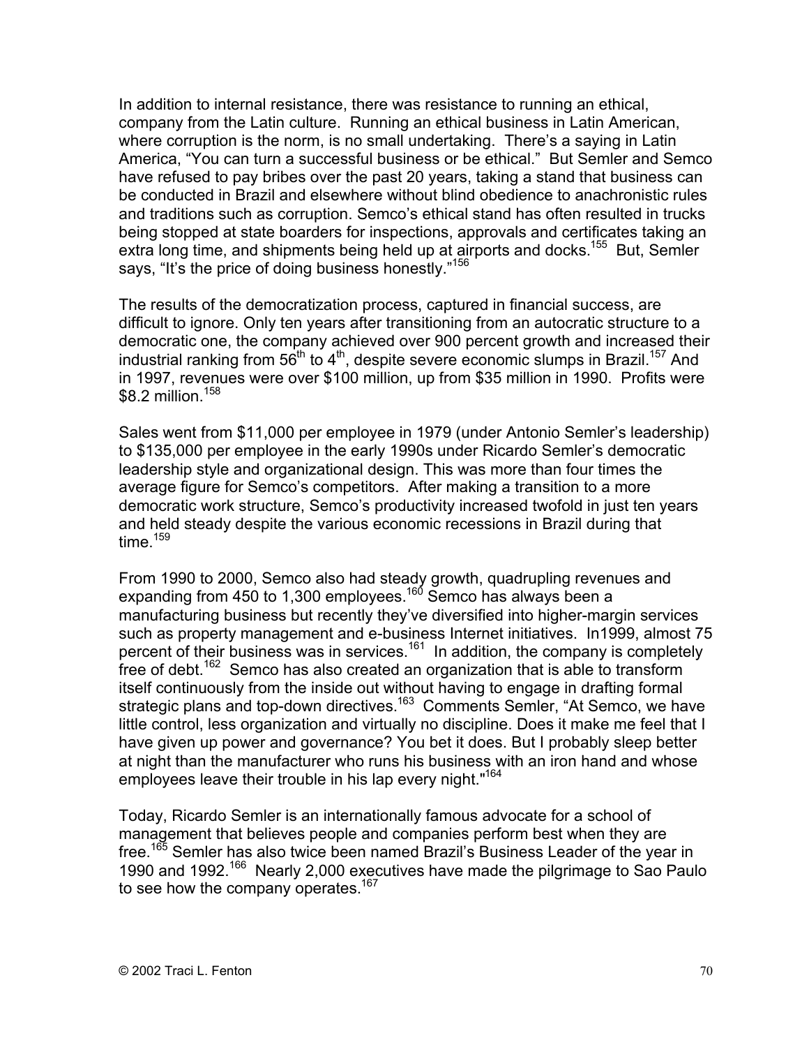In addition to internal resistance, there was resistance to running an ethical, company from the Latin culture. Running an ethical business in Latin American, where corruption is the norm, is no small undertaking. There's a saying in Latin America, "You can turn a successful business or be ethical." But Semler and Semco have refused to pay bribes over the past 20 years, taking a stand that business can be conducted in Brazil and elsewhere without blind obedience to anachronistic rules and traditions such as corruption. Semco's ethical stand has often resulted in trucks being stopped at state boarders for inspections, approvals and certificates taking an extra long time, and shipments being held up at airports and docks.[155] But, Semler says, "It's the price of doing business honestly."[156]

The results of the democratization process, captured in financial success, are difficult to ignore. Only ten years after transitioning from an autocratic structure to a democratic one, the company achieved over 900 percent growth and increased their industrial ranking from 56th to 4th, despite severe economic slumps in Brazil.[157] And in 1997, revenues were over $100 million, up from $35 million in 1990. Profits were $8.2 million.[158]

Sales went from $11,000 per employee in 1979 (under Antonio Semler's leadership) to $135,000 per employee in the early 1990s under Ricardo Semler's democratic leadership style and organizational design. This was more than four times the average figure for Semco's competitors. After making a transition to a more democratic work structure, Semco's productivity increased twofold in just ten years and held steady despite the various economic recessions in Brazil during that time.[159]

From 1990 to 2000, Semco also had steady growth, quadrupling revenues and expanding from 450 to 1,300 employees.[160] Semco has always been a manufacturing business but recently they've diversified into higher-margin services such as property management and e-business Internet initiatives. In1999, almost 75 percent of their business was in services.[161] In addition, the company is completely free of debt.[162] Semco has also created an organization that is able to transform itself continuously from the inside out without having to engage in drafting formal strategic plans and top-down directives.[163] Comments Semler, "At Semco, we have little control, less organization and virtually no discipline. Does it make me feel that I have given up power and governance? You bet it does. But I probably sleep better at night than the manufacturer who runs his business with an iron hand and whose employees leave their trouble in his lap every night."[164]

Today, Ricardo Semler is an internationally famous advocate for a school of management that believes people and companies perform best when they are free.[165] Semler has also twice been named Brazil's Business Leader of the year in 1990 and 1992.[166] Nearly 2,000 executives have made the pilgrimage to Sao Paulo to see how the company operates.[167]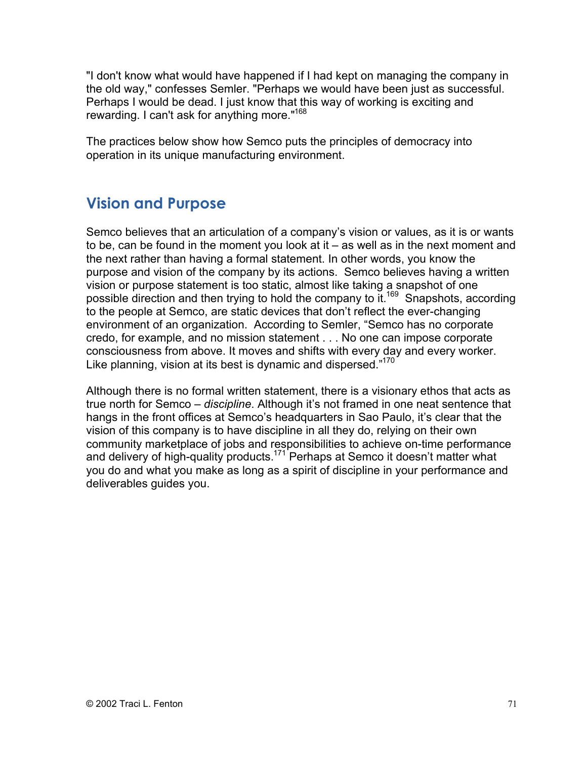"I don't know what would have happened if I had kept on managing the company in the old way," confesses Semler. "Perhaps we would have been just as successful. Perhaps I would be dead. I just know that this way of working is exciting and rewarding. I can't ask for anything more."[168]

The practices below show how Semco puts the principles of democracy into operation in its unique manufacturing environment.

## Vision and Purpose

Semco believes that an articulation of a company's vision or values, as it is or wants to be, can be found in the moment you look at it – as well as in the next moment and the next rather than having a formal statement. In other words, you know the purpose and vision of the company by its actions. Semco believes having a written vision or purpose statement is too static, almost like taking a snapshot of one possible direction and then trying to hold the company to it.[169] Snapshots, according to the people at Semco, are static devices that don't reflect the ever-changing environment of an organization. According to Semler, "Semco has no corporate credo, for example, and no mission statement . . . No one can impose corporate consciousness from above. It moves and shifts with every day and every worker. Like planning, vision at its best is dynamic and dispersed."[170]

Although there is no formal written statement, there is a visionary ethos that acts as true north for Semco – *discipline*. Although it's not framed in one neat sentence that hangs in the front offices at Semco's headquarters in Sao Paulo, it's clear that the vision of this company is to have discipline in all they do, relying on their own community marketplace of jobs and responsibilities to achieve on-time performance and delivery of high-quality products.[171] Perhaps at Semco it doesn't matter what you do and what you make as long as a spirit of discipline in your performance and deliverables guides you.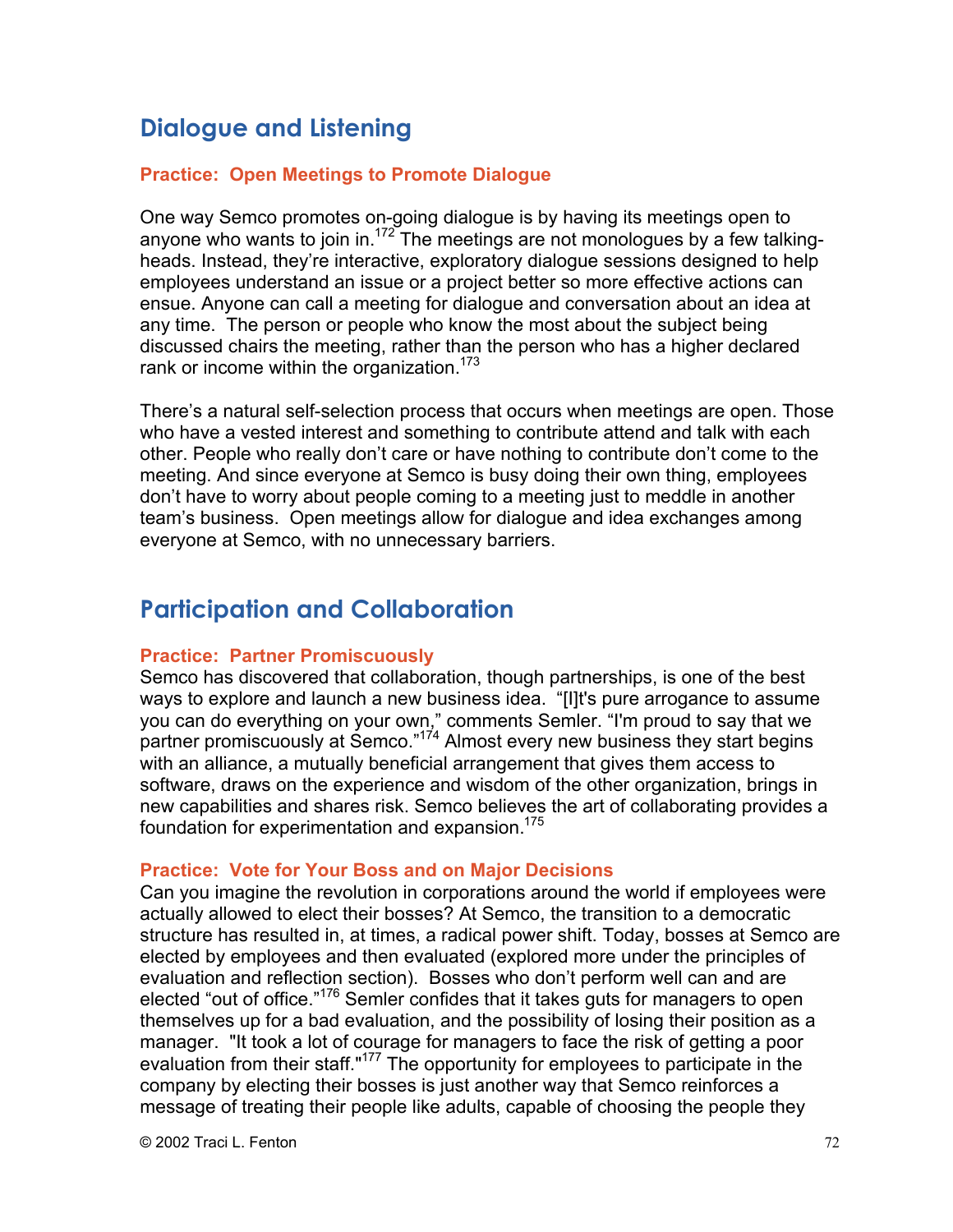## Dialogue and Listening

### Practice: Open Meetings to Promote Dialogue

One way Semco promotes on-going dialogue is by having its meetings open to anyone who wants to join in.[172] The meetings are not monologues by a few talking-heads. Instead, they're interactive, exploratory dialogue sessions designed to help employees understand an issue or a project better so more effective actions can ensue. Anyone can call a meeting for dialogue and conversation about an idea at any time. The person or people who know the most about the subject being discussed chairs the meeting, rather than the person who has a higher declared rank or income within the organization.[173]

There's a natural self-selection process that occurs when meetings are open. Those who have a vested interest and something to contribute attend and talk with each other. People who really don't care or have nothing to contribute don't come to the meeting. And since everyone at Semco is busy doing their own thing, employees don't have to worry about people coming to a meeting just to meddle in another team's business. Open meetings allow for dialogue and idea exchanges among everyone at Semco, with no unnecessary barriers.

## Participation and Collaboration

### Practice: Partner Promiscuously

Semco has discovered that collaboration, though partnerships, is one of the best ways to explore and launch a new business idea. "[I]t's pure arrogance to assume you can do everything on your own," comments Semler. "I'm proud to say that we partner promiscuously at Semco."[174] Almost every new business they start begins with an alliance, a mutually beneficial arrangement that gives them access to software, draws on the experience and wisdom of the other organization, brings in new capabilities and shares risk. Semco believes the art of collaborating provides a foundation for experimentation and expansion.[175]

### Practice: Vote for Your Boss and on Major Decisions

Can you imagine the revolution in corporations around the world if employees were actually allowed to elect their bosses? At Semco, the transition to a democratic structure has resulted in, at times, a radical power shift. Today, bosses at Semco are elected by employees and then evaluated (explored more under the principles of evaluation and reflection section). Bosses who don't perform well can and are elected "out of office."[176] Semler confides that it takes guts for managers to open themselves up for a bad evaluation, and the possibility of losing their position as a manager. "It took a lot of courage for managers to face the risk of getting a poor evaluation from their staff."[177] The opportunity for employees to participate in the company by electing their bosses is just another way that Semco reinforces a message of treating their people like adults, capable of choosing the people they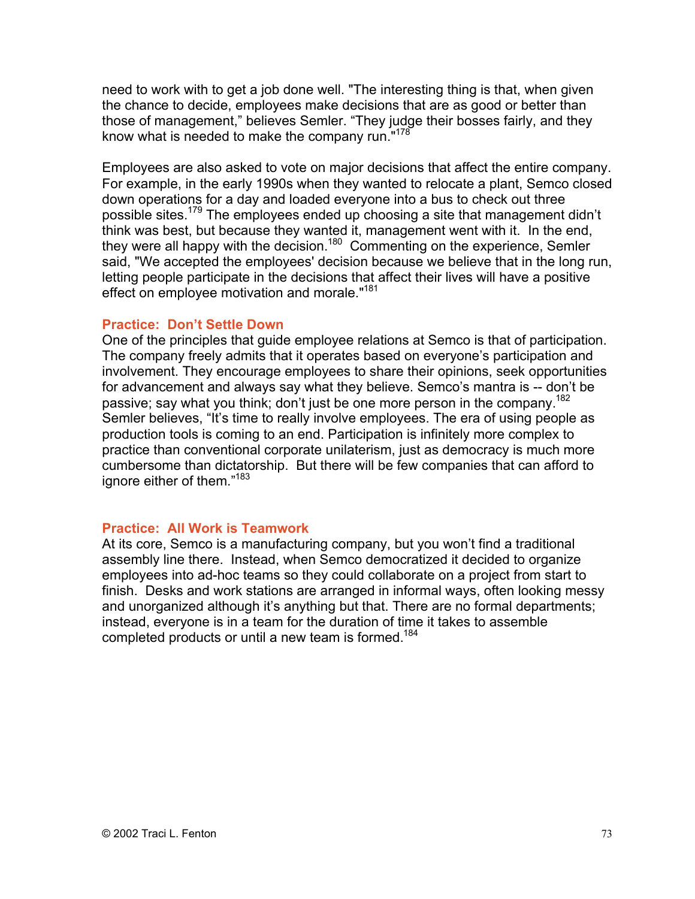need to work with to get a job done well. "The interesting thing is that, when given the chance to decide, employees make decisions that are as good or better than those of management," believes Semler. "They judge their bosses fairly, and they know what is needed to make the company run."[178]

Employees are also asked to vote on major decisions that affect the entire company. For example, in the early 1990s when they wanted to relocate a plant, Semco closed down operations for a day and loaded everyone into a bus to check out three possible sites.[179] The employees ended up choosing a site that management didn't think was best, but because they wanted it, management went with it. In the end, they were all happy with the decision.[180] Commenting on the experience, Semler said, "We accepted the employees' decision because we believe that in the long run, letting people participate in the decisions that affect their lives will have a positive effect on employee motivation and morale."[181]

### Practice: Don't Settle Down

One of the principles that guide employee relations at Semco is that of participation. The company freely admits that it operates based on everyone's participation and involvement. They encourage employees to share their opinions, seek opportunities for advancement and always say what they believe. Semco's mantra is -- don't be passive; say what you think; don't just be one more person in the company.[182] Semler believes, "It's time to really involve employees. The era of using people as production tools is coming to an end. Participation is infinitely more complex to practice than conventional corporate unilaterism, just as democracy is much more cumbersome than dictatorship. But there will be few companies that can afford to ignore either of them."[183]

### Practice: All Work is Teamwork

At its core, Semco is a manufacturing company, but you won't find a traditional assembly line there. Instead, when Semco democratized it decided to organize employees into ad-hoc teams so they could collaborate on a project from start to finish. Desks and work stations are arranged in informal ways, often looking messy and unorganized although it's anything but that. There are no formal departments; instead, everyone is in a team for the duration of time it takes to assemble completed products or until a new team is formed.[184]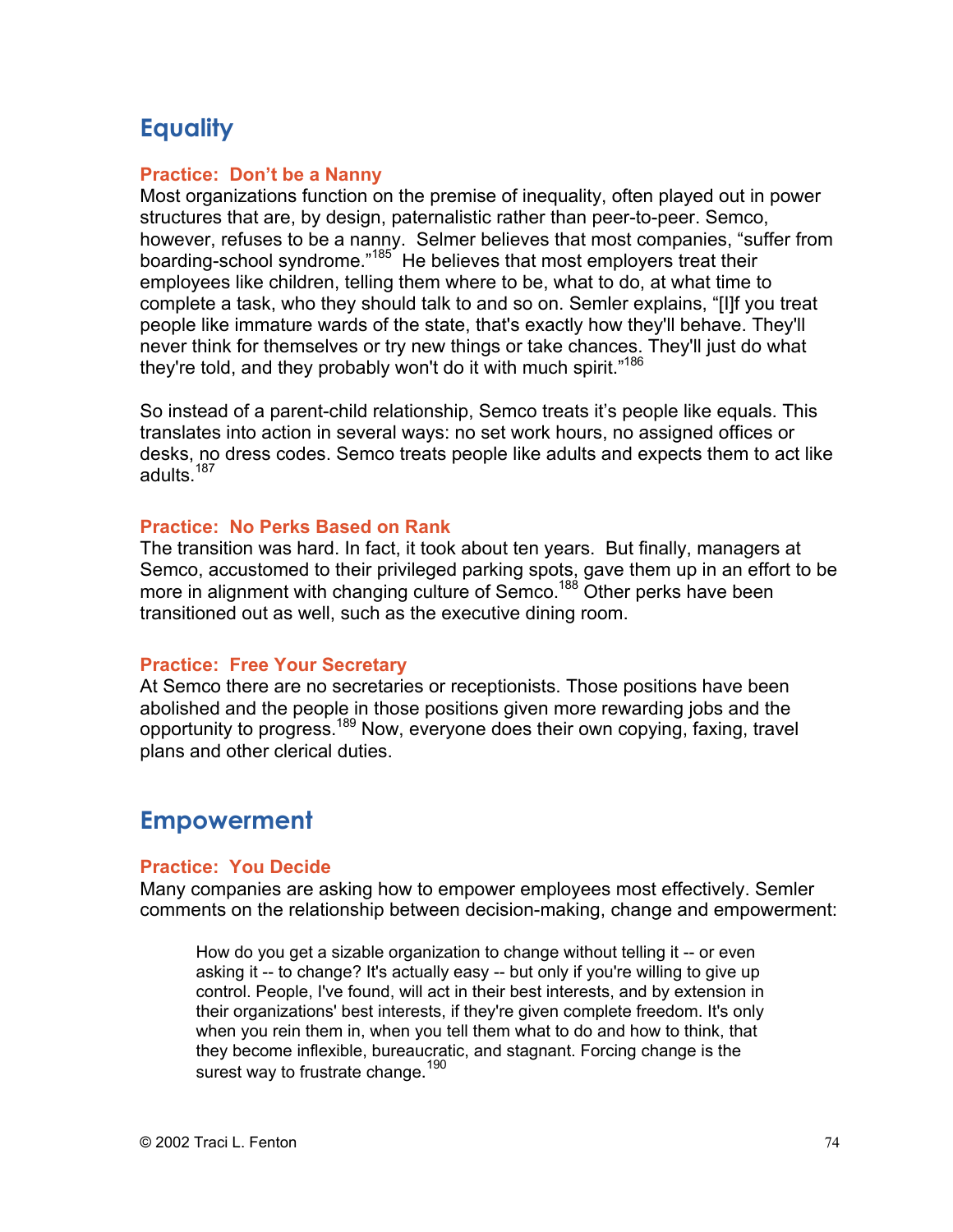## Equality

### Practice: Don't be a Nanny

Most organizations function on the premise of inequality, often played out in power structures that are, by design, paternalistic rather than peer-to-peer. Semco, however, refuses to be a nanny. Selmer believes that most companies, "suffer from boarding-school syndrome."[185] He believes that most employers treat their employees like children, telling them where to be, what to do, at what time to complete a task, who they should talk to and so on. Semler explains, "[I]f you treat people like immature wards of the state, that's exactly how they'll behave. They'll never think for themselves or try new things or take chances. They'll just do what they're told, and they probably won't do it with much spirit."[186]

So instead of a parent-child relationship, Semco treats it's people like equals. This translates into action in several ways: no set work hours, no assigned offices or desks, no dress codes. Semco treats people like adults and expects them to act like adults.[187]

### Practice: No Perks Based on Rank

The transition was hard. In fact, it took about ten years. But finally, managers at Semco, accustomed to their privileged parking spots, gave them up in an effort to be more in alignment with changing culture of Semco.[188] Other perks have been transitioned out as well, such as the executive dining room.

### Practice: Free Your Secretary

At Semco there are no secretaries or receptionists. Those positions have been abolished and the people in those positions given more rewarding jobs and the opportunity to progress.[189] Now, everyone does their own copying, faxing, travel plans and other clerical duties.

## Empowerment

### Practice: You Decide

Many companies are asking how to empower employees most effectively. Semler comments on the relationship between decision-making, change and empowerment:

> How do you get a sizable organization to change without telling it -- or even asking it -- to change? It's actually easy -- but only if you're willing to give up control. People, I've found, will act in their best interests, and by extension in their organizations' best interests, if they're given complete freedom. It's only when you rein them in, when you tell them what to do and how to think, that they become inflexible, bureaucratic, and stagnant. Forcing change is the surest way to frustrate change.[190]

© 2002 Traci L. Fenton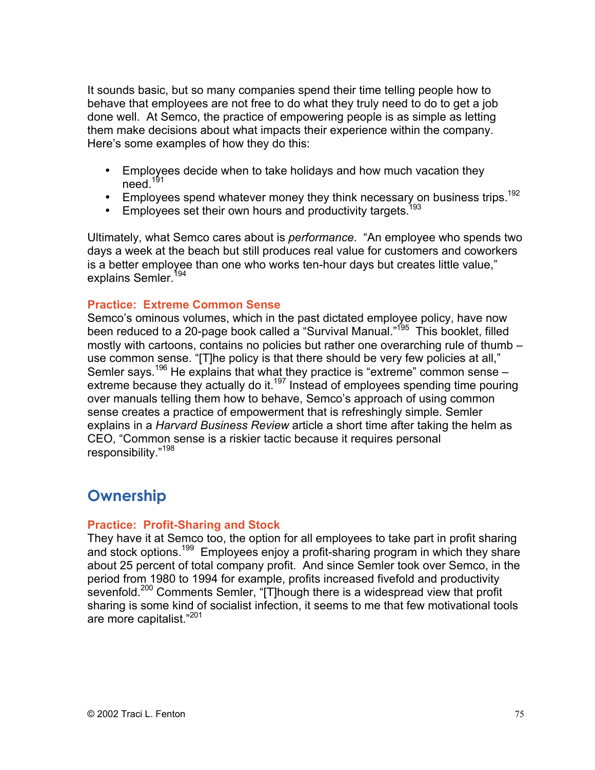It sounds basic, but so many companies spend their time telling people how to behave that employees are not free to do what they truly need to do to get a job done well. At Semco, the practice of empowering people is as simple as letting them make decisions about what impacts their experience within the company. Here's some examples of how they do this:

- Employees decide when to take holidays and how much vacation they need.[191]
- Employees spend whatever money they think necessary on business trips.[192]
- Employees set their own hours and productivity targets.[193]

Ultimately, what Semco cares about is *performance*. "An employee who spends two days a week at the beach but still produces real value for customers and coworkers is a better employee than one who works ten-hour days but creates little value," explains Semler.[194]

### Practice: Extreme Common Sense

Semco's ominous volumes, which in the past dictated employee policy, have now been reduced to a 20-page book called a "Survival Manual."[195] This booklet, filled mostly with cartoons, contains no policies but rather one overarching rule of thumb – use common sense. "[T]he policy is that there should be very few policies at all," Semler says.[196] He explains that what they practice is "extreme" common sense – extreme because they actually do it.[197] Instead of employees spending time pouring over manuals telling them how to behave, Semco's approach of using common sense creates a practice of empowerment that is refreshingly simple. Semler explains in a *Harvard Business Review* article a short time after taking the helm as CEO, "Common sense is a riskier tactic because it requires personal responsibility."[198]

## Ownership

### Practice: Profit-Sharing and Stock

They have it at Semco too, the option for all employees to take part in profit sharing and stock options.[199] Employees enjoy a profit-sharing program in which they share about 25 percent of total company profit. And since Semler took over Semco, in the period from 1980 to 1994 for example, profits increased fivefold and productivity sevenfold.[200] Comments Semler, "[T]hough there is a widespread view that profit sharing is some kind of socialist infection, it seems to me that few motivational tools are more capitalist."[201]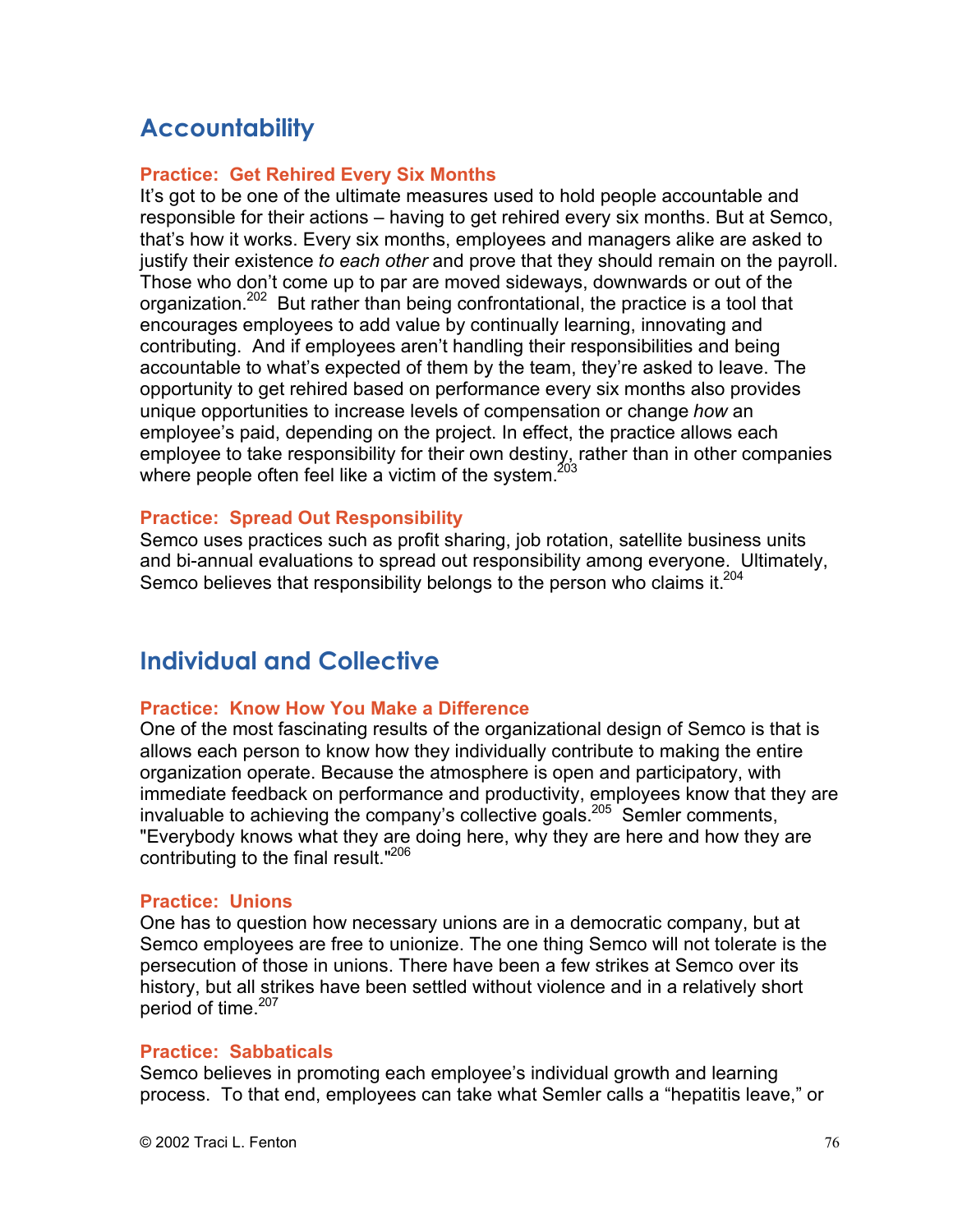## Accountability

### Practice: Get Rehired Every Six Months

It's got to be one of the ultimate measures used to hold people accountable and responsible for their actions – having to get rehired every six months. But at Semco, that's how it works. Every six months, employees and managers alike are asked to justify their existence *to each other* and prove that they should remain on the payroll. Those who don't come up to par are moved sideways, downwards or out of the organization.[202] But rather than being confrontational, the practice is a tool that encourages employees to add value by continually learning, innovating and contributing. And if employees aren't handling their responsibilities and being accountable to what's expected of them by the team, they're asked to leave. The opportunity to get rehired based on performance every six months also provides unique opportunities to increase levels of compensation or change *how* an employee's paid, depending on the project. In effect, the practice allows each employee to take responsibility for their own destiny, rather than in other companies where people often feel like a victim of the system.[203]

### Practice: Spread Out Responsibility

Semco uses practices such as profit sharing, job rotation, satellite business units and bi-annual evaluations to spread out responsibility among everyone. Ultimately, Semco believes that responsibility belongs to the person who claims it.[204]

## Individual and Collective

### Practice: Know How You Make a Difference

One of the most fascinating results of the organizational design of Semco is that is allows each person to know how they individually contribute to making the entire organization operate. Because the atmosphere is open and participatory, with immediate feedback on performance and productivity, employees know that they are invaluable to achieving the company's collective goals.[205] Semler comments, "Everybody knows what they are doing here, why they are here and how they are contributing to the final result."[206]

### Practice: Unions

One has to question how necessary unions are in a democratic company, but at Semco employees are free to unionize. The one thing Semco will not tolerate is the persecution of those in unions. There have been a few strikes at Semco over its history, but all strikes have been settled without violence and in a relatively short period of time.[207]

### Practice: Sabbaticals

Semco believes in promoting each employee's individual growth and learning process. To that end, employees can take what Semler calls a "hepatitis leave," or

© 2002 Traci L. Fenton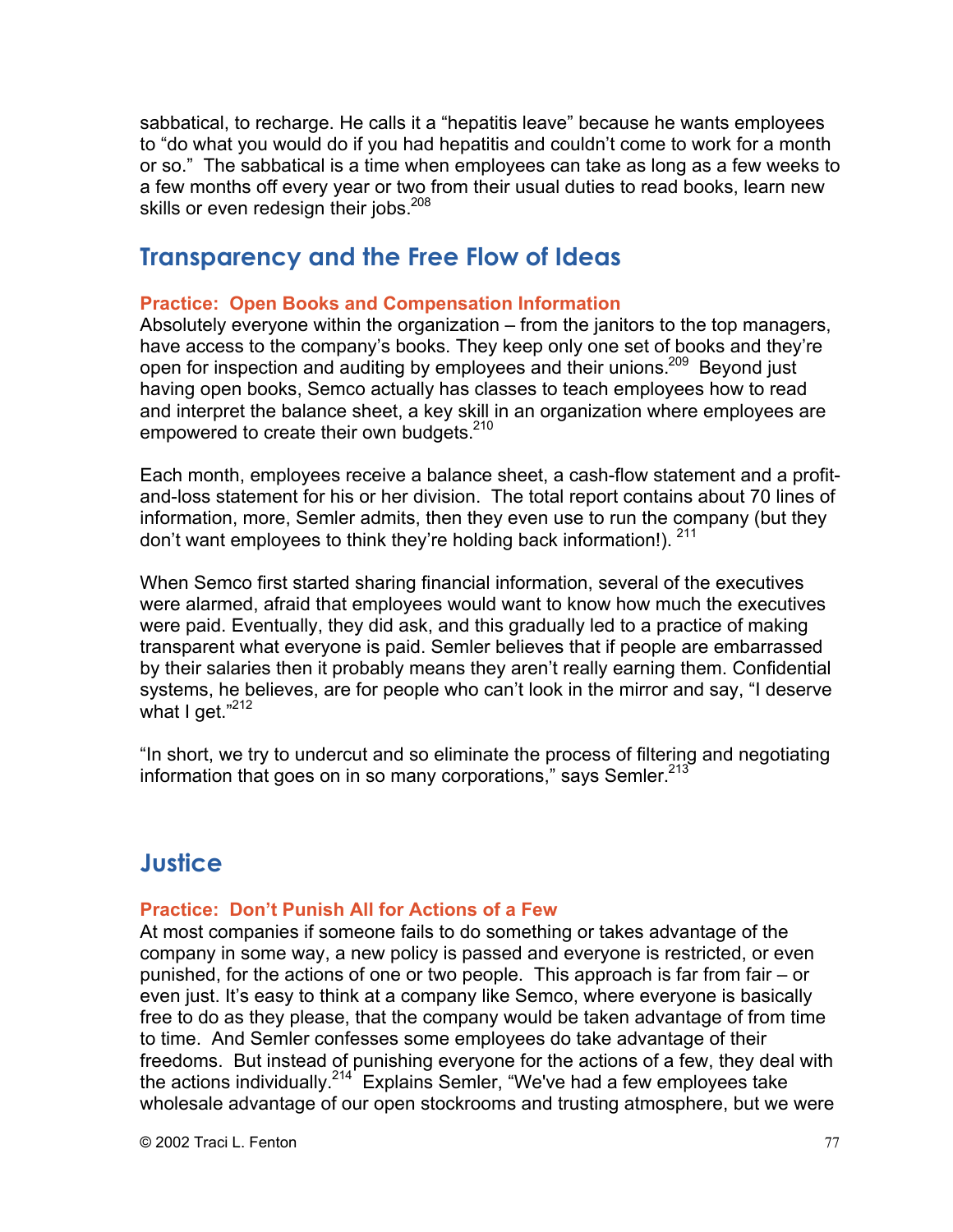sabbatical, to recharge. He calls it a "hepatitis leave" because he wants employees to "do what you would do if you had hepatitis and couldn't come to work for a month or so." The sabbatical is a time when employees can take as long as a few weeks to a few months off every year or two from their usual duties to read books, learn new skills or even redesign their jobs.[208]

## Transparency and the Free Flow of Ideas

### Practice: Open Books and Compensation Information

Absolutely everyone within the organization – from the janitors to the top managers, have access to the company's books. They keep only one set of books and they're open for inspection and auditing by employees and their unions.[209] Beyond just having open books, Semco actually has classes to teach employees how to read and interpret the balance sheet, a key skill in an organization where employees are empowered to create their own budgets.[210]

Each month, employees receive a balance sheet, a cash-flow statement and a profit-and-loss statement for his or her division. The total report contains about 70 lines of information, more, Semler admits, then they even use to run the company (but they don't want employees to think they're holding back information!).[211]

When Semco first started sharing financial information, several of the executives were alarmed, afraid that employees would want to know how much the executives were paid. Eventually, they did ask, and this gradually led to a practice of making transparent what everyone is paid. Semler believes that if people are embarrassed by their salaries then it probably means they aren't really earning them. Confidential systems, he believes, are for people who can't look in the mirror and say, "I deserve what I get."[212]

"In short, we try to undercut and so eliminate the process of filtering and negotiating information that goes on in so many corporations," says Semler.[213]

## Justice

### Practice: Don't Punish All for Actions of a Few

At most companies if someone fails to do something or takes advantage of the company in some way, a new policy is passed and everyone is restricted, or even punished, for the actions of one or two people. This approach is far from fair – or even just. It's easy to think at a company like Semco, where everyone is basically free to do as they please, that the company would be taken advantage of from time to time. And Semler confesses some employees do take advantage of their freedoms. But instead of punishing everyone for the actions of a few, they deal with the actions individually.[214] Explains Semler, "We've had a few employees take wholesale advantage of our open stockrooms and trusting atmosphere, but we were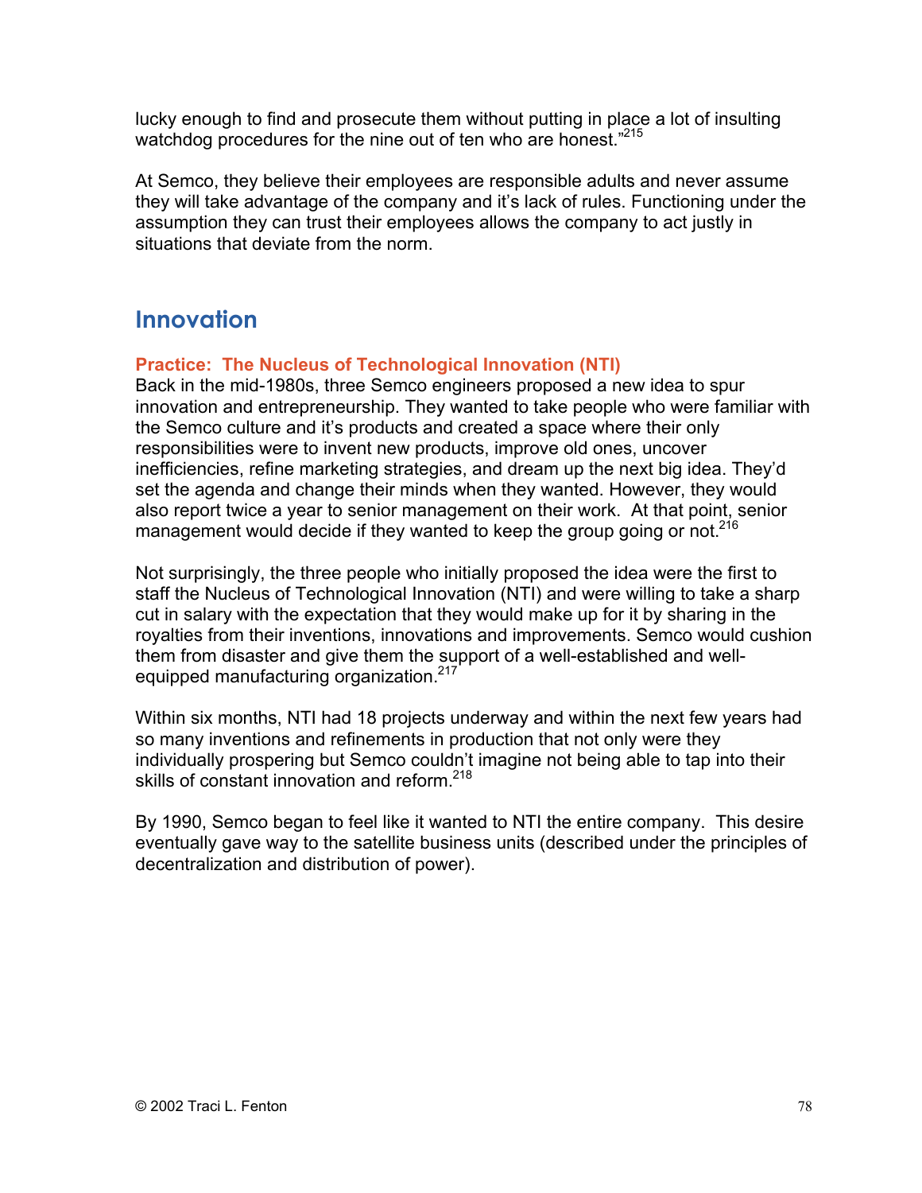lucky enough to find and prosecute them without putting in place a lot of insulting watchdog procedures for the nine out of ten who are honest."[215]

At Semco, they believe their employees are responsible adults and never assume they will take advantage of the company and it's lack of rules. Functioning under the assumption they can trust their employees allows the company to act justly in situations that deviate from the norm.

## Innovation

### Practice: The Nucleus of Technological Innovation (NTI)

Back in the mid-1980s, three Semco engineers proposed a new idea to spur innovation and entrepreneurship. They wanted to take people who were familiar with the Semco culture and it's products and created a space where their only responsibilities were to invent new products, improve old ones, uncover inefficiencies, refine marketing strategies, and dream up the next big idea. They'd set the agenda and change their minds when they wanted. However, they would also report twice a year to senior management on their work. At that point, senior management would decide if they wanted to keep the group going or not.[216]

Not surprisingly, the three people who initially proposed the idea were the first to staff the Nucleus of Technological Innovation (NTI) and were willing to take a sharp cut in salary with the expectation that they would make up for it by sharing in the royalties from their inventions, innovations and improvements. Semco would cushion them from disaster and give them the support of a well-established and well-equipped manufacturing organization.[217]

Within six months, NTI had 18 projects underway and within the next few years had so many inventions and refinements in production that not only were they individually prospering but Semco couldn't imagine not being able to tap into their skills of constant innovation and reform.[218]

By 1990, Semco began to feel like it wanted to NTI the entire company. This desire eventually gave way to the satellite business units (described under the principles of decentralization and distribution of power).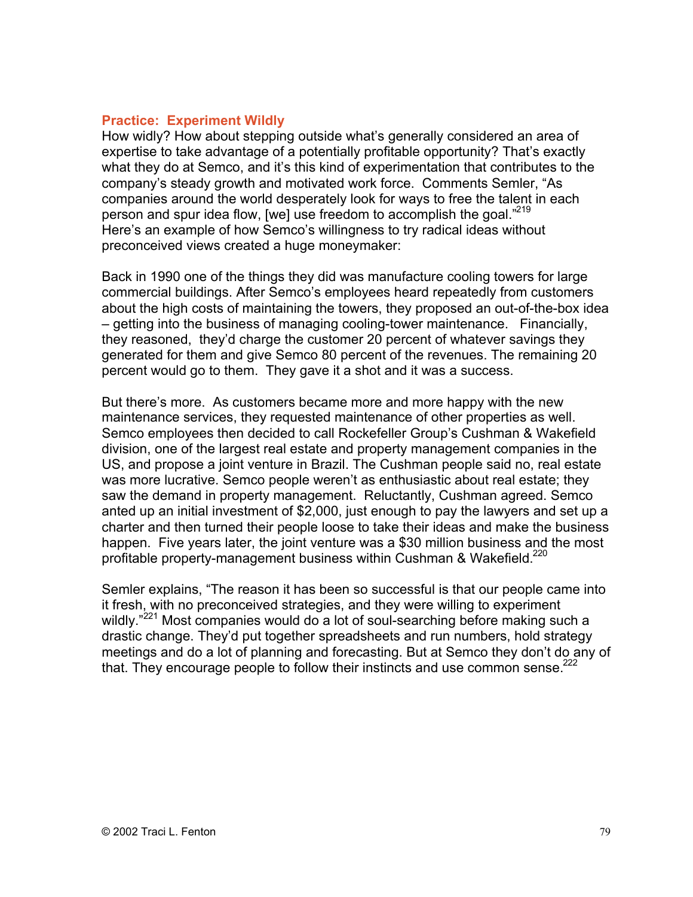### Practice: Experiment Wildly

How widly? How about stepping outside what's generally considered an area of expertise to take advantage of a potentially profitable opportunity? That's exactly what they do at Semco, and it's this kind of experimentation that contributes to the company's steady growth and motivated work force. Comments Semler, "As companies around the world desperately look for ways to free the talent in each person and spur idea flow, [we] use freedom to accomplish the goal."[219] Here's an example of how Semco's willingness to try radical ideas without preconceived views created a huge moneymaker:

Back in 1990 one of the things they did was manufacture cooling towers for large commercial buildings. After Semco's employees heard repeatedly from customers about the high costs of maintaining the towers, they proposed an out-of-the-box idea – getting into the business of managing cooling-tower maintenance. Financially, they reasoned, they'd charge the customer 20 percent of whatever savings they generated for them and give Semco 80 percent of the revenues. The remaining 20 percent would go to them. They gave it a shot and it was a success.

But there's more. As customers became more and more happy with the new maintenance services, they requested maintenance of other properties as well. Semco employees then decided to call Rockefeller Group's Cushman & Wakefield division, one of the largest real estate and property management companies in the US, and propose a joint venture in Brazil. The Cushman people said no, real estate was more lucrative. Semco people weren't as enthusiastic about real estate; they saw the demand in property management. Reluctantly, Cushman agreed. Semco anted up an initial investment of $2,000, just enough to pay the lawyers and set up a charter and then turned their people loose to take their ideas and make the business happen. Five years later, the joint venture was a $30 million business and the most profitable property-management business within Cushman & Wakefield.[220]

Semler explains, "The reason it has been so successful is that our people came into it fresh, with no preconceived strategies, and they were willing to experiment wildly."[221] Most companies would do a lot of soul-searching before making such a drastic change. They'd put together spreadsheets and run numbers, hold strategy meetings and do a lot of planning and forecasting. But at Semco they don't do any of that. They encourage people to follow their instincts and use common sense.[222]

© 2002 Traci L. Fenton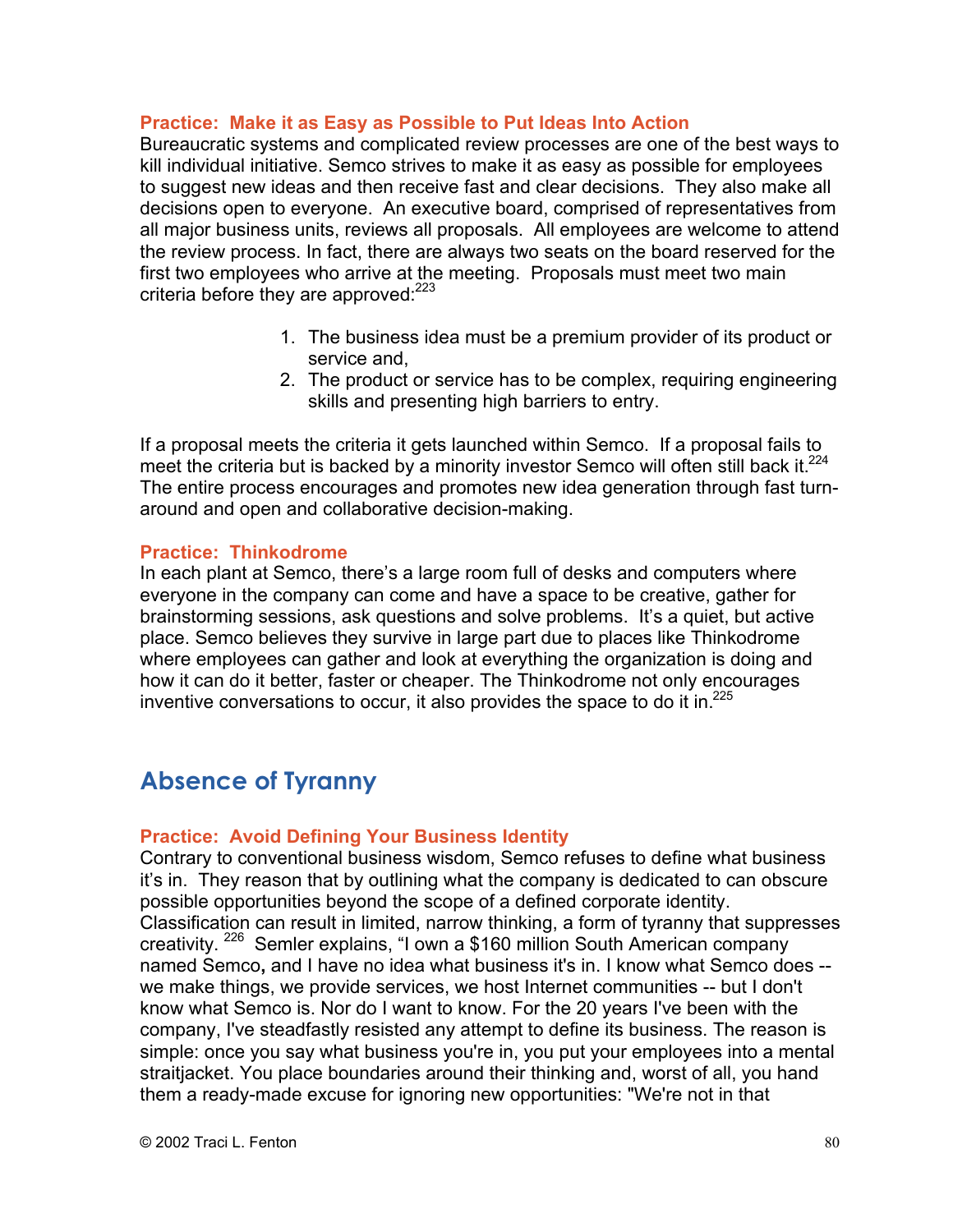**Practice: Make it as Easy as Possible to Put Ideas Into Action**

Bureaucratic systems and complicated review processes are one of the best ways to kill individual initiative. Semco strives to make it as easy as possible for employees to suggest new ideas and then receive fast and clear decisions. They also make all decisions open to everyone. An executive board, comprised of representatives from all major business units, reviews all proposals. All employees are welcome to attend the review process. In fact, there are always two seats on the board reserved for the first two employees who arrive at the meeting. Proposals must meet two main criteria before they are approved:[223]

1. The business idea must be a premium provider of its product or service and,
2. The product or service has to be complex, requiring engineering skills and presenting high barriers to entry.

If a proposal meets the criteria it gets launched within Semco. If a proposal fails to meet the criteria but is backed by a minority investor Semco will often still back it.[224] The entire process encourages and promotes new idea generation through fast turn-around and open and collaborative decision-making.

**Practice: Thinkodrome**

In each plant at Semco, there's a large room full of desks and computers where everyone in the company can come and have a space to be creative, gather for brainstorming sessions, ask questions and solve problems. It's a quiet, but active place. Semco believes they survive in large part due to places like Thinkodrome where employees can gather and look at everything the organization is doing and how it can do it better, faster or cheaper. The Thinkodrome not only encourages inventive conversations to occur, it also provides the space to do it in.[225]

## Absence of Tyranny

**Practice: Avoid Defining Your Business Identity**

Contrary to conventional business wisdom, Semco refuses to define what business it's in. They reason that by outlining what the company is dedicated to can obscure possible opportunities beyond the scope of a defined corporate identity. Classification can result in limited, narrow thinking, a form of tyranny that suppresses creativity. [226] Semler explains, "I own a $160 million South American company named Semco, and I have no idea what business it's in. I know what Semco does -- we make things, we provide services, we host Internet communities -- but I don't know what Semco is. Nor do I want to know. For the 20 years I've been with the company, I've steadfastly resisted any attempt to define its business. The reason is simple: once you say what business you're in, you put your employees into a mental straitjacket. You place boundaries around their thinking and, worst of all, you hand them a ready-made excuse for ignoring new opportunities: "We're not in that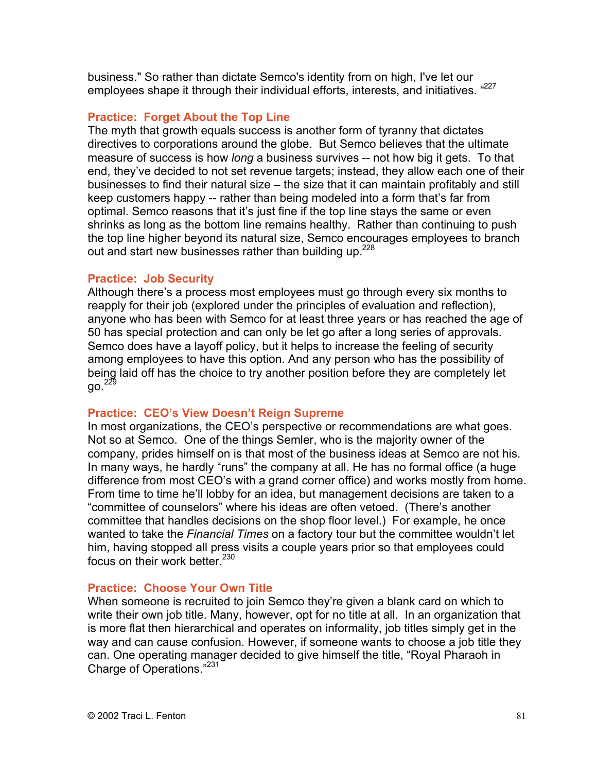business." So rather than dictate Semco's identity from on high, I've let our employees shape it through their individual efforts, interests, and initiatives. "[227]

### Practice: Forget About the Top Line

The myth that growth equals success is another form of tyranny that dictates directives to corporations around the globe. But Semco believes that the ultimate measure of success is how *long* a business survives -- not how big it gets. To that end, they've decided to not set revenue targets; instead, they allow each one of their businesses to find their natural size – the size that it can maintain profitably and still keep customers happy -- rather than being modeled into a form that's far from optimal. Semco reasons that it's just fine if the top line stays the same or even shrinks as long as the bottom line remains healthy. Rather than continuing to push the top line higher beyond its natural size, Semco encourages employees to branch out and start new businesses rather than building up.[228]

### Practice: Job Security

Although there's a process most employees must go through every six months to reapply for their job (explored under the principles of evaluation and reflection), anyone who has been with Semco for at least three years or has reached the age of 50 has special protection and can only be let go after a long series of approvals. Semco does have a layoff policy, but it helps to increase the feeling of security among employees to have this option. And any person who has the possibility of being laid off has the choice to try another position before they are completely let go.[229]

### Practice: CEO's View Doesn't Reign Supreme

In most organizations, the CEO's perspective or recommendations are what goes. Not so at Semco. One of the things Semler, who is the majority owner of the company, prides himself on is that most of the business ideas at Semco are not his. In many ways, he hardly "runs" the company at all. He has no formal office (a huge difference from most CEO's with a grand corner office) and works mostly from home. From time to time he'll lobby for an idea, but management decisions are taken to a "committee of counselors" where his ideas are often vetoed. (There's another committee that handles decisions on the shop floor level.) For example, he once wanted to take the *Financial Times* on a factory tour but the committee wouldn't let him, having stopped all press visits a couple years prior so that employees could focus on their work better.[230]

### Practice: Choose Your Own Title

When someone is recruited to join Semco they're given a blank card on which to write their own job title. Many, however, opt for no title at all. In an organization that is more flat then hierarchical and operates on informality, job titles simply get in the way and can cause confusion. However, if someone wants to choose a job title they can. One operating manager decided to give himself the title, "Royal Pharaoh in Charge of Operations."[231]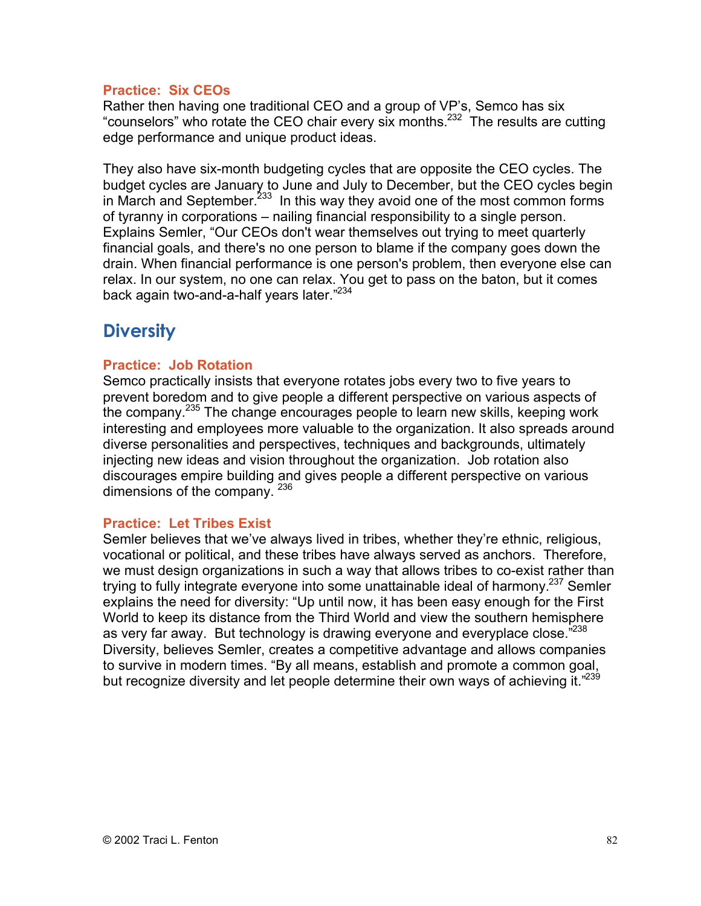### Practice: Six CEOs

Rather then having one traditional CEO and a group of VP's, Semco has six "counselors" who rotate the CEO chair every six months.[232] The results are cutting edge performance and unique product ideas.

They also have six-month budgeting cycles that are opposite the CEO cycles. The budget cycles are January to June and July to December, but the CEO cycles begin in March and September.[233] In this way they avoid one of the most common forms of tyranny in corporations – nailing financial responsibility to a single person. Explains Semler, "Our CEOs don't wear themselves out trying to meet quarterly financial goals, and there's no one person to blame if the company goes down the drain. When financial performance is one person's problem, then everyone else can relax. In our system, no one can relax. You get to pass on the baton, but it comes back again two-and-a-half years later."[234]

## Diversity

### Practice: Job Rotation

Semco practically insists that everyone rotates jobs every two to five years to prevent boredom and to give people a different perspective on various aspects of the company.[235] The change encourages people to learn new skills, keeping work interesting and employees more valuable to the organization. It also spreads around diverse personalities and perspectives, techniques and backgrounds, ultimately injecting new ideas and vision throughout the organization. Job rotation also discourages empire building and gives people a different perspective on various dimensions of the company. [236]

### Practice: Let Tribes Exist

Semler believes that we've always lived in tribes, whether they're ethnic, religious, vocational or political, and these tribes have always served as anchors. Therefore, we must design organizations in such a way that allows tribes to co-exist rather than trying to fully integrate everyone into some unattainable ideal of harmony.[237] Semler explains the need for diversity: "Up until now, it has been easy enough for the First World to keep its distance from the Third World and view the southern hemisphere as very far away. But technology is drawing everyone and everyplace close."[238] Diversity, believes Semler, creates a competitive advantage and allows companies to survive in modern times. "By all means, establish and promote a common goal, but recognize diversity and let people determine their own ways of achieving it."[239]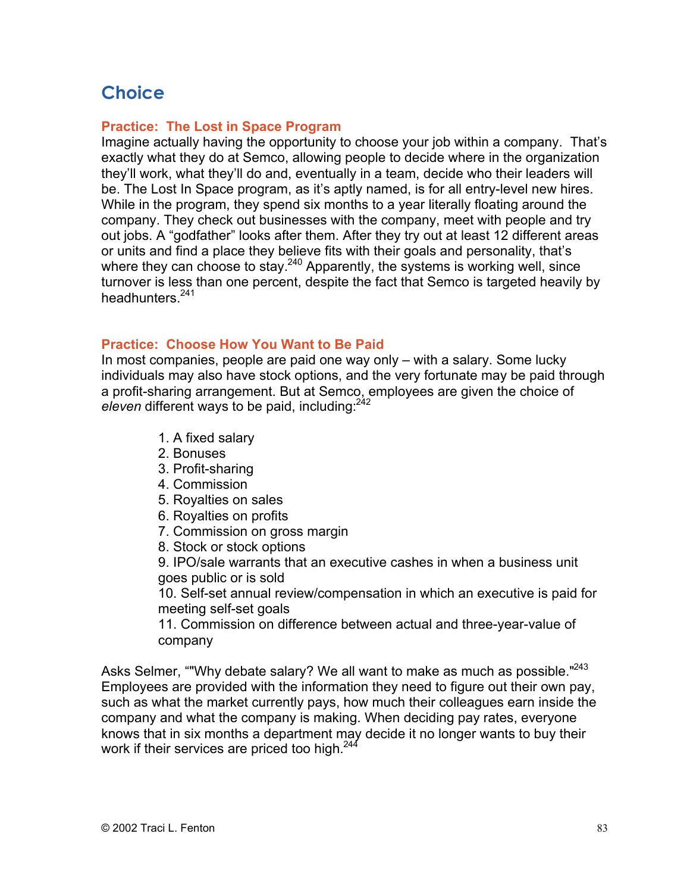## Choice

### Practice: The Lost in Space Program

Imagine actually having the opportunity to choose your job within a company. That's exactly what they do at Semco, allowing people to decide where in the organization they'll work, what they'll do and, eventually in a team, decide who their leaders will be. The Lost In Space program, as it's aptly named, is for all entry-level new hires. While in the program, they spend six months to a year literally floating around the company. They check out businesses with the company, meet with people and try out jobs. A "godfather" looks after them. After they try out at least 12 different areas or units and find a place they believe fits with their goals and personality, that's where they can choose to stay.[240] Apparently, the systems is working well, since turnover is less than one percent, despite the fact that Semco is targeted heavily by headhunters.[241]

### Practice: Choose How You Want to Be Paid

In most companies, people are paid one way only – with a salary. Some lucky individuals may also have stock options, and the very fortunate may be paid through a profit-sharing arrangement. But at Semco, employees are given the choice of *eleven* different ways to be paid, including:[242]

1. A fixed salary
2. Bonuses
3. Profit-sharing
4. Commission
5. Royalties on sales
6. Royalties on profits
7. Commission on gross margin
8. Stock or stock options
9. IPO/sale warrants that an executive cashes in when a business unit goes public or is sold
10. Self-set annual review/compensation in which an executive is paid for meeting self-set goals
11. Commission on difference between actual and three-year-value of company

Asks Selmer, “"Why debate salary? We all want to make as much as possible."[243] Employees are provided with the information they need to figure out their own pay, such as what the market currently pays, how much their colleagues earn inside the company and what the company is making. When deciding pay rates, everyone knows that in six months a department may decide it no longer wants to buy their work if their services are priced too high.[244]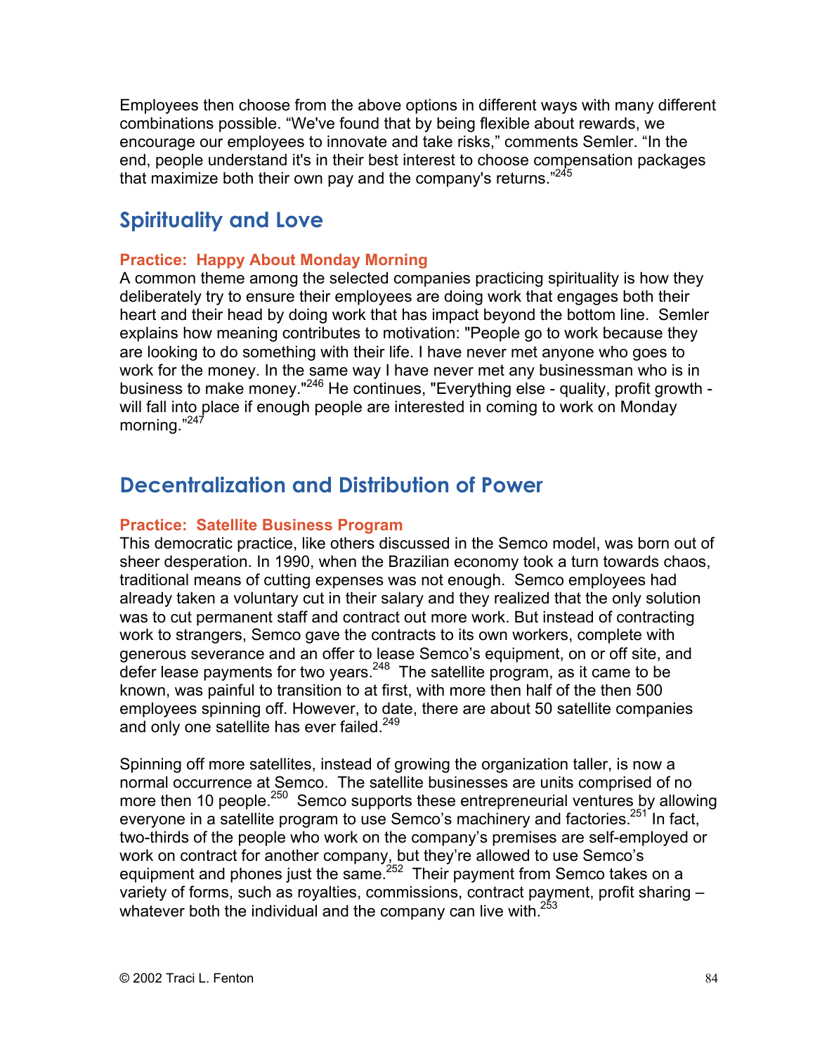Employees then choose from the above options in different ways with many different combinations possible. "We've found that by being flexible about rewards, we encourage our employees to innovate and take risks," comments Semler. "In the end, people understand it's in their best interest to choose compensation packages that maximize both their own pay and the company's returns."[245]

## Spirituality and Love

### Practice: Happy About Monday Morning

A common theme among the selected companies practicing spirituality is how they deliberately try to ensure their employees are doing work that engages both their heart and their head by doing work that has impact beyond the bottom line. Semler explains how meaning contributes to motivation: "People go to work because they are looking to do something with their life. I have never met anyone who goes to work for the money. In the same way I have never met any businessman who is in business to make money."[246] He continues, "Everything else - quality, profit growth - will fall into place if enough people are interested in coming to work on Monday morning."[247]

## Decentralization and Distribution of Power

### Practice: Satellite Business Program

This democratic practice, like others discussed in the Semco model, was born out of sheer desperation. In 1990, when the Brazilian economy took a turn towards chaos, traditional means of cutting expenses was not enough. Semco employees had already taken a voluntary cut in their salary and they realized that the only solution was to cut permanent staff and contract out more work. But instead of contracting work to strangers, Semco gave the contracts to its own workers, complete with generous severance and an offer to lease Semco's equipment, on or off site, and defer lease payments for two years.[248] The satellite program, as it came to be known, was painful to transition to at first, with more then half of the then 500 employees spinning off. However, to date, there are about 50 satellite companies and only one satellite has ever failed.[249]

Spinning off more satellites, instead of growing the organization taller, is now a normal occurrence at Semco. The satellite businesses are units comprised of no more then 10 people.[250] Semco supports these entrepreneurial ventures by allowing everyone in a satellite program to use Semco's machinery and factories.[251] In fact, two-thirds of the people who work on the company's premises are self-employed or work on contract for another company, but they're allowed to use Semco's equipment and phones just the same.[252] Their payment from Semco takes on a variety of forms, such as royalties, commissions, contract payment, profit sharing – whatever both the individual and the company can live with.[253]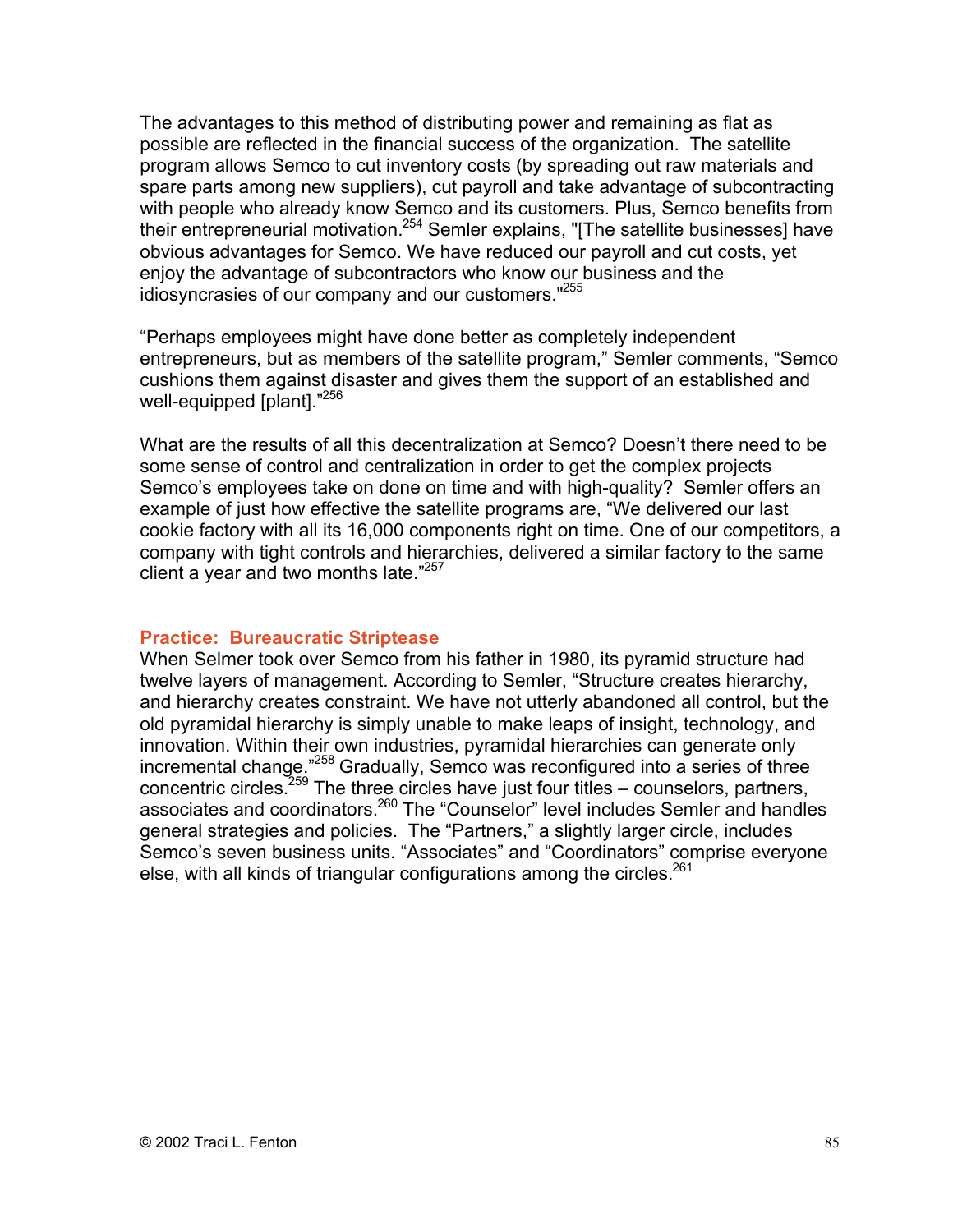The advantages to this method of distributing power and remaining as flat as possible are reflected in the financial success of the organization. The satellite program allows Semco to cut inventory costs (by spreading out raw materials and spare parts among new suppliers), cut payroll and take advantage of subcontracting with people who already know Semco and its customers. Plus, Semco benefits from their entrepreneurial motivation.[254] Semler explains, "[The satellite businesses] have obvious advantages for Semco. We have reduced our payroll and cut costs, yet enjoy the advantage of subcontractors who know our business and the idiosyncrasies of our company and our customers."[255]

"Perhaps employees might have done better as completely independent entrepreneurs, but as members of the satellite program," Semler comments, "Semco cushions them against disaster and gives them the support of an established and well-equipped [plant]."[256]

What are the results of all this decentralization at Semco? Doesn't there need to be some sense of control and centralization in order to get the complex projects Semco's employees take on done on time and with high-quality? Semler offers an example of just how effective the satellite programs are, "We delivered our last cookie factory with all its 16,000 components right on time. One of our competitors, a company with tight controls and hierarchies, delivered a similar factory to the same client a year and two months late."[257]

### Practice: Bureaucratic Striptease

When Selmer took over Semco from his father in 1980, its pyramid structure had twelve layers of management. According to Semler, "Structure creates hierarchy, and hierarchy creates constraint. We have not utterly abandoned all control, but the old pyramidal hierarchy is simply unable to make leaps of insight, technology, and innovation. Within their own industries, pyramidal hierarchies can generate only incremental change."[258] Gradually, Semco was reconfigured into a series of three concentric circles.[259] The three circles have just four titles – counselors, partners, associates and coordinators.[260] The "Counselor" level includes Semler and handles general strategies and policies. The "Partners," a slightly larger circle, includes Semco's seven business units. "Associates" and "Coordinators" comprise everyone else, with all kinds of triangular configurations among the circles.[261]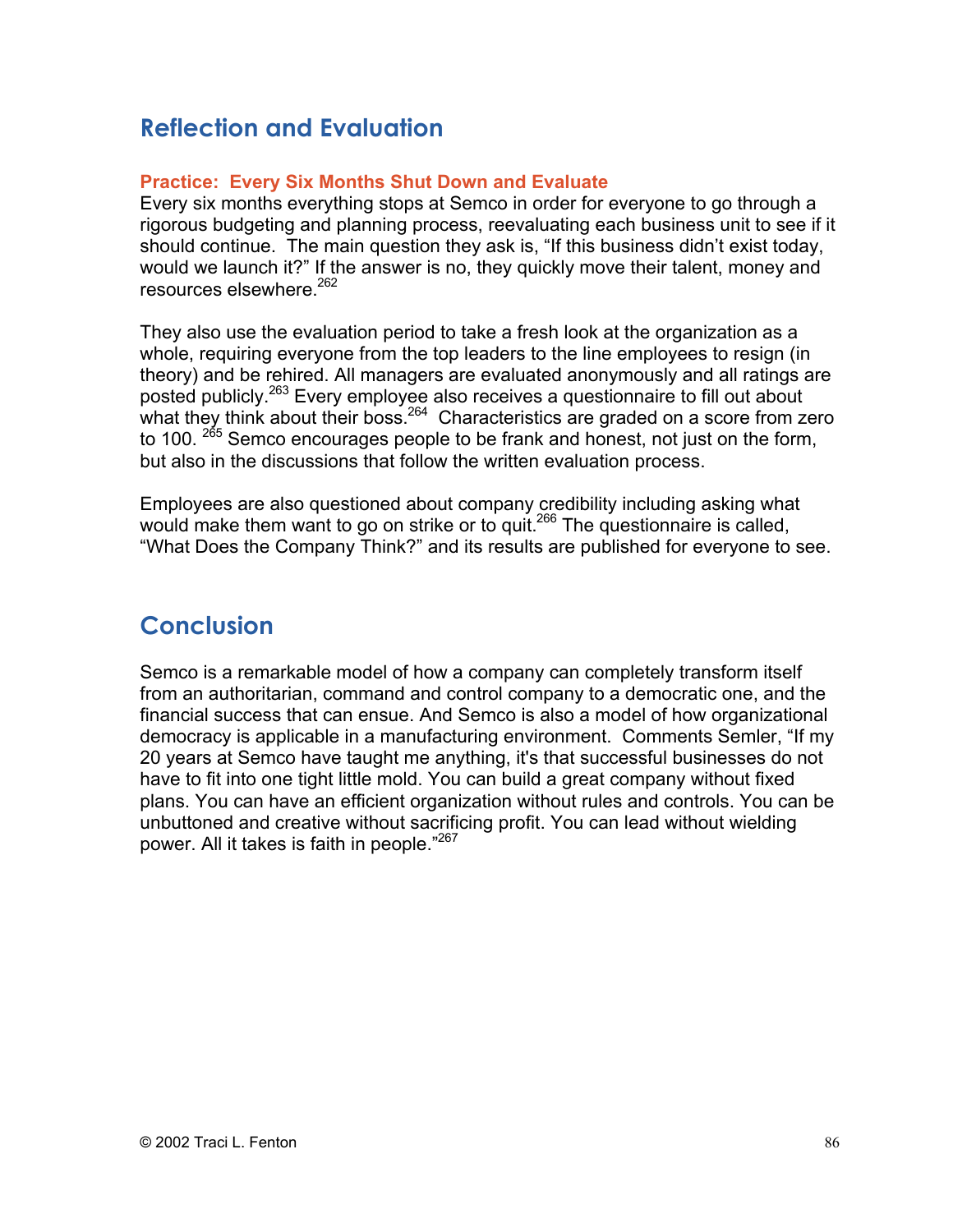## Reflection and Evaluation

### Practice: Every Six Months Shut Down and Evaluate

Every six months everything stops at Semco in order for everyone to go through a rigorous budgeting and planning process, reevaluating each business unit to see if it should continue. The main question they ask is, "If this business didn't exist today, would we launch it?" If the answer is no, they quickly move their talent, money and resources elsewhere.[262]

They also use the evaluation period to take a fresh look at the organization as a whole, requiring everyone from the top leaders to the line employees to resign (in theory) and be rehired. All managers are evaluated anonymously and all ratings are posted publicly.[263] Every employee also receives a questionnaire to fill out about what they think about their boss.[264] Characteristics are graded on a score from zero to 100. [265] Semco encourages people to be frank and honest, not just on the form, but also in the discussions that follow the written evaluation process.

Employees are also questioned about company credibility including asking what would make them want to go on strike or to quit.[266] The questionnaire is called, "What Does the Company Think?" and its results are published for everyone to see.

## Conclusion

Semco is a remarkable model of how a company can completely transform itself from an authoritarian, command and control company to a democratic one, and the financial success that can ensue. And Semco is also a model of how organizational democracy is applicable in a manufacturing environment. Comments Semler, "If my 20 years at Semco have taught me anything, it's that successful businesses do not have to fit into one tight little mold. You can build a great company without fixed plans. You can have an efficient organization without rules and controls. You can be unbuttoned and creative without sacrificing profit. You can lead without wielding power. All it takes is faith in people."[267]

© 2002 Traci L. Fenton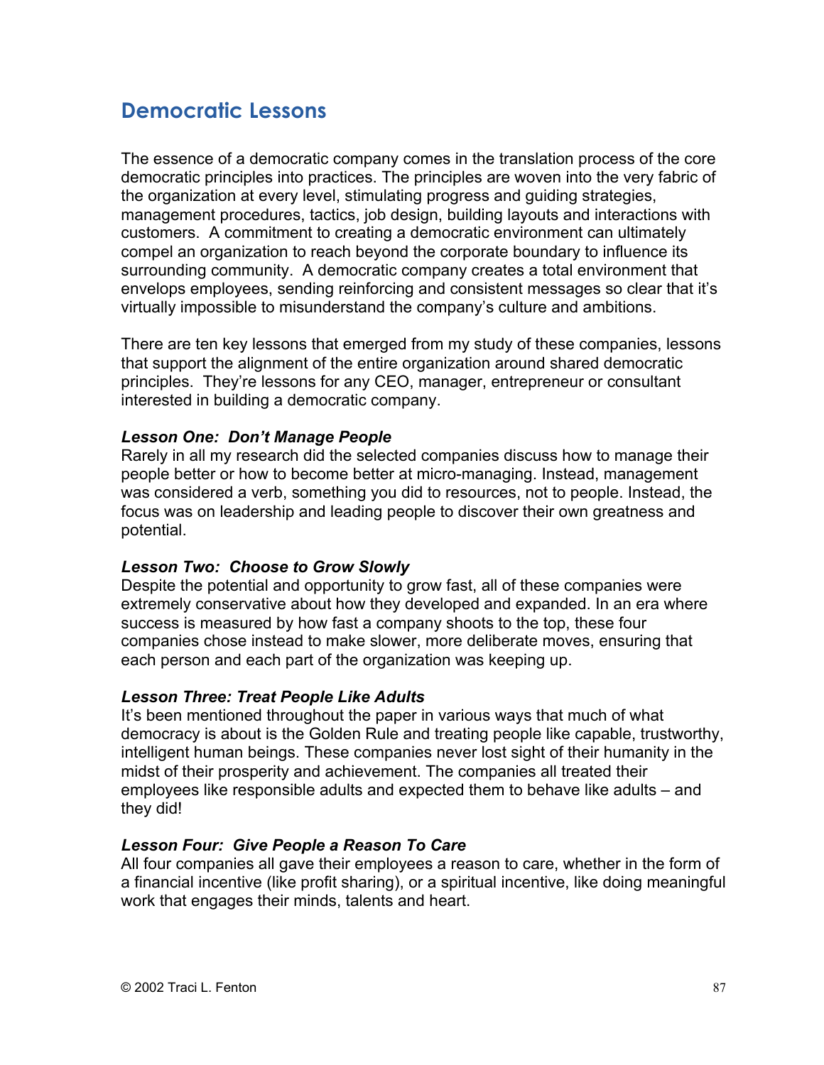## Democratic Lessons

The essence of a democratic company comes in the translation process of the core democratic principles into practices. The principles are woven into the very fabric of the organization at every level, stimulating progress and guiding strategies, management procedures, tactics, job design, building layouts and interactions with customers. A commitment to creating a democratic environment can ultimately compel an organization to reach beyond the corporate boundary to influence its surrounding community. A democratic company creates a total environment that envelops employees, sending reinforcing and consistent messages so clear that it's virtually impossible to misunderstand the company's culture and ambitions.

There are ten key lessons that emerged from my study of these companies, lessons that support the alignment of the entire organization around shared democratic principles. They're lessons for any CEO, manager, entrepreneur or consultant interested in building a democratic company.

***Lesson One: Don't Manage People***

Rarely in all my research did the selected companies discuss how to manage their people better or how to become better at micro-managing. Instead, management was considered a verb, something you did to resources, not to people. Instead, the focus was on leadership and leading people to discover their own greatness and potential.

***Lesson Two: Choose to Grow Slowly***

Despite the potential and opportunity to grow fast, all of these companies were extremely conservative about how they developed and expanded. In an era where success is measured by how fast a company shoots to the top, these four companies chose instead to make slower, more deliberate moves, ensuring that each person and each part of the organization was keeping up.

***Lesson Three: Treat People Like Adults***

It's been mentioned throughout the paper in various ways that much of what democracy is about is the Golden Rule and treating people like capable, trustworthy, intelligent human beings. These companies never lost sight of their humanity in the midst of their prosperity and achievement. The companies all treated their employees like responsible adults and expected them to behave like adults – and they did!

***Lesson Four: Give People a Reason To Care***

All four companies all gave their employees a reason to care, whether in the form of a financial incentive (like profit sharing), or a spiritual incentive, like doing meaningful work that engages their minds, talents and heart.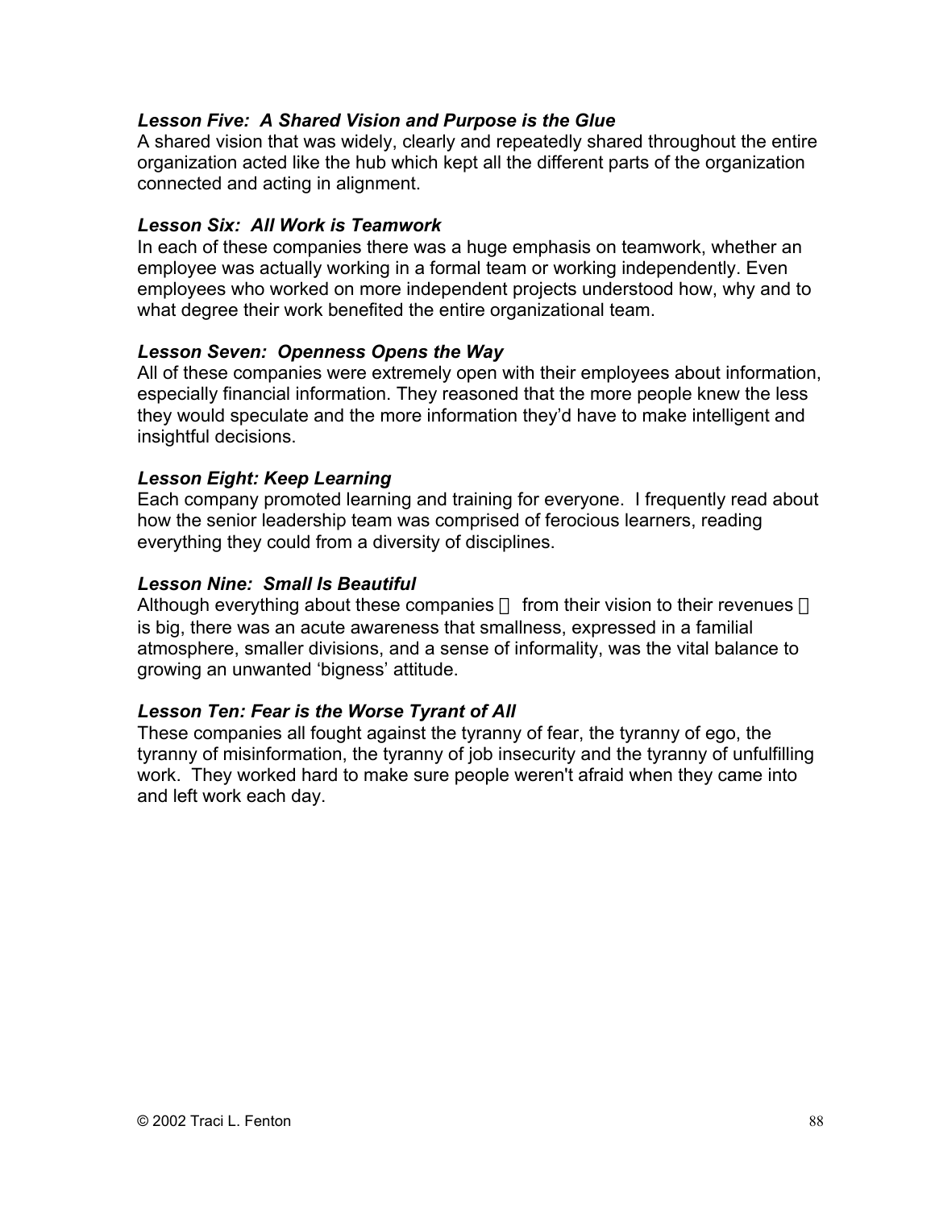***Lesson Five: A Shared Vision and Purpose is the Glue***

A shared vision that was widely, clearly and repeatedly shared throughout the entire organization acted like the hub which kept all the different parts of the organization connected and acting in alignment.

***Lesson Six: All Work is Teamwork***

In each of these companies there was a huge emphasis on teamwork, whether an employee was actually working in a formal team or working independently. Even employees who worked on more independent projects understood how, why and to what degree their work benefited the entire organizational team.

***Lesson Seven: Openness Opens the Way***

All of these companies were extremely open with their employees about information, especially financial information. They reasoned that the more people knew the less they would speculate and the more information they'd have to make intelligent and insightful decisions.

***Lesson Eight: Keep Learning***

Each company promoted learning and training for everyone. I frequently read about how the senior leadership team was comprised of ferocious learners, reading everything they could from a diversity of disciplines.

***Lesson Nine: Small Is Beautiful***

Although everything about these companies  from their vision to their revenues  is big, there was an acute awareness that smallness, expressed in a familial atmosphere, smaller divisions, and a sense of informality, was the vital balance to growing an unwanted 'bigness' attitude.

***Lesson Ten: Fear is the Worse Tyrant of All***

These companies all fought against the tyranny of fear, the tyranny of ego, the tyranny of misinformation, the tyranny of job insecurity and the tyranny of unfulfilling work. They worked hard to make sure people weren't afraid when they came into and left work each day.

© 2002 Traci L. Fenton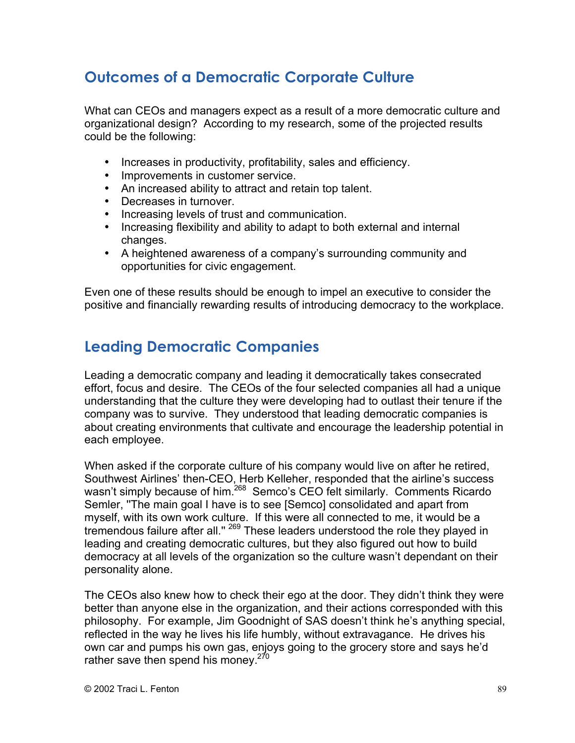## Outcomes of a Democratic Corporate Culture

What can CEOs and managers expect as a result of a more democratic culture and organizational design? According to my research, some of the projected results could be the following:

- Increases in productivity, profitability, sales and efficiency.
- Improvements in customer service.
- An increased ability to attract and retain top talent.
- Decreases in turnover.
- Increasing levels of trust and communication.
- Increasing flexibility and ability to adapt to both external and internal changes.
- A heightened awareness of a company's surrounding community and opportunities for civic engagement.

Even one of these results should be enough to impel an executive to consider the positive and financially rewarding results of introducing democracy to the workplace.

## Leading Democratic Companies

Leading a democratic company and leading it democratically takes consecrated effort, focus and desire. The CEOs of the four selected companies all had a unique understanding that the culture they were developing had to outlast their tenure if the company was to survive. They understood that leading democratic companies is about creating environments that cultivate and encourage the leadership potential in each employee.

When asked if the corporate culture of his company would live on after he retired, Southwest Airlines' then-CEO, Herb Kelleher, responded that the airline's success wasn't simply because of him.[268] Semco's CEO felt similarly. Comments Ricardo Semler, "The main goal I have is to see [Semco] consolidated and apart from myself, with its own work culture. If this were all connected to me, it would be a tremendous failure after all." [269] These leaders understood the role they played in leading and creating democratic cultures, but they also figured out how to build democracy at all levels of the organization so the culture wasn't dependant on their personality alone.

The CEOs also knew how to check their ego at the door. They didn't think they were better than anyone else in the organization, and their actions corresponded with this philosophy. For example, Jim Goodnight of SAS doesn't think he's anything special, reflected in the way he lives his life humbly, without extravagance. He drives his own car and pumps his own gas, enjoys going to the grocery store and says he'd rather save then spend his money.[270]

© 2002 Traci L. Fenton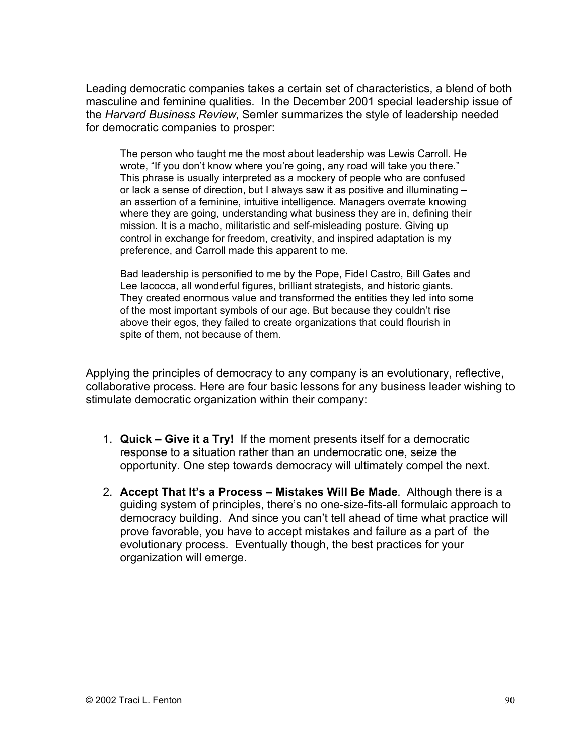Leading democratic companies takes a certain set of characteristics, a blend of both masculine and feminine qualities. In the December 2001 special leadership issue of the *Harvard Business Review*, Semler summarizes the style of leadership needed for democratic companies to prosper:

> The person who taught me the most about leadership was Lewis Carroll. He wrote, "If you don't know where you're going, any road will take you there." This phrase is usually interpreted as a mockery of people who are confused or lack a sense of direction, but I always saw it as positive and illuminating – an assertion of a feminine, intuitive intelligence. Managers overrate knowing where they are going, understanding what business they are in, defining their mission. It is a macho, militaristic and self-misleading posture. Giving up control in exchange for freedom, creativity, and inspired adaptation is my preference, and Carroll made this apparent to me.
>
> Bad leadership is personified to me by the Pope, Fidel Castro, Bill Gates and Lee Iacocca, all wonderful figures, brilliant strategists, and historic giants. They created enormous value and transformed the entities they led into some of the most important symbols of our age. But because they couldn't rise above their egos, they failed to create organizations that could flourish in spite of them, not because of them.

Applying the principles of democracy to any company is an evolutionary, reflective, collaborative process. Here are four basic lessons for any business leader wishing to stimulate democratic organization within their company:

1. **Quick – Give it a Try!** If the moment presents itself for a democratic response to a situation rather than an undemocratic one, seize the opportunity. One step towards democracy will ultimately compel the next.

2. **Accept That It's a Process – Mistakes Will Be Made**. Although there is a guiding system of principles, there's no one-size-fits-all formulaic approach to democracy building. And since you can't tell ahead of time what practice will prove favorable, you have to accept mistakes and failure as a part of the evolutionary process. Eventually though, the best practices for your organization will emerge.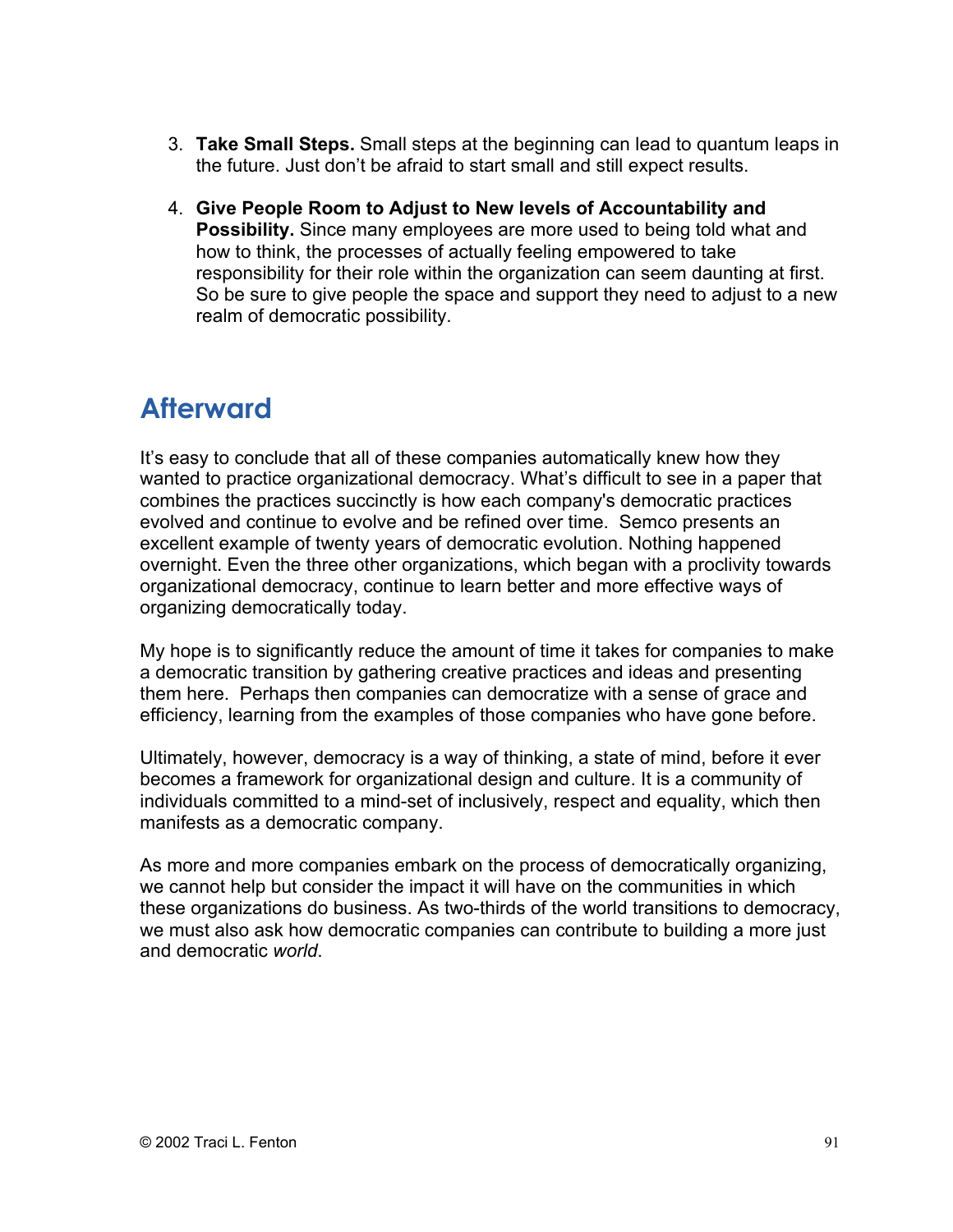3. **Take Small Steps.** Small steps at the beginning can lead to quantum leaps in the future. Just don't be afraid to start small and still expect results.

4. **Give People Room to Adjust to New levels of Accountability and Possibility.** Since many employees are more used to being told what and how to think, the processes of actually feeling empowered to take responsibility for their role within the organization can seem daunting at first. So be sure to give people the space and support they need to adjust to a new realm of democratic possibility.

## Afterward

It's easy to conclude that all of these companies automatically knew how they wanted to practice organizational democracy. What's difficult to see in a paper that combines the practices succinctly is how each company's democratic practices evolved and continue to evolve and be refined over time. Semco presents an excellent example of twenty years of democratic evolution. Nothing happened overnight. Even the three other organizations, which began with a proclivity towards organizational democracy, continue to learn better and more effective ways of organizing democratically today.

My hope is to significantly reduce the amount of time it takes for companies to make a democratic transition by gathering creative practices and ideas and presenting them here. Perhaps then companies can democratize with a sense of grace and efficiency, learning from the examples of those companies who have gone before.

Ultimately, however, democracy is a way of thinking, a state of mind, before it ever becomes a framework for organizational design and culture. It is a community of individuals committed to a mind-set of inclusively, respect and equality, which then manifests as a democratic company.

As more and more companies embark on the process of democratically organizing, we cannot help but consider the impact it will have on the communities in which these organizations do business. As two-thirds of the world transitions to democracy, we must also ask how democratic companies can contribute to building a more just and democratic *world*.

© 2002 Traci L. Fenton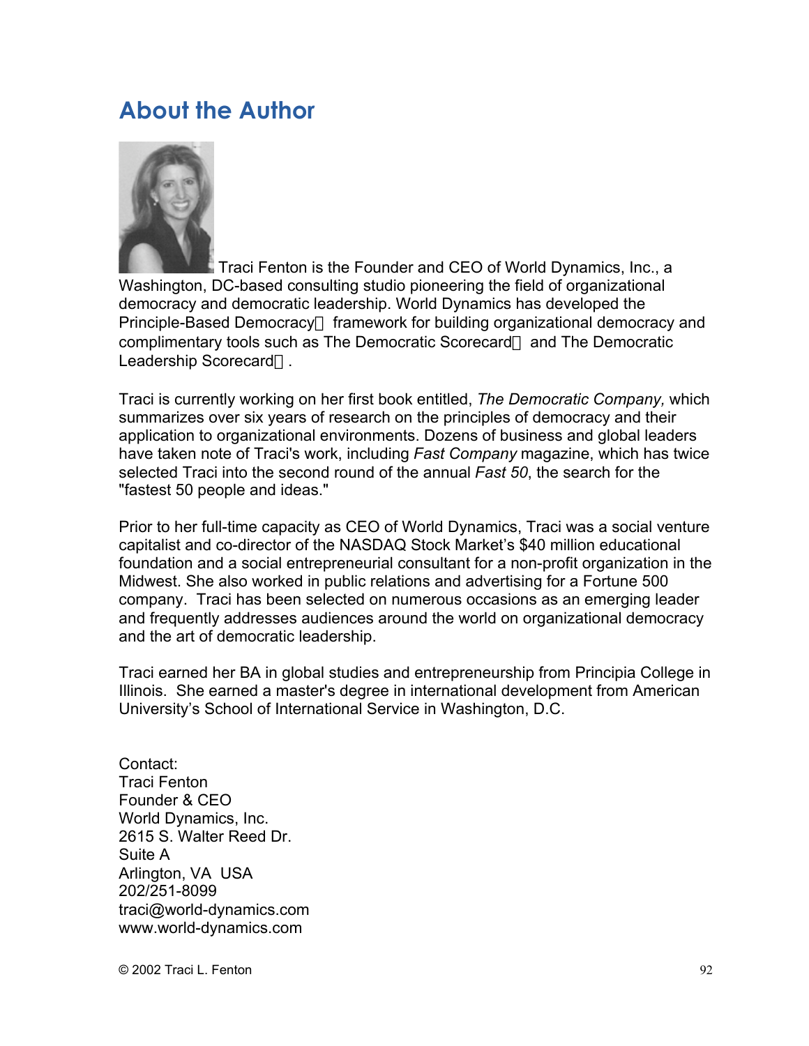# About the Author

Traci Fenton is the Founder and CEO of World Dynamics, Inc., a Washington, DC-based consulting studio pioneering the field of organizational democracy and democratic leadership. World Dynamics has developed the Principle-Based Democracy framework for building organizational democracy and complimentary tools such as The Democratic Scorecard and The Democratic Leadership Scorecard.

Traci is currently working on her first book entitled, *The Democratic Company,* which summarizes over six years of research on the principles of democracy and their application to organizational environments. Dozens of business and global leaders have taken note of Traci's work, including *Fast Company* magazine, which has twice selected Traci into the second round of the annual *Fast 50*, the search for the "fastest 50 people and ideas."

Prior to her full-time capacity as CEO of World Dynamics, Traci was a social venture capitalist and co-director of the NASDAQ Stock Market's $40 million educational foundation and a social entrepreneurial consultant for a non-profit organization in the Midwest. She also worked in public relations and advertising for a Fortune 500 company. Traci has been selected on numerous occasions as an emerging leader and frequently addresses audiences around the world on organizational democracy and the art of democratic leadership.

Traci earned her BA in global studies and entrepreneurship from Principia College in Illinois. She earned a master's degree in international development from American University's School of International Service in Washington, D.C.

Contact:
Traci Fenton
Founder & CEO
World Dynamics, Inc.
2615 S. Walter Reed Dr.
Suite A
Arlington, VA USA
202/251-8099
traci@world-dynamics.com
www.world-dynamics.com

© 2002 Traci L. Fenton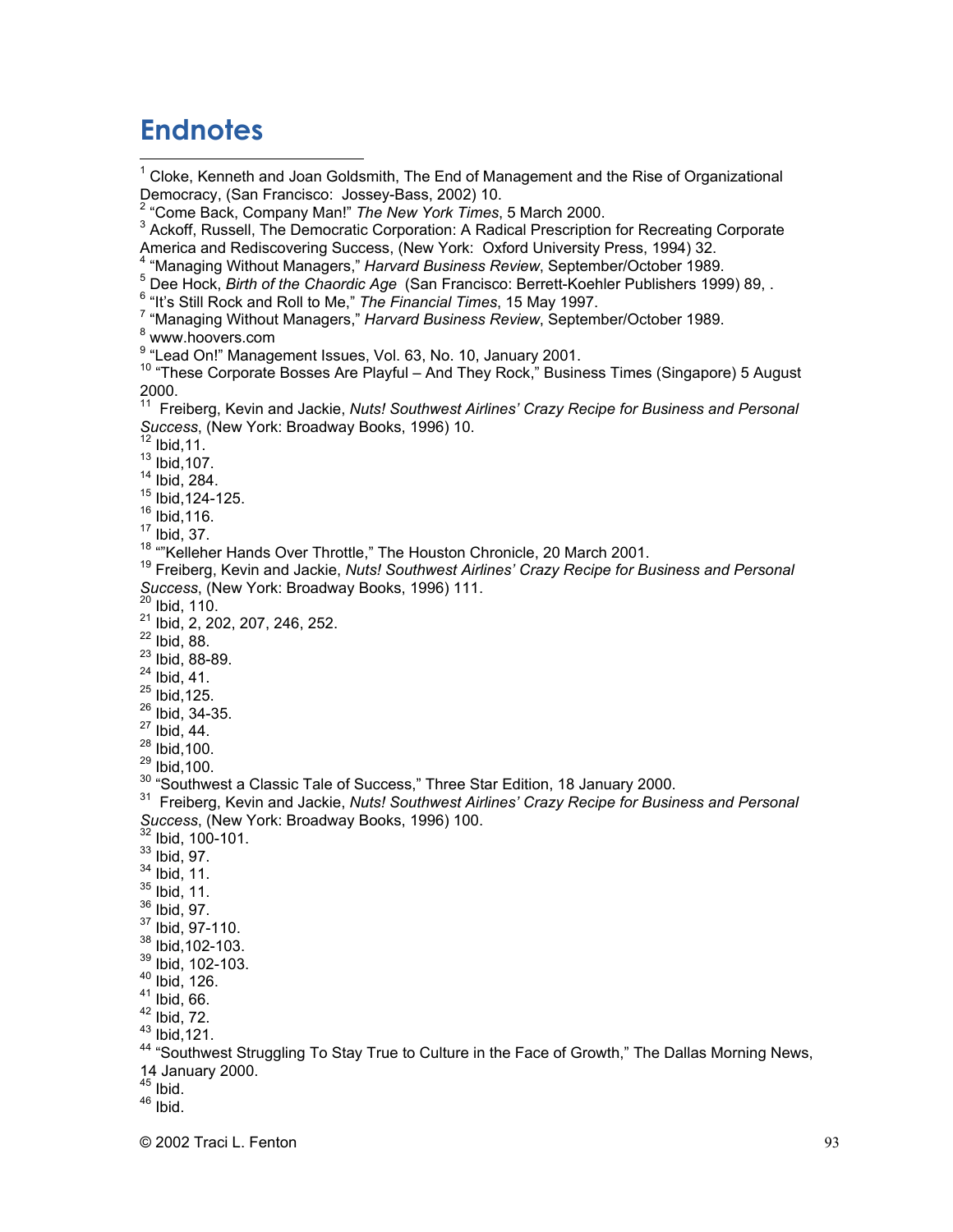## Endnotes

[1] Cloke, Kenneth and Joan Goldsmith, The End of Management and the Rise of Organizational Democracy, (San Francisco: Jossey-Bass, 2002) 10.
[2] "Come Back, Company Man!" *The New York Times*, 5 March 2000.
[3] Ackoff, Russell, The Democratic Corporation: A Radical Prescription for Recreating Corporate America and Rediscovering Success, (New York: Oxford University Press, 1994) 32.
[4] "Managing Without Managers," *Harvard Business Review*, September/October 1989.
[5] Dee Hock, *Birth of the Chaordic Age* (San Francisco: Berrett-Koehler Publishers 1999) 89, .
[6] "It's Still Rock and Roll to Me," *The Financial Times*, 15 May 1997.
[7] "Managing Without Managers," *Harvard Business Review*, September/October 1989.
[8] www.hoovers.com
[9] "Lead On!" Management Issues, Vol. 63, No. 10, January 2001.
[10] "These Corporate Bosses Are Playful – And They Rock," Business Times (Singapore) 5 August 2000.
[11] Freiberg, Kevin and Jackie, *Nuts! Southwest Airlines' Crazy Recipe for Business and Personal Success*, (New York: Broadway Books, 1996) 10.
[12] Ibid,11.
[13] Ibid,107.
[14] Ibid, 284.
[15] Ibid,124-125.
[16] Ibid,116.
[17] Ibid, 37.
[18] ""Kelleher Hands Over Throttle," The Houston Chronicle, 20 March 2001.
[19] Freiberg, Kevin and Jackie, *Nuts! Southwest Airlines' Crazy Recipe for Business and Personal Success*, (New York: Broadway Books, 1996) 111.
[20] Ibid, 110.
[21] Ibid, 2, 202, 207, 246, 252.
[22] Ibid, 88.
[23] Ibid, 88-89.
[24] Ibid, 41.
[25] Ibid,125.
[26] Ibid, 34-35.
[27] Ibid, 44.
[28] Ibid,100.
[29] Ibid,100.
[30] "Southwest a Classic Tale of Success," Three Star Edition, 18 January 2000.
[31] Freiberg, Kevin and Jackie, *Nuts! Southwest Airlines' Crazy Recipe for Business and Personal Success*, (New York: Broadway Books, 1996) 100.
[32] Ibid, 100-101.
[33] Ibid, 97.
[34] Ibid, 11.
[35] Ibid, 11.
[36] Ibid, 97.
[37] Ibid, 97-110.
[38] Ibid,102-103.
[39] Ibid, 102-103.
[40] Ibid, 126.
[41] Ibid, 66.
[42] Ibid, 72.
[43] Ibid,121.
[44] "Southwest Struggling To Stay True to Culture in the Face of Growth," The Dallas Morning News, 14 January 2000.
[45] Ibid.
[46] Ibid.

© 2002 Traci L. Fenton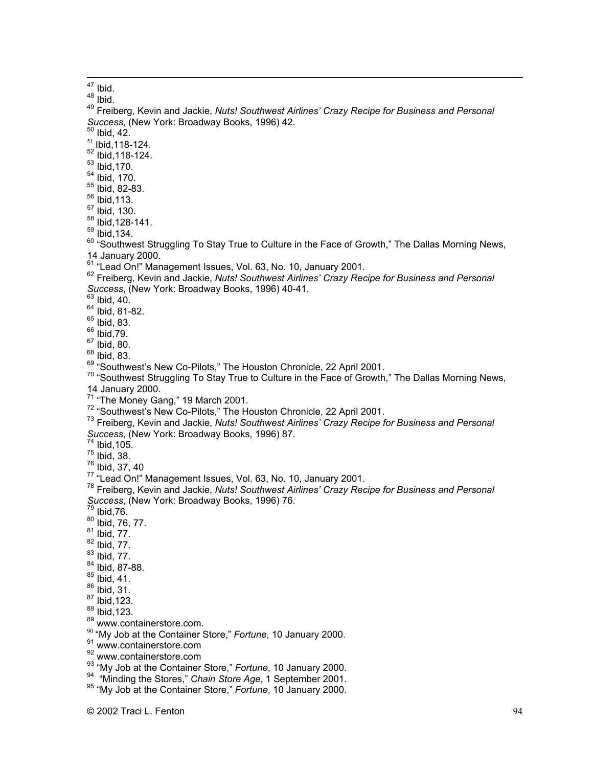[47] Ibid.
[48] Ibid.
[49] Freiberg, Kevin and Jackie, *Nuts! Southwest Airlines' Crazy Recipe for Business and Personal Success*, (New York: Broadway Books, 1996) 42.
[50] Ibid, 42.
[51] Ibid,118-124.
[52] Ibid,118-124.
[53] Ibid,170.
[54] Ibid, 170.
[55] Ibid, 82-83.
[56] Ibid,113.
[57] Ibid, 130.
[58] Ibid,128-141.
[59] Ibid,134.
[60] "Southwest Struggling To Stay True to Culture in the Face of Growth," The Dallas Morning News, 14 January 2000.
[61] "Lead On!" Management Issues, Vol. 63, No. 10, January 2001.
[62] Freiberg, Kevin and Jackie, *Nuts! Southwest Airlines' Crazy Recipe for Business and Personal Success*, (New York: Broadway Books, 1996) 40-41.
[63] Ibid, 40.
[64] Ibid, 81-82.
[65] Ibid, 83.
[66] Ibid,79.
[67] Ibid, 80.
[68] Ibid, 83.
[69] "Southwest's New Co-Pilots," The Houston Chronicle, 22 April 2001.
[70] "Southwest Struggling To Stay True to Culture in the Face of Growth," The Dallas Morning News, 14 January 2000.
[71] "The Money Gang," 19 March 2001.
[72] "Southwest's New Co-Pilots," The Houston Chronicle, 22 April 2001.
[73] Freiberg, Kevin and Jackie, *Nuts! Southwest Airlines' Crazy Recipe for Business and Personal Success*, (New York: Broadway Books, 1996) 87.
[74] Ibid,105.
[75] Ibid, 38.
[76] Ibid, 37, 40
[77] "Lead On!" Management Issues, Vol. 63, No. 10, January 2001.
[78] Freiberg, Kevin and Jackie, *Nuts! Southwest Airlines' Crazy Recipe for Business and Personal Success*, (New York: Broadway Books, 1996) 76.
[79] Ibid,76.
[80] Ibid, 76, 77.
[81] Ibid, 77.
[82] Ibid, 77.
[83] Ibid, 77.
[84] Ibid, 87-88.
[85] Ibid, 41.
[86] Ibid, 31.
[87] Ibid,123.
[88] Ibid,123.
[89] www.containerstore.com.
[90] "My Job at the Container Store," *Fortune*, 10 January 2000.
[91] www.containerstore.com
[92] www.containerstore.com
[93] "My Job at the Container Store," *Fortune*, 10 January 2000.
[94] "Minding the Stores," *Chain Store Age*, 1 September 2001.
[95] "My Job at the Container Store," *Fortune*, 10 January 2000.

© 2002 Traci L. Fenton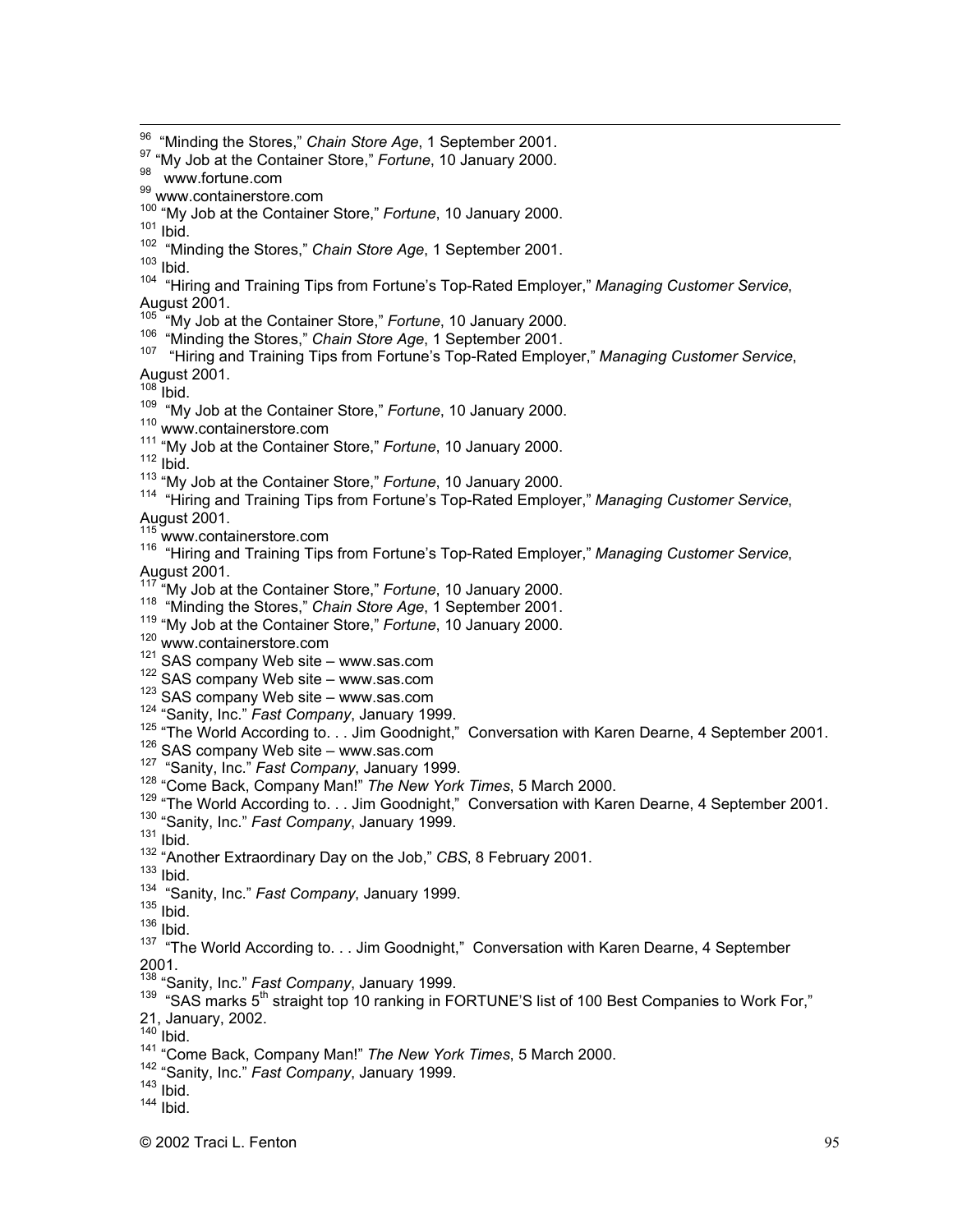[96] "Minding the Stores," *Chain Store Age*, 1 September 2001.
[97] "My Job at the Container Store," *Fortune*, 10 January 2000.
[98] www.fortune.com
[99] www.containerstore.com
[100] "My Job at the Container Store," *Fortune*, 10 January 2000.
[101] Ibid.
[102] "Minding the Stores," *Chain Store Age*, 1 September 2001.
[103] Ibid.
[104] "Hiring and Training Tips from Fortune's Top-Rated Employer," *Managing Customer Service*, August 2001.
[105] "My Job at the Container Store," *Fortune*, 10 January 2000.
[106] "Minding the Stores," *Chain Store Age*, 1 September 2001.
[107] "Hiring and Training Tips from Fortune's Top-Rated Employer," *Managing Customer Service*, August 2001.
[108] Ibid.
[109] "My Job at the Container Store," *Fortune*, 10 January 2000.
[110] www.containerstore.com
[111] "My Job at the Container Store," *Fortune*, 10 January 2000.
[112] Ibid.
[113] "My Job at the Container Store," *Fortune*, 10 January 2000.
[114] "Hiring and Training Tips from Fortune's Top-Rated Employer," *Managing Customer Service*, August 2001.
[115] www.containerstore.com
[116] "Hiring and Training Tips from Fortune's Top-Rated Employer," *Managing Customer Service*, August 2001.
[117] "My Job at the Container Store," *Fortune*, 10 January 2000.
[118] "Minding the Stores," *Chain Store Age*, 1 September 2001.
[119] "My Job at the Container Store," *Fortune*, 10 January 2000.
[120] www.containerstore.com
[121] SAS company Web site – www.sas.com
[122] SAS company Web site – www.sas.com
[123] SAS company Web site – www.sas.com
[124] "Sanity, Inc." *Fast Company*, January 1999.
[125] "The World According to. . . Jim Goodnight," Conversation with Karen Dearne, 4 September 2001.
[126] SAS company Web site – www.sas.com
[127] "Sanity, Inc." *Fast Company*, January 1999.
[128] "Come Back, Company Man!" *The New York Times*, 5 March 2000.
[129] "The World According to. . . Jim Goodnight," Conversation with Karen Dearne, 4 September 2001.
[130] "Sanity, Inc." *Fast Company*, January 1999.
[131] Ibid.
[132] "Another Extraordinary Day on the Job," *CBS*, 8 February 2001.
[133] Ibid.
[134] "Sanity, Inc." *Fast Company*, January 1999.
[135] Ibid.
[136] Ibid.
[137] "The World According to. . . Jim Goodnight," Conversation with Karen Dearne, 4 September 2001.
[138] "Sanity, Inc." *Fast Company*, January 1999.
[139] "SAS marks 5th straight top 10 ranking in FORTUNE'S list of 100 Best Companies to Work For," 21, January, 2002.
[140] Ibid.
[141] "Come Back, Company Man!" *The New York Times*, 5 March 2000.
[142] "Sanity, Inc." *Fast Company*, January 1999.
[143] Ibid.
[144] Ibid.

© 2002 Traci L. Fenton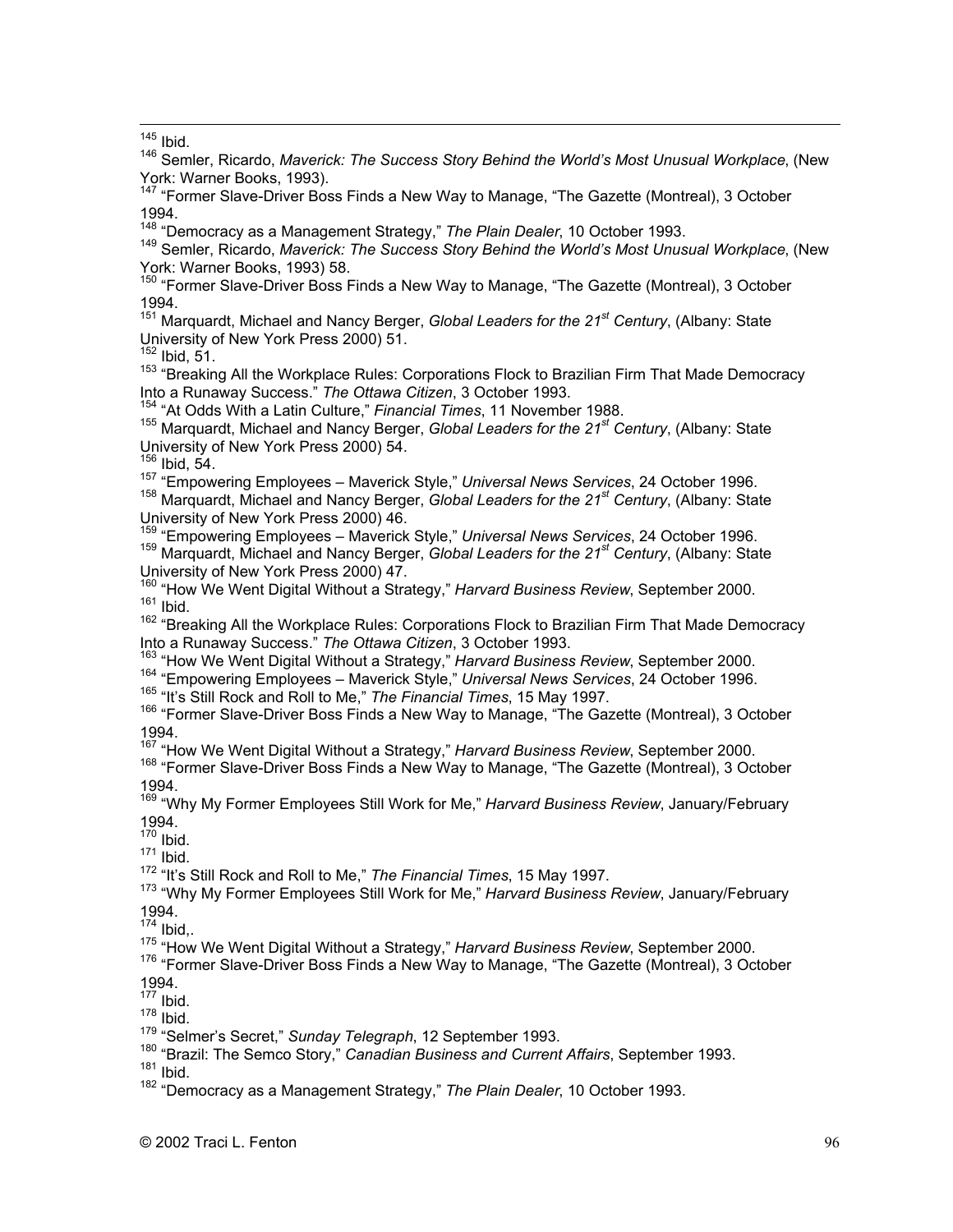[145] Ibid.

[146] Semler, Ricardo, *Maverick: The Success Story Behind the World's Most Unusual Workplace*, (New York: Warner Books, 1993).

[147] "Former Slave-Driver Boss Finds a New Way to Manage, "The Gazette (Montreal), 3 October 1994.

[148] "Democracy as a Management Strategy," *The Plain Dealer*, 10 October 1993.

[149] Semler, Ricardo, *Maverick: The Success Story Behind the World's Most Unusual Workplace*, (New York: Warner Books, 1993) 58.

[150] "Former Slave-Driver Boss Finds a New Way to Manage, "The Gazette (Montreal), 3 October 1994.

[151] Marquardt, Michael and Nancy Berger, *Global Leaders for the 21st Century*, (Albany: State University of New York Press 2000) 51.

[152] Ibid, 51.

[153] "Breaking All the Workplace Rules: Corporations Flock to Brazilian Firm That Made Democracy Into a Runaway Success." *The Ottawa Citizen*, 3 October 1993.

[154] "At Odds With a Latin Culture," *Financial Times*, 11 November 1988.

[155] Marquardt, Michael and Nancy Berger, *Global Leaders for the 21st Century*, (Albany: State University of New York Press 2000) 54.

[156] Ibid, 54.

[157] "Empowering Employees – Maverick Style," *Universal News Services*, 24 October 1996.

[158] Marquardt, Michael and Nancy Berger, *Global Leaders for the 21st Century*, (Albany: State University of New York Press 2000) 46.

[159] "Empowering Employees – Maverick Style," *Universal News Services*, 24 October 1996.

[159] Marquardt, Michael and Nancy Berger, *Global Leaders for the 21st Century*, (Albany: State University of New York Press 2000) 47.

[160] "How We Went Digital Without a Strategy," *Harvard Business Review*, September 2000.

[161] Ibid.

[162] "Breaking All the Workplace Rules: Corporations Flock to Brazilian Firm That Made Democracy Into a Runaway Success." *The Ottawa Citizen*, 3 October 1993.

[163] "How We Went Digital Without a Strategy," *Harvard Business Review*, September 2000.

[164] "Empowering Employees – Maverick Style," *Universal News Services*, 24 October 1996.

[165] "It's Still Rock and Roll to Me," *The Financial Times*, 15 May 1997.

[166] "Former Slave-Driver Boss Finds a New Way to Manage, "The Gazette (Montreal), 3 October 1994.

[167] "How We Went Digital Without a Strategy," *Harvard Business Review*, September 2000.

[168] "Former Slave-Driver Boss Finds a New Way to Manage, "The Gazette (Montreal), 3 October 1994.

[169] "Why My Former Employees Still Work for Me," *Harvard Business Review*, January/February 1994.

[170] Ibid.

[171] Ibid.

[172] "It's Still Rock and Roll to Me," *The Financial Times*, 15 May 1997.

[173] "Why My Former Employees Still Work for Me," *Harvard Business Review*, January/February 1994.

[174] Ibid,.

[175] "How We Went Digital Without a Strategy," *Harvard Business Review*, September 2000.

[176] "Former Slave-Driver Boss Finds a New Way to Manage, "The Gazette (Montreal), 3 October 1994.

[177] Ibid.

[178] Ibid.

[179] "Selmer's Secret," *Sunday Telegraph*, 12 September 1993.

[180] "Brazil: The Semco Story," *Canadian Business and Current Affairs*, September 1993.

[181] Ibid.

[182] "Democracy as a Management Strategy," *The Plain Dealer*, 10 October 1993.

© 2002 Traci L. Fenton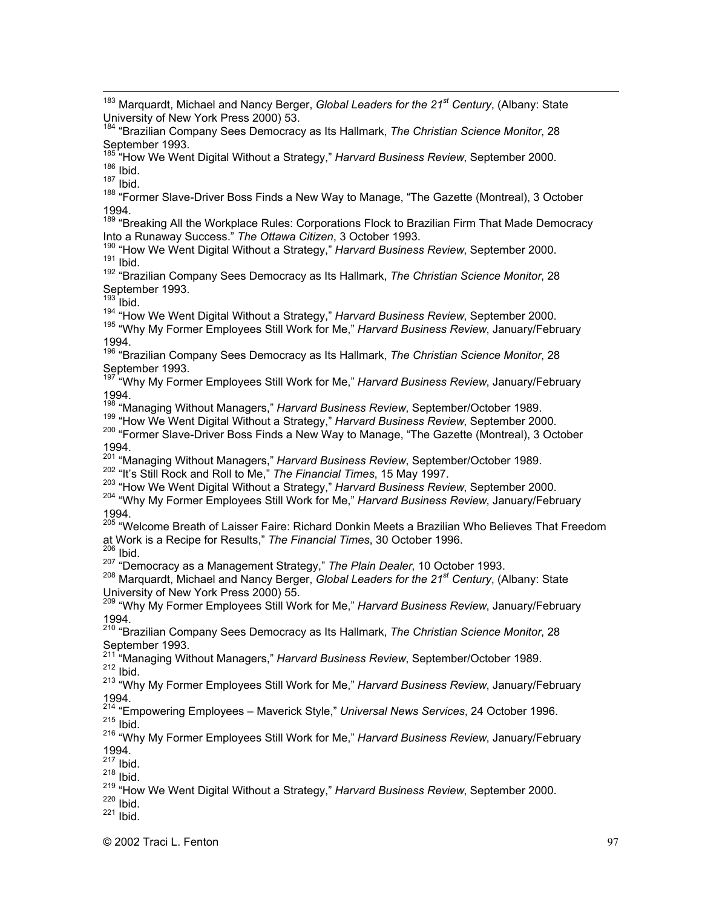[183] Marquardt, Michael and Nancy Berger, *Global Leaders for the 21st Century*, (Albany: State University of New York Press 2000) 53.
[184] "Brazilian Company Sees Democracy as Its Hallmark, *The Christian Science Monitor*, 28 September 1993.
[185] "How We Went Digital Without a Strategy," *Harvard Business Review*, September 2000.
[186] Ibid.
[187] Ibid.
[188] "Former Slave-Driver Boss Finds a New Way to Manage, "The Gazette (Montreal), 3 October 1994.
[189] "Breaking All the Workplace Rules: Corporations Flock to Brazilian Firm That Made Democracy Into a Runaway Success." *The Ottawa Citizen*, 3 October 1993.
[190] "How We Went Digital Without a Strategy," *Harvard Business Review*, September 2000.
[191] Ibid.
[192] "Brazilian Company Sees Democracy as Its Hallmark, *The Christian Science Monitor*, 28 September 1993.
[193] Ibid.
[194] "How We Went Digital Without a Strategy," *Harvard Business Review*, September 2000.
[195] "Why My Former Employees Still Work for Me," *Harvard Business Review*, January/February 1994.
[196] "Brazilian Company Sees Democracy as Its Hallmark, *The Christian Science Monitor*, 28 September 1993.
[197] "Why My Former Employees Still Work for Me," *Harvard Business Review*, January/February 1994.
[198] "Managing Without Managers," *Harvard Business Review*, September/October 1989.
[199] "How We Went Digital Without a Strategy," *Harvard Business Review*, September 2000.
[200] "Former Slave-Driver Boss Finds a New Way to Manage, "The Gazette (Montreal), 3 October 1994.
[201] "Managing Without Managers," *Harvard Business Review*, September/October 1989.
[202] "It's Still Rock and Roll to Me," *The Financial Times*, 15 May 1997.
[203] "How We Went Digital Without a Strategy," *Harvard Business Review*, September 2000.
[204] "Why My Former Employees Still Work for Me," *Harvard Business Review*, January/February 1994.
[205] "Welcome Breath of Laisser Faire: Richard Donkin Meets a Brazilian Who Believes That Freedom at Work is a Recipe for Results," *The Financial Times*, 30 October 1996.
[206] Ibid.
[207] "Democracy as a Management Strategy," *The Plain Dealer*, 10 October 1993.
[208] Marquardt, Michael and Nancy Berger, *Global Leaders for the 21st Century*, (Albany: State University of New York Press 2000) 55.
[209] "Why My Former Employees Still Work for Me," *Harvard Business Review*, January/February 1994.
[210] "Brazilian Company Sees Democracy as Its Hallmark, *The Christian Science Monitor*, 28 September 1993.
[211] "Managing Without Managers," *Harvard Business Review*, September/October 1989.
[212] Ibid.
[213] "Why My Former Employees Still Work for Me," *Harvard Business Review*, January/February 1994.
[214] "Empowering Employees – Maverick Style," *Universal News Services*, 24 October 1996.
[215] Ibid.
[216] "Why My Former Employees Still Work for Me," *Harvard Business Review*, January/February 1994.
[217] Ibid.
[218] Ibid.
[219] "How We Went Digital Without a Strategy," *Harvard Business Review*, September 2000.
[220] Ibid.
[221] Ibid.

© 2002 Traci L. Fenton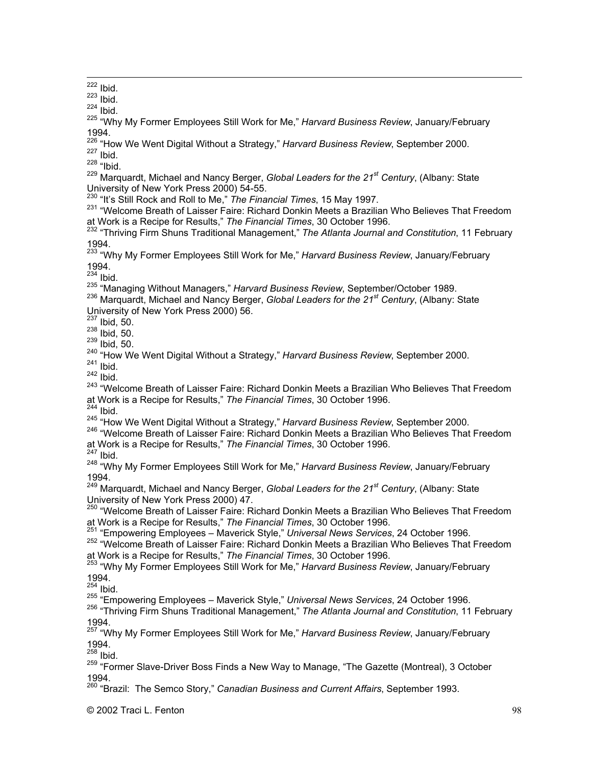[222] Ibid.

[223] Ibid.

[224] Ibid.

[225] "Why My Former Employees Still Work for Me," *Harvard Business Review*, January/February 1994.

[226] "How We Went Digital Without a Strategy," *Harvard Business Review*, September 2000.

[227] Ibid.

[228] "Ibid.

[229] Marquardt, Michael and Nancy Berger, *Global Leaders for the 21st Century*, (Albany: State University of New York Press 2000) 54-55.

[230] "It's Still Rock and Roll to Me," *The Financial Times*, 15 May 1997.

[231] "Welcome Breath of Laisser Faire: Richard Donkin Meets a Brazilian Who Believes That Freedom at Work is a Recipe for Results," *The Financial Times*, 30 October 1996.

[232] "Thriving Firm Shuns Traditional Management," *The Atlanta Journal and Constitution*, 11 February 1994.

[233] "Why My Former Employees Still Work for Me," *Harvard Business Review*, January/February 1994.

[234] Ibid.

[235] "Managing Without Managers," *Harvard Business Review*, September/October 1989.

[236] Marquardt, Michael and Nancy Berger, *Global Leaders for the 21st Century*, (Albany: State University of New York Press 2000) 56.

[237] Ibid, 50.

[238] Ibid, 50.

[239] Ibid, 50.

[240] "How We Went Digital Without a Strategy," *Harvard Business Review*, September 2000.

[241] Ibid.

[242] Ibid.

[243] "Welcome Breath of Laisser Faire: Richard Donkin Meets a Brazilian Who Believes That Freedom at Work is a Recipe for Results," *The Financial Times*, 30 October 1996.

[244] Ibid.

[245] "How We Went Digital Without a Strategy," *Harvard Business Review*, September 2000.

[246] "Welcome Breath of Laisser Faire: Richard Donkin Meets a Brazilian Who Believes That Freedom at Work is a Recipe for Results," *The Financial Times*, 30 October 1996.

[247] Ibid.

[248] "Why My Former Employees Still Work for Me," *Harvard Business Review*, January/February 1994.

[249] Marquardt, Michael and Nancy Berger, *Global Leaders for the 21st Century*, (Albany: State University of New York Press 2000) 47.

[250] "Welcome Breath of Laisser Faire: Richard Donkin Meets a Brazilian Who Believes That Freedom at Work is a Recipe for Results," *The Financial Times*, 30 October 1996.

[251] "Empowering Employees – Maverick Style," *Universal News Services*, 24 October 1996.

[252] "Welcome Breath of Laisser Faire: Richard Donkin Meets a Brazilian Who Believes That Freedom at Work is a Recipe for Results," *The Financial Times*, 30 October 1996.

[253] "Why My Former Employees Still Work for Me," *Harvard Business Review*, January/February 1994.

[254] Ibid.

[255] "Empowering Employees – Maverick Style," *Universal News Services*, 24 October 1996.

[256] "Thriving Firm Shuns Traditional Management," *The Atlanta Journal and Constitution*, 11 February 1994.

[257] "Why My Former Employees Still Work for Me," *Harvard Business Review*, January/February 1994.

[258] Ibid.

[259] "Former Slave-Driver Boss Finds a New Way to Manage, "The Gazette (Montreal), 3 October 1994.

[260] "Brazil: The Semco Story," *Canadian Business and Current Affairs*, September 1993.

© 2002 Traci L. Fenton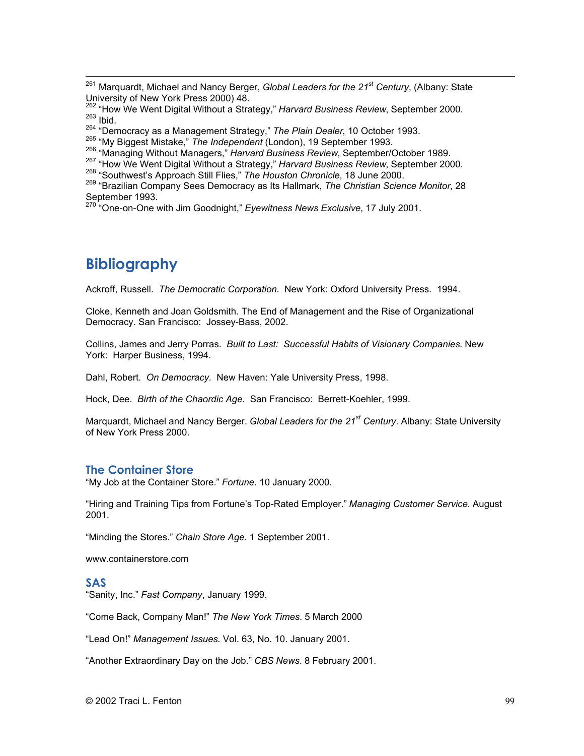[261] Marquardt, Michael and Nancy Berger, *Global Leaders for the 21st Century*, (Albany: State University of New York Press 2000) 48.
[262] "How We Went Digital Without a Strategy," *Harvard Business Review*, September 2000.
[263] Ibid.
[264] "Democracy as a Management Strategy," *The Plain Dealer*, 10 October 1993.
[265] "My Biggest Mistake," *The Independent* (London), 19 September 1993.
[266] "Managing Without Managers," *Harvard Business Review*, September/October 1989.
[267] "How We Went Digital Without a Strategy," *Harvard Business Review*, September 2000.
[268] "Southwest's Approach Still Flies," *The Houston Chronicle*, 18 June 2000.
[269] "Brazilian Company Sees Democracy as Its Hallmark, *The Christian Science Monitor*, 28 September 1993.
[270] "One-on-One with Jim Goodnight," *Eyewitness News Exclusive*, 17 July 2001.

# Bibliography

Ackroff, Russell. *The Democratic Corporation.* New York: Oxford University Press. 1994.

Cloke, Kenneth and Joan Goldsmith. The End of Management and the Rise of Organizational Democracy. San Francisco: Jossey-Bass, 2002.

Collins, James and Jerry Porras. *Built to Last: Successful Habits of Visionary Companies*. New York: Harper Business, 1994.

Dahl, Robert. *On Democracy*. New Haven: Yale University Press, 1998.

Hock, Dee. *Birth of the Chaordic Age.* San Francisco: Berrett-Koehler, 1999.

Marquardt, Michael and Nancy Berger. *Global Leaders for the 21st Century*. Albany: State University of New York Press 2000.

## The Container Store

"My Job at the Container Store." *Fortune*. 10 January 2000.

"Hiring and Training Tips from Fortune's Top-Rated Employer." *Managing Customer Service*. August 2001.

"Minding the Stores." *Chain Store Age*. 1 September 2001.

www.containerstore.com

## SAS

"Sanity, Inc." *Fast Company*, January 1999.

"Come Back, Company Man!" *The New York Times*. 5 March 2000

"Lead On!" *Management Issues.* Vol. 63, No. 10. January 2001.

"Another Extraordinary Day on the Job." *CBS News*. 8 February 2001.

© 2002 Traci L. Fenton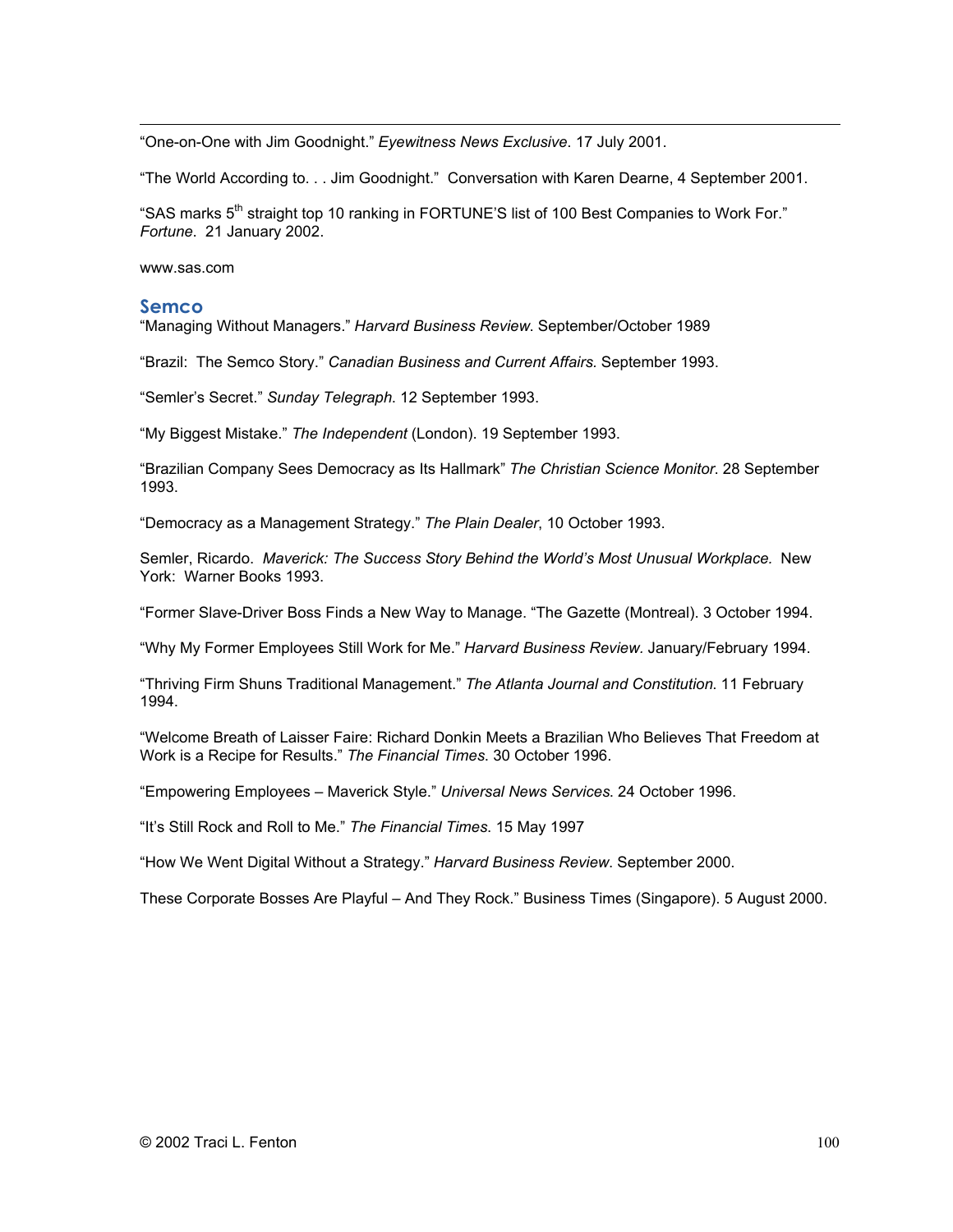“One-on-One with Jim Goodnight.” *Eyewitness News Exclusive*. 17 July 2001.

“The World According to. . . Jim Goodnight.” Conversation with Karen Dearne, 4 September 2001.

“SAS marks 5th straight top 10 ranking in FORTUNE’S list of 100 Best Companies to Work For.” *Fortune.* 21 January 2002.

www.sas.com

## Semco

“Managing Without Managers.” *Harvard Business Review*. September/October 1989

“Brazil: The Semco Story.” *Canadian Business and Current Affairs.* September 1993.

“Semler’s Secret.” *Sunday Telegraph.* 12 September 1993.

“My Biggest Mistake.” *The Independent* (London). 19 September 1993.

“Brazilian Company Sees Democracy as Its Hallmark” *The Christian Science Monitor.* 28 September 1993.

“Democracy as a Management Strategy.” *The Plain Dealer*, 10 October 1993.

Semler, Ricardo. *Maverick: The Success Story Behind the World’s Most Unusual Workplace.* New York: Warner Books 1993.

“Former Slave-Driver Boss Finds a New Way to Manage. “The Gazette (Montreal). 3 October 1994.

“Why My Former Employees Still Work for Me.” *Harvard Business Review.* January/February 1994.

“Thriving Firm Shuns Traditional Management.” *The Atlanta Journal and Constitution.* 11 February 1994.

“Welcome Breath of Laisser Faire: Richard Donkin Meets a Brazilian Who Believes That Freedom at Work is a Recipe for Results.” *The Financial Times*. 30 October 1996.

“Empowering Employees – Maverick Style.” *Universal News Services*. 24 October 1996.

“It’s Still Rock and Roll to Me.” *The Financial Times*. 15 May 1997

“How We Went Digital Without a Strategy.” *Harvard Business Review*. September 2000.

These Corporate Bosses Are Playful – And They Rock.” Business Times (Singapore). 5 August 2000.

© 2002 Traci L. Fenton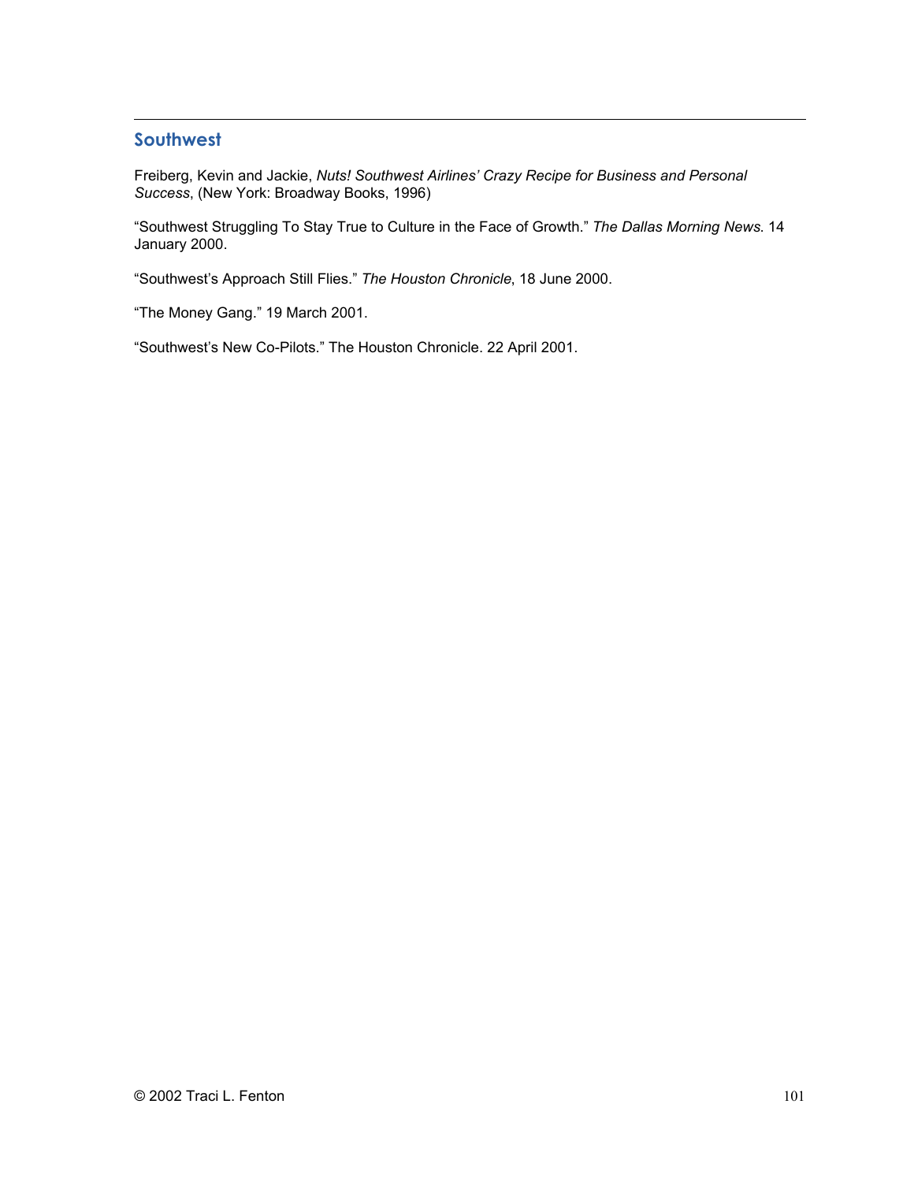## Southwest

Freiberg, Kevin and Jackie, *Nuts! Southwest Airlines' Crazy Recipe for Business and Personal Success*, (New York: Broadway Books, 1996)

"Southwest Struggling To Stay True to Culture in the Face of Growth." *The Dallas Morning News.* 14 January 2000.

"Southwest's Approach Still Flies." *The Houston Chronicle*, 18 June 2000.

"The Money Gang." 19 March 2001.

"Southwest's New Co-Pilots." The Houston Chronicle. 22 April 2001.

© 2002 Traci L. Fenton